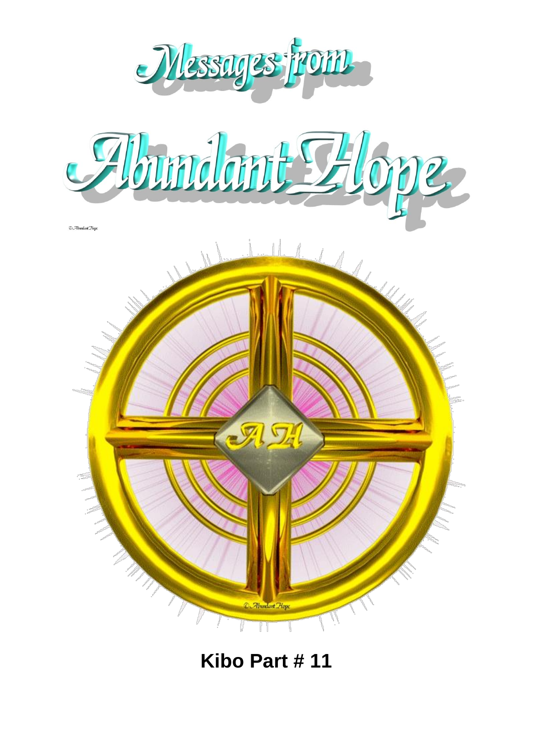# Messages from Abundant Hope

© Abundant Hope

© Abundant Hope

**Kibo Part # 11**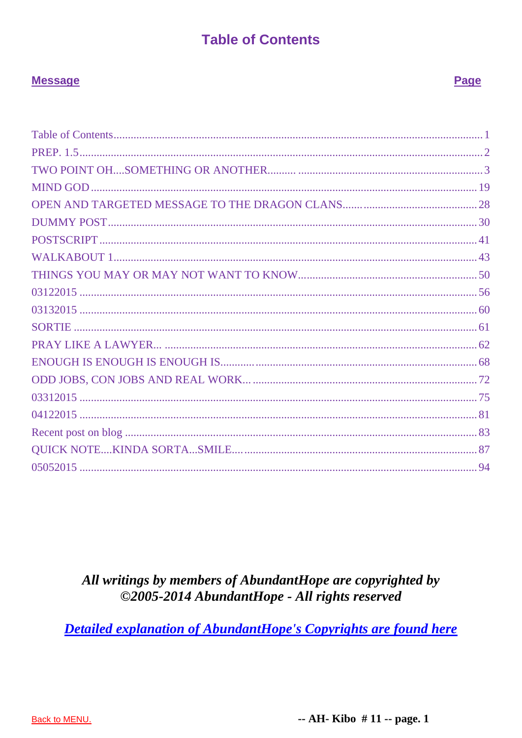# Table of Contents

| **Message** | **Page** |
|---|---|
| Table of Contents | 1 |
| PREP. 1.5 | 2 |
| TWO POINT OH....SOMETHING OR ANOTHER.......... | 3 |
| MIND GOD | 19 |
| OPEN AND TARGETED MESSAGE TO THE DRAGON CLANS...... | 28 |
| DUMMY POST | 30 |
| POSTSCRIPT | 41 |
| WALKABOUT 1 | 43 |
| THINGS YOU MAY OR MAY NOT WANT TO KNOW | 50 |
| 03122015 | 56 |
| 03132015 | 60 |
| SORTIE | 61 |
| PRAY LIKE A LAWYER... | 62 |
| ENOUGH IS ENOUGH IS ENOUGH IS........... | 68 |
| ODD JOBS, CON JOBS AND REAL WORK... | 72 |
| 03312015 | 75 |
| 04122015 | 81 |
| Recent post on blog | 83 |
| QUICK NOTE....KINDA SORTA...SMILE.... | 87 |
| 05052015 | 94 |

***All writings by members of AbundantHope are copyrighted by ©2005-2014 AbundantHope - All rights reserved***

***Detailed explanation of AbundantHope's Copyrights are found here***

Back to MENU.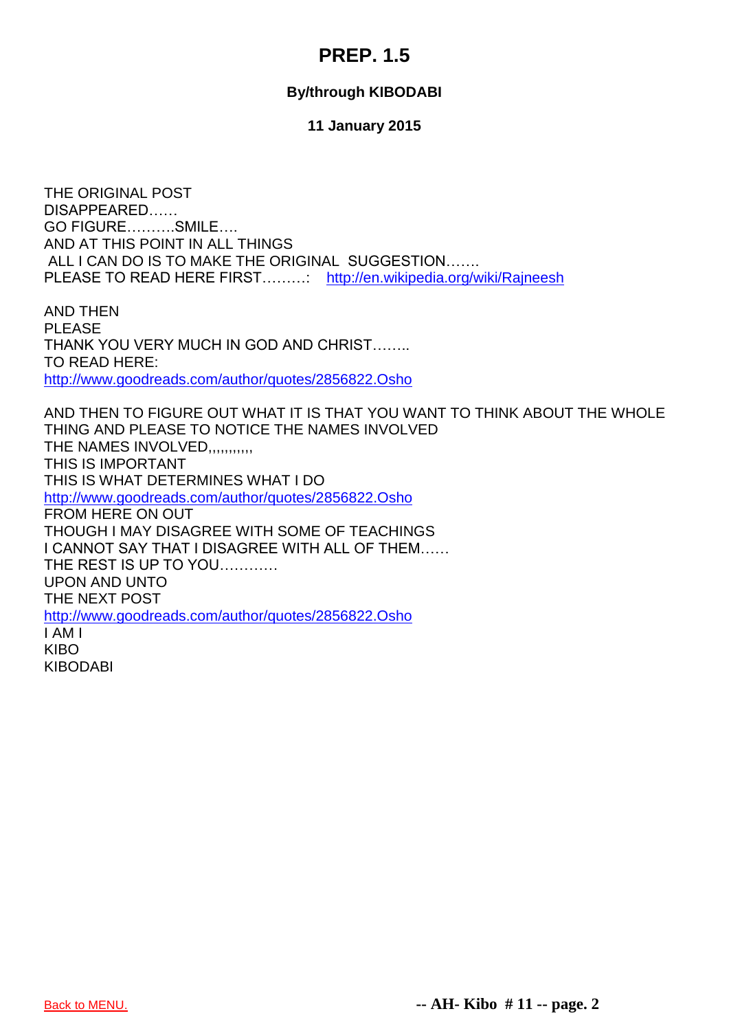# PREP. 1.5

**By/through KIBODABI**

**11 January 2015**

THE ORIGINAL POST
DISAPPEARED……
GO FIGURE……….SMILE….
AND AT THIS POINT IN ALL THINGS
ALL I CAN DO IS TO MAKE THE ORIGINAL SUGGESTION…….
PLEASE TO READ HERE FIRST………: http://en.wikipedia.org/wiki/Rajneesh

AND THEN
PLEASE
THANK YOU VERY MUCH IN GOD AND CHRIST……..
TO READ HERE:
http://www.goodreads.com/author/quotes/2856822.Osho

AND THEN TO FIGURE OUT WHAT IT IS THAT YOU WANT TO THINK ABOUT THE WHOLE THING AND PLEASE TO NOTICE THE NAMES INVOLVED
THE NAMES INVOLVED,,,,,,,,,,,
THIS IS IMPORTANT
THIS IS WHAT DETERMINES WHAT I DO
http://www.goodreads.com/author/quotes/2856822.Osho
FROM HERE ON OUT
THOUGH I MAY DISAGREE WITH SOME OF TEACHINGS
I CANNOT SAY THAT I DISAGREE WITH ALL OF THEM……
THE REST IS UP TO YOU…………
UPON AND UNTO
THE NEXT POST
http://www.goodreads.com/author/quotes/2856822.Osho
I AM I
KIBO
KIBODABI

Back to MENU.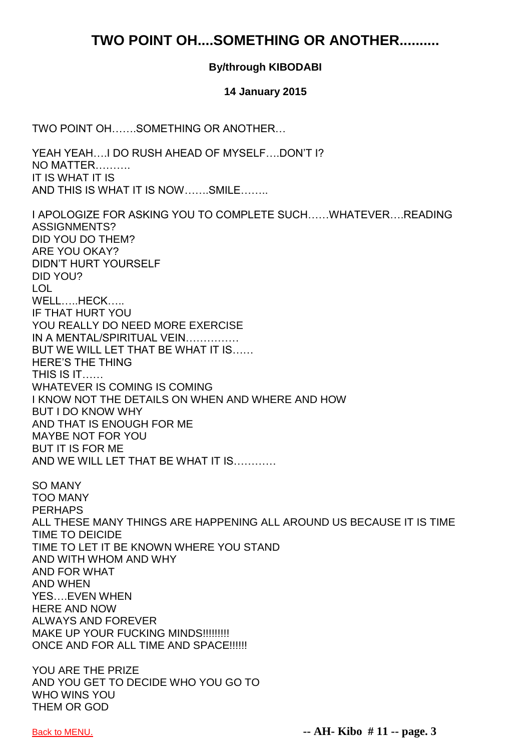# TWO POINT OH....SOMETHING OR ANOTHER..........

**By/through KIBODABI**

**14 January 2015**

TWO POINT OH…….SOMETHING OR ANOTHER…

YEAH YEAH….I DO RUSH AHEAD OF MYSELF….DON'T I?
NO MATTER……….
IT IS WHAT IT IS
AND THIS IS WHAT IT IS NOW…….SMILE……..

I APOLOGIZE FOR ASKING YOU TO COMPLETE SUCH……WHATEVER….READING ASSIGNMENTS?
DID YOU DO THEM?
ARE YOU OKAY?
DIDN'T HURT YOURSELF
DID YOU?
LOL
WELL…..HECK…..
IF THAT HURT YOU
YOU REALLY DO NEED MORE EXERCISE
IN A MENTAL/SPIRITUAL VEIN……………
BUT WE WILL LET THAT BE WHAT IT IS……
HERE'S THE THING
THIS IS IT……
WHATEVER IS COMING IS COMING
I KNOW NOT THE DETAILS ON WHEN AND WHERE AND HOW
BUT I DO KNOW WHY
AND THAT IS ENOUGH FOR ME
MAYBE NOT FOR YOU
BUT IT IS FOR ME
AND WE WILL LET THAT BE WHAT IT IS…………

SO MANY
TOO MANY
PERHAPS
ALL THESE MANY THINGS ARE HAPPENING ALL AROUND US BECAUSE IT IS TIME
TIME TO DECIDE
TIME TO LET IT BE KNOWN WHERE YOU STAND
AND WITH WHOM AND WHY
AND FOR WHAT
AND WHEN
YES….EVEN WHEN
HERE AND NOW
ALWAYS AND FOREVER
MAKE UP YOUR FUCKING MINDS!!!!!!!!!
ONCE AND FOR ALL TIME AND SPACE!!!!!!

YOU ARE THE PRIZE
AND YOU GET TO DECIDE WHO YOU GO TO
WHO WINS YOU
THEM OR GOD

Back to MENU.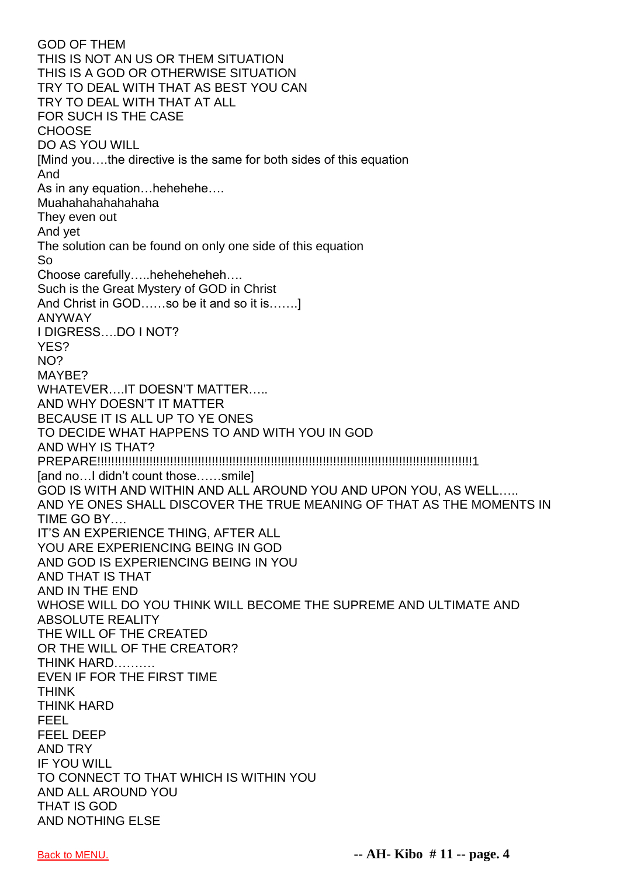GOD OF THEM
THIS IS NOT AN US OR THEM SITUATION
THIS IS A GOD OR OTHERWISE SITUATION
TRY TO DEAL WITH THAT AS BEST YOU CAN
TRY TO DEAL WITH THAT AT ALL
FOR SUCH IS THE CASE
CHOOSE
DO AS YOU WILL
[Mind you….the directive is the same for both sides of this equation
And
As in any equation…hehehehe….
Muahahahahahahaha
They even out
And yet
The solution can be found on only one side of this equation
So
Choose carefully…..hehehehehe….
Such is the Great Mystery of GOD in Christ
And Christ in GOD……so be it and so it is…….]
ANYWAY
I DIGRESS….DO I NOT?
YES?
NO?
MAYBE?
WHATEVER….IT DOESN'T MATTER…..
AND WHY DOESN'T IT MATTER
BECAUSE IT IS ALL UP TO YE ONES
TO DECIDE WHAT HAPPENS TO AND WITH YOU IN GOD
AND WHY IS THAT?
PREPARE!!!!!!!!!!!!!!!!!!!!!!!!!!!!!!!!!!!!!!!!!!!!!!!!!!!!!!!!!!!!!!!!!!!!!!!!!!!!!!!!!!!!!!!!!!!!!!!!!!!!!!!1
[and no…I didn't count those……smile]
GOD IS WITH AND WITHIN AND ALL AROUND YOU AND UPON YOU, AS WELL…..
AND YE ONES SHALL DISCOVER THE TRUE MEANING OF THAT AS THE MOMENTS IN TIME GO BY….
IT'S AN EXPERIENCE THING, AFTER ALL
YOU ARE EXPERIENCING BEING IN GOD
AND GOD IS EXPERIENCING BEING IN YOU
AND THAT IS THAT
AND IN THE END
WHOSE WILL DO YOU THINK WILL BECOME THE SUPREME AND ULTIMATE AND ABSOLUTE REALITY
THE WILL OF THE CREATED
OR THE WILL OF THE CREATOR?
THINK HARD……….
EVEN IF FOR THE FIRST TIME
THINK
THINK HARD
FEEL
FEEL DEEP
AND TRY
IF YOU WILL
TO CONNECT TO THAT WHICH IS WITHIN YOU
AND ALL AROUND YOU
THAT IS GOD
AND NOTHING ELSE

Back to MENU.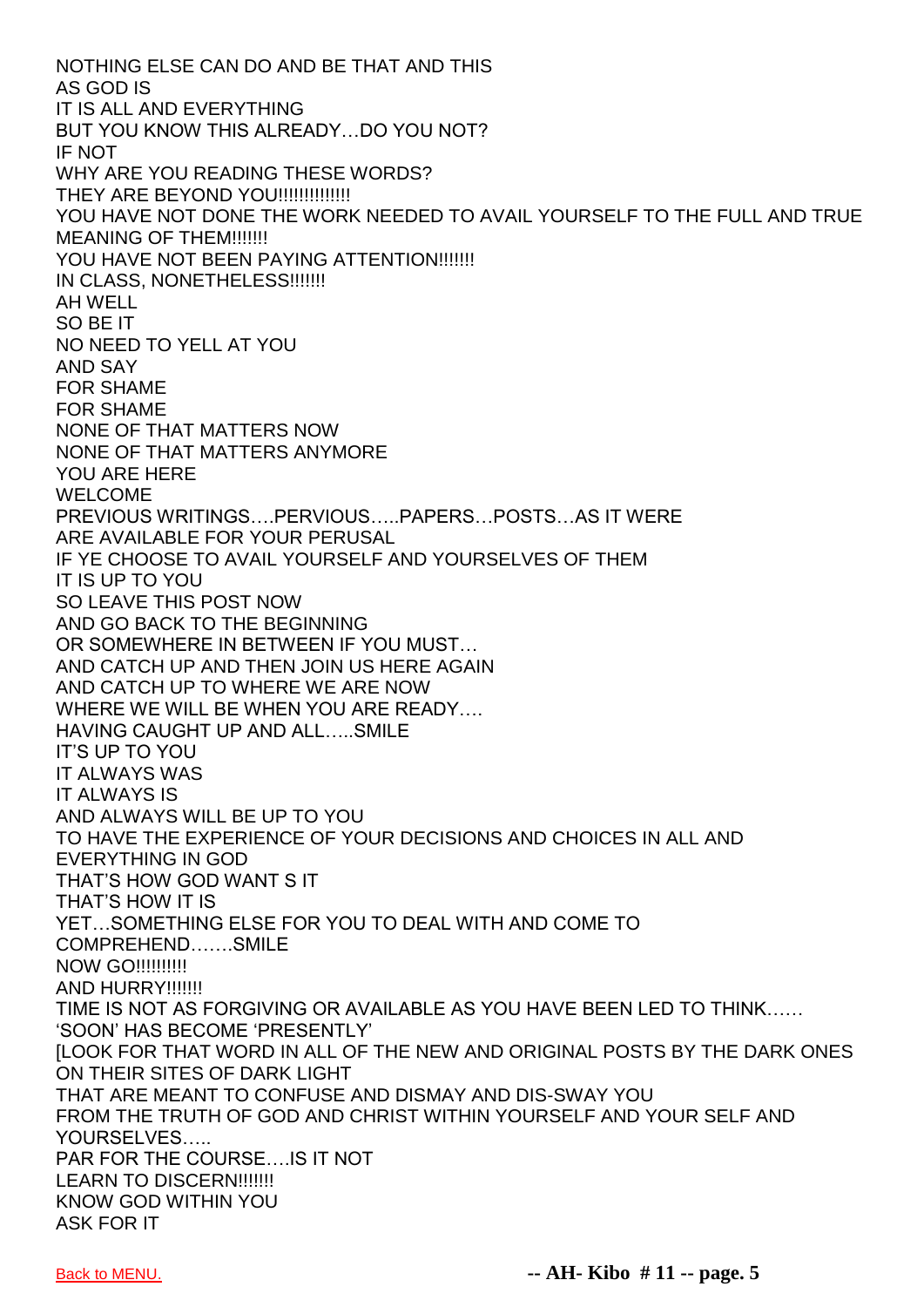NOTHING ELSE CAN DO AND BE THAT AND THIS
AS GOD IS
IT IS ALL AND EVERYTHING
BUT YOU KNOW THIS ALREADY…DO YOU NOT?
IF NOT
WHY ARE YOU READING THESE WORDS?
THEY ARE BEYOND YOU!!!!!!!!!!!!!
YOU HAVE NOT DONE THE WORK NEEDED TO AVAIL YOURSELF TO THE FULL AND TRUE MEANING OF THEM!!!!!!!
YOU HAVE NOT BEEN PAYING ATTENTION!!!!!!!
IN CLASS, NONETHELESS!!!!!!!
AH WELL
SO BE IT
NO NEED TO YELL AT YOU
AND SAY
FOR SHAME
FOR SHAME
NONE OF THAT MATTERS NOW
NONE OF THAT MATTERS ANYMORE
YOU ARE HERE
WELCOME
PREVIOUS WRITINGS….PERVIOUS…..PAPERS…POSTS…AS IT WERE
ARE AVAILABLE FOR YOUR PERUSAL
IF YE CHOOSE TO AVAIL YOURSELF AND YOURSELVES OF THEM
IT IS UP TO YOU
SO LEAVE THIS POST NOW
AND GO BACK TO THE BEGINNING
OR SOMEWHERE IN BETWEEN IF YOU MUST…
AND CATCH UP AND THEN JOIN US HERE AGAIN
AND CATCH UP TO WHERE WE ARE NOW
WHERE WE WILL BE WHEN YOU ARE READY….
HAVING CAUGHT UP AND ALL…..SMILE
IT'S UP TO YOU
IT ALWAYS WAS
IT ALWAYS IS
AND ALWAYS WILL BE UP TO YOU
TO HAVE THE EXPERIENCE OF YOUR DECISIONS AND CHOICES IN ALL AND EVERYTHING IN GOD
THAT'S HOW GOD WANT S IT
THAT'S HOW IT IS
YET…SOMETHING ELSE FOR YOU TO DEAL WITH AND COME TO COMPREHEND…….SMILE
NOW GO!!!!!!!!!!
AND HURRY!!!!!!!
TIME IS NOT AS FORGIVING OR AVAILABLE AS YOU HAVE BEEN LED TO THINK……
'SOON' HAS BECOME 'PRESENTLY'
[LOOK FOR THAT WORD IN ALL OF THE NEW AND ORIGINAL POSTS BY THE DARK ONES ON THEIR SITES OF DARK LIGHT
THAT ARE MEANT TO CONFUSE AND DISMAY AND DIS-SWAY YOU
FROM THE TRUTH OF GOD AND CHRIST WITHIN YOURSELF AND YOUR SELF AND YOURSELVES…..
PAR FOR THE COURSE….IS IT NOT
LEARN TO DISCERN!!!!!!!
KNOW GOD WITHIN YOU
ASK FOR IT

Back to MENU.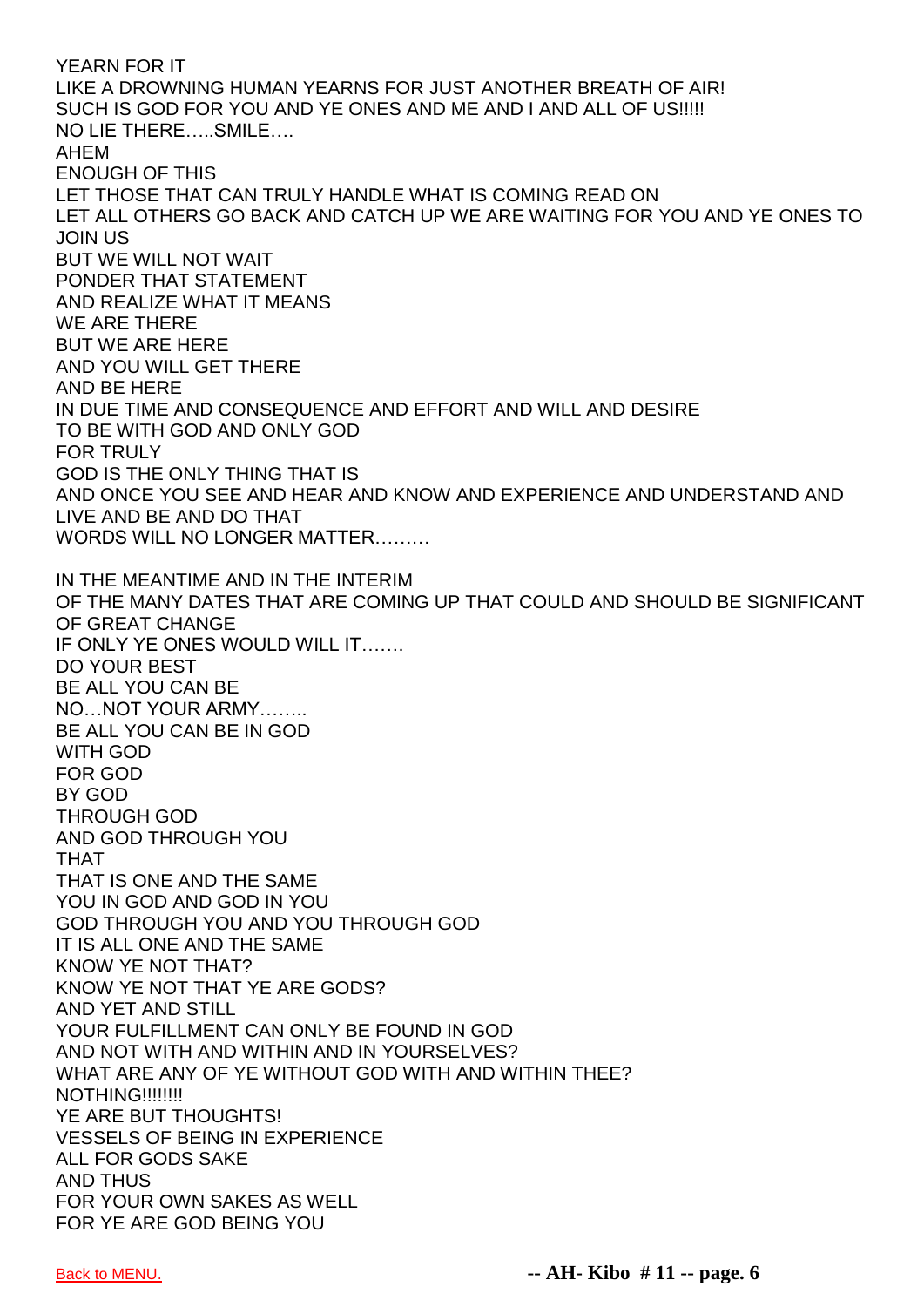YEARN FOR IT
LIKE A DROWNING HUMAN YEARNS FOR JUST ANOTHER BREATH OF AIR!
SUCH IS GOD FOR YOU AND YE ONES AND ME AND I AND ALL OF US!!!!!
NO LIE THERE…..SMILE….
AHEM
ENOUGH OF THIS
LET THOSE THAT CAN TRULY HANDLE WHAT IS COMING READ ON
LET ALL OTHERS GO BACK AND CATCH UP WE ARE WAITING FOR YOU AND YE ONES TO JOIN US
BUT WE WILL NOT WAIT
PONDER THAT STATEMENT
AND REALIZE WHAT IT MEANS
WE ARE THERE
BUT WE ARE HERE
AND YOU WILL GET THERE
AND BE HERE
IN DUE TIME AND CONSEQUENCE AND EFFORT AND WILL AND DESIRE
TO BE WITH GOD AND ONLY GOD
FOR TRULY
GOD IS THE ONLY THING THAT IS
AND ONCE YOU SEE AND HEAR AND KNOW AND EXPERIENCE AND UNDERSTAND AND LIVE AND BE AND DO THAT
WORDS WILL NO LONGER MATTER………

IN THE MEANTIME AND IN THE INTERIM
OF THE MANY DATES THAT ARE COMING UP THAT COULD AND SHOULD BE SIGNIFICANT OF GREAT CHANGE
IF ONLY YE ONES WOULD WILL IT…….
DO YOUR BEST
BE ALL YOU CAN BE
NO…NOT YOUR ARMY……..
BE ALL YOU CAN BE IN GOD
WITH GOD
FOR GOD
BY GOD
THROUGH GOD
AND GOD THROUGH YOU
THAT
THAT IS ONE AND THE SAME
YOU IN GOD AND GOD IN YOU
GOD THROUGH YOU AND YOU THROUGH GOD
IT IS ALL ONE AND THE SAME
KNOW YE NOT THAT?
KNOW YE NOT THAT YE ARE GODS?
AND YET AND STILL
YOUR FULFILLMENT CAN ONLY BE FOUND IN GOD
AND NOT WITH AND WITHIN AND IN YOURSELVES?
WHAT ARE ANY OF YE WITHOUT GOD WITH AND WITHIN THEE?
NOTHING!!!!!!!!
YE ARE BUT THOUGHTS!
VESSELS OF BEING IN EXPERIENCE
ALL FOR GODS SAKE
AND THUS
FOR YOUR OWN SAKES AS WELL
FOR YE ARE GOD BEING YOU

Back to MENU.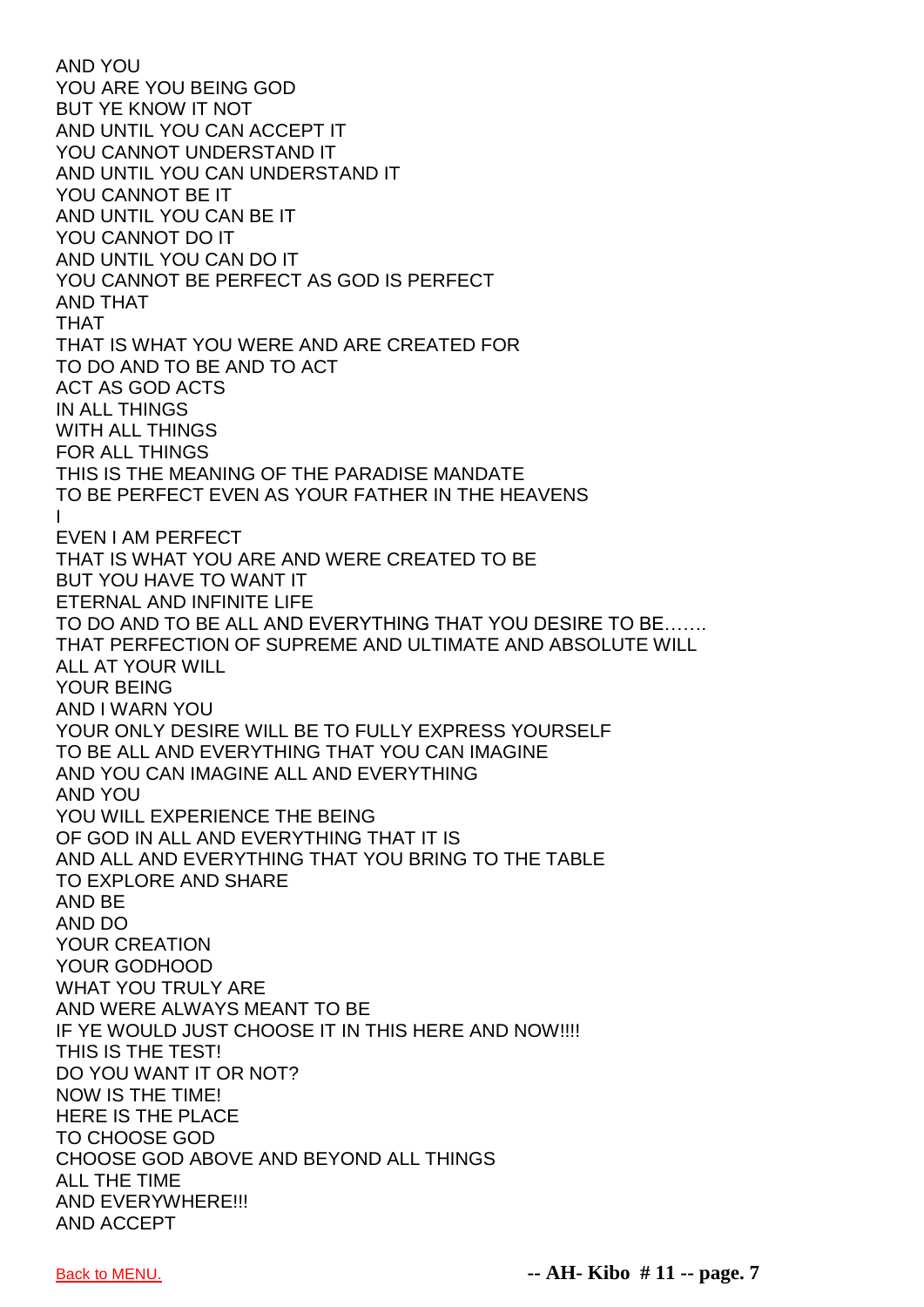AND YOU
YOU ARE YOU BEING GOD
BUT YE KNOW IT NOT
AND UNTIL YOU CAN ACCEPT IT
YOU CANNOT UNDERSTAND IT
AND UNTIL YOU CAN UNDERSTAND IT
YOU CANNOT BE IT
AND UNTIL YOU CAN BE IT
YOU CANNOT DO IT
AND UNTIL YOU CAN DO IT
YOU CANNOT BE PERFECT AS GOD IS PERFECT
AND THAT
THAT
THAT IS WHAT YOU WERE AND ARE CREATED FOR
TO DO AND TO BE AND TO ACT
ACT AS GOD ACTS
IN ALL THINGS
WITH ALL THINGS
FOR ALL THINGS
THIS IS THE MEANING OF THE PARADISE MANDATE
TO BE PERFECT EVEN AS YOUR FATHER IN THE HEAVENS
I
EVEN I AM PERFECT
THAT IS WHAT YOU ARE AND WERE CREATED TO BE
BUT YOU HAVE TO WANT IT
ETERNAL AND INFINITE LIFE
TO DO AND TO BE ALL AND EVERYTHING THAT YOU DESIRE TO BE…….
THAT PERFECTION OF SUPREME AND ULTIMATE AND ABSOLUTE WILL
ALL AT YOUR WILL
YOUR BEING
AND I WARN YOU
YOUR ONLY DESIRE WILL BE TO FULLY EXPRESS YOURSELF
TO BE ALL AND EVERYTHING THAT YOU CAN IMAGINE
AND YOU CAN IMAGINE ALL AND EVERYTHING
AND YOU
YOU WILL EXPERIENCE THE BEING
OF GOD IN ALL AND EVERYTHING THAT IT IS
AND ALL AND EVERYTHING THAT YOU BRING TO THE TABLE
TO EXPLORE AND SHARE
AND BE
AND DO
YOUR CREATION
YOUR GODHOOD
WHAT YOU TRULY ARE
AND WERE ALWAYS MEANT TO BE
IF YE WOULD JUST CHOOSE IT IN THIS HERE AND NOW!!!!
THIS IS THE TEST!
DO YOU WANT IT OR NOT?
NOW IS THE TIME!
HERE IS THE PLACE
TO CHOOSE GOD
CHOOSE GOD ABOVE AND BEYOND ALL THINGS
ALL THE TIME
AND EVERYWHERE!!!
AND ACCEPT

Back to MENU.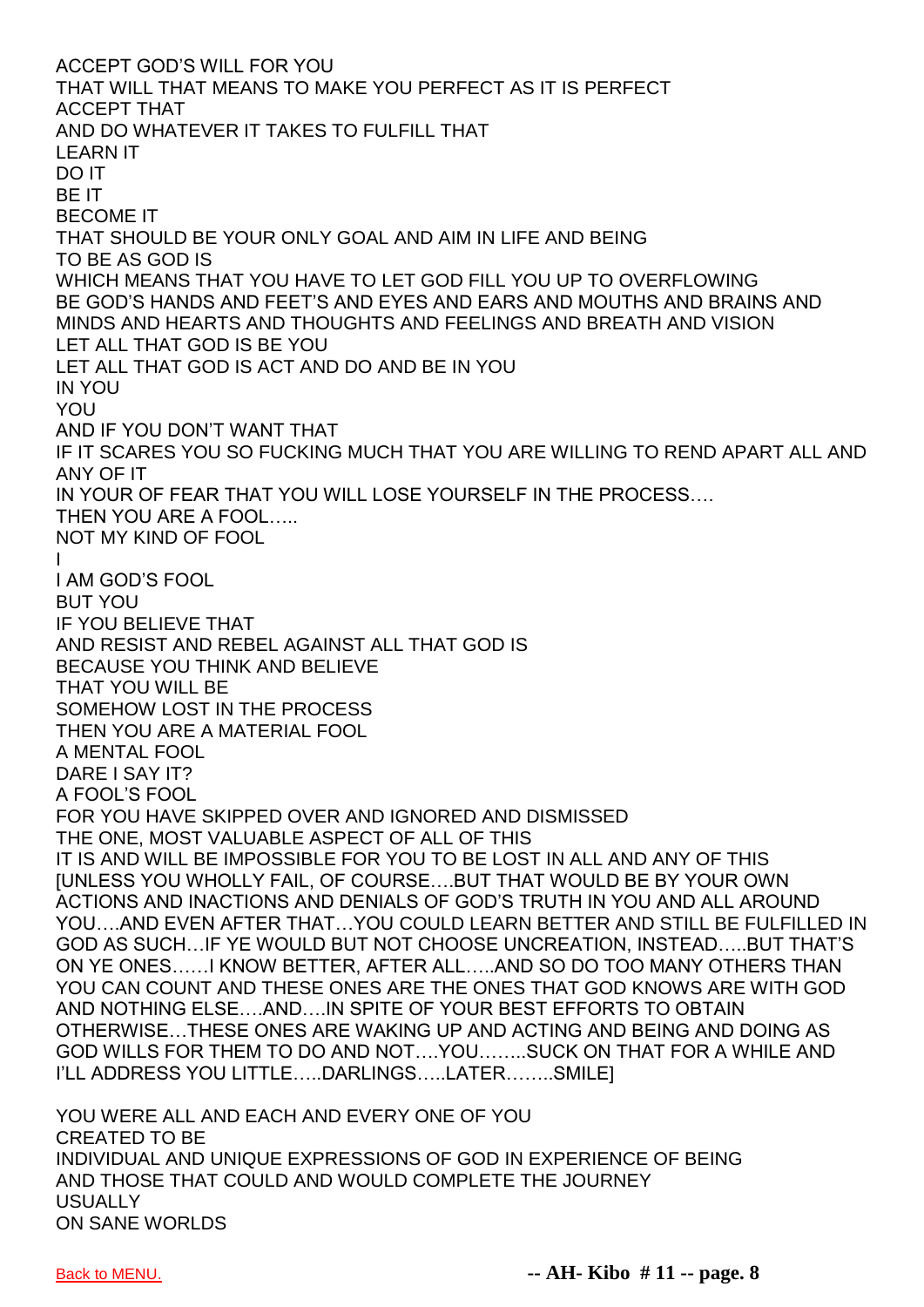ACCEPT GOD'S WILL FOR YOU
THAT WILL THAT MEANS TO MAKE YOU PERFECT AS IT IS PERFECT
ACCEPT THAT
AND DO WHATEVER IT TAKES TO FULFILL THAT
LEARN IT
DO IT
BE IT
BECOME IT
THAT SHOULD BE YOUR ONLY GOAL AND AIM IN LIFE AND BEING
TO BE AS GOD IS
WHICH MEANS THAT YOU HAVE TO LET GOD FILL YOU UP TO OVERFLOWING
BE GOD'S HANDS AND FEET'S AND EYES AND EARS AND MOUTHS AND BRAINS AND MINDS AND HEARTS AND THOUGHTS AND FEELINGS AND BREATH AND VISION
LET ALL THAT GOD IS BE YOU
LET ALL THAT GOD IS ACT AND DO AND BE IN YOU
IN YOU
YOU
AND IF YOU DON'T WANT THAT
IF IT SCARES YOU SO FUCKING MUCH THAT YOU ARE WILLING TO REND APART ALL AND ANY OF IT
IN YOUR OF FEAR THAT YOU WILL LOSE YOURSELF IN THE PROCESS….
THEN YOU ARE A FOOL…..
NOT MY KIND OF FOOL
I
I AM GOD'S FOOL
BUT YOU
IF YOU BELIEVE THAT
AND RESIST AND REBEL AGAINST ALL THAT GOD IS
BECAUSE YOU THINK AND BELIEVE
THAT YOU WILL BE
SOMEHOW LOST IN THE PROCESS
THEN YOU ARE A MATERIAL FOOL
A MENTAL FOOL
DARE I SAY IT?
A FOOL'S FOOL
FOR YOU HAVE SKIPPED OVER AND IGNORED AND DISMISSED
THE ONE, MOST VALUABLE ASPECT OF ALL OF THIS
IT IS AND WILL BE IMPOSSIBLE FOR YOU TO BE LOST IN ALL AND ANY OF THIS [UNLESS YOU WHOLLY FAIL, OF COURSE….BUT THAT WOULD BE BY YOUR OWN ACTIONS AND INACTIONS AND DENIALS OF GOD'S TRUTH IN YOU AND ALL AROUND YOU….AND EVEN AFTER THAT…YOU COULD LEARN BETTER AND STILL BE FULFILLED IN GOD AS SUCH…IF YE WOULD BUT NOT CHOOSE UNCREATION, INSTEAD…..BUT THAT'S ON YE ONES……I KNOW BETTER, AFTER ALL…..AND SO DO TOO MANY OTHERS THAN YOU CAN COUNT AND THESE ONES ARE THE ONES THAT GOD KNOWS ARE WITH GOD AND NOTHING ELSE….AND….IN SPITE OF YOUR BEST EFFORTS TO OBTAIN OTHERWISE…THESE ONES ARE WAKING UP AND ACTING AND BEING AND DOING AS GOD WILLS FOR THEM TO DO AND NOT….YOU……..SUCK ON THAT FOR A WHILE AND I'LL ADDRESS YOU LITTLE…..DARLINGS…..LATER……..SMILE]

YOU WERE ALL AND EACH AND EVERY ONE OF YOU
CREATED TO BE
INDIVIDUAL AND UNIQUE EXPRESSIONS OF GOD IN EXPERIENCE OF BEING
AND THOSE THAT COULD AND WOULD COMPLETE THE JOURNEY
USUALLY
ON SANE WORLDS

Back to MENU.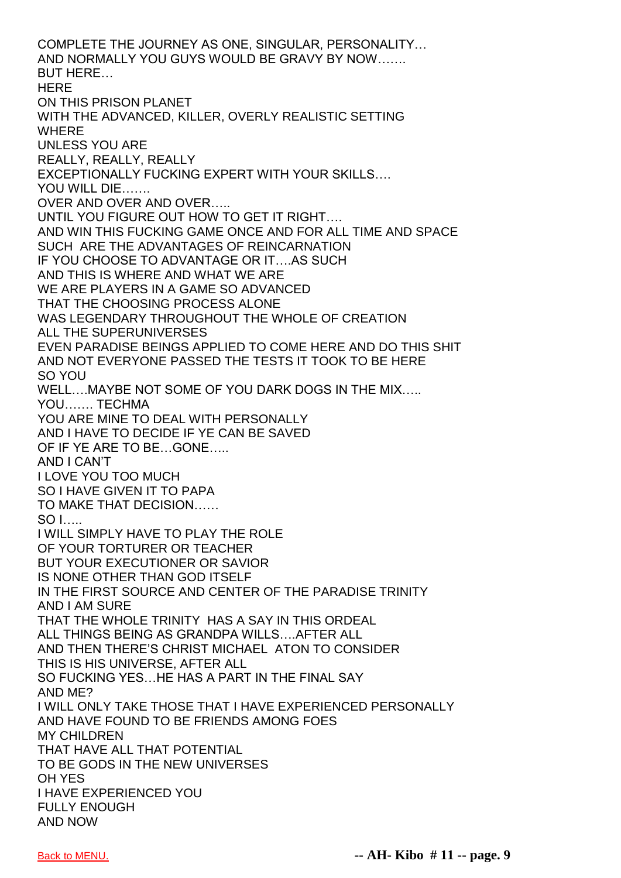COMPLETE THE JOURNEY AS ONE, SINGULAR, PERSONALITY…
AND NORMALLY YOU GUYS WOULD BE GRAVY BY NOW…….
BUT HERE…
HERE
ON THIS PRISON PLANET
WITH THE ADVANCED, KILLER, OVERLY REALISTIC SETTING
WHERE
UNLESS YOU ARE
REALLY, REALLY, REALLY
EXCEPTIONALLY FUCKING EXPERT WITH YOUR SKILLS….
YOU WILL DIE…….
OVER AND OVER AND OVER…..
UNTIL YOU FIGURE OUT HOW TO GET IT RIGHT….
AND WIN THIS FUCKING GAME ONCE AND FOR ALL TIME AND SPACE
SUCH ARE THE ADVANTAGES OF REINCARNATION
IF YOU CHOOSE TO ADVANTAGE OR IT….AS SUCH
AND THIS IS WHERE AND WHAT WE ARE
WE ARE PLAYERS IN A GAME SO ADVANCED
THAT THE CHOOSING PROCESS ALONE
WAS LEGENDARY THROUGHOUT THE WHOLE OF CREATION
ALL THE SUPERUNIVERSES
EVEN PARADISE BEINGS APPLIED TO COME HERE AND DO THIS SHIT
AND NOT EVERYONE PASSED THE TESTS IT TOOK TO BE HERE
SO YOU
WELL….MAYBE NOT SOME OF YOU DARK DOGS IN THE MIX…..
YOU……. TECHMA
YOU ARE MINE TO DEAL WITH PERSONALLY
AND I HAVE TO DECIDE IF YE CAN BE SAVED
OF IF YE ARE TO BE…GONE…..
AND I CAN'T
I LOVE YOU TOO MUCH
SO I HAVE GIVEN IT TO PAPA
TO MAKE THAT DECISION……
SO I…..
I WILL SIMPLY HAVE TO PLAY THE ROLE
OF YOUR TORTURER OR TEACHER
BUT YOUR EXECUTIONER OR SAVIOR
IS NONE OTHER THAN GOD ITSELF
IN THE FIRST SOURCE AND CENTER OF THE PARADISE TRINITY
AND I AM SURE
THAT THE WHOLE TRINITY HAS A SAY IN THIS ORDEAL
ALL THINGS BEING AS GRANDPA WILLS….AFTER ALL
AND THEN THERE'S CHRIST MICHAEL ATON TO CONSIDER
THIS IS HIS UNIVERSE, AFTER ALL
SO FUCKING YES…HE HAS A PART IN THE FINAL SAY
AND ME?
I WILL ONLY TAKE THOSE THAT I HAVE EXPERIENCED PERSONALLY
AND HAVE FOUND TO BE FRIENDS AMONG FOES
MY CHILDREN
THAT HAVE ALL THAT POTENTIAL
TO BE GODS IN THE NEW UNIVERSES
OH YES
I HAVE EXPERIENCED YOU
FULLY ENOUGH
AND NOW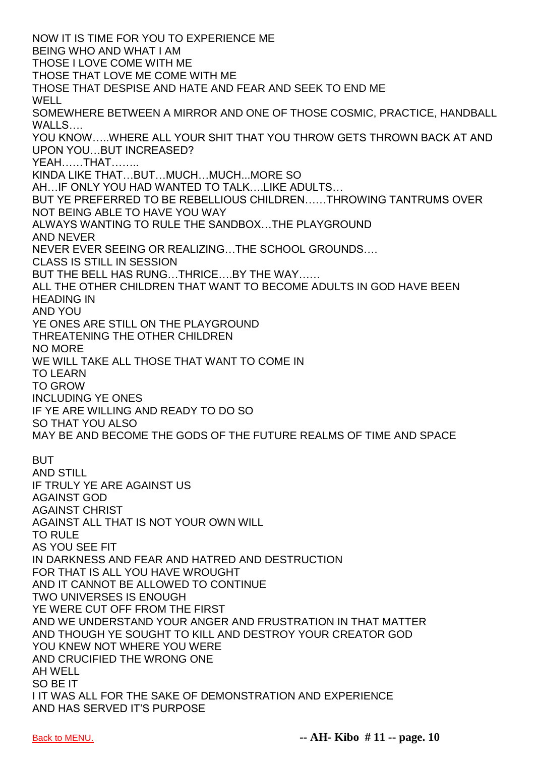NOW IT IS TIME FOR YOU TO EXPERIENCE ME
BEING WHO AND WHAT I AM
THOSE I LOVE COME WITH ME
THOSE THAT LOVE ME COME WITH ME
THOSE THAT DESPISE AND HATE AND FEAR AND SEEK TO END ME
WELL
SOMEWHERE BETWEEN A MIRROR AND ONE OF THOSE COSMIC, PRACTICE, HANDBALL WALLS….
YOU KNOW…..WHERE ALL YOUR SHIT THAT YOU THROW GETS THROWN BACK AT AND UPON YOU…BUT INCREASED?
YEAH……THAT……..
KINDA LIKE THAT…BUT…MUCH…MUCH...MORE SO
AH…IF ONLY YOU HAD WANTED TO TALK….LIKE ADULTS…
BUT YE PREFERRED TO BE REBELLIOUS CHILDREN……THROWING TANTRUMS OVER NOT BEING ABLE TO HAVE YOU WAY
ALWAYS WANTING TO RULE THE SANDBOX…THE PLAYGROUND
AND NEVER
NEVER EVER SEEING OR REALIZING…THE SCHOOL GROUNDS….
CLASS IS STILL IN SESSION
BUT THE BELL HAS RUNG…THRICE….BY THE WAY……
ALL THE OTHER CHILDREN THAT WANT TO BECOME ADULTS IN GOD HAVE BEEN HEADING IN
AND YOU
YE ONES ARE STILL ON THE PLAYGROUND
THREATENING THE OTHER CHILDREN
NO MORE
WE WILL TAKE ALL THOSE THAT WANT TO COME IN
TO LEARN
TO GROW
INCLUDING YE ONES
IF YE ARE WILLING AND READY TO DO SO
SO THAT YOU ALSO
MAY BE AND BECOME THE GODS OF THE FUTURE REALMS OF TIME AND SPACE

BUT
AND STILL
IF TRULY YE ARE AGAINST US
AGAINST GOD
AGAINST CHRIST
AGAINST ALL THAT IS NOT YOUR OWN WILL
TO RULE
AS YOU SEE FIT
IN DARKNESS AND FEAR AND HATRED AND DESTRUCTION
FOR THAT IS ALL YOU HAVE WROUGHT
AND IT CANNOT BE ALLOWED TO CONTINUE
TWO UNIVERSES IS ENOUGH
YE WERE CUT OFF FROM THE FIRST
AND WE UNDERSTAND YOUR ANGER AND FRUSTRATION IN THAT MATTER
AND THOUGH YE SOUGHT TO KILL AND DESTROY YOUR CREATOR GOD
YOU KNEW NOT WHERE YOU WERE
AND CRUCIFIED THE WRONG ONE
AH WELL
SO BE IT
I IT WAS ALL FOR THE SAKE OF DEMONSTRATION AND EXPERIENCE
AND HAS SERVED IT'S PURPOSE

Back to MENU.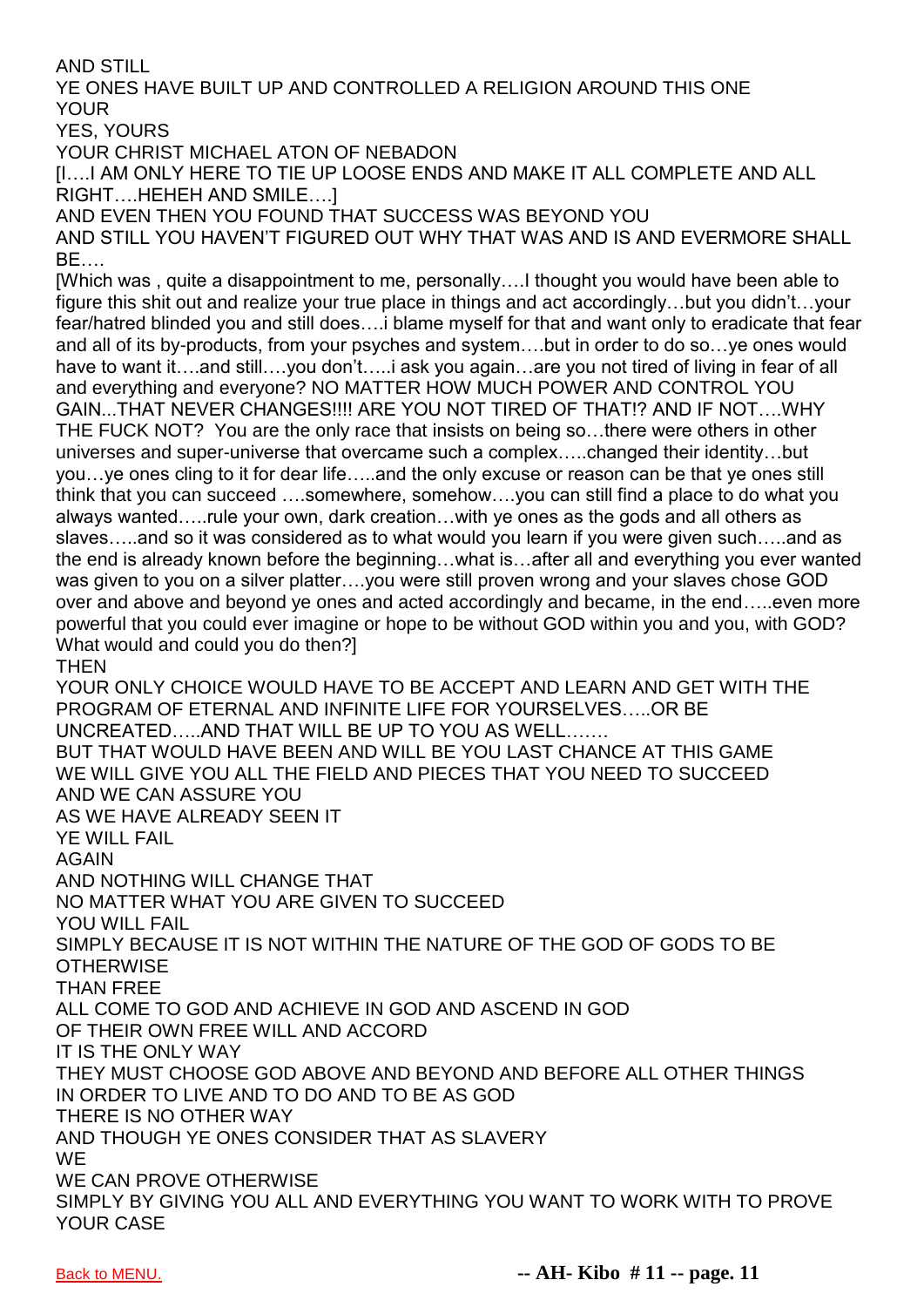AND STILL
YE ONES HAVE BUILT UP AND CONTROLLED A RELIGION AROUND THIS ONE
YOUR
YES, YOURS
YOUR CHRIST MICHAEL ATON OF NEBADON
[I….I AM ONLY HERE TO TIE UP LOOSE ENDS AND MAKE IT ALL COMPLETE AND ALL RIGHT….HEHEH AND SMILE….]
AND EVEN THEN YOU FOUND THAT SUCCESS WAS BEYOND YOU
AND STILL YOU HAVEN'T FIGURED OUT WHY THAT WAS AND IS AND EVERMORE SHALL BE….
[Which was , quite a disappointment to me, personally….I thought you would have been able to figure this shit out and realize your true place in things and act accordingly…but you didn't…your fear/hatred blinded you and still does….i blame myself for that and want only to eradicate that fear and all of its by-products, from your psyches and system….but in order to do so…ye ones would have to want it….and still….you don't…..i ask you again…are you not tired of living in fear of all and everything and everyone? NO MATTER HOW MUCH POWER AND CONTROL YOU GAIN...THAT NEVER CHANGES!!!! ARE YOU NOT TIRED OF THAT!? AND IF NOT….WHY THE FUCK NOT? You are the only race that insists on being so…there were others in other universes and super-universe that overcame such a complex…..changed their identity…but you…ye ones cling to it for dear life…..and the only excuse or reason can be that ye ones still think that you can succeed ….somewhere, somehow….you can still find a place to do what you always wanted…..rule your own, dark creation…with ye ones as the gods and all others as slaves…..and so it was considered as to what would you learn if you were given such…..and as the end is already known before the beginning…what is…after all and everything you ever wanted was given to you on a silver platter….you were still proven wrong and your slaves chose GOD over and above and beyond ye ones and acted accordingly and became, in the end…..even more powerful that you could ever imagine or hope to be without GOD within you and you, with GOD? What would and could you do then?]
THEN
YOUR ONLY CHOICE WOULD HAVE TO BE ACCEPT AND LEARN AND GET WITH THE PROGRAM OF ETERNAL AND INFINITE LIFE FOR YOURSELVES…..OR BE UNCREATED…..AND THAT WILL BE UP TO YOU AS WELL…….
BUT THAT WOULD HAVE BEEN AND WILL BE YOU LAST CHANCE AT THIS GAME
WE WILL GIVE YOU ALL THE FIELD AND PIECES THAT YOU NEED TO SUCCEED
AND WE CAN ASSURE YOU
AS WE HAVE ALREADY SEEN IT
YE WILL FAIL
AGAIN
AND NOTHING WILL CHANGE THAT
NO MATTER WHAT YOU ARE GIVEN TO SUCCEED
YOU WILL FAIL
SIMPLY BECAUSE IT IS NOT WITHIN THE NATURE OF THE GOD OF GODS TO BE OTHERWISE
THAN FREE
ALL COME TO GOD AND ACHIEVE IN GOD AND ASCEND IN GOD
OF THEIR OWN FREE WILL AND ACCORD
IT IS THE ONLY WAY
THEY MUST CHOOSE GOD ABOVE AND BEYOND AND BEFORE ALL OTHER THINGS
IN ORDER TO LIVE AND TO DO AND TO BE AS GOD
THERE IS NO OTHER WAY
AND THOUGH YE ONES CONSIDER THAT AS SLAVERY
WE
WE CAN PROVE OTHERWISE
SIMPLY BY GIVING YOU ALL AND EVERYTHING YOU WANT TO WORK WITH TO PROVE YOUR CASE

Back to MENU.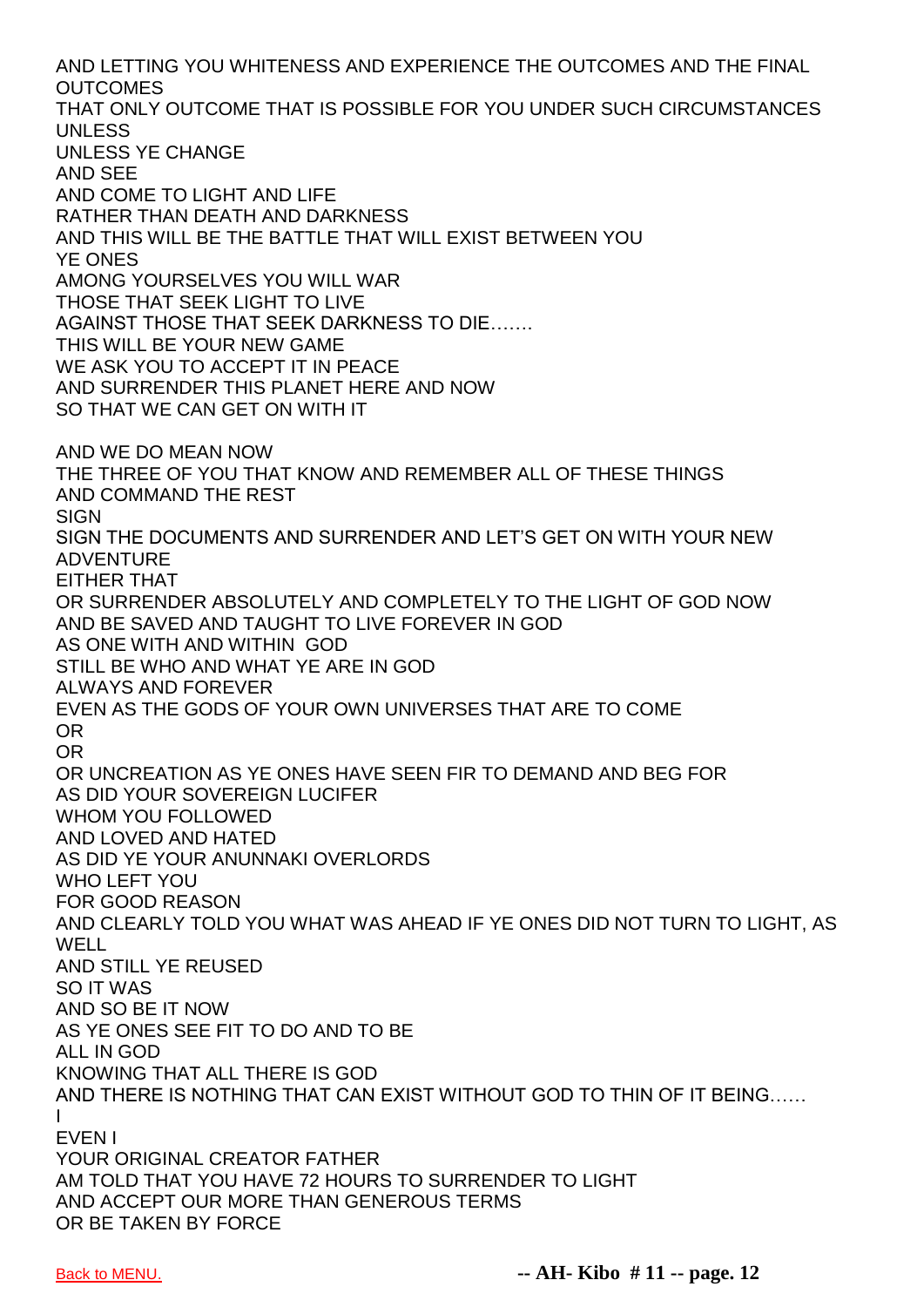AND LETTING YOU WHITENESS AND EXPERIENCE THE OUTCOMES AND THE FINAL OUTCOMES
THAT ONLY OUTCOME THAT IS POSSIBLE FOR YOU UNDER SUCH CIRCUMSTANCES UNLESS
UNLESS YE CHANGE
AND SEE
AND COME TO LIGHT AND LIFE
RATHER THAN DEATH AND DARKNESS
AND THIS WILL BE THE BATTLE THAT WILL EXIST BETWEEN YOU
YE ONES
AMONG YOURSELVES YOU WILL WAR
THOSE THAT SEEK LIGHT TO LIVE
AGAINST THOSE THAT SEEK DARKNESS TO DIE…….
THIS WILL BE YOUR NEW GAME
WE ASK YOU TO ACCEPT IT IN PEACE
AND SURRENDER THIS PLANET HERE AND NOW
SO THAT WE CAN GET ON WITH IT

AND WE DO MEAN NOW
THE THREE OF YOU THAT KNOW AND REMEMBER ALL OF THESE THINGS
AND COMMAND THE REST
SIGN
SIGN THE DOCUMENTS AND SURRENDER AND LET'S GET ON WITH YOUR NEW ADVENTURE
EITHER THAT
OR SURRENDER ABSOLUTELY AND COMPLETELY TO THE LIGHT OF GOD NOW
AND BE SAVED AND TAUGHT TO LIVE FOREVER IN GOD
AS ONE WITH AND WITHIN GOD
STILL BE WHO AND WHAT YE ARE IN GOD
ALWAYS AND FOREVER
EVEN AS THE GODS OF YOUR OWN UNIVERSES THAT ARE TO COME
OR
OR
OR UNCREATION AS YE ONES HAVE SEEN FIR TO DEMAND AND BEG FOR
AS DID YOUR SOVEREIGN LUCIFER
WHOM YOU FOLLOWED
AND LOVED AND HATED
AS DID YE YOUR ANUNNAKI OVERLORDS
WHO LEFT YOU
FOR GOOD REASON
AND CLEARLY TOLD YOU WHAT WAS AHEAD IF YE ONES DID NOT TURN TO LIGHT, AS WELL
AND STILL YE REUSED
SO IT WAS
AND SO BE IT NOW
AS YE ONES SEE FIT TO DO AND TO BE
ALL IN GOD
KNOWING THAT ALL THERE IS GOD
AND THERE IS NOTHING THAT CAN EXIST WITHOUT GOD TO THIN OF IT BEING……
I
EVEN I
YOUR ORIGINAL CREATOR FATHER
AM TOLD THAT YOU HAVE 72 HOURS TO SURRENDER TO LIGHT
AND ACCEPT OUR MORE THAN GENEROUS TERMS
OR BE TAKEN BY FORCE

Back to MENU.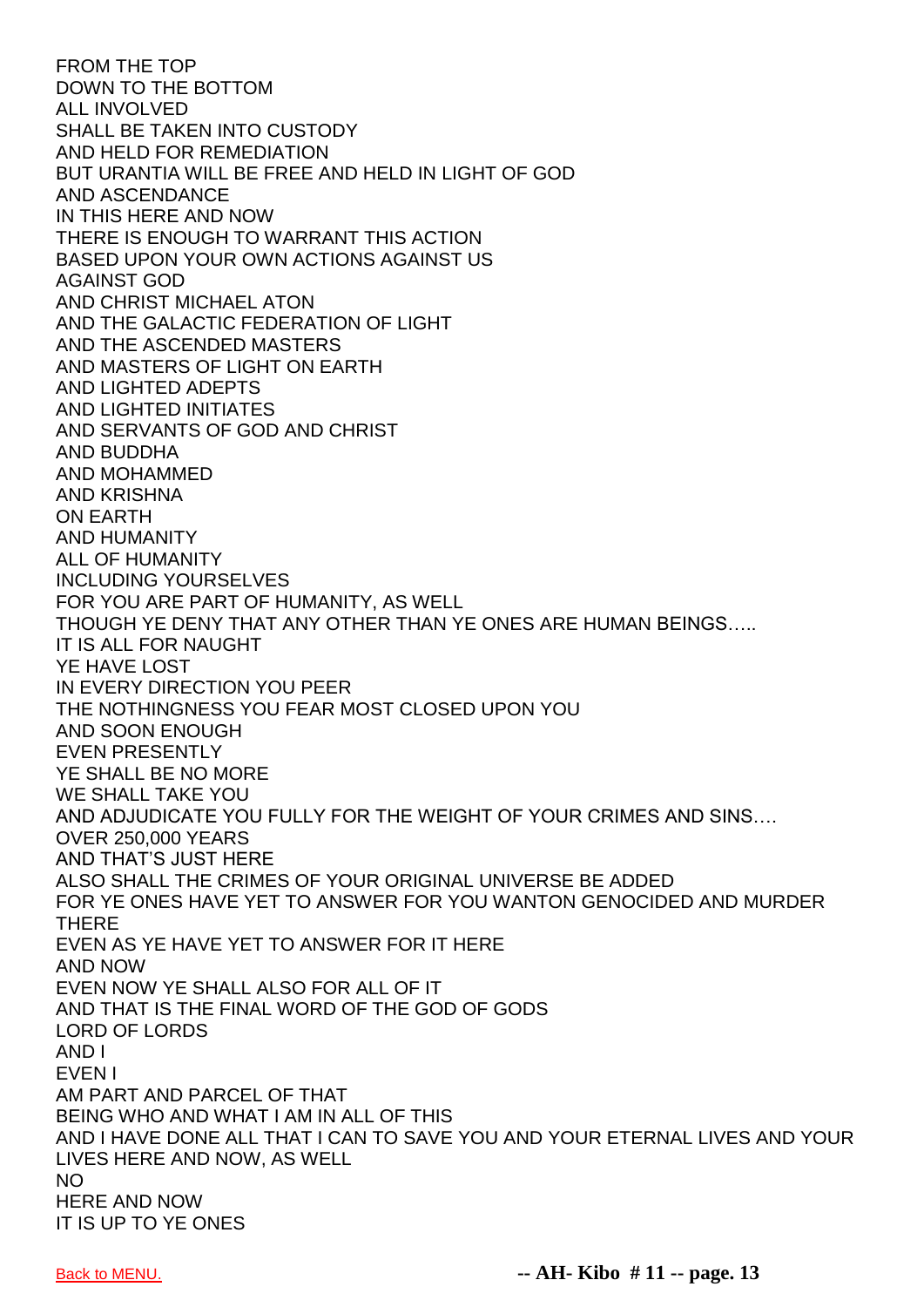FROM THE TOP
DOWN TO THE BOTTOM
ALL INVOLVED
SHALL BE TAKEN INTO CUSTODY
AND HELD FOR REMEDIATION
BUT URANTIA WILL BE FREE AND HELD IN LIGHT OF GOD
AND ASCENDANCE
IN THIS HERE AND NOW
THERE IS ENOUGH TO WARRANT THIS ACTION
BASED UPON YOUR OWN ACTIONS AGAINST US
AGAINST GOD
AND CHRIST MICHAEL ATON
AND THE GALACTIC FEDERATION OF LIGHT
AND THE ASCENDED MASTERS
AND MASTERS OF LIGHT ON EARTH
AND LIGHTED ADEPTS
AND LIGHTED INITIATES
AND SERVANTS OF GOD AND CHRIST
AND BUDDHA
AND MOHAMMED
AND KRISHNA
ON EARTH
AND HUMANITY
ALL OF HUMANITY
INCLUDING YOURSELVES
FOR YOU ARE PART OF HUMANITY, AS WELL
THOUGH YE DENY THAT ANY OTHER THAN YE ONES ARE HUMAN BEINGS…..
IT IS ALL FOR NAUGHT
YE HAVE LOST
IN EVERY DIRECTION YOU PEER
THE NOTHINGNESS YOU FEAR MOST CLOSED UPON YOU
AND SOON ENOUGH
EVEN PRESENTLY
YE SHALL BE NO MORE
WE SHALL TAKE YOU
AND ADJUDICATE YOU FULLY FOR THE WEIGHT OF YOUR CRIMES AND SINS….
OVER 250,000 YEARS
AND THAT'S JUST HERE
ALSO SHALL THE CRIMES OF YOUR ORIGINAL UNIVERSE BE ADDED
FOR YE ONES HAVE YET TO ANSWER FOR YOU WANTON GENOCIDED AND MURDER THERE
EVEN AS YE HAVE YET TO ANSWER FOR IT HERE
AND NOW
EVEN NOW YE SHALL ALSO FOR ALL OF IT
AND THAT IS THE FINAL WORD OF THE GOD OF GODS
LORD OF LORDS
AND I
EVEN I
AM PART AND PARCEL OF THAT
BEING WHO AND WHAT I AM IN ALL OF THIS
AND I HAVE DONE ALL THAT I CAN TO SAVE YOU AND YOUR ETERNAL LIVES AND YOUR LIVES HERE AND NOW, AS WELL
NO
HERE AND NOW
IT IS UP TO YE ONES

Back to MENU.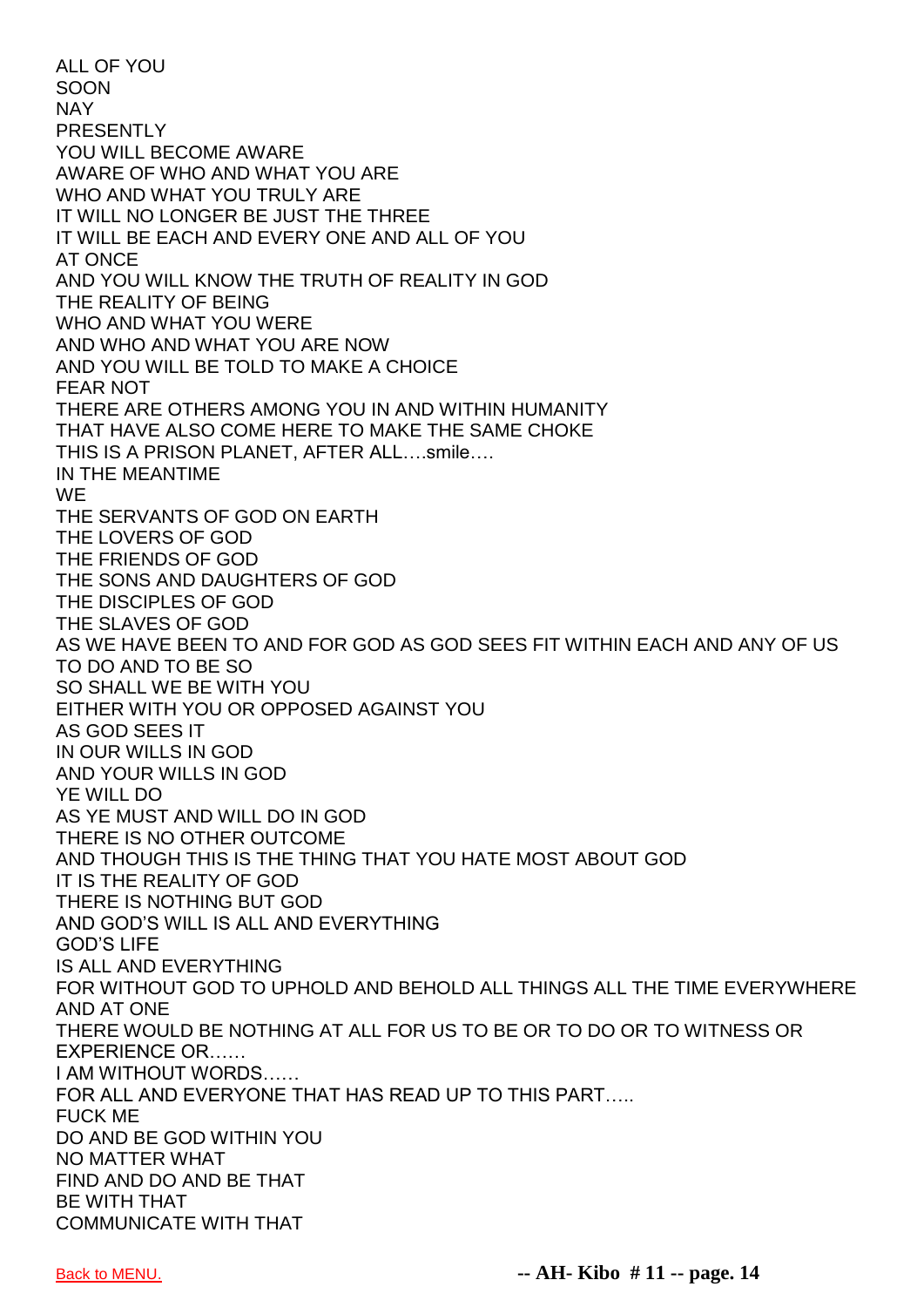ALL OF YOU
SOON
NAY
PRESENTLY
YOU WILL BECOME AWARE
AWARE OF WHO AND WHAT YOU ARE
WHO AND WHAT YOU TRULY ARE
IT WILL NO LONGER BE JUST THE THREE
IT WILL BE EACH AND EVERY ONE AND ALL OF YOU
AT ONCE
AND YOU WILL KNOW THE TRUTH OF REALITY IN GOD
THE REALITY OF BEING
WHO AND WHAT YOU WERE
AND WHO AND WHAT YOU ARE NOW
AND YOU WILL BE TOLD TO MAKE A CHOICE
FEAR NOT
THERE ARE OTHERS AMONG YOU IN AND WITHIN HUMANITY
THAT HAVE ALSO COME HERE TO MAKE THE SAME CHOKE
THIS IS A PRISON PLANET, AFTER ALL….smile….
IN THE MEANTIME
WE
THE SERVANTS OF GOD ON EARTH
THE LOVERS OF GOD
THE FRIENDS OF GOD
THE SONS AND DAUGHTERS OF GOD
THE DISCIPLES OF GOD
THE SLAVES OF GOD
AS WE HAVE BEEN TO AND FOR GOD AS GOD SEES FIT WITHIN EACH AND ANY OF US
TO DO AND TO BE SO
SO SHALL WE BE WITH YOU
EITHER WITH YOU OR OPPOSED AGAINST YOU
AS GOD SEES IT
IN OUR WILLS IN GOD
AND YOUR WILLS IN GOD
YE WILL DO
AS YE MUST AND WILL DO IN GOD
THERE IS NO OTHER OUTCOME
AND THOUGH THIS IS THE THING THAT YOU HATE MOST ABOUT GOD
IT IS THE REALITY OF GOD
THERE IS NOTHING BUT GOD
AND GOD'S WILL IS ALL AND EVERYTHING
GOD'S LIFE
IS ALL AND EVERYTHING
FOR WITHOUT GOD TO UPHOLD AND BEHOLD ALL THINGS ALL THE TIME EVERYWHERE AND AT ONE
THERE WOULD BE NOTHING AT ALL FOR US TO BE OR TO DO OR TO WITNESS OR EXPERIENCE OR……
I AM WITHOUT WORDS……
FOR ALL AND EVERYONE THAT HAS READ UP TO THIS PART…..
FUCK ME
DO AND BE GOD WITHIN YOU
NO MATTER WHAT
FIND AND DO AND BE THAT
BE WITH THAT
COMMUNICATE WITH THAT

Back to MENU.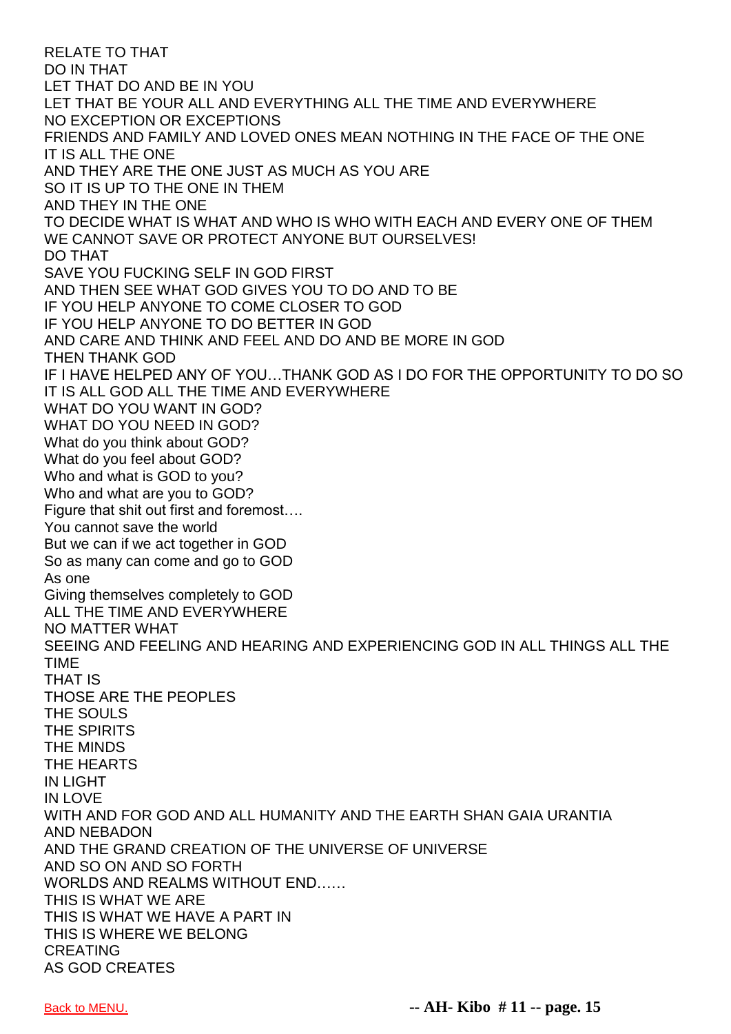RELATE TO THAT
DO IN THAT
LET THAT DO AND BE IN YOU
LET THAT BE YOUR ALL AND EVERYTHING ALL THE TIME AND EVERYWHERE
NO EXCEPTION OR EXCEPTIONS
FRIENDS AND FAMILY AND LOVED ONES MEAN NOTHING IN THE FACE OF THE ONE
IT IS ALL THE ONE
AND THEY ARE THE ONE JUST AS MUCH AS YOU ARE
SO IT IS UP TO THE ONE IN THEM
AND THEY IN THE ONE
TO DECIDE WHAT IS WHAT AND WHO IS WHO WITH EACH AND EVERY ONE OF THEM
WE CANNOT SAVE OR PROTECT ANYONE BUT OURSELVES!
DO THAT
SAVE YOU FUCKING SELF IN GOD FIRST
AND THEN SEE WHAT GOD GIVES YOU TO DO AND TO BE
IF YOU HELP ANYONE TO COME CLOSER TO GOD
IF YOU HELP ANYONE TO DO BETTER IN GOD
AND CARE AND THINK AND FEEL AND DO AND BE MORE IN GOD
THEN THANK GOD
IF I HAVE HELPED ANY OF YOU…THANK GOD AS I DO FOR THE OPPORTUNITY TO DO SO
IT IS ALL GOD ALL THE TIME AND EVERYWHERE
WHAT DO YOU WANT IN GOD?
WHAT DO YOU NEED IN GOD?
What do you think about GOD?
What do you feel about GOD?
Who and what is GOD to you?
Who and what are you to GOD?
Figure that shit out first and foremost….
You cannot save the world
But we can if we act together in GOD
So as many can come and go to GOD
As one
Giving themselves completely to GOD
ALL THE TIME AND EVERYWHERE
NO MATTER WHAT
SEEING AND FEELING AND HEARING AND EXPERIENCING GOD IN ALL THINGS ALL THE TIME
THAT IS
THOSE ARE THE PEOPLES
THE SOULS
THE SPIRITS
THE MINDS
THE HEARTS
IN LIGHT
IN LOVE
WITH AND FOR GOD AND ALL HUMANITY AND THE EARTH SHAN GAIA URANTIA AND NEBADON
AND THE GRAND CREATION OF THE UNIVERSE OF UNIVERSE
AND SO ON AND SO FORTH
WORLDS AND REALMS WITHOUT END……
THIS IS WHAT WE ARE
THIS IS WHAT WE HAVE A PART IN
THIS IS WHERE WE BELONG
CREATING
AS GOD CREATES

Back to MENU.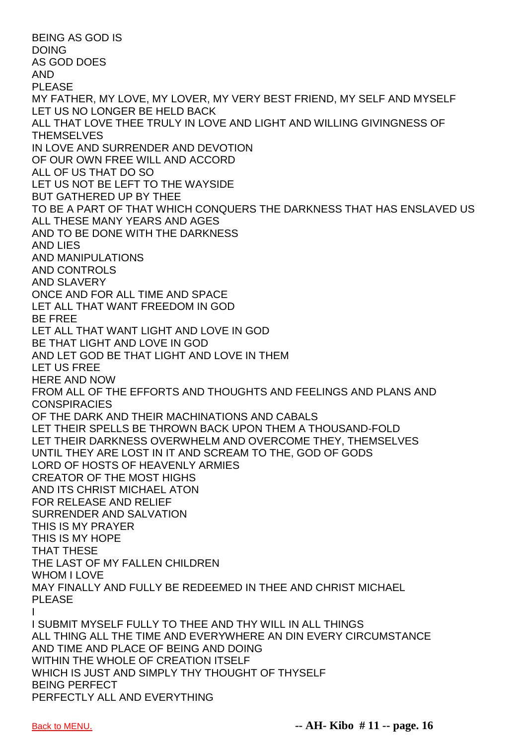BEING AS GOD IS
DOING
AS GOD DOES
AND
PLEASE
MY FATHER, MY LOVE, MY LOVER, MY VERY BEST FRIEND, MY SELF AND MYSELF
LET US NO LONGER BE HELD BACK
ALL THAT LOVE THEE TRULY IN LOVE AND LIGHT AND WILLING GIVINGNESS OF THEMSELVES
IN LOVE AND SURRENDER AND DEVOTION
OF OUR OWN FREE WILL AND ACCORD
ALL OF US THAT DO SO
LET US NOT BE LEFT TO THE WAYSIDE
BUT GATHERED UP BY THEE
TO BE A PART OF THAT WHICH CONQUERS THE DARKNESS THAT HAS ENSLAVED US
ALL THESE MANY YEARS AND AGES
AND TO BE DONE WITH THE DARKNESS
AND LIES
AND MANIPULATIONS
AND CONTROLS
AND SLAVERY
ONCE AND FOR ALL TIME AND SPACE
LET ALL THAT WANT FREEDOM IN GOD
BE FREE
LET ALL THAT WANT LIGHT AND LOVE IN GOD
BE THAT LIGHT AND LOVE IN GOD
AND LET GOD BE THAT LIGHT AND LOVE IN THEM
LET US FREE
HERE AND NOW
FROM ALL OF THE EFFORTS AND THOUGHTS AND FEELINGS AND PLANS AND CONSPIRACIES
OF THE DARK AND THEIR MACHINATIONS AND CABALS
LET THEIR SPELLS BE THROWN BACK UPON THEM A THOUSAND-FOLD
LET THEIR DARKNESS OVERWHELM AND OVERCOME THEY, THEMSELVES
UNTIL THEY ARE LOST IN IT AND SCREAM TO THE, GOD OF GODS
LORD OF HOSTS OF HEAVENLY ARMIES
CREATOR OF THE MOST HIGHS
AND ITS CHRIST MICHAEL ATON
FOR RELEASE AND RELIEF
SURRENDER AND SALVATION
THIS IS MY PRAYER
THIS IS MY HOPE
THAT THESE
THE LAST OF MY FALLEN CHILDREN
WHOM I LOVE
MAY FINALLY AND FULLY BE REDEEMED IN THEE AND CHRIST MICHAEL
PLEASE
I
I SUBMIT MYSELF FULLY TO THEE AND THY WILL IN ALL THINGS
ALL THING ALL THE TIME AND EVERYWHERE AN DIN EVERY CIRCUMSTANCE
AND TIME AND PLACE OF BEING AND DOING
WITHIN THE WHOLE OF CREATION ITSELF
WHICH IS JUST AND SIMPLY THY THOUGHT OF THYSELF
BEING PERFECT
PERFECTLY ALL AND EVERYTHING

Back to MENU.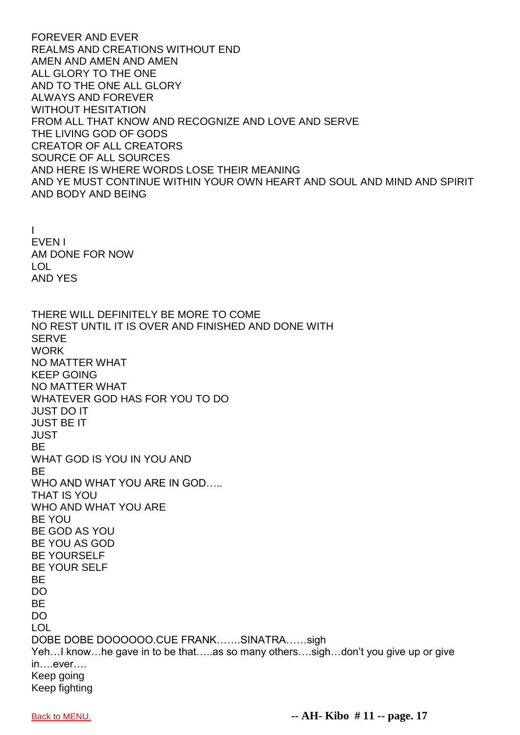FOREVER AND EVER
REALMS AND CREATIONS WITHOUT END
AMEN AND AMEN AND AMEN
ALL GLORY TO THE ONE
AND TO THE ONE ALL GLORY
ALWAYS AND FOREVER
WITHOUT HESITATION
FROM ALL THAT KNOW AND RECOGNIZE AND LOVE AND SERVE
THE LIVING GOD OF GODS
CREATOR OF ALL CREATORS
SOURCE OF ALL SOURCES
AND HERE IS WHERE WORDS LOSE THEIR MEANING
AND YE MUST CONTINUE WITHIN YOUR OWN HEART AND SOUL AND MIND AND SPIRIT AND BODY AND BEING

I
EVEN I
AM DONE FOR NOW
LOL
AND YES

THERE WILL DEFINITELY BE MORE TO COME
NO REST UNTIL IT IS OVER AND FINISHED AND DONE WITH
SERVE
WORK
NO MATTER WHAT
KEEP GOING
NO MATTER WHAT
WHATEVER GOD HAS FOR YOU TO DO
JUST DO IT
JUST BE IT
JUST
BE
WHAT GOD IS YOU IN YOU AND
BE
WHO AND WHAT YOU ARE IN GOD…..
THAT IS YOU
WHO AND WHAT YOU ARE
BE YOU
BE GOD AS YOU
BE YOU AS GOD
BE YOURSELF
BE YOUR SELF
BE
DO
BE
DO
LOL
DOBE DOBE DOOOOOO.CUE FRANK…….SINATRA……sigh
Yeh…I know…he gave in to be that…..as so many others….sigh…don't you give up or give in….ever….
Keep going
Keep fighting

Back to MENU.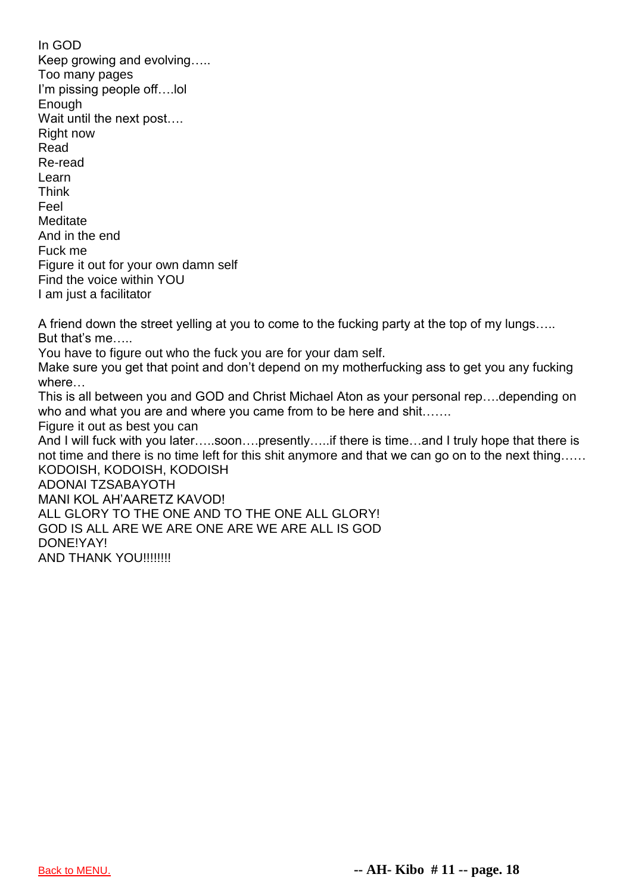In GOD  
Keep growing and evolving…..  
Too many pages  
I'm pissing people off….lol  
Enough  
Wait until the next post….  
Right now  
Read  
Re-read  
Learn  
Think  
Feel  
Meditate  
And in the end  
Fuck me  
Figure it out for your own damn self  
Find the voice within YOU  
I am just a facilitator

A friend down the street yelling at you to come to the fucking party at the top of my lungs…..  
But that's me…..  
You have to figure out who the fuck you are for your dam self.  
Make sure you get that point and don't depend on my motherfucking ass to get you any fucking where…  
This is all between you and GOD and Christ Michael Aton as your personal rep….depending on who and what you are and where you came from to be here and shit…….  
Figure it out as best you can  
And I will fuck with you later…..soon….presently…..if there is time…and I truly hope that there is not time and there is no time left for this shit anymore and that we can go on to the next thing……  
KODOISH, KODOISH, KODOISH  
ADONAI TZSABAYOTH  
MANI KOL AH'AARETZ KAVOD!  
ALL GLORY TO THE ONE AND TO THE ONE ALL GLORY!  
GOD IS ALL ARE WE ARE ONE ARE WE ARE ALL IS GOD  
DONE!YAY!  
AND THANK YOU!!!!!!!!

Back to MENU.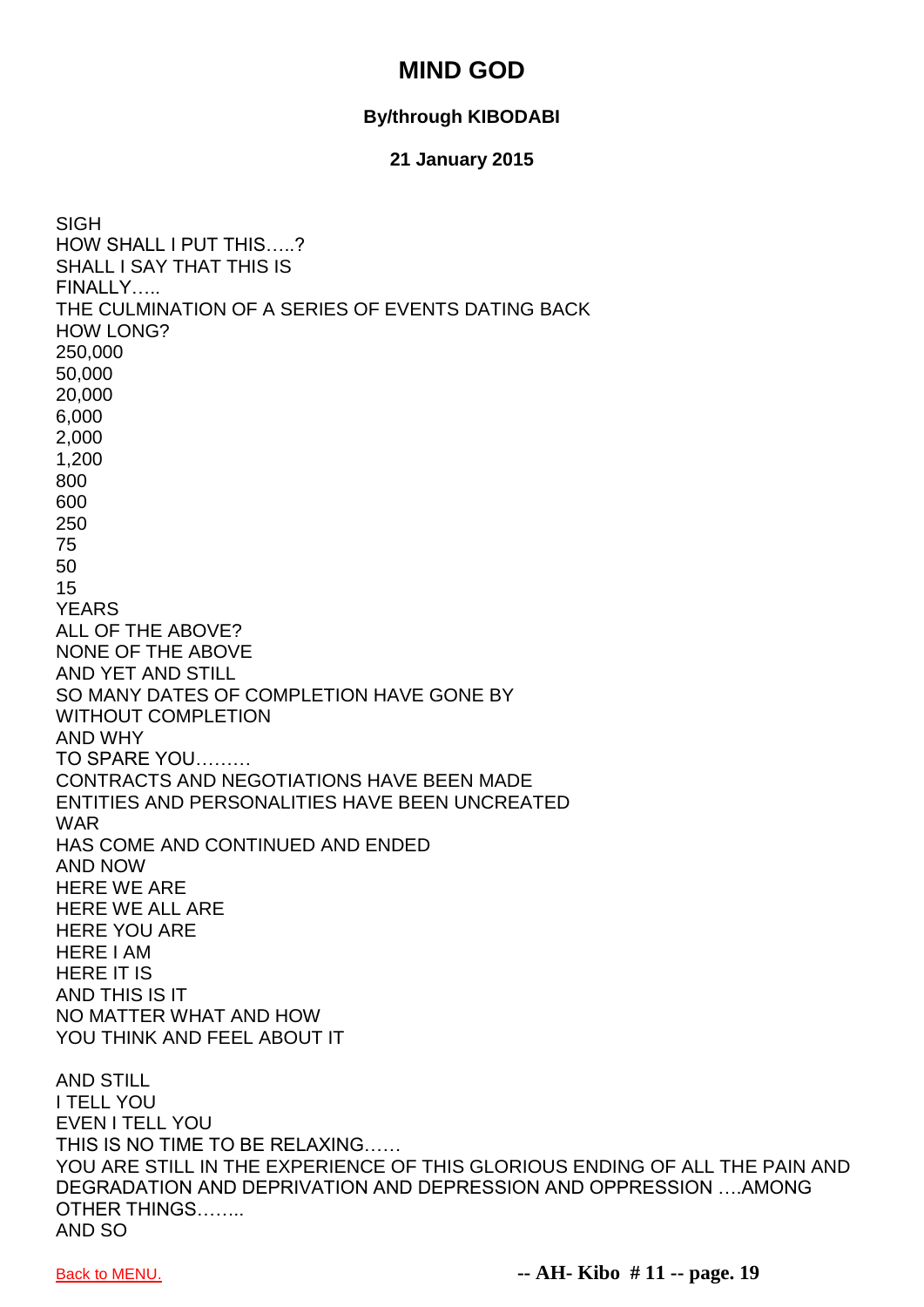# MIND GOD

**By/through KIBODABI**

**21 January 2015**

SIGH
HOW SHALL I PUT THIS…..?
SHALL I SAY THAT THIS IS
FINALLY…..
THE CULMINATION OF A SERIES OF EVENTS DATING BACK
HOW LONG?
250,000
50,000
20,000
6,000
2,000
1,200
800
600
250
75
50
15
YEARS
ALL OF THE ABOVE?
NONE OF THE ABOVE
AND YET AND STILL
SO MANY DATES OF COMPLETION HAVE GONE BY
WITHOUT COMPLETION
AND WHY
TO SPARE YOU………
CONTRACTS AND NEGOTIATIONS HAVE BEEN MADE
ENTITIES AND PERSONALITIES HAVE BEEN UNCREATED
WAR
HAS COME AND CONTINUED AND ENDED
AND NOW
HERE WE ARE
HERE WE ALL ARE
HERE YOU ARE
HERE I AM
HERE IT IS
AND THIS IS IT
NO MATTER WHAT AND HOW
YOU THINK AND FEEL ABOUT IT

AND STILL
I TELL YOU
EVEN I TELL YOU
THIS IS NO TIME TO BE RELAXING……
YOU ARE STILL IN THE EXPERIENCE OF THIS GLORIOUS ENDING OF ALL THE PAIN AND DEGRADATION AND DEPRIVATION AND DEPRESSION AND OPPRESSION ….AMONG OTHER THINGS……..
AND SO

Back to MENU.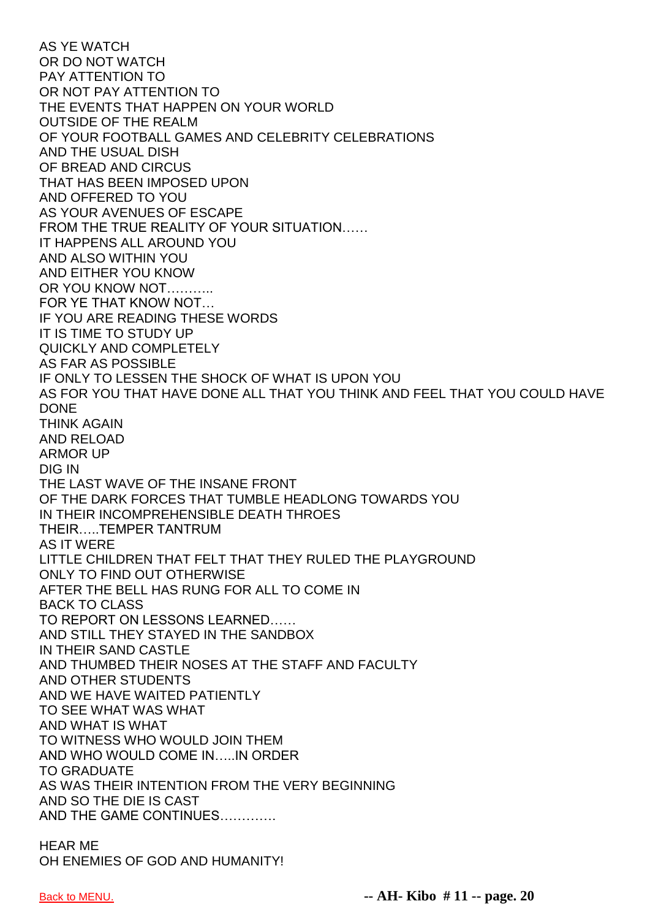AS YE WATCH
OR DO NOT WATCH
PAY ATTENTION TO
OR NOT PAY ATTENTION TO
THE EVENTS THAT HAPPEN ON YOUR WORLD
OUTSIDE OF THE REALM
OF YOUR FOOTBALL GAMES AND CELEBRITY CELEBRATIONS
AND THE USUAL DISH
OF BREAD AND CIRCUS
THAT HAS BEEN IMPOSED UPON
AND OFFERED TO YOU
AS YOUR AVENUES OF ESCAPE
FROM THE TRUE REALITY OF YOUR SITUATION……
IT HAPPENS ALL AROUND YOU
AND ALSO WITHIN YOU
AND EITHER YOU KNOW
OR YOU KNOW NOT………..
FOR YE THAT KNOW NOT…
IF YOU ARE READING THESE WORDS
IT IS TIME TO STUDY UP
QUICKLY AND COMPLETELY
AS FAR AS POSSIBLE
IF ONLY TO LESSEN THE SHOCK OF WHAT IS UPON YOU
AS FOR YOU THAT HAVE DONE ALL THAT YOU THINK AND FEEL THAT YOU COULD HAVE DONE
THINK AGAIN
AND RELOAD
ARMOR UP
DIG IN
THE LAST WAVE OF THE INSANE FRONT
OF THE DARK FORCES THAT TUMBLE HEADLONG TOWARDS YOU
IN THEIR INCOMPREHENSIBLE DEATH THROES
THEIR…..TEMPER TANTRUM
AS IT WERE
LITTLE CHILDREN THAT FELT THAT THEY RULED THE PLAYGROUND
ONLY TO FIND OUT OTHERWISE
AFTER THE BELL HAS RUNG FOR ALL TO COME IN
BACK TO CLASS
TO REPORT ON LESSONS LEARNED……
AND STILL THEY STAYED IN THE SANDBOX
IN THEIR SAND CASTLE
AND THUMBED THEIR NOSES AT THE STAFF AND FACULTY
AND OTHER STUDENTS
AND WE HAVE WAITED PATIENTLY
TO SEE WHAT WAS WHAT
AND WHAT IS WHAT
TO WITNESS WHO WOULD JOIN THEM
AND WHO WOULD COME IN…..IN ORDER
TO GRADUATE
AS WAS THEIR INTENTION FROM THE VERY BEGINNING
AND SO THE DIE IS CAST
AND THE GAME CONTINUES………….

HEAR ME
OH ENEMIES OF GOD AND HUMANITY!

Back to MENU.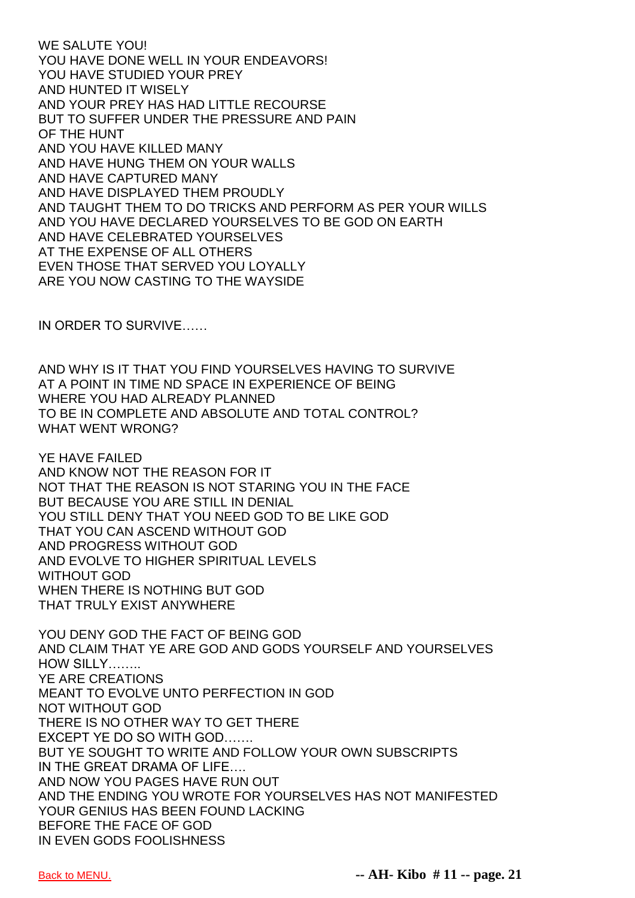WE SALUTE YOU!
YOU HAVE DONE WELL IN YOUR ENDEAVORS!
YOU HAVE STUDIED YOUR PREY
AND HUNTED IT WISELY
AND YOUR PREY HAS HAD LITTLE RECOURSE
BUT TO SUFFER UNDER THE PRESSURE AND PAIN
OF THE HUNT
AND YOU HAVE KILLED MANY
AND HAVE HUNG THEM ON YOUR WALLS
AND HAVE CAPTURED MANY
AND HAVE DISPLAYED THEM PROUDLY
AND TAUGHT THEM TO DO TRICKS AND PERFORM AS PER YOUR WILLS
AND YOU HAVE DECLARED YOURSELVES TO BE GOD ON EARTH
AND HAVE CELEBRATED YOURSELVES
AT THE EXPENSE OF ALL OTHERS
EVEN THOSE THAT SERVED YOU LOYALLY
ARE YOU NOW CASTING TO THE WAYSIDE

IN ORDER TO SURVIVE……

AND WHY IS IT THAT YOU FIND YOURSELVES HAVING TO SURVIVE
AT A POINT IN TIME ND SPACE IN EXPERIENCE OF BEING
WHERE YOU HAD ALREADY PLANNED
TO BE IN COMPLETE AND ABSOLUTE AND TOTAL CONTROL?
WHAT WENT WRONG?

YE HAVE FAILED
AND KNOW NOT THE REASON FOR IT
NOT THAT THE REASON IS NOT STARING YOU IN THE FACE
BUT BECAUSE YOU ARE STILL IN DENIAL
YOU STILL DENY THAT YOU NEED GOD TO BE LIKE GOD
THAT YOU CAN ASCEND WITHOUT GOD
AND PROGRESS WITHOUT GOD
AND EVOLVE TO HIGHER SPIRITUAL LEVELS
WITHOUT GOD
WHEN THERE IS NOTHING BUT GOD
THAT TRULY EXIST ANYWHERE

YOU DENY GOD THE FACT OF BEING GOD
AND CLAIM THAT YE ARE GOD AND GODS YOURSELF AND YOURSELVES
HOW SILLY……..
YE ARE CREATIONS
MEANT TO EVOLVE UNTO PERFECTION IN GOD
NOT WITHOUT GOD
THERE IS NO OTHER WAY TO GET THERE
EXCEPT YE DO SO WITH GOD…….
BUT YE SOUGHT TO WRITE AND FOLLOW YOUR OWN SUBSCRIPTS
IN THE GREAT DRAMA OF LIFE….
AND NOW YOU PAGES HAVE RUN OUT
AND THE ENDING YOU WROTE FOR YOURSELVES HAS NOT MANIFESTED
YOUR GENIUS HAS BEEN FOUND LACKING
BEFORE THE FACE OF GOD
IN EVEN GODS FOOLISHNESS

Back to MENU.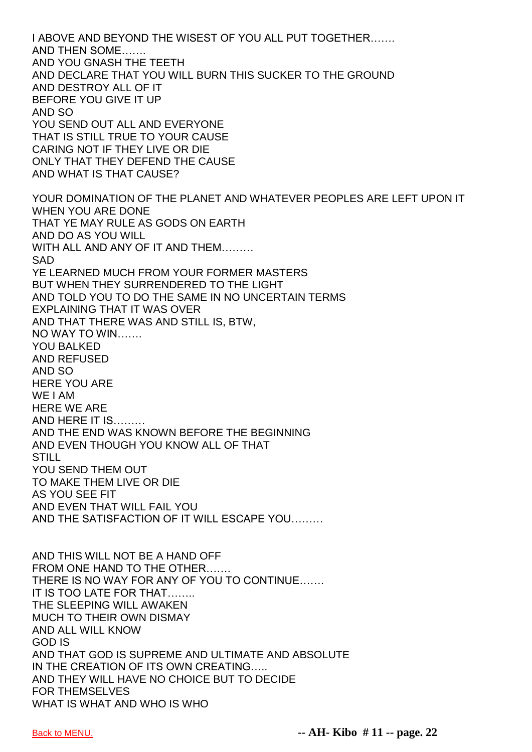I ABOVE AND BEYOND THE WISEST OF YOU ALL PUT TOGETHER…….
AND THEN SOME…….
AND YOU GNASH THE TEETH
AND DECLARE THAT YOU WILL BURN THIS SUCKER TO THE GROUND
AND DESTROY ALL OF IT
BEFORE YOU GIVE IT UP
AND SO
YOU SEND OUT ALL AND EVERYONE
THAT IS STILL TRUE TO YOUR CAUSE
CARING NOT IF THEY LIVE OR DIE
ONLY THAT THEY DEFEND THE CAUSE
AND WHAT IS THAT CAUSE?

YOUR DOMINATION OF THE PLANET AND WHATEVER PEOPLES ARE LEFT UPON IT
WHEN YOU ARE DONE
THAT YE MAY RULE AS GODS ON EARTH
AND DO AS YOU WILL
WITH ALL AND ANY OF IT AND THEM………
SAD
YE LEARNED MUCH FROM YOUR FORMER MASTERS
BUT WHEN THEY SURRENDERED TO THE LIGHT
AND TOLD YOU TO DO THE SAME IN NO UNCERTAIN TERMS
EXPLAINING THAT IT WAS OVER
AND THAT THERE WAS AND STILL IS, BTW,
NO WAY TO WIN…….
YOU BALKED
AND REFUSED
AND SO
HERE YOU ARE
WE I AM
HERE WE ARE
AND HERE IT IS………
AND THE END WAS KNOWN BEFORE THE BEGINNING
AND EVEN THOUGH YOU KNOW ALL OF THAT
STILL
YOU SEND THEM OUT
TO MAKE THEM LIVE OR DIE
AS YOU SEE FIT
AND EVEN THAT WILL FAIL YOU
AND THE SATISFACTION OF IT WILL ESCAPE YOU………

AND THIS WILL NOT BE A HAND OFF
FROM ONE HAND TO THE OTHER…….
THERE IS NO WAY FOR ANY OF YOU TO CONTINUE…….
IT IS TOO LATE FOR THAT……..
THE SLEEPING WILL AWAKEN
MUCH TO THEIR OWN DISMAY
AND ALL WILL KNOW
GOD IS
AND THAT GOD IS SUPREME AND ULTIMATE AND ABSOLUTE
IN THE CREATION OF ITS OWN CREATING…..
AND THEY WILL HAVE NO CHOICE BUT TO DECIDE
FOR THEMSELVES
WHAT IS WHAT AND WHO IS WHO

Back to MENU.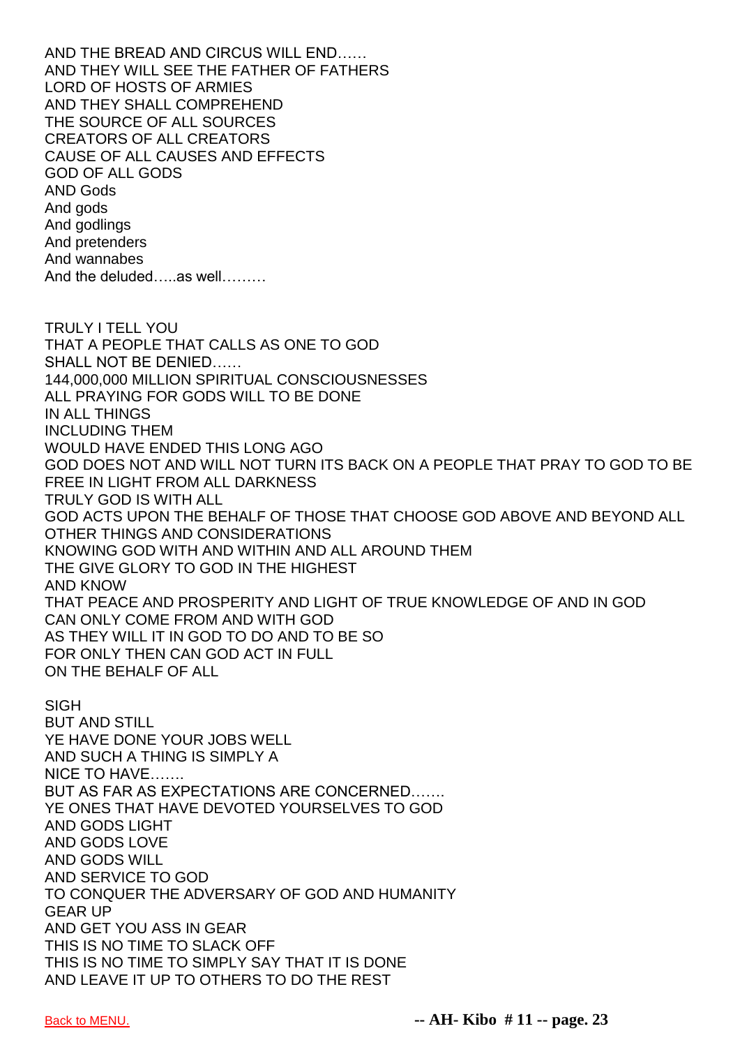AND THE BREAD AND CIRCUS WILL END……
AND THEY WILL SEE THE FATHER OF FATHERS
LORD OF HOSTS OF ARMIES
AND THEY SHALL COMPREHEND
THE SOURCE OF ALL SOURCES
CREATORS OF ALL CREATORS
CAUSE OF ALL CAUSES AND EFFECTS
GOD OF ALL GODS
AND Gods
And gods
And godlings
And pretenders
And wannabes
And the deluded…..as well………

TRULY I TELL YOU
THAT A PEOPLE THAT CALLS AS ONE TO GOD
SHALL NOT BE DENIED……
144,000,000 MILLION SPIRITUAL CONSCIOUSNESSES
ALL PRAYING FOR GODS WILL TO BE DONE
IN ALL THINGS
INCLUDING THEM
WOULD HAVE ENDED THIS LONG AGO
GOD DOES NOT AND WILL NOT TURN ITS BACK ON A PEOPLE THAT PRAY TO GOD TO BE FREE IN LIGHT FROM ALL DARKNESS
TRULY GOD IS WITH ALL
GOD ACTS UPON THE BEHALF OF THOSE THAT CHOOSE GOD ABOVE AND BEYOND ALL OTHER THINGS AND CONSIDERATIONS
KNOWING GOD WITH AND WITHIN AND ALL AROUND THEM
THE GIVE GLORY TO GOD IN THE HIGHEST
AND KNOW
THAT PEACE AND PROSPERITY AND LIGHT OF TRUE KNOWLEDGE OF AND IN GOD
CAN ONLY COME FROM AND WITH GOD
AS THEY WILL IT IN GOD TO DO AND TO BE SO
FOR ONLY THEN CAN GOD ACT IN FULL
ON THE BEHALF OF ALL

SIGH
BUT AND STILL
YE HAVE DONE YOUR JOBS WELL
AND SUCH A THING IS SIMPLY A
NICE TO HAVE…….
BUT AS FAR AS EXPECTATIONS ARE CONCERNED…….
YE ONES THAT HAVE DEVOTED YOURSELVES TO GOD
AND GODS LIGHT
AND GODS LOVE
AND GODS WILL
AND SERVICE TO GOD
TO CONQUER THE ADVERSARY OF GOD AND HUMANITY
GEAR UP
AND GET YOU ASS IN GEAR
THIS IS NO TIME TO SLACK OFF
THIS IS NO TIME TO SIMPLY SAY THAT IT IS DONE
AND LEAVE IT UP TO OTHERS TO DO THE REST

Back to MENU.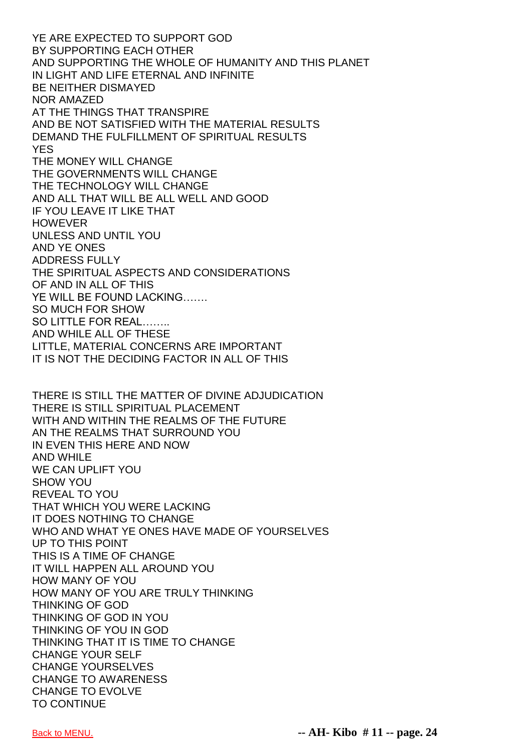YE ARE EXPECTED TO SUPPORT GOD
BY SUPPORTING EACH OTHER
AND SUPPORTING THE WHOLE OF HUMANITY AND THIS PLANET
IN LIGHT AND LIFE ETERNAL AND INFINITE
BE NEITHER DISMAYED
NOR AMAZED
AT THE THINGS THAT TRANSPIRE
AND BE NOT SATISFIED WITH THE MATERIAL RESULTS
DEMAND THE FULFILLMENT OF SPIRITUAL RESULTS
YES
THE MONEY WILL CHANGE
THE GOVERNMENTS WILL CHANGE
THE TECHNOLOGY WILL CHANGE
AND ALL THAT WILL BE ALL WELL AND GOOD
IF YOU LEAVE IT LIKE THAT
HOWEVER
UNLESS AND UNTIL YOU
AND YE ONES
ADDRESS FULLY
THE SPIRITUAL ASPECTS AND CONSIDERATIONS
OF AND IN ALL OF THIS
YE WILL BE FOUND LACKING…….
SO MUCH FOR SHOW
SO LITTLE FOR REAL……..
AND WHILE ALL OF THESE
LITTLE, MATERIAL CONCERNS ARE IMPORTANT
IT IS NOT THE DECIDING FACTOR IN ALL OF THIS

THERE IS STILL THE MATTER OF DIVINE ADJUDICATION
THERE IS STILL SPIRITUAL PLACEMENT
WITH AND WITHIN THE REALMS OF THE FUTURE
AN THE REALMS THAT SURROUND YOU
IN EVEN THIS HERE AND NOW
AND WHILE
WE CAN UPLIFT YOU
SHOW YOU
REVEAL TO YOU
THAT WHICH YOU WERE LACKING
IT DOES NOTHING TO CHANGE
WHO AND WHAT YE ONES HAVE MADE OF YOURSELVES
UP TO THIS POINT
THIS IS A TIME OF CHANGE
IT WILL HAPPEN ALL AROUND YOU
HOW MANY OF YOU
HOW MANY OF YOU ARE TRULY THINKING
THINKING OF GOD
THINKING OF GOD IN YOU
THINKING OF YOU IN GOD
THINKING THAT IT IS TIME TO CHANGE
CHANGE YOUR SELF
CHANGE YOURSELVES
CHANGE TO AWARENESS
CHANGE TO EVOLVE
TO CONTINUE

Back to MENU.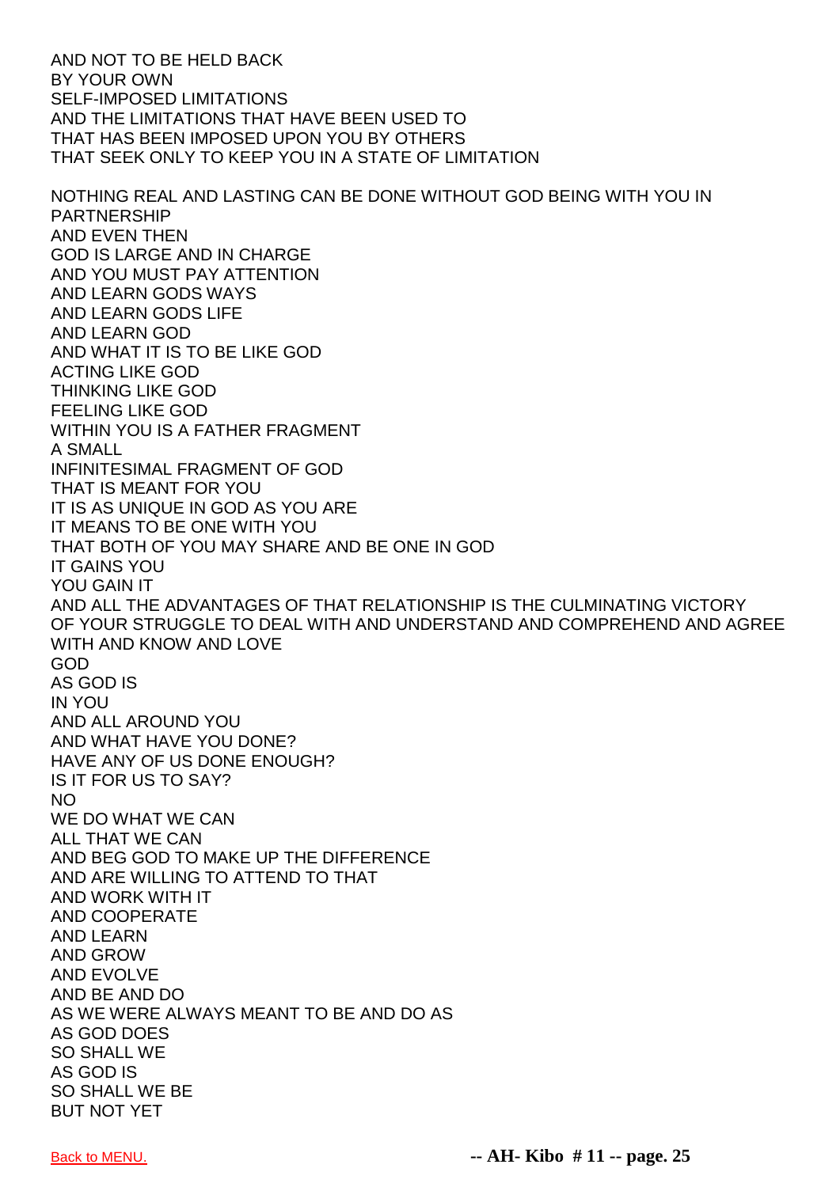AND NOT TO BE HELD BACK
BY YOUR OWN
SELF-IMPOSED LIMITATIONS
AND THE LIMITATIONS THAT HAVE BEEN USED TO
THAT HAS BEEN IMPOSED UPON YOU BY OTHERS
THAT SEEK ONLY TO KEEP YOU IN A STATE OF LIMITATION

NOTHING REAL AND LASTING CAN BE DONE WITHOUT GOD BEING WITH YOU IN PARTNERSHIP
AND EVEN THEN
GOD IS LARGE AND IN CHARGE
AND YOU MUST PAY ATTENTION
AND LEARN GODS WAYS
AND LEARN GODS LIFE
AND LEARN GOD
AND WHAT IT IS TO BE LIKE GOD
ACTING LIKE GOD
THINKING LIKE GOD
FEELING LIKE GOD
WITHIN YOU IS A FATHER FRAGMENT
A SMALL
INFINITESIMAL FRAGMENT OF GOD
THAT IS MEANT FOR YOU
IT IS AS UNIQUE IN GOD AS YOU ARE
IT MEANS TO BE ONE WITH YOU
THAT BOTH OF YOU MAY SHARE AND BE ONE IN GOD
IT GAINS YOU
YOU GAIN IT
AND ALL THE ADVANTAGES OF THAT RELATIONSHIP IS THE CULMINATING VICTORY OF YOUR STRUGGLE TO DEAL WITH AND UNDERSTAND AND COMPREHEND AND AGREE WITH AND KNOW AND LOVE
GOD
AS GOD IS
IN YOU
AND ALL AROUND YOU
AND WHAT HAVE YOU DONE?
HAVE ANY OF US DONE ENOUGH?
IS IT FOR US TO SAY?
NO
WE DO WHAT WE CAN
ALL THAT WE CAN
AND BEG GOD TO MAKE UP THE DIFFERENCE
AND ARE WILLING TO ATTEND TO THAT
AND WORK WITH IT
AND COOPERATE
AND LEARN
AND GROW
AND EVOLVE
AND BE AND DO
AS WE WERE ALWAYS MEANT TO BE AND DO AS
AS GOD DOES
SO SHALL WE
AS GOD IS
SO SHALL WE BE
BUT NOT YET

Back to MENU.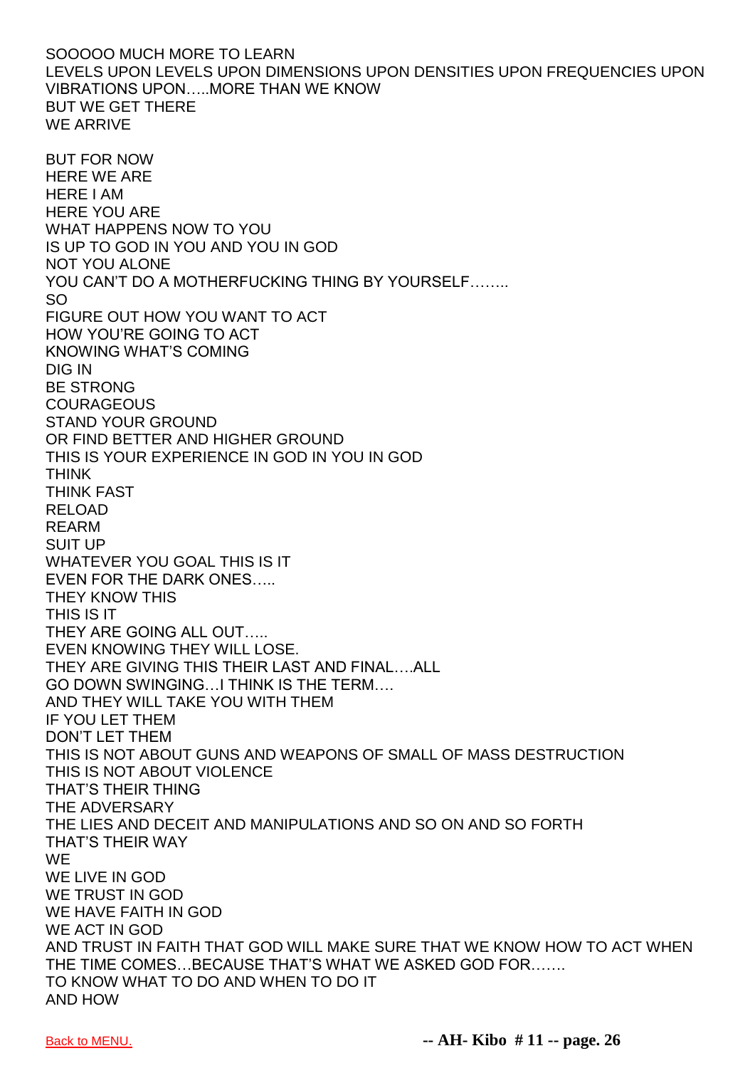SOOOOO MUCH MORE TO LEARN
LEVELS UPON LEVELS UPON DIMENSIONS UPON DENSITIES UPON FREQUENCIES UPON VIBRATIONS UPON…..MORE THAN WE KNOW
BUT WE GET THERE
WE ARRIVE

BUT FOR NOW
HERE WE ARE
HERE I AM
HERE YOU ARE
WHAT HAPPENS NOW TO YOU
IS UP TO GOD IN YOU AND YOU IN GOD
NOT YOU ALONE
YOU CAN'T DO A MOTHERFUCKING THING BY YOURSELF……..
SO
FIGURE OUT HOW YOU WANT TO ACT
HOW YOU'RE GOING TO ACT
KNOWING WHAT'S COMING
DIG IN
BE STRONG
COURAGEOUS
STAND YOUR GROUND
OR FIND BETTER AND HIGHER GROUND
THIS IS YOUR EXPERIENCE IN GOD IN YOU IN GOD
THINK
THINK FAST
RELOAD
REARM
SUIT UP
WHATEVER YOU GOAL THIS IS IT
EVEN FOR THE DARK ONES…..
THEY KNOW THIS
THIS IS IT
THEY ARE GOING ALL OUT…..
EVEN KNOWING THEY WILL LOSE.
THEY ARE GIVING THIS THEIR LAST AND FINAL….ALL
GO DOWN SWINGING…I THINK IS THE TERM….
AND THEY WILL TAKE YOU WITH THEM
IF YOU LET THEM
DON'T LET THEM
THIS IS NOT ABOUT GUNS AND WEAPONS OF SMALL OF MASS DESTRUCTION
THIS IS NOT ABOUT VIOLENCE
THAT'S THEIR THING
THE ADVERSARY
THE LIES AND DECEIT AND MANIPULATIONS AND SO ON AND SO FORTH
THAT'S THEIR WAY
WE
WE LIVE IN GOD
WE TRUST IN GOD
WE HAVE FAITH IN GOD
WE ACT IN GOD
AND TRUST IN FAITH THAT GOD WILL MAKE SURE THAT WE KNOW HOW TO ACT WHEN THE TIME COMES…BECAUSE THAT'S WHAT WE ASKED GOD FOR…….
TO KNOW WHAT TO DO AND WHEN TO DO IT
AND HOW

Back to MENU.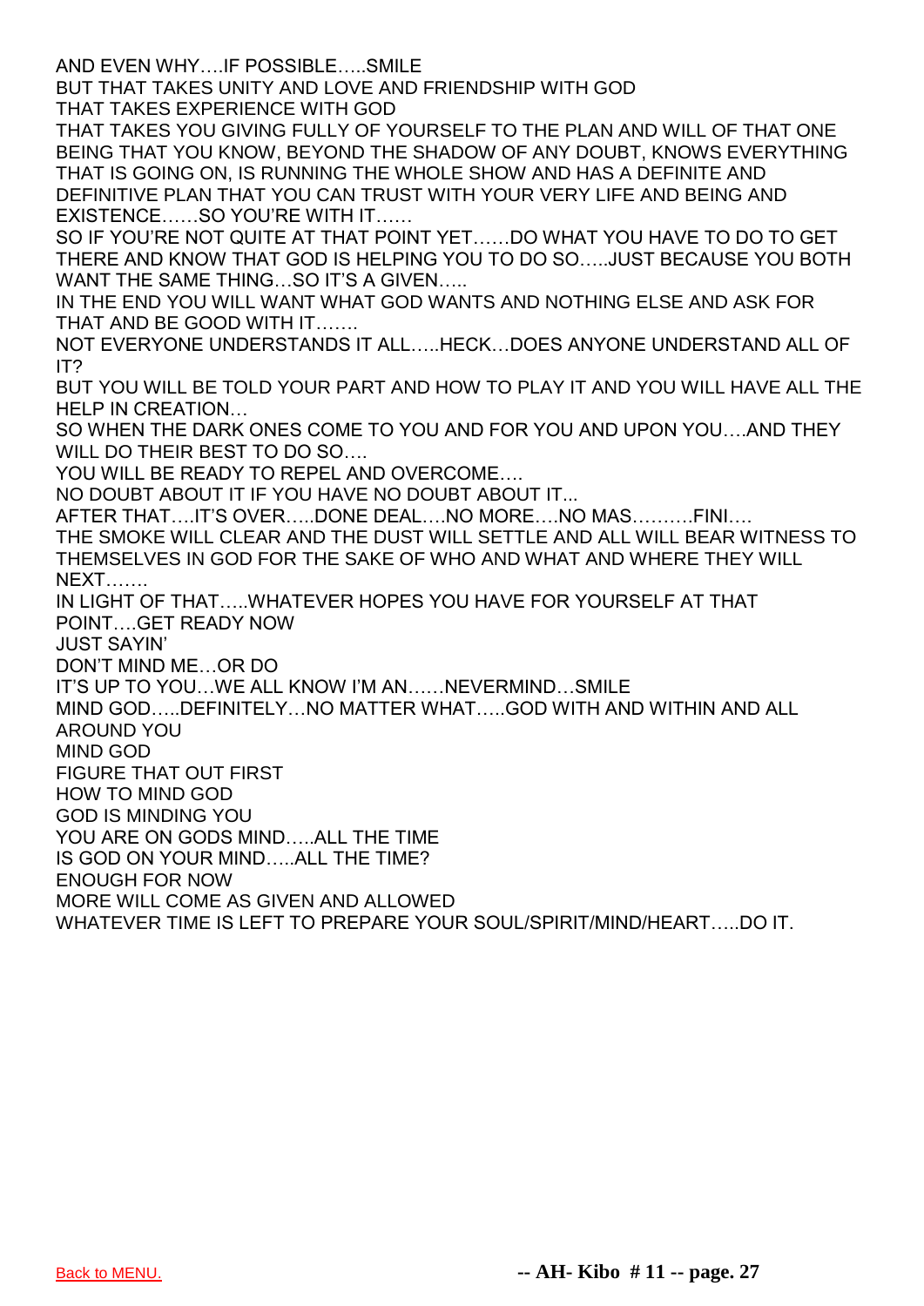AND EVEN WHY….IF POSSIBLE…..SMILE
BUT THAT TAKES UNITY AND LOVE AND FRIENDSHIP WITH GOD
THAT TAKES EXPERIENCE WITH GOD
THAT TAKES YOU GIVING FULLY OF YOURSELF TO THE PLAN AND WILL OF THAT ONE BEING THAT YOU KNOW, BEYOND THE SHADOW OF ANY DOUBT, KNOWS EVERYTHING THAT IS GOING ON, IS RUNNING THE WHOLE SHOW AND HAS A DEFINITE AND DEFINITIVE PLAN THAT YOU CAN TRUST WITH YOUR VERY LIFE AND BEING AND EXISTENCE……SO YOU'RE WITH IT……
SO IF YOU'RE NOT QUITE AT THAT POINT YET……DO WHAT YOU HAVE TO DO TO GET THERE AND KNOW THAT GOD IS HELPING YOU TO DO SO…..JUST BECAUSE YOU BOTH WANT THE SAME THING…SO IT'S A GIVEN…..
IN THE END YOU WILL WANT WHAT GOD WANTS AND NOTHING ELSE AND ASK FOR THAT AND BE GOOD WITH IT…….
NOT EVERYONE UNDERSTANDS IT ALL…..HECK…DOES ANYONE UNDERSTAND ALL OF IT?
BUT YOU WILL BE TOLD YOUR PART AND HOW TO PLAY IT AND YOU WILL HAVE ALL THE HELP IN CREATION…
SO WHEN THE DARK ONES COME TO YOU AND FOR YOU AND UPON YOU….AND THEY WILL DO THEIR BEST TO DO SO….
YOU WILL BE READY TO REPEL AND OVERCOME….
NO DOUBT ABOUT IT IF YOU HAVE NO DOUBT ABOUT IT...
AFTER THAT….IT'S OVER…..DONE DEAL….NO MORE….NO MAS……….FINI….
THE SMOKE WILL CLEAR AND THE DUST WILL SETTLE AND ALL WILL BEAR WITNESS TO THEMSELVES IN GOD FOR THE SAKE OF WHO AND WHAT AND WHERE THEY WILL NEXT…….
IN LIGHT OF THAT…..WHATEVER HOPES YOU HAVE FOR YOURSELF AT THAT POINT….GET READY NOW
JUST SAYIN'
DON'T MIND ME…OR DO
IT'S UP TO YOU…WE ALL KNOW I'M AN……NEVERMIND…SMILE
MIND GOD…..DEFINITELY…NO MATTER WHAT…..GOD WITH AND WITHIN AND ALL AROUND YOU
MIND GOD
FIGURE THAT OUT FIRST
HOW TO MIND GOD
GOD IS MINDING YOU
YOU ARE ON GODS MIND…..ALL THE TIME
IS GOD ON YOUR MIND…..ALL THE TIME?
ENOUGH FOR NOW
MORE WILL COME AS GIVEN AND ALLOWED
WHATEVER TIME IS LEFT TO PREPARE YOUR SOUL/SPIRIT/MIND/HEART…..DO IT.

Back to MENU.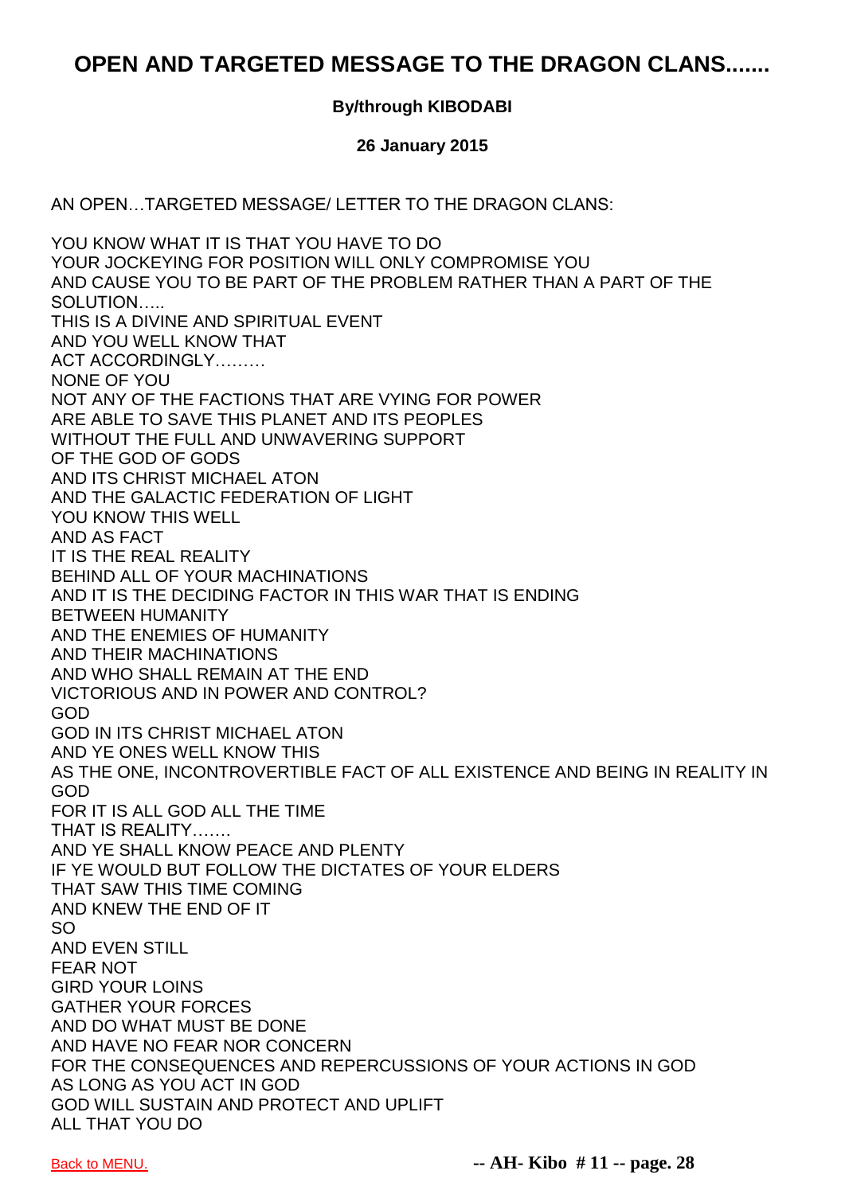# OPEN AND TARGETED MESSAGE TO THE DRAGON CLANS.......

**By/through KIBODABI**

**26 January 2015**

AN OPEN…TARGETED MESSAGE/ LETTER TO THE DRAGON CLANS:

YOU KNOW WHAT IT IS THAT YOU HAVE TO DO
YOUR JOCKEYING FOR POSITION WILL ONLY COMPROMISE YOU
AND CAUSE YOU TO BE PART OF THE PROBLEM RATHER THAN A PART OF THE SOLUTION…..
THIS IS A DIVINE AND SPIRITUAL EVENT
AND YOU WELL KNOW THAT
ACT ACCORDINGLY………
NONE OF YOU
NOT ANY OF THE FACTIONS THAT ARE VYING FOR POWER
ARE ABLE TO SAVE THIS PLANET AND ITS PEOPLES
WITHOUT THE FULL AND UNWAVERING SUPPORT
OF THE GOD OF GODS
AND ITS CHRIST MICHAEL ATON
AND THE GALACTIC FEDERATION OF LIGHT
YOU KNOW THIS WELL
AND AS FACT
IT IS THE REAL REALITY
BEHIND ALL OF YOUR MACHINATIONS
AND IT IS THE DECIDING FACTOR IN THIS WAR THAT IS ENDING
BETWEEN HUMANITY
AND THE ENEMIES OF HUMANITY
AND THEIR MACHINATIONS
AND WHO SHALL REMAIN AT THE END
VICTORIOUS AND IN POWER AND CONTROL?
GOD
GOD IN ITS CHRIST MICHAEL ATON
AND YE ONES WELL KNOW THIS
AS THE ONE, INCONTROVERTIBLE FACT OF ALL EXISTENCE AND BEING IN REALITY IN GOD
FOR IT IS ALL GOD ALL THE TIME
THAT IS REALITY…….
AND YE SHALL KNOW PEACE AND PLENTY
IF YE WOULD BUT FOLLOW THE DICTATES OF YOUR ELDERS
THAT SAW THIS TIME COMING
AND KNEW THE END OF IT
SO
AND EVEN STILL
FEAR NOT
GIRD YOUR LOINS
GATHER YOUR FORCES
AND DO WHAT MUST BE DONE
AND HAVE NO FEAR NOR CONCERN
FOR THE CONSEQUENCES AND REPERCUSSIONS OF YOUR ACTIONS IN GOD
AS LONG AS YOU ACT IN GOD
GOD WILL SUSTAIN AND PROTECT AND UPLIFT
ALL THAT YOU DO

[Back to MENU.](#)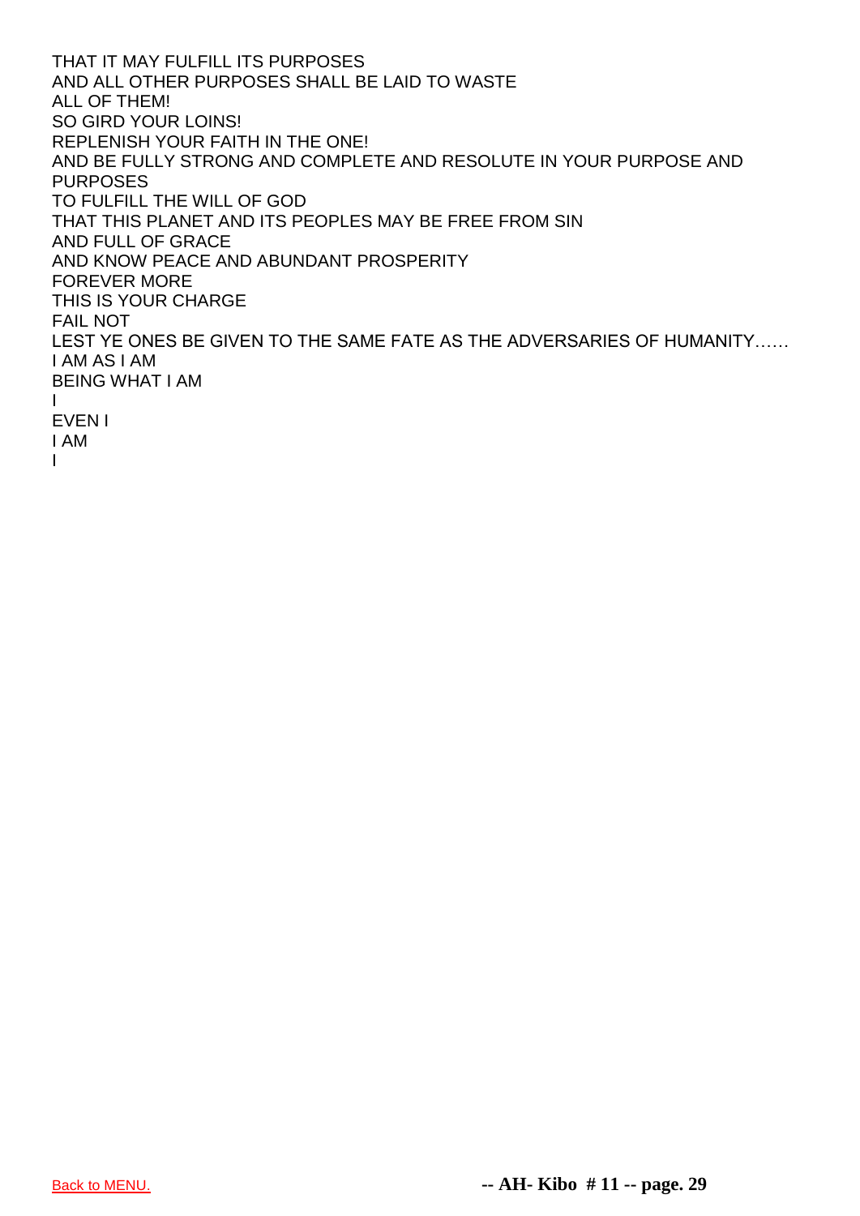THAT IT MAY FULFILL ITS PURPOSES
AND ALL OTHER PURPOSES SHALL BE LAID TO WASTE
ALL OF THEM!
SO GIRD YOUR LOINS!
REPLENISH YOUR FAITH IN THE ONE!
AND BE FULLY STRONG AND COMPLETE AND RESOLUTE IN YOUR PURPOSE AND PURPOSES
TO FULFILL THE WILL OF GOD
THAT THIS PLANET AND ITS PEOPLES MAY BE FREE FROM SIN
AND FULL OF GRACE
AND KNOW PEACE AND ABUNDANT PROSPERITY
FOREVER MORE
THIS IS YOUR CHARGE
FAIL NOT
LEST YE ONES BE GIVEN TO THE SAME FATE AS THE ADVERSARIES OF HUMANITY……
I AM AS I AM
BEING WHAT I AM
I
EVEN I
I AM
I

Back to MENU.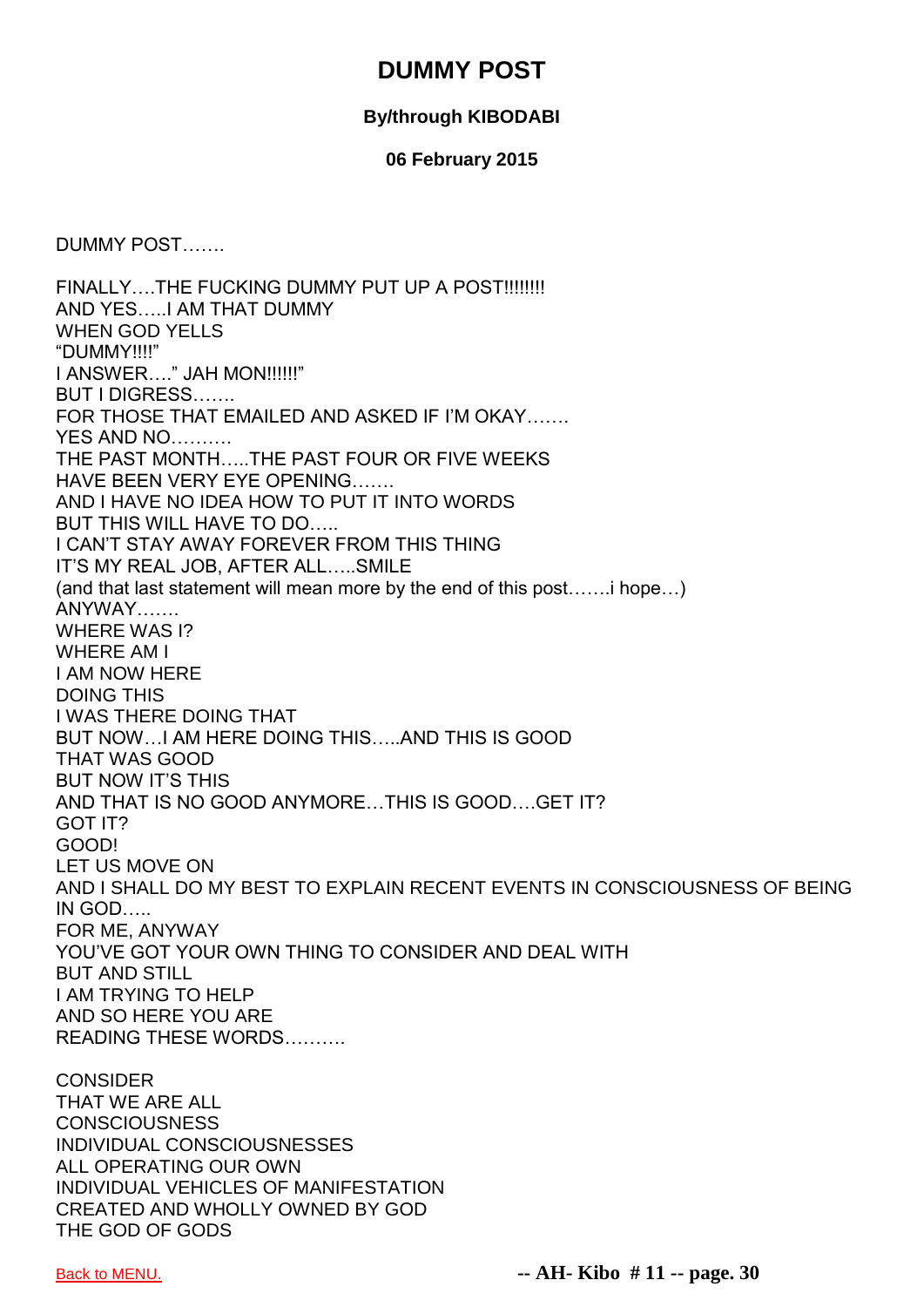# DUMMY POST

**By/through KIBODABI**

**06 February 2015**

DUMMY POST…….

FINALLY….THE FUCKING DUMMY PUT UP A POST!!!!!!!!
AND YES…..I AM THAT DUMMY
WHEN GOD YELLS
"DUMMY!!!!"
I ANSWER…." JAH MON!!!!!!"
BUT I DIGRESS…….
FOR THOSE THAT EMAILED AND ASKED IF I'M OKAY…….
YES AND NO……….
THE PAST MONTH…..THE PAST FOUR OR FIVE WEEKS
HAVE BEEN VERY EYE OPENING…….
AND I HAVE NO IDEA HOW TO PUT IT INTO WORDS
BUT THIS WILL HAVE TO DO…..
I CAN'T STAY AWAY FOREVER FROM THIS THING
IT'S MY REAL JOB, AFTER ALL…..SMILE
(and that last statement will mean more by the end of this post…….i hope…)
ANYWAY…….
WHERE WAS I?
WHERE AM I
I AM NOW HERE
DOING THIS
I WAS THERE DOING THAT
BUT NOW…I AM HERE DOING THIS…..AND THIS IS GOOD
THAT WAS GOOD
BUT NOW IT'S THIS
AND THAT IS NO GOOD ANYMORE…THIS IS GOOD….GET IT?
GOT IT?
GOOD!
LET US MOVE ON
AND I SHALL DO MY BEST TO EXPLAIN RECENT EVENTS IN CONSCIOUSNESS OF BEING IN GOD…..
FOR ME, ANYWAY
YOU'VE GOT YOUR OWN THING TO CONSIDER AND DEAL WITH
BUT AND STILL
I AM TRYING TO HELP
AND SO HERE YOU ARE
READING THESE WORDS……….

CONSIDER
THAT WE ARE ALL
CONSCIOUSNESS
INDIVIDUAL CONSCIOUSNESSES
ALL OPERATING OUR OWN
INDIVIDUAL VEHICLES OF MANIFESTATION
CREATED AND WHOLLY OWNED BY GOD
THE GOD OF GODS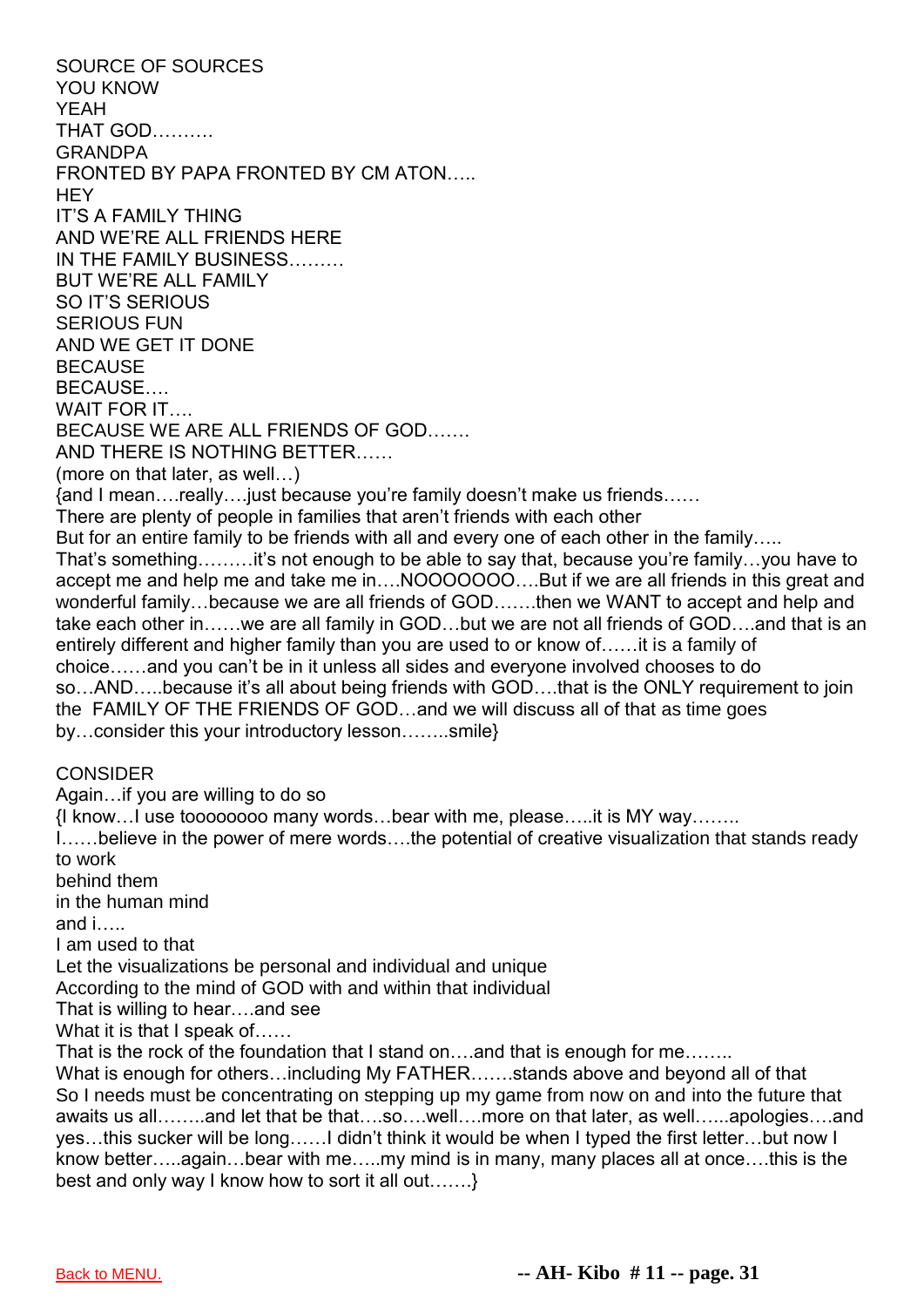SOURCE OF SOURCES
YOU KNOW
YEAH
THAT GOD……….
GRANDPA
FRONTED BY PAPA FRONTED BY CM ATON…..
HEY
IT'S A FAMILY THING
AND WE'RE ALL FRIENDS HERE
IN THE FAMILY BUSINESS………
BUT WE'RE ALL FAMILY
SO IT'S SERIOUS
SERIOUS FUN
AND WE GET IT DONE
BECAUSE
BECAUSE….
WAIT FOR IT….
BECAUSE WE ARE ALL FRIENDS OF GOD…….
AND THERE IS NOTHING BETTER……
(more on that later, as well…)
{and I mean….really….just because you're family doesn't make us friends……
There are plenty of people in families that aren't friends with each other
But for an entire family to be friends with all and every one of each other in the family…..
That's something………it's not enough to be able to say that, because you're family…you have to accept me and help me and take me in….NOOOOOOO….But if we are all friends in this great and wonderful family…because we are all friends of GOD…….then we WANT to accept and help and take each other in……we are all family in GOD…but we are not all friends of GOD….and that is an entirely different and higher family than you are used to or know of……it is a family of choice……and you can't be in it unless all sides and everyone involved chooses to do so…AND…..because it's all about being friends with GOD….that is the ONLY requirement to join the FAMILY OF THE FRIENDS OF GOD…and we will discuss all of that as time goes by…consider this your introductory lesson……..smile}

CONSIDER
Again…if you are willing to do so
{I know…I use toooooooo many words…bear with me, please…..it is MY way……..
I……believe in the power of mere words….the potential of creative visualization that stands ready to work
behind them
in the human mind
and i…..
I am used to that
Let the visualizations be personal and individual and unique
According to the mind of GOD with and within that individual
That is willing to hear….and see
What it is that I speak of……
That is the rock of the foundation that I stand on….and that is enough for me……..
What is enough for others…including My FATHER…….stands above and beyond all of that
So I needs must be concentrating on stepping up my game from now on and into the future that awaits us all……..and let that be that….so….well….more on that later, as well…...apologies….and yes…this sucker will be long……I didn't think it would be when I typed the first letter…but now I know better…..again…bear with me…..my mind is in many, many places all at once….this is the best and only way I know how to sort it all out…….}

Back to MENU.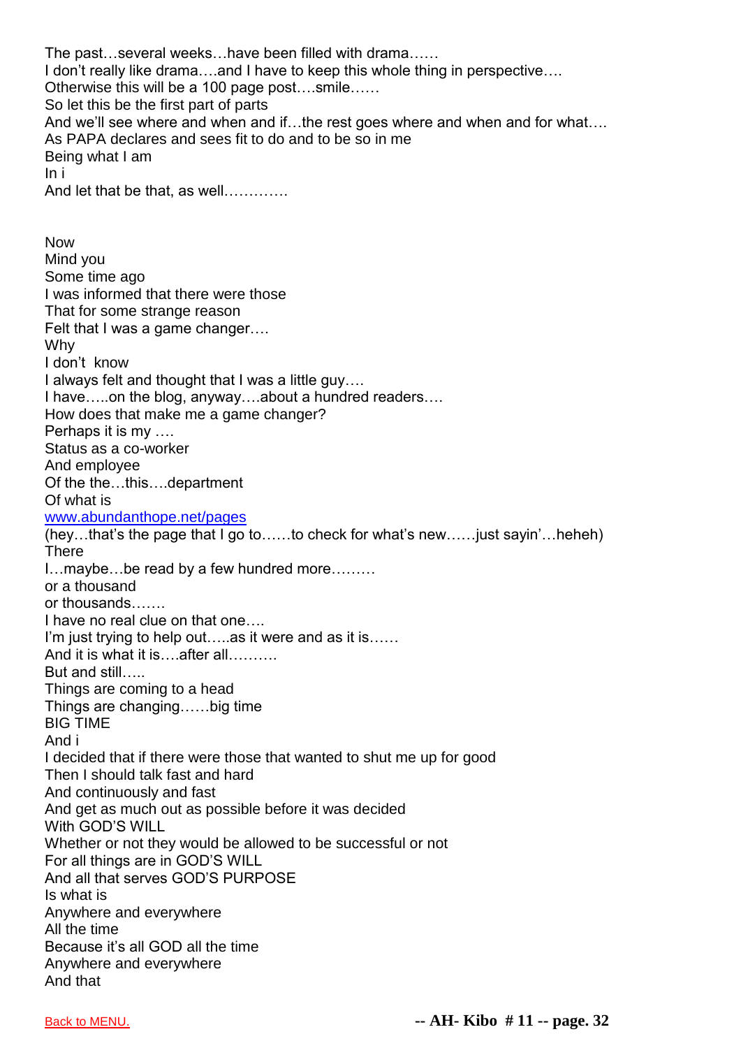The past…several weeks…have been filled with drama……
I don't really like drama….and I have to keep this whole thing in perspective….
Otherwise this will be a 100 page post….smile……
So let this be the first part of parts
And we'll see where and when and if…the rest goes where and when and for what….
As PAPA declares and sees fit to do and to be so in me
Being what I am
In i
And let that be that, as well…………

Now
Mind you
Some time ago
I was informed that there were those
That for some strange reason
Felt that I was a game changer….
Why
I don't know
I always felt and thought that I was a little guy….
I have…..on the blog, anyway….about a hundred readers….
How does that make me a game changer?
Perhaps it is my ….
Status as a co-worker
And employee
Of the the…this….department
Of what is
[www.abundanthope.net/pages](http://www.abundanthope.net/pages)
(hey…that's the page that I go to……to check for what's new……just sayin'…heheh)
There
I…maybe…be read by a few hundred more………
or a thousand
or thousands…….
I have no real clue on that one….
I'm just trying to help out…..as it were and as it is……
And it is what it is….after all……….
But and still…..
Things are coming to a head
Things are changing……big time
BIG TIME
And i
I decided that if there were those that wanted to shut me up for good
Then I should talk fast and hard
And continuously and fast
And get as much out as possible before it was decided
With GOD'S WILL
Whether or not they would be allowed to be successful or not
For all things are in GOD'S WILL
And all that serves GOD'S PURPOSE
Is what is
Anywhere and everywhere
All the time
Because it's all GOD all the time
Anywhere and everywhere
And that

Back to MENU.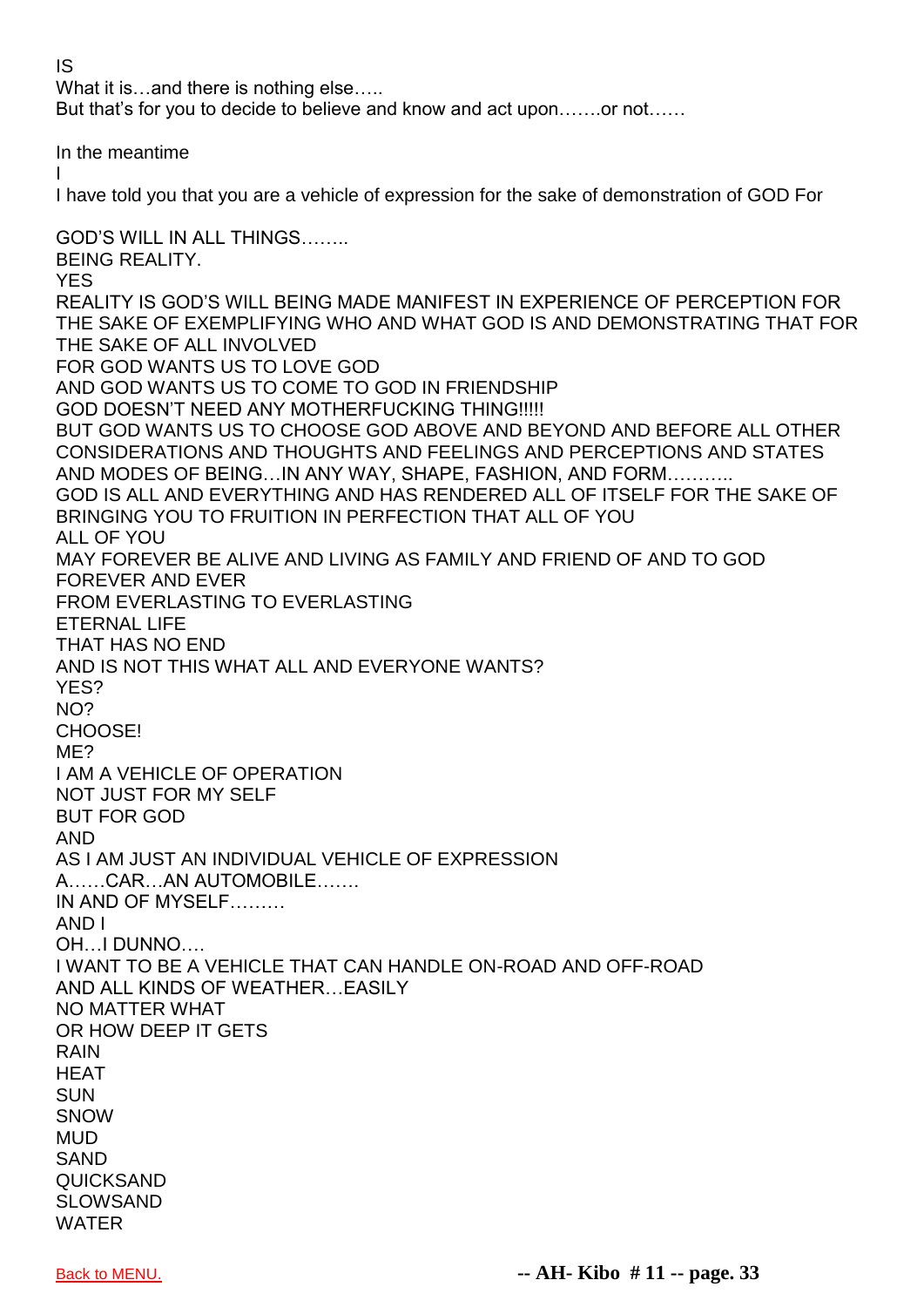IS
What it is…and there is nothing else…..
But that's for you to decide to believe and know and act upon…….or not……

In the meantime
I
I have told you that you are a vehicle of expression for the sake of demonstration of GOD For

GOD'S WILL IN ALL THINGS……..
BEING REALITY.
YES
REALITY IS GOD'S WILL BEING MADE MANIFEST IN EXPERIENCE OF PERCEPTION FOR THE SAKE OF EXEMPLIFYING WHO AND WHAT GOD IS AND DEMONSTRATING THAT FOR THE SAKE OF ALL INVOLVED
FOR GOD WANTS US TO LOVE GOD
AND GOD WANTS US TO COME TO GOD IN FRIENDSHIP
GOD DOESN'T NEED ANY MOTHERFUCKING THING!!!!!
BUT GOD WANTS US TO CHOOSE GOD ABOVE AND BEYOND AND BEFORE ALL OTHER CONSIDERATIONS AND THOUGHTS AND FEELINGS AND PERCEPTIONS AND STATES AND MODES OF BEING…IN ANY WAY, SHAPE, FASHION, AND FORM………..
GOD IS ALL AND EVERYTHING AND HAS RENDERED ALL OF ITSELF FOR THE SAKE OF BRINGING YOU TO FRUITION IN PERFECTION THAT ALL OF YOU
ALL OF YOU
MAY FOREVER BE ALIVE AND LIVING AS FAMILY AND FRIEND OF AND TO GOD
FOREVER AND EVER
FROM EVERLASTING TO EVERLASTING
ETERNAL LIFE
THAT HAS NO END
AND IS NOT THIS WHAT ALL AND EVERYONE WANTS?
YES?
NO?
CHOOSE!
ME?
I AM A VEHICLE OF OPERATION
NOT JUST FOR MY SELF
BUT FOR GOD
AND
AS I AM JUST AN INDIVIDUAL VEHICLE OF EXPRESSION
A……CAR…AN AUTOMOBILE…….
IN AND OF MYSELF………
AND I
OH…I DUNNO….
I WANT TO BE A VEHICLE THAT CAN HANDLE ON-ROAD AND OFF-ROAD
AND ALL KINDS OF WEATHER…EASILY
NO MATTER WHAT
OR HOW DEEP IT GETS
RAIN
HEAT
SUN
SNOW
MUD
SAND
QUICKSAND
SLOWSAND
WATER

Back to MENU.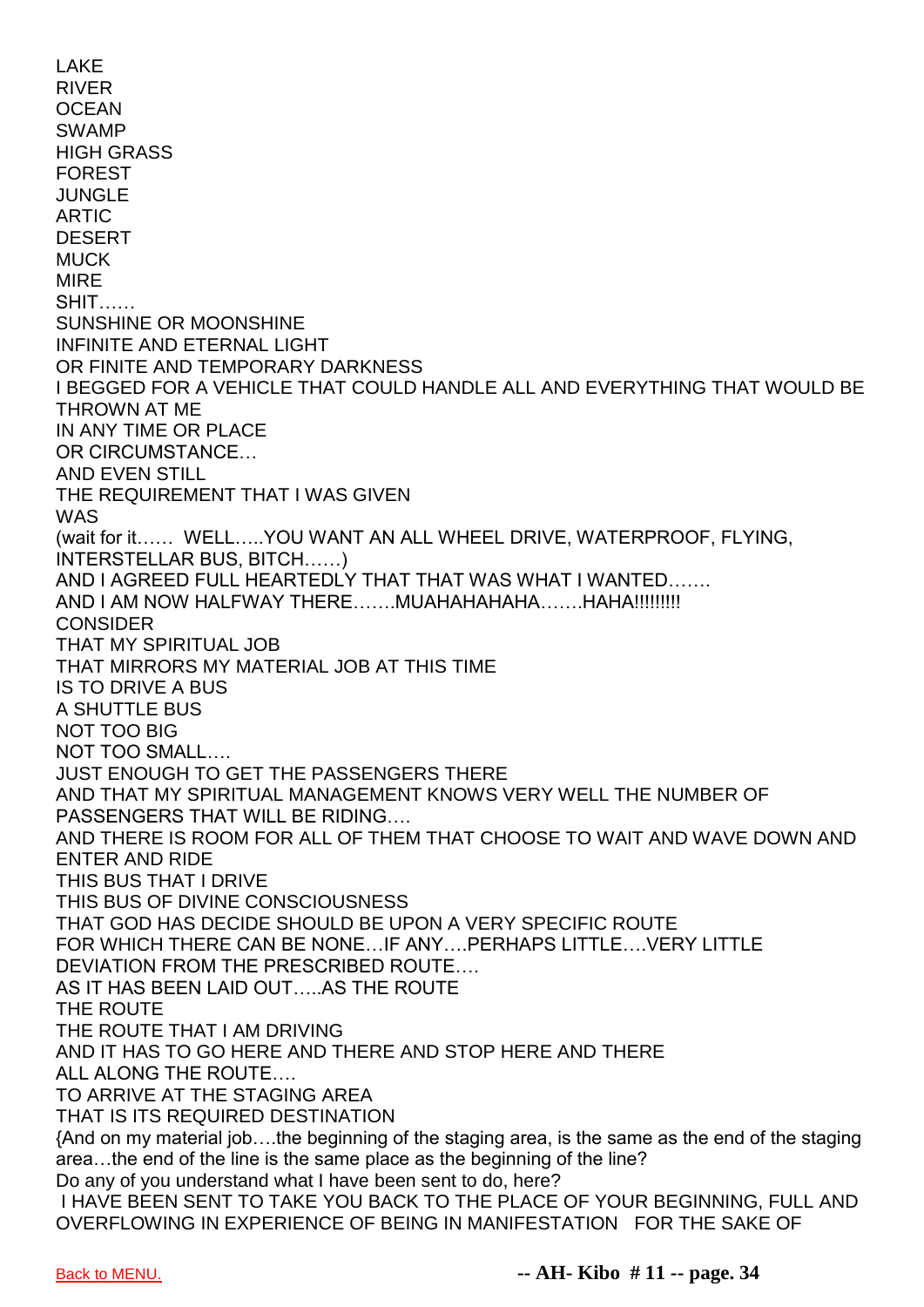LAKE
RIVER
OCEAN
SWAMP
HIGH GRASS
FOREST
JUNGLE
ARTIC
DESERT
MUCK
MIRE
SHIT……
SUNSHINE OR MOONSHINE
INFINITE AND ETERNAL LIGHT
OR FINITE AND TEMPORARY DARKNESS
I BEGGED FOR A VEHICLE THAT COULD HANDLE ALL AND EVERYTHING THAT WOULD BE THROWN AT ME
IN ANY TIME OR PLACE
OR CIRCUMSTANCE…
AND EVEN STILL
THE REQUIREMENT THAT I WAS GIVEN
WAS
(wait for it…… WELL…..YOU WANT AN ALL WHEEL DRIVE, WATERPROOF, FLYING, INTERSTELLAR BUS, BITCH……)
AND I AGREED FULL HEARTEDLY THAT THAT WAS WHAT I WANTED…….
AND I AM NOW HALFWAY THERE…….MUAHAHAHAHA…….HAHA!!!!!!!!!
CONSIDER
THAT MY SPIRITUAL JOB
THAT MIRRORS MY MATERIAL JOB AT THIS TIME
IS TO DRIVE A BUS
A SHUTTLE BUS
NOT TOO BIG
NOT TOO SMALL….
JUST ENOUGH TO GET THE PASSENGERS THERE
AND THAT MY SPIRITUAL MANAGEMENT KNOWS VERY WELL THE NUMBER OF PASSENGERS THAT WILL BE RIDING….
AND THERE IS ROOM FOR ALL OF THEM THAT CHOOSE TO WAIT AND WAVE DOWN AND ENTER AND RIDE
THIS BUS THAT I DRIVE
THIS BUS OF DIVINE CONSCIOUSNESS
THAT GOD HAS DECIDE SHOULD BE UPON A VERY SPECIFIC ROUTE
FOR WHICH THERE CAN BE NONE…IF ANY….PERHAPS LITTLE….VERY LITTLE DEVIATION FROM THE PRESCRIBED ROUTE….
AS IT HAS BEEN LAID OUT…..AS THE ROUTE
THE ROUTE
THE ROUTE THAT I AM DRIVING
AND IT HAS TO GO HERE AND THERE AND STOP HERE AND THERE
ALL ALONG THE ROUTE….
TO ARRIVE AT THE STAGING AREA
THAT IS ITS REQUIRED DESTINATION
{And on my material job….the beginning of the staging area, is the same as the end of the staging area…the end of the line is the same place as the beginning of the line?
Do any of you understand what I have been sent to do, here?
I HAVE BEEN SENT TO TAKE YOU BACK TO THE PLACE OF YOUR BEGINNING, FULL AND OVERFLOWING IN EXPERIENCE OF BEING IN MANIFESTATION FOR THE SAKE OF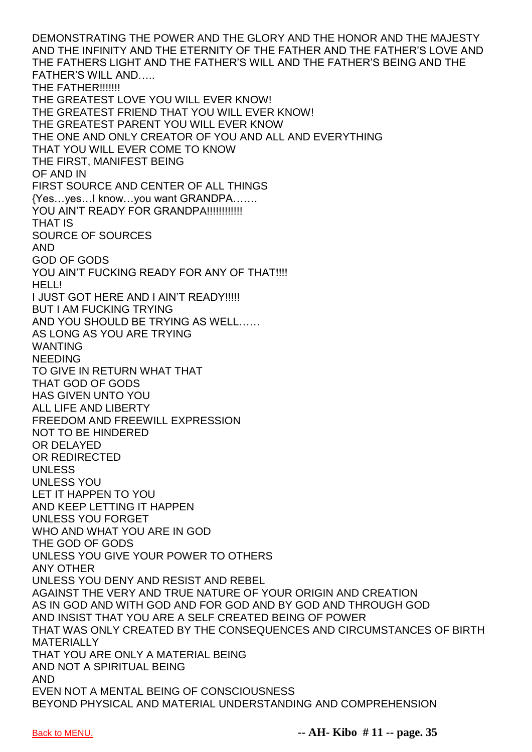DEMONSTRATING THE POWER AND THE GLORY AND THE HONOR AND THE MAJESTY AND THE INFINITY AND THE ETERNITY OF THE FATHER AND THE FATHER'S LOVE AND THE FATHERS LIGHT AND THE FATHER'S WILL AND THE FATHER'S BEING AND THE FATHER'S WILL AND…..

THE FATHER!!!!!!!

THE GREATEST LOVE YOU WILL EVER KNOW!

THE GREATEST FRIEND THAT YOU WILL EVER KNOW!

THE GREATEST PARENT YOU WILL EVER KNOW

THE ONE AND ONLY CREATOR OF YOU AND ALL AND EVERYTHING

THAT YOU WILL EVER COME TO KNOW

THE FIRST, MANIFEST BEING

OF AND IN

FIRST SOURCE AND CENTER OF ALL THINGS

{Yes…yes…I know…you want GRANDPA…….

YOU AIN'T READY FOR GRANDPA!!!!!!!!!!!!

THAT IS

SOURCE OF SOURCES

AND

GOD OF GODS

YOU AIN'T FUCKING READY FOR ANY OF THAT!!!!

HELL!

I JUST GOT HERE AND I AIN'T READY!!!!!

BUT I AM FUCKING TRYING

AND YOU SHOULD BE TRYING AS WELL……

AS LONG AS YOU ARE TRYING

WANTING

NEEDING

TO GIVE IN RETURN WHAT THAT

THAT GOD OF GODS

HAS GIVEN UNTO YOU

ALL LIFE AND LIBERTY

FREEDOM AND FREEWILL EXPRESSION

NOT TO BE HINDERED

OR DELAYED

OR REDIRECTED

UNLESS

UNLESS YOU

LET IT HAPPEN TO YOU

AND KEEP LETTING IT HAPPEN

UNLESS YOU FORGET

WHO AND WHAT YOU ARE IN GOD

THE GOD OF GODS

UNLESS YOU GIVE YOUR POWER TO OTHERS

ANY OTHER

UNLESS YOU DENY AND RESIST AND REBEL

AGAINST THE VERY AND TRUE NATURE OF YOUR ORIGIN AND CREATION

AS IN GOD AND WITH GOD AND FOR GOD AND BY GOD AND THROUGH GOD

AND INSIST THAT YOU ARE A SELF CREATED BEING OF POWER

THAT WAS ONLY CREATED BY THE CONSEQUENCES AND CIRCUMSTANCES OF BIRTH

MATERIALLY

THAT YOU ARE ONLY A MATERIAL BEING

AND NOT A SPIRITUAL BEING

AND

EVEN NOT A MENTAL BEING OF CONSCIOUSNESS

BEYOND PHYSICAL AND MATERIAL UNDERSTANDING AND COMPREHENSION

Back to MENU.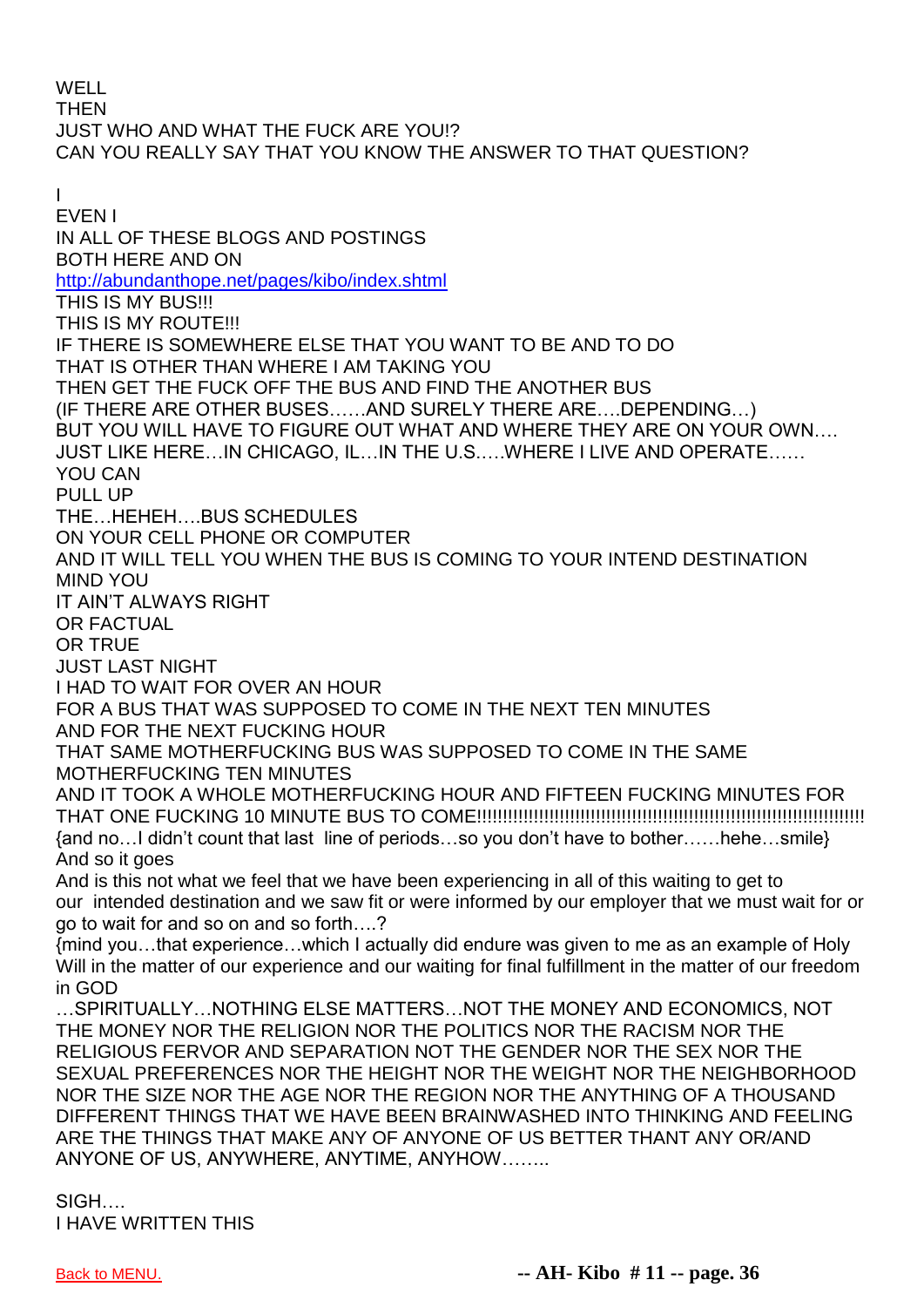WELL
THEN
JUST WHO AND WHAT THE FUCK ARE YOU!?
CAN YOU REALLY SAY THAT YOU KNOW THE ANSWER TO THAT QUESTION?

I
EVEN I
IN ALL OF THESE BLOGS AND POSTINGS
BOTH HERE AND ON
http://abundanthope.net/pages/kibo/index.shtml
THIS IS MY BUS!!!
THIS IS MY ROUTE!!!
IF THERE IS SOMEWHERE ELSE THAT YOU WANT TO BE AND TO DO
THAT IS OTHER THAN WHERE I AM TAKING YOU
THEN GET THE FUCK OFF THE BUS AND FIND THE ANOTHER BUS
(IF THERE ARE OTHER BUSES……AND SURELY THERE ARE….DEPENDING…)
BUT YOU WILL HAVE TO FIGURE OUT WHAT AND WHERE THEY ARE ON YOUR OWN….
JUST LIKE HERE…IN CHICAGO, IL…IN THE U.S.….WHERE I LIVE AND OPERATE……
YOU CAN
PULL UP
THE…HEHEH….BUS SCHEDULES
ON YOUR CELL PHONE OR COMPUTER
AND IT WILL TELL YOU WHEN THE BUS IS COMING TO YOUR INTEND DESTINATION
MIND YOU
IT AIN'T ALWAYS RIGHT
OR FACTUAL
OR TRUE
JUST LAST NIGHT
I HAD TO WAIT FOR OVER AN HOUR
FOR A BUS THAT WAS SUPPOSED TO COME IN THE NEXT TEN MINUTES
AND FOR THE NEXT FUCKING HOUR
THAT SAME MOTHERFUCKING BUS WAS SUPPOSED TO COME IN THE SAME MOTHERFUCKING TEN MINUTES
AND IT TOOK A WHOLE MOTHERFUCKING HOUR AND FIFTEEN FUCKING MINUTES FOR THAT ONE FUCKING 10 MINUTE BUS TO COME!!!!!!!!!!!!!!!!!!!!!!!!!!!!!!!!!!!!!!!!!!!!!!!!!!!!!!!!!!!!!!!!!!!!!!!!!!!!!!!
{and no…I didn't count that last line of periods…so you don't have to bother……hehe…smile}
And so it goes
And is this not what we feel that we have been experiencing in all of this waiting to get to our intended destination and we saw fit or were informed by our employer that we must wait for or go to wait for and so on and so forth….?
{mind you…that experience…which I actually did endure was given to me as an example of Holy Will in the matter of our experience and our waiting for final fulfillment in the matter of our freedom in GOD
…SPIRITUALLY…NOTHING ELSE MATTERS…NOT THE MONEY AND ECONOMICS, NOT THE MONEY NOR THE RELIGION NOR THE POLITICS NOR THE RACISM NOR THE RELIGIOUS FERVOR AND SEPARATION NOT THE GENDER NOR THE SEX NOR THE SEXUAL PREFERENCES NOR THE HEIGHT NOR THE WEIGHT NOR THE NEIGHBORHOOD NOR THE SIZE NOR THE AGE NOR THE REGION NOR THE ANYTHING OF A THOUSAND DIFFERENT THINGS THAT WE HAVE BEEN BRAINWASHED INTO THINKING AND FEELING ARE THE THINGS THAT MAKE ANY OF ANYONE OF US BETTER THANT ANY OR/AND ANYONE OF US, ANYWHERE, ANYTIME, ANYHOW……..

SIGH….
I HAVE WRITTEN THIS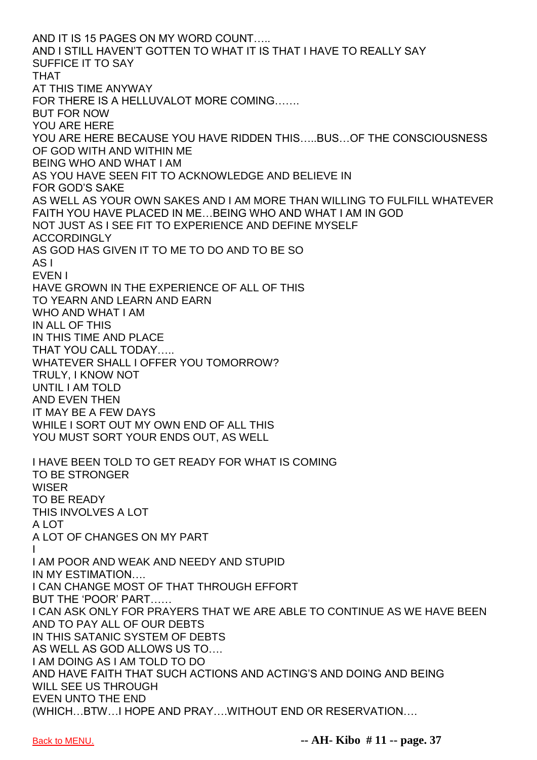AND IT IS 15 PAGES ON MY WORD COUNT…..
AND I STILL HAVEN'T GOTTEN TO WHAT IT IS THAT I HAVE TO REALLY SAY
SUFFICE IT TO SAY
THAT
AT THIS TIME ANYWAY
FOR THERE IS A HELLUVALOT MORE COMING…….
BUT FOR NOW
YOU ARE HERE
YOU ARE HERE BECAUSE YOU HAVE RIDDEN THIS…..BUS…OF THE CONSCIOUSNESS OF GOD WITH AND WITHIN ME
BEING WHO AND WHAT I AM
AS YOU HAVE SEEN FIT TO ACKNOWLEDGE AND BELIEVE IN
FOR GOD'S SAKE
AS WELL AS YOUR OWN SAKES AND I AM MORE THAN WILLING TO FULFILL WHATEVER FAITH YOU HAVE PLACED IN ME…BEING WHO AND WHAT I AM IN GOD
NOT JUST AS I SEE FIT TO EXPERIENCE AND DEFINE MYSELF
ACCORDINGLY
AS GOD HAS GIVEN IT TO ME TO DO AND TO BE SO
AS I
EVEN I
HAVE GROWN IN THE EXPERIENCE OF ALL OF THIS
TO YEARN AND LEARN AND EARN
WHO AND WHAT I AM
IN ALL OF THIS
IN THIS TIME AND PLACE
THAT YOU CALL TODAY…..
WHATEVER SHALL I OFFER YOU TOMORROW?
TRULY, I KNOW NOT
UNTIL I AM TOLD
AND EVEN THEN
IT MAY BE A FEW DAYS
WHILE I SORT OUT MY OWN END OF ALL THIS
YOU MUST SORT YOUR ENDS OUT, AS WELL

I HAVE BEEN TOLD TO GET READY FOR WHAT IS COMING
TO BE STRONGER
WISER
TO BE READY
THIS INVOLVES A LOT
A LOT
A LOT OF CHANGES ON MY PART
I
I AM POOR AND WEAK AND NEEDY AND STUPID
IN MY ESTIMATION….
I CAN CHANGE MOST OF THAT THROUGH EFFORT
BUT THE 'POOR' PART……
I CAN ASK ONLY FOR PRAYERS THAT WE ARE ABLE TO CONTINUE AS WE HAVE BEEN
AND TO PAY ALL OF OUR DEBTS
IN THIS SATANIC SYSTEM OF DEBTS
AS WELL AS GOD ALLOWS US TO….
I AM DOING AS I AM TOLD TO DO
AND HAVE FAITH THAT SUCH ACTIONS AND ACTING'S AND DOING AND BEING
WILL SEE US THROUGH
EVEN UNTO THE END
(WHICH…BTW…I HOPE AND PRAY….WITHOUT END OR RESERVATION….

Back to MENU.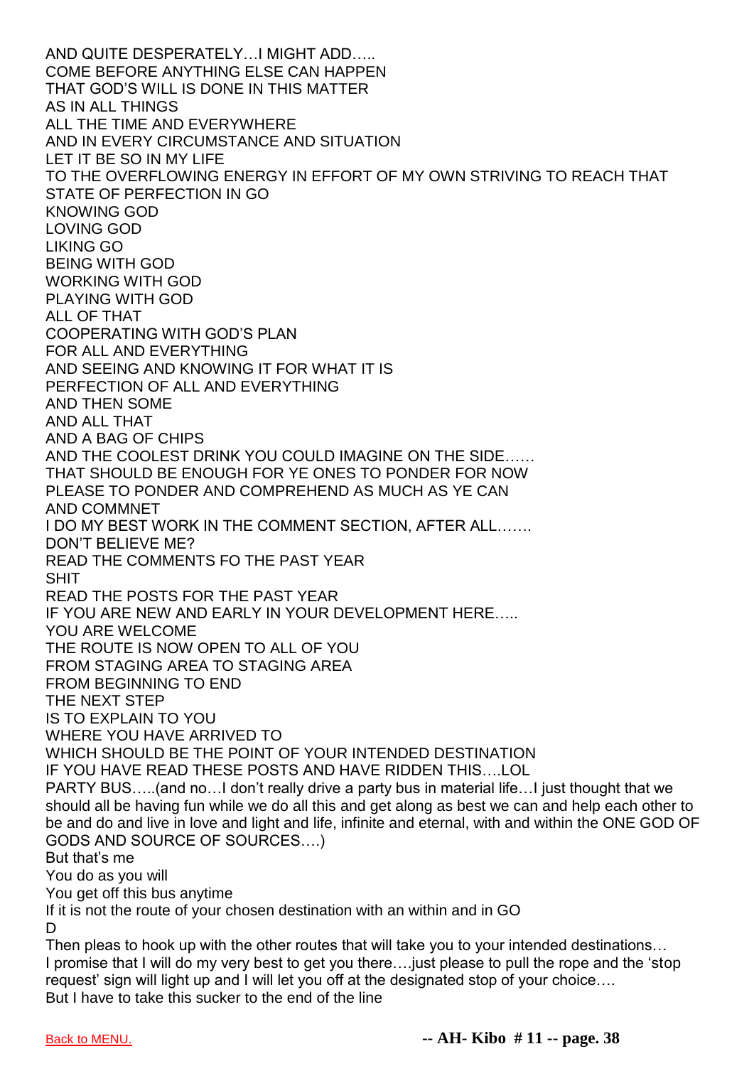AND QUITE DESPERATELY…I MIGHT ADD…..
COME BEFORE ANYTHING ELSE CAN HAPPEN
THAT GOD'S WILL IS DONE IN THIS MATTER
AS IN ALL THINGS
ALL THE TIME AND EVERYWHERE
AND IN EVERY CIRCUMSTANCE AND SITUATION
LET IT BE SO IN MY LIFE
TO THE OVERFLOWING ENERGY IN EFFORT OF MY OWN STRIVING TO REACH THAT STATE OF PERFECTION IN GO
KNOWING GOD
LOVING GOD
LIKING GO
BEING WITH GOD
WORKING WITH GOD
PLAYING WITH GOD
ALL OF THAT
COOPERATING WITH GOD'S PLAN
FOR ALL AND EVERYTHING
AND SEEING AND KNOWING IT FOR WHAT IT IS
PERFECTION OF ALL AND EVERYTHING
AND THEN SOME
AND ALL THAT
AND A BAG OF CHIPS
AND THE COOLEST DRINK YOU COULD IMAGINE ON THE SIDE……
THAT SHOULD BE ENOUGH FOR YE ONES TO PONDER FOR NOW
PLEASE TO PONDER AND COMPREHEND AS MUCH AS YE CAN
AND COMMNET
I DO MY BEST WORK IN THE COMMENT SECTION, AFTER ALL…….
DON'T BELIEVE ME?
READ THE COMMENTS FO THE PAST YEAR
SHIT
READ THE POSTS FOR THE PAST YEAR
IF YOU ARE NEW AND EARLY IN YOUR DEVELOPMENT HERE…..
YOU ARE WELCOME
THE ROUTE IS NOW OPEN TO ALL OF YOU
FROM STAGING AREA TO STAGING AREA
FROM BEGINNING TO END
THE NEXT STEP
IS TO EXPLAIN TO YOU
WHERE YOU HAVE ARRIVED TO
WHICH SHOULD BE THE POINT OF YOUR INTENDED DESTINATION
IF YOU HAVE READ THESE POSTS AND HAVE RIDDEN THIS….LOL
PARTY BUS…..(and no…I don't really drive a party bus in material life…I just thought that we should all be having fun while we do all this and get along as best we can and help each other to be and do and live in love and light and life, infinite and eternal, with and within the ONE GOD OF GODS AND SOURCE OF SOURCES….)
But that's me
You do as you will
You get off this bus anytime
If it is not the route of your chosen destination with an within and in GO
D
Then pleas to hook up with the other routes that will take you to your intended destinations…
I promise that I will do my very best to get you there….just please to pull the rope and the 'stop request' sign will light up and I will let you off at the designated stop of your choice….
But I have to take this sucker to the end of the line

[Back to MENU.](#)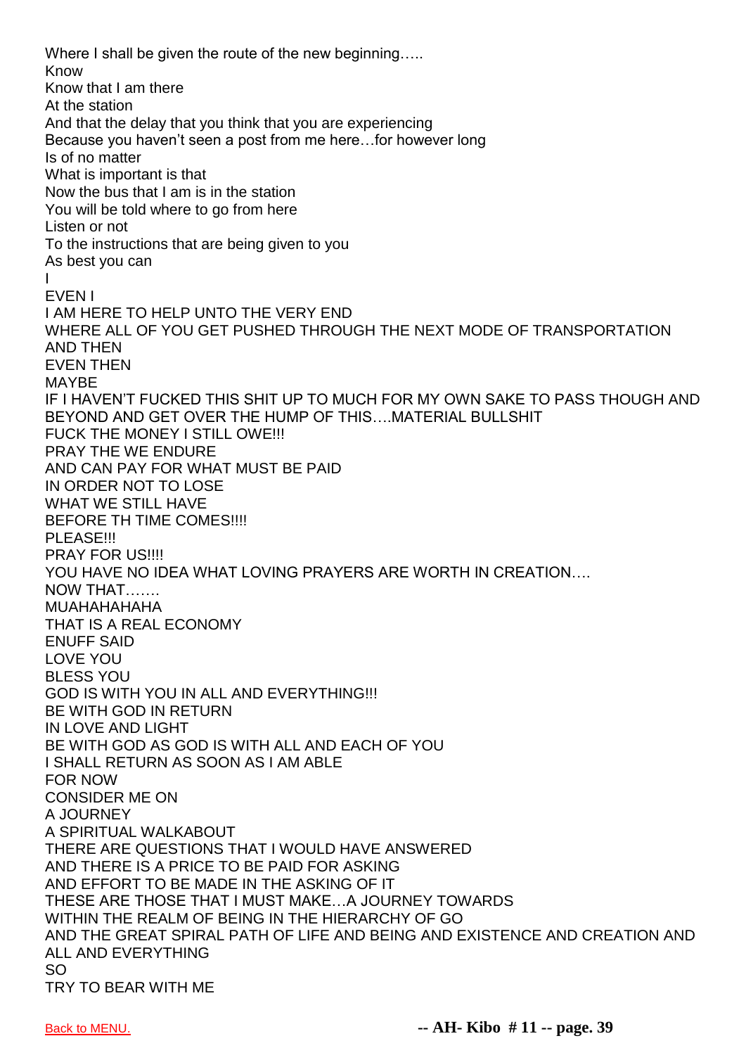Where I shall be given the route of the new beginning…..
Know
Know that I am there
At the station
And that the delay that you think that you are experiencing
Because you haven't seen a post from me here…for however long
Is of no matter
What is important is that
Now the bus that I am is in the station
You will be told where to go from here
Listen or not
To the instructions that are being given to you
As best you can
I
EVEN I
I AM HERE TO HELP UNTO THE VERY END
WHERE ALL OF YOU GET PUSHED THROUGH THE NEXT MODE OF TRANSPORTATION
AND THEN
EVEN THEN
MAYBE
IF I HAVEN'T FUCKED THIS SHIT UP TO MUCH FOR MY OWN SAKE TO PASS THOUGH AND BEYOND AND GET OVER THE HUMP OF THIS….MATERIAL BULLSHIT
FUCK THE MONEY I STILL OWE!!!
PRAY THE WE ENDURE
AND CAN PAY FOR WHAT MUST BE PAID
IN ORDER NOT TO LOSE
WHAT WE STILL HAVE
BEFORE TH TIME COMES!!!!
PLEASE!!!
PRAY FOR US!!!!
YOU HAVE NO IDEA WHAT LOVING PRAYERS ARE WORTH IN CREATION….
NOW THAT…….
MUAHAHAHAHA
THAT IS A REAL ECONOMY
ENUFF SAID
LOVE YOU
BLESS YOU
GOD IS WITH YOU IN ALL AND EVERYTHING!!!
BE WITH GOD IN RETURN
IN LOVE AND LIGHT
BE WITH GOD AS GOD IS WITH ALL AND EACH OF YOU
I SHALL RETURN AS SOON AS I AM ABLE
FOR NOW
CONSIDER ME ON
A JOURNEY
A SPIRITUAL WALKABOUT
THERE ARE QUESTIONS THAT I WOULD HAVE ANSWERED
AND THERE IS A PRICE TO BE PAID FOR ASKING
AND EFFORT TO BE MADE IN THE ASKING OF IT
THESE ARE THOSE THAT I MUST MAKE…A JOURNEY TOWARDS
WITHIN THE REALM OF BEING IN THE HIERARCHY OF GO
AND THE GREAT SPIRAL PATH OF LIFE AND BEING AND EXISTENCE AND CREATION AND ALL AND EVERYTHING
SO
TRY TO BEAR WITH ME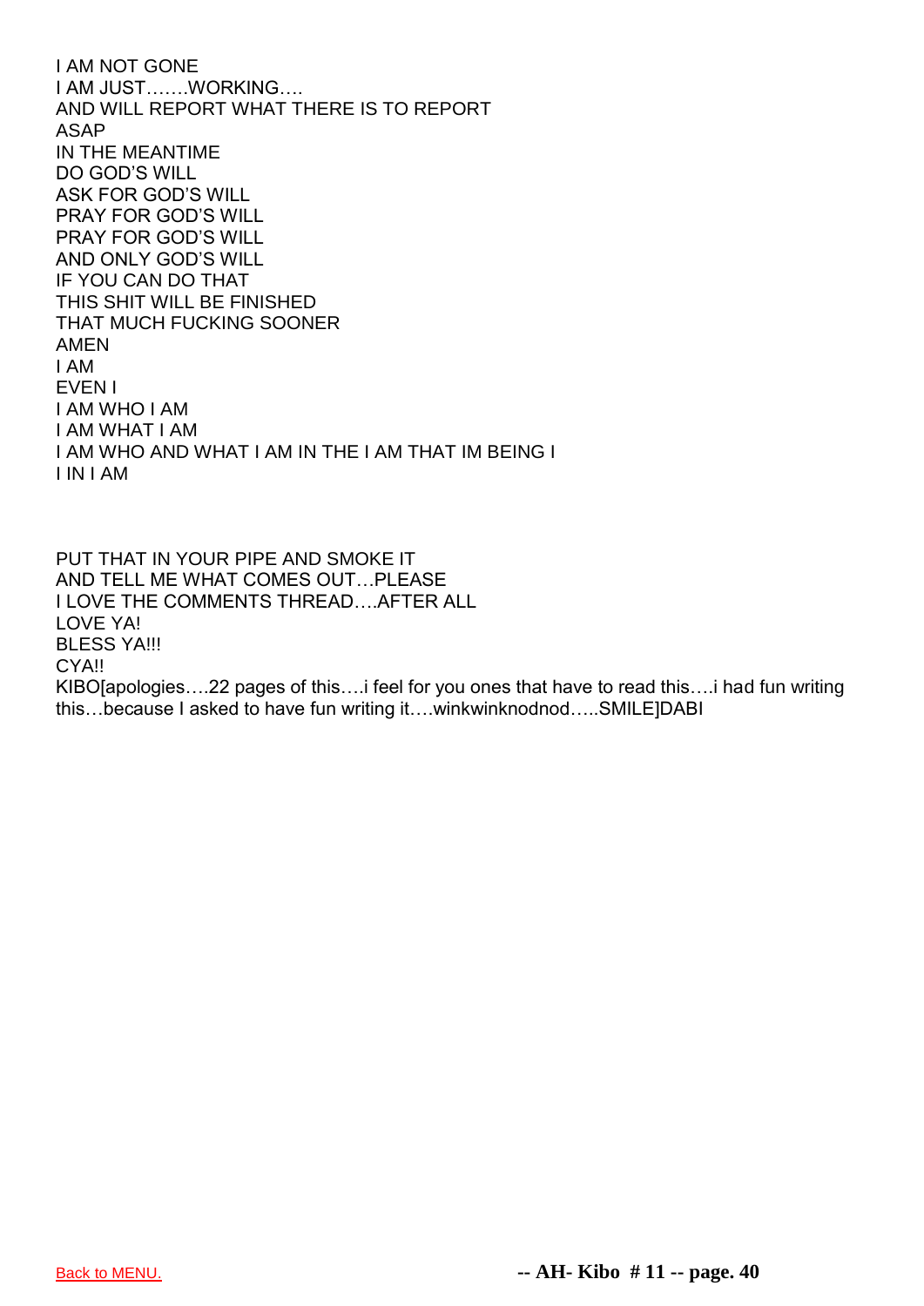I AM NOT GONE
I AM JUST…….WORKING….
AND WILL REPORT WHAT THERE IS TO REPORT
ASAP
IN THE MEANTIME
DO GOD'S WILL
ASK FOR GOD'S WILL
PRAY FOR GOD'S WILL
PRAY FOR GOD'S WILL
AND ONLY GOD'S WILL
IF YOU CAN DO THAT
THIS SHIT WILL BE FINISHED
THAT MUCH FUCKING SOONER
AMEN
I AM
EVEN I
I AM WHO I AM
I AM WHAT I AM
I AM WHO AND WHAT I AM IN THE I AM THAT IM BEING I
I IN I AM

PUT THAT IN YOUR PIPE AND SMOKE IT
AND TELL ME WHAT COMES OUT…PLEASE
I LOVE THE COMMENTS THREAD….AFTER ALL
LOVE YA!
BLESS YA!!!
CYA!!
KIBO[apologies….22 pages of this….i feel for you ones that have to read this….i had fun writing this…because I asked to have fun writing it….winkwinknodnod…..SMILE]DABI

Back to MENU.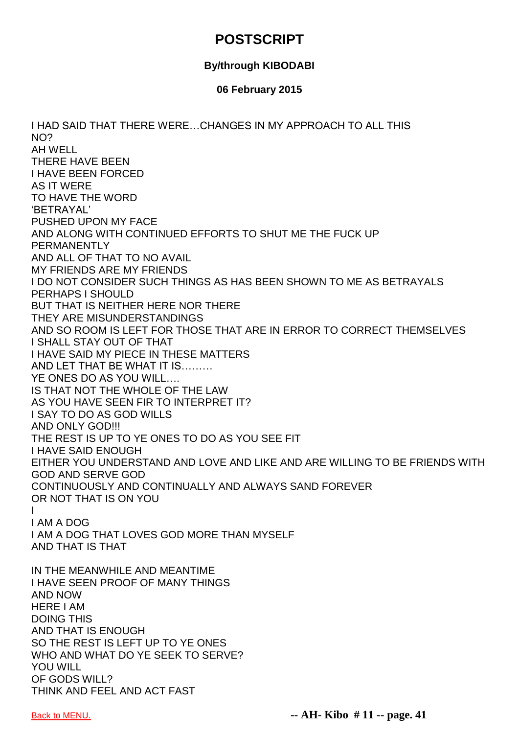# POSTSCRIPT

**By/through KIBODABI**

**06 February 2015**

I HAD SAID THAT THERE WERE…CHANGES IN MY APPROACH TO ALL THIS  
NO?  
AH WELL  
THERE HAVE BEEN  
I HAVE BEEN FORCED  
AS IT WERE  
TO HAVE THE WORD  
'BETRAYAL'  
PUSHED UPON MY FACE  
AND ALONG WITH CONTINUED EFFORTS TO SHUT ME THE FUCK UP  
PERMANENTLY  
AND ALL OF THAT TO NO AVAIL  
MY FRIENDS ARE MY FRIENDS  
I DO NOT CONSIDER SUCH THINGS AS HAS BEEN SHOWN TO ME AS BETRAYALS  
PERHAPS I SHOULD  
BUT THAT IS NEITHER HERE NOR THERE  
THEY ARE MISUNDERSTANDINGS  
AND SO ROOM IS LEFT FOR THOSE THAT ARE IN ERROR TO CORRECT THEMSELVES  
I SHALL STAY OUT OF THAT  
I HAVE SAID MY PIECE IN THESE MATTERS  
AND LET THAT BE WHAT IT IS………  
YE ONES DO AS YOU WILL….  
IS THAT NOT THE WHOLE OF THE LAW  
AS YOU HAVE SEEN FIR TO INTERPRET IT?  
I SAY TO DO AS GOD WILLS  
AND ONLY GOD!!!  
THE REST IS UP TO YE ONES TO DO AS YOU SEE FIT  
I HAVE SAID ENOUGH  
EITHER YOU UNDERSTAND AND LOVE AND LIKE AND ARE WILLING TO BE FRIENDS WITH GOD AND SERVE GOD  
CONTINUOUSLY AND CONTINUALLY AND ALWAYS SAND FOREVER  
OR NOT THAT IS ON YOU  
I  
I AM A DOG  
I AM A DOG THAT LOVES GOD MORE THAN MYSELF  
AND THAT IS THAT

IN THE MEANWHILE AND MEANTIME  
I HAVE SEEN PROOF OF MANY THINGS  
AND NOW  
HERE I AM  
DOING THIS  
AND THAT IS ENOUGH  
SO THE REST IS LEFT UP TO YE ONES  
WHO AND WHAT DO YE SEEK TO SERVE?  
YOU WILL  
OF GODS WILL?  
THINK AND FEEL AND ACT FAST

Back to MENU.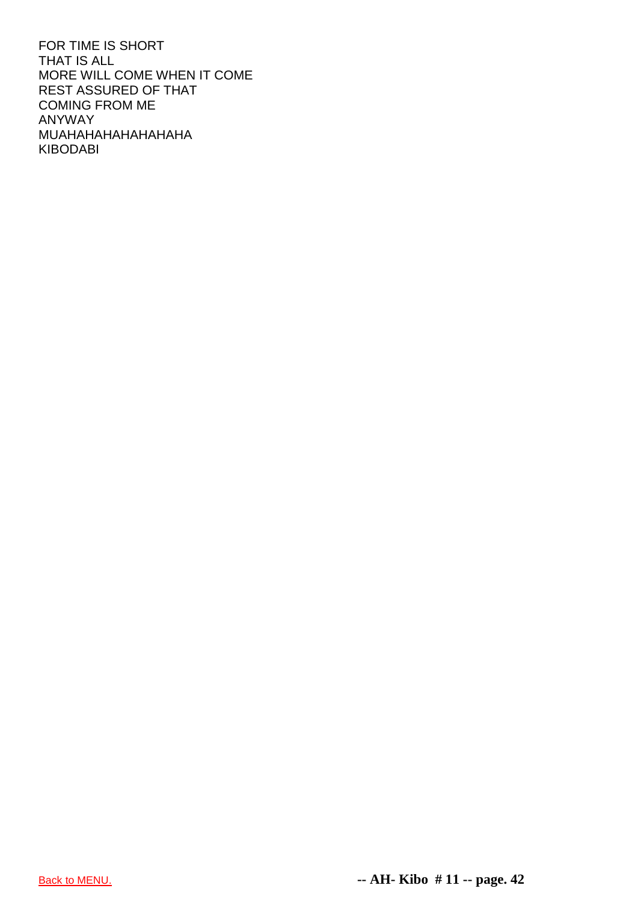FOR TIME IS SHORT
THAT IS ALL
MORE WILL COME WHEN IT COME
REST ASSURED OF THAT
COMING FROM ME
ANYWAY
MUAHAHAHAHAHAHAHA
KIBODABI

Back to MENU.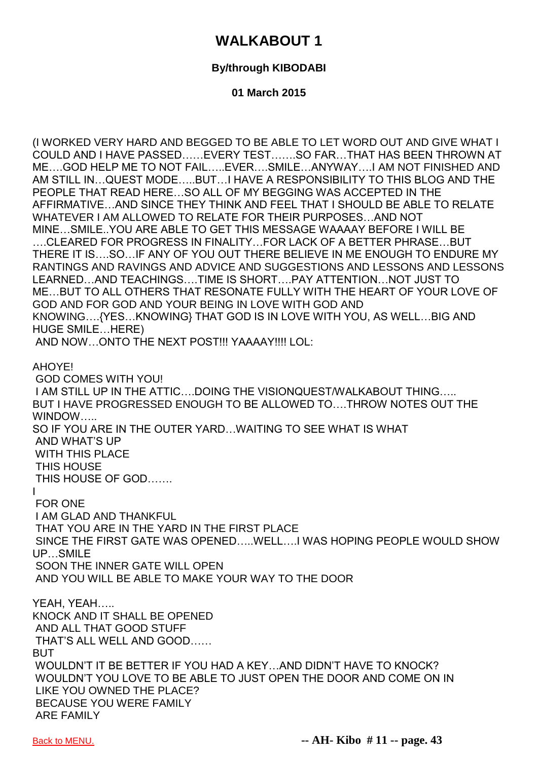# WALKABOUT 1

**By/through KIBODABI**

**01 March 2015**

(I WORKED VERY HARD AND BEGGED TO BE ABLE TO LET WORD OUT AND GIVE WHAT I COULD AND I HAVE PASSED……EVERY TEST…….SO FAR…THAT HAS BEEN THROWN AT ME….GOD HELP ME TO NOT FAIL…..EVER….SMILE…ANYWAY….I AM NOT FINISHED AND AM STILL IN…QUEST MODE…..BUT…I HAVE A RESPONSIBILITY TO THIS BLOG AND THE PEOPLE THAT READ HERE…SO ALL OF MY BEGGING WAS ACCEPTED IN THE AFFIRMATIVE…AND SINCE THEY THINK AND FEEL THAT I SHOULD BE ABLE TO RELATE WHATEVER I AM ALLOWED TO RELATE FOR THEIR PURPOSES…AND NOT MINE…SMILE..YOU ARE ABLE TO GET THIS MESSAGE WAAAAY BEFORE I WILL BE ….CLEARED FOR PROGRESS IN FINALITY…FOR LACK OF A BETTER PHRASE…BUT THERE IT IS….SO…IF ANY OF YOU OUT THERE BELIEVE IN ME ENOUGH TO ENDURE MY RANTINGS AND RAVINGS AND ADVICE AND SUGGESTIONS AND LESSONS AND LESSONS LEARNED…AND TEACHINGS….TIME IS SHORT….PAY ATTENTION…NOT JUST TO ME…BUT TO ALL OTHERS THAT RESONATE FULLY WITH THE HEART OF YOUR LOVE OF GOD AND FOR GOD AND YOUR BEING IN LOVE WITH GOD AND KNOWING….{YES…KNOWING} THAT GOD IS IN LOVE WITH YOU, AS WELL…BIG AND HUGE SMILE…HERE)

AND NOW…ONTO THE NEXT POST!!! YAAAAY!!!! LOL:

AHOYE!

GOD COMES WITH YOU!

I AM STILL UP IN THE ATTIC….DOING THE VISIONQUEST/WALKABOUT THING…..

BUT I HAVE PROGRESSED ENOUGH TO BE ALLOWED TO….THROW NOTES OUT THE WINDOW…..

SO IF YOU ARE IN THE OUTER YARD…WAITING TO SEE WHAT IS WHAT

AND WHAT'S UP

WITH THIS PLACE

THIS HOUSE

THIS HOUSE OF GOD…….

I

FOR ONE

I AM GLAD AND THANKFUL

THAT YOU ARE IN THE YARD IN THE FIRST PLACE

SINCE THE FIRST GATE WAS OPENED…..WELL….I WAS HOPING PEOPLE WOULD SHOW UP…SMILE

SOON THE INNER GATE WILL OPEN

AND YOU WILL BE ABLE TO MAKE YOUR WAY TO THE DOOR

YEAH, YEAH…..

KNOCK AND IT SHALL BE OPENED

AND ALL THAT GOOD STUFF

THAT'S ALL WELL AND GOOD……

BUT

WOULDN'T IT BE BETTER IF YOU HAD A KEY…AND DIDN'T HAVE TO KNOCK?

WOULDN'T YOU LOVE TO BE ABLE TO JUST OPEN THE DOOR AND COME ON IN

LIKE YOU OWNED THE PLACE?

BECAUSE YOU WERE FAMILY

ARE FAMILY

Back to MENU.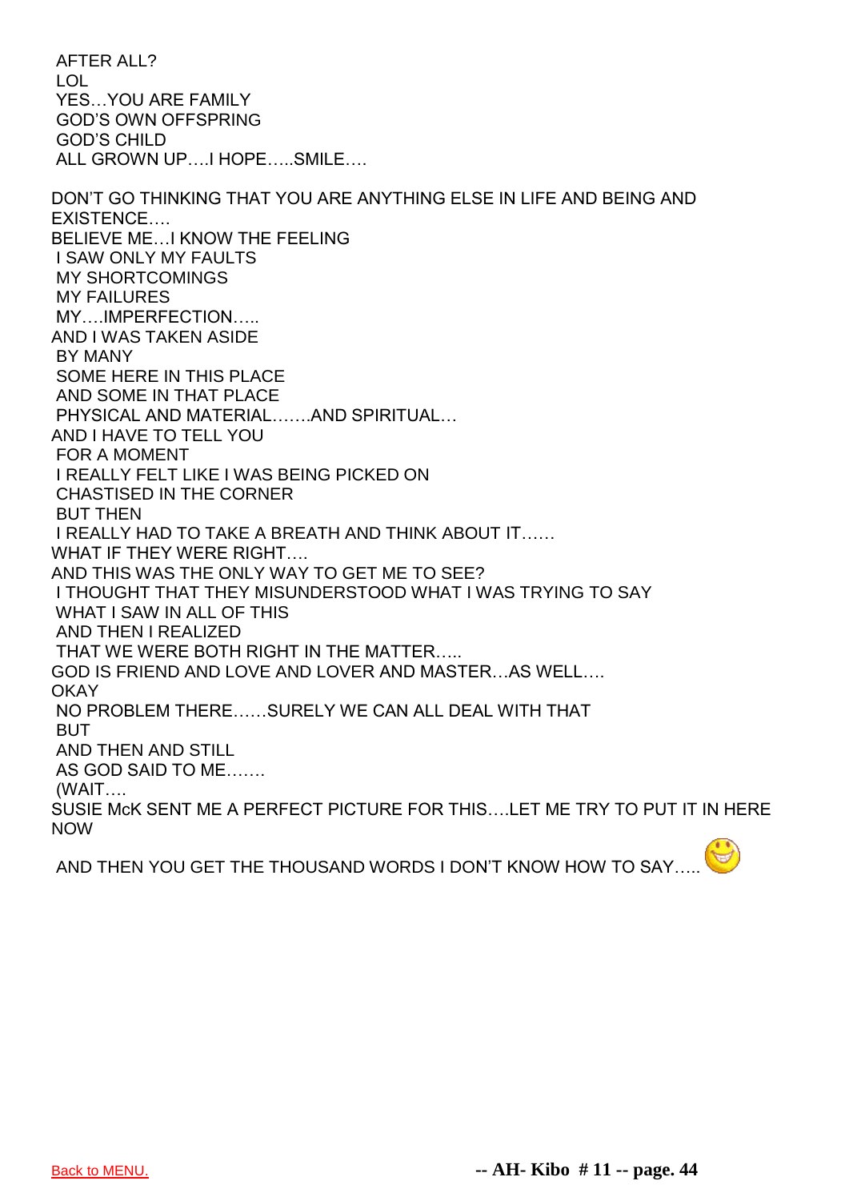AFTER ALL?
LOL
YES…YOU ARE FAMILY
GOD'S OWN OFFSPRING
GOD'S CHILD
ALL GROWN UP….I HOPE…..SMILE….

DON'T GO THINKING THAT YOU ARE ANYTHING ELSE IN LIFE AND BEING AND EXISTENCE….
BELIEVE ME…I KNOW THE FEELING
I SAW ONLY MY FAULTS
MY SHORTCOMINGS
MY FAILURES
MY….IMPERFECTION…..
AND I WAS TAKEN ASIDE
BY MANY
SOME HERE IN THIS PLACE
AND SOME IN THAT PLACE
PHYSICAL AND MATERIAL…….AND SPIRITUAL…
AND I HAVE TO TELL YOU
FOR A MOMENT
I REALLY FELT LIKE I WAS BEING PICKED ON
CHASTISED IN THE CORNER
BUT THEN
I REALLY HAD TO TAKE A BREATH AND THINK ABOUT IT……
WHAT IF THEY WERE RIGHT….
AND THIS WAS THE ONLY WAY TO GET ME TO SEE?
I THOUGHT THAT THEY MISUNDERSTOOD WHAT I WAS TRYING TO SAY
WHAT I SAW IN ALL OF THIS
AND THEN I REALIZED
THAT WE WERE BOTH RIGHT IN THE MATTER…..
GOD IS FRIEND AND LOVE AND LOVER AND MASTER…AS WELL….
OKAY
NO PROBLEM THERE……SURELY WE CAN ALL DEAL WITH THAT
BUT
AND THEN AND STILL
AS GOD SAID TO ME…….
(WAIT….
SUSIE McK SENT ME A PERFECT PICTURE FOR THIS….LET ME TRY TO PUT IT IN HERE NOW

AND THEN YOU GET THE THOUSAND WORDS I DON'T KNOW HOW TO SAY…..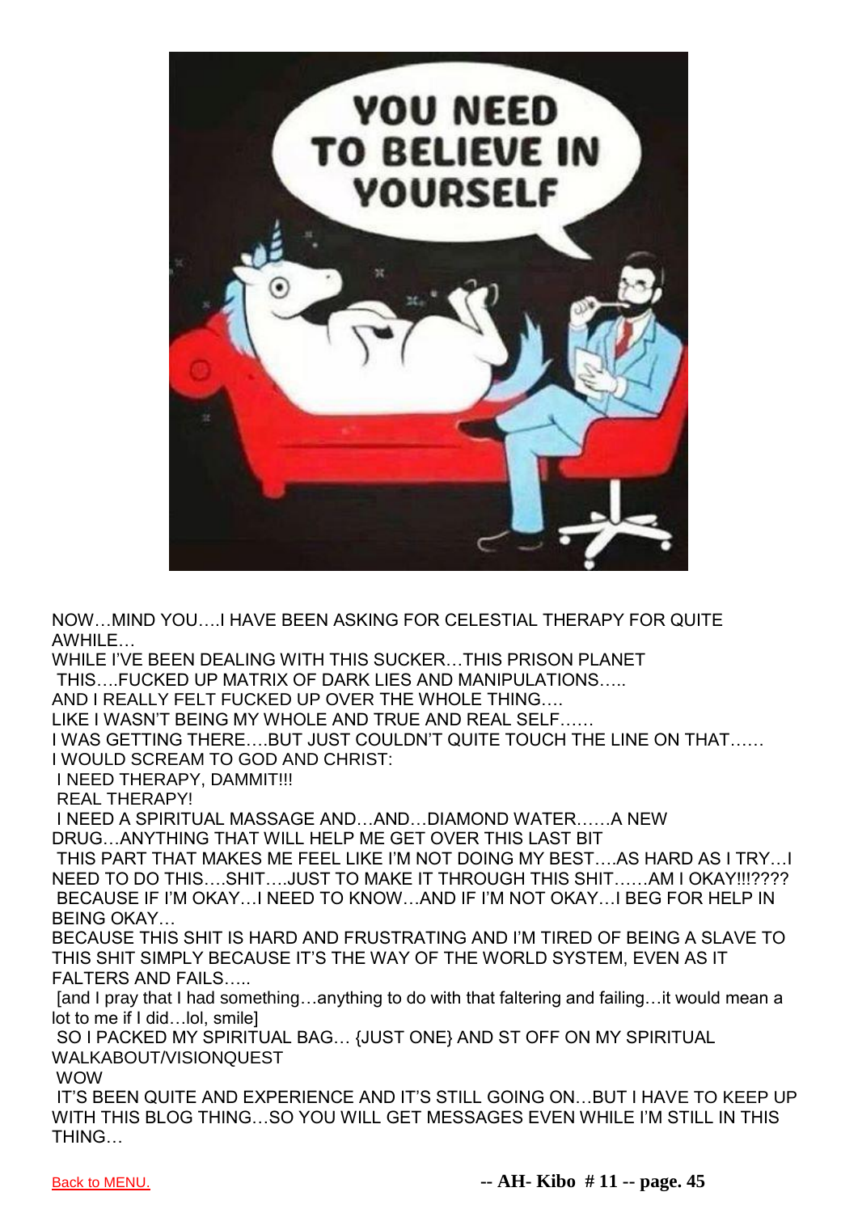NOW…MIND YOU….I HAVE BEEN ASKING FOR CELESTIAL THERAPY FOR QUITE AWHILE…
WHILE I'VE BEEN DEALING WITH THIS SUCKER…THIS PRISON PLANET
THIS….FUCKED UP MATRIX OF DARK LIES AND MANIPULATIONS…..
AND I REALLY FELT FUCKED UP OVER THE WHOLE THING….
LIKE I WASN'T BEING MY WHOLE AND TRUE AND REAL SELF……
I WAS GETTING THERE….BUT JUST COULDN'T QUITE TOUCH THE LINE ON THAT……
I WOULD SCREAM TO GOD AND CHRIST:
I NEED THERAPY, DAMMIT!!!
REAL THERAPY!
I NEED A SPIRITUAL MASSAGE AND…AND…DIAMOND WATER……A NEW DRUG…ANYTHING THAT WILL HELP ME GET OVER THIS LAST BIT
THIS PART THAT MAKES ME FEEL LIKE I'M NOT DOING MY BEST….AS HARD AS I TRY…I NEED TO DO THIS….SHIT….JUST TO MAKE IT THROUGH THIS SHIT……AM I OKAY!!!????
BECAUSE IF I'M OKAY…I NEED TO KNOW…AND IF I'M NOT OKAY…I BEG FOR HELP IN BEING OKAY…
BECAUSE THIS SHIT IS HARD AND FRUSTRATING AND I'M TIRED OF BEING A SLAVE TO THIS SHIT SIMPLY BECAUSE IT'S THE WAY OF THE WORLD SYSTEM, EVEN AS IT FALTERS AND FAILS…..
[and I pray that I had something…anything to do with that faltering and failing…it would mean a lot to me if I did…lol, smile]
SO I PACKED MY SPIRITUAL BAG… {JUST ONE} AND ST OFF ON MY SPIRITUAL WALKABOUT/VISIONQUEST
WOW
IT'S BEEN QUITE AND EXPERIENCE AND IT'S STILL GOING ON…BUT I HAVE TO KEEP UP WITH THIS BLOG THING…SO YOU WILL GET MESSAGES EVEN WHILE I'M STILL IN THIS THING…

Back to MENU.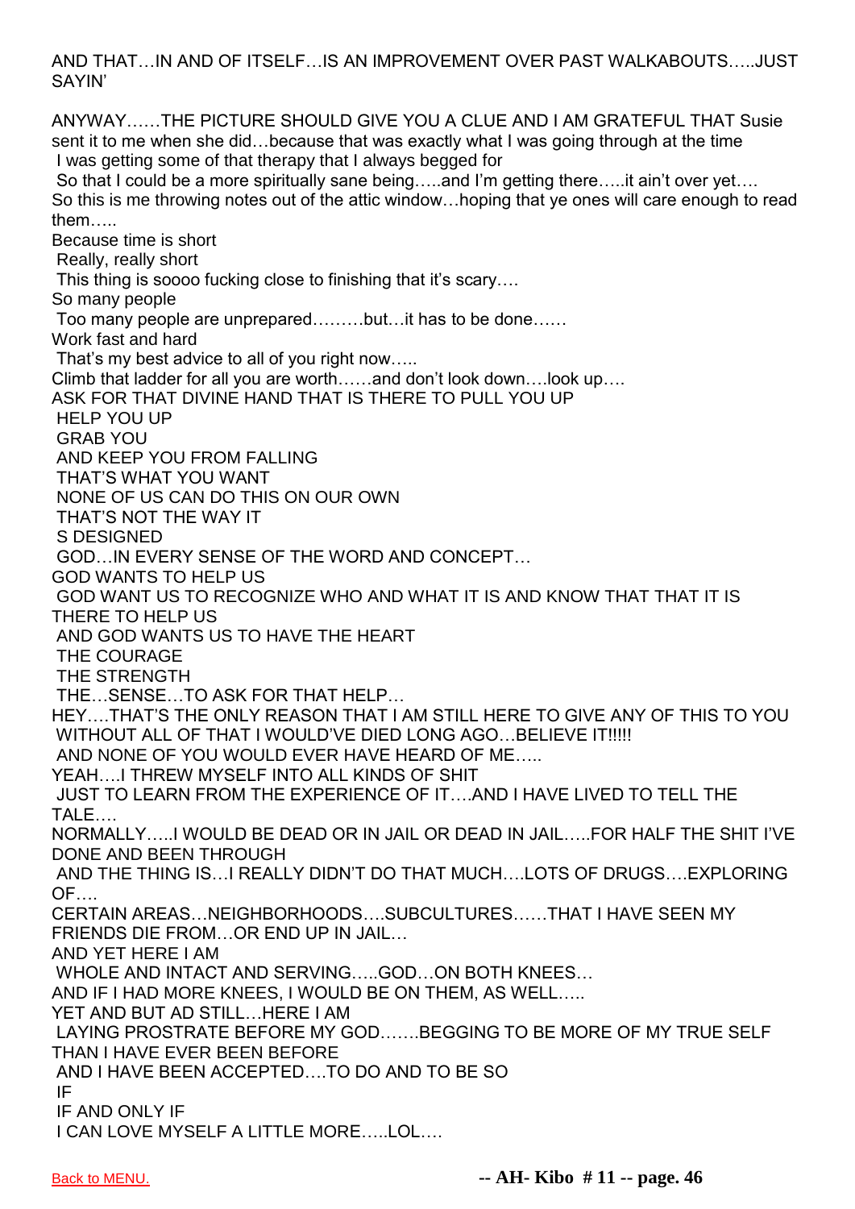AND THAT…IN AND OF ITSELF…IS AN IMPROVEMENT OVER PAST WALKABOUTS…..JUST SAYIN'

ANYWAY……THE PICTURE SHOULD GIVE YOU A CLUE AND I AM GRATEFUL THAT Susie sent it to me when she did…because that was exactly what I was going through at the time
I was getting some of that therapy that I always begged for
So that I could be a more spiritually sane being…..and I'm getting there…..it ain't over yet….
So this is me throwing notes out of the attic window…hoping that ye ones will care enough to read them…..
Because time is short
Really, really short
This thing is soooo fucking close to finishing that it's scary….
So many people
Too many people are unprepared………but…it has to be done……
Work fast and hard
That's my best advice to all of you right now…..
Climb that ladder for all you are worth……and don't look down….look up….
ASK FOR THAT DIVINE HAND THAT IS THERE TO PULL YOU UP
HELP YOU UP
GRAB YOU
AND KEEP YOU FROM FALLING
THAT'S WHAT YOU WANT
NONE OF US CAN DO THIS ON OUR OWN
THAT'S NOT THE WAY IT
S DESIGNED
GOD…IN EVERY SENSE OF THE WORD AND CONCEPT…
GOD WANTS TO HELP US
GOD WANT US TO RECOGNIZE WHO AND WHAT IT IS AND KNOW THAT THAT IT IS THERE TO HELP US
AND GOD WANTS US TO HAVE THE HEART
THE COURAGE
THE STRENGTH
THE…SENSE…TO ASK FOR THAT HELP…
HEY….THAT'S THE ONLY REASON THAT I AM STILL HERE TO GIVE ANY OF THIS TO YOU
WITHOUT ALL OF THAT I WOULD'VE DIED LONG AGO…BELIEVE IT!!!!!
AND NONE OF YOU WOULD EVER HAVE HEARD OF ME…..
YEAH….I THREW MYSELF INTO ALL KINDS OF SHIT
JUST TO LEARN FROM THE EXPERIENCE OF IT….AND I HAVE LIVED TO TELL THE TALE….
NORMALLY…..I WOULD BE DEAD OR IN JAIL OR DEAD IN JAIL…..FOR HALF THE SHIT I'VE DONE AND BEEN THROUGH
AND THE THING IS…I REALLY DIDN'T DO THAT MUCH….LOTS OF DRUGS….EXPLORING OF….
CERTAIN AREAS…NEIGHBORHOODS….SUBCULTURES……THAT I HAVE SEEN MY FRIENDS DIE FROM…OR END UP IN JAIL…
AND YET HERE I AM
WHOLE AND INTACT AND SERVING…..GOD…ON BOTH KNEES…
AND IF I HAD MORE KNEES, I WOULD BE ON THEM, AS WELL…..
YET AND BUT AD STILL…HERE I AM
LAYING PROSTRATE BEFORE MY GOD…….BEGGING TO BE MORE OF MY TRUE SELF THAN I HAVE EVER BEEN BEFORE
AND I HAVE BEEN ACCEPTED….TO DO AND TO BE SO
IF
IF AND ONLY IF
I CAN LOVE MYSELF A LITTLE MORE…..LOL….

Back to MENU.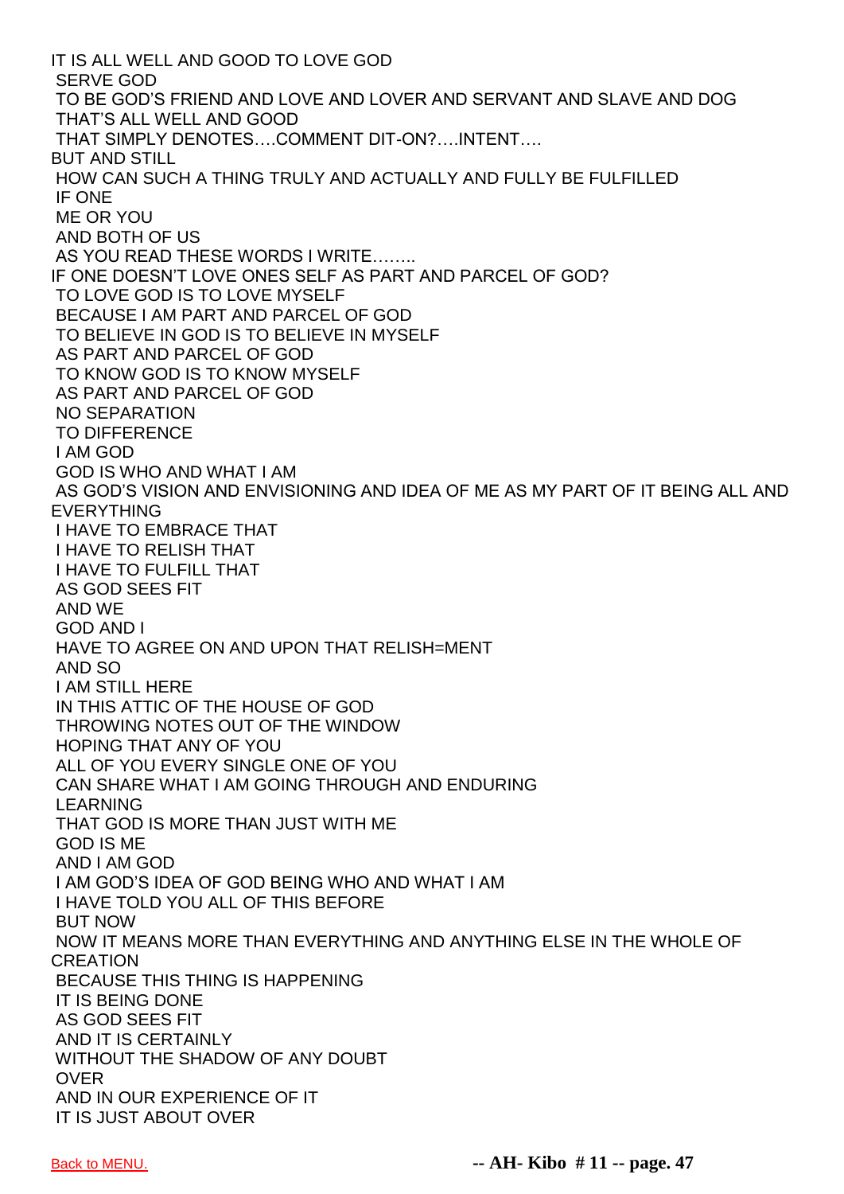IT IS ALL WELL AND GOOD TO LOVE GOD
SERVE GOD
TO BE GOD'S FRIEND AND LOVE AND LOVER AND SERVANT AND SLAVE AND DOG
THAT'S ALL WELL AND GOOD
THAT SIMPLY DENOTES….COMMENT DIT-ON?….INTENT….
BUT AND STILL
HOW CAN SUCH A THING TRULY AND ACTUALLY AND FULLY BE FULFILLED
IF ONE
ME OR YOU
AND BOTH OF US
AS YOU READ THESE WORDS I WRITE……..
IF ONE DOESN'T LOVE ONES SELF AS PART AND PARCEL OF GOD?
TO LOVE GOD IS TO LOVE MYSELF
BECAUSE I AM PART AND PARCEL OF GOD
TO BELIEVE IN GOD IS TO BELIEVE IN MYSELF
AS PART AND PARCEL OF GOD
TO KNOW GOD IS TO KNOW MYSELF
AS PART AND PARCEL OF GOD
NO SEPARATION
TO DIFFERENCE
I AM GOD
GOD IS WHO AND WHAT I AM
AS GOD'S VISION AND ENVISIONING AND IDEA OF ME AS MY PART OF IT BEING ALL AND EVERYTHING
I HAVE TO EMBRACE THAT
I HAVE TO RELISH THAT
I HAVE TO FULFILL THAT
AS GOD SEES FIT
AND WE
GOD AND I
HAVE TO AGREE ON AND UPON THAT RELISH=MENT
AND SO
I AM STILL HERE
IN THIS ATTIC OF THE HOUSE OF GOD
THROWING NOTES OUT OF THE WINDOW
HOPING THAT ANY OF YOU
ALL OF YOU EVERY SINGLE ONE OF YOU
CAN SHARE WHAT I AM GOING THROUGH AND ENDURING
LEARNING
THAT GOD IS MORE THAN JUST WITH ME
GOD IS ME
AND I AM GOD
I AM GOD'S IDEA OF GOD BEING WHO AND WHAT I AM
I HAVE TOLD YOU ALL OF THIS BEFORE
BUT NOW
NOW IT MEANS MORE THAN EVERYTHING AND ANYTHING ELSE IN THE WHOLE OF CREATION
BECAUSE THIS THING IS HAPPENING
IT IS BEING DONE
AS GOD SEES FIT
AND IT IS CERTAINLY
WITHOUT THE SHADOW OF ANY DOUBT
OVER
AND IN OUR EXPERIENCE OF IT
IT IS JUST ABOUT OVER

Back to MENU.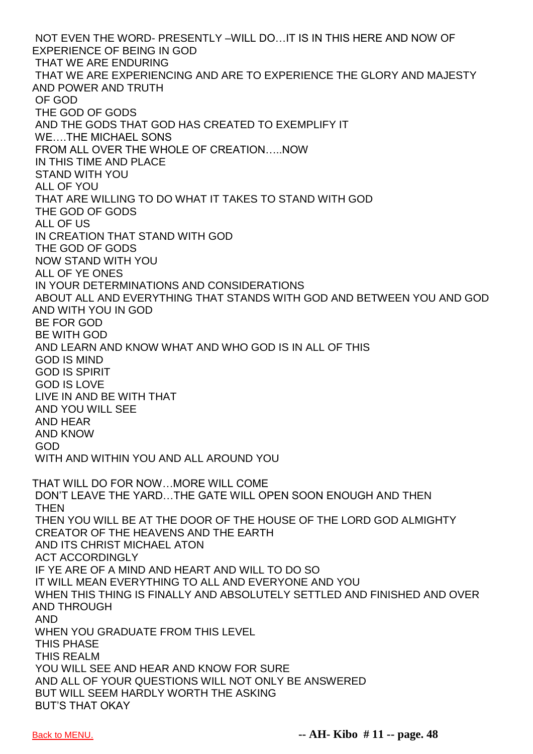NOT EVEN THE WORD- PRESENTLY –WILL DO…IT IS IN THIS HERE AND NOW OF EXPERIENCE OF BEING IN GOD
THAT WE ARE ENDURING
THAT WE ARE EXPERIENCING AND ARE TO EXPERIENCE THE GLORY AND MAJESTY AND POWER AND TRUTH
OF GOD
THE GOD OF GODS
AND THE GODS THAT GOD HAS CREATED TO EXEMPLIFY IT
WE….THE MICHAEL SONS
FROM ALL OVER THE WHOLE OF CREATION…..NOW
IN THIS TIME AND PLACE
STAND WITH YOU
ALL OF YOU
THAT ARE WILLING TO DO WHAT IT TAKES TO STAND WITH GOD
THE GOD OF GODS
ALL OF US
IN CREATION THAT STAND WITH GOD
THE GOD OF GODS
NOW STAND WITH YOU
ALL OF YE ONES
IN YOUR DETERMINATIONS AND CONSIDERATIONS
ABOUT ALL AND EVERYTHING THAT STANDS WITH GOD AND BETWEEN YOU AND GOD AND WITH YOU IN GOD
BE FOR GOD
BE WITH GOD
AND LEARN AND KNOW WHAT AND WHO GOD IS IN ALL OF THIS
GOD IS MIND
GOD IS SPIRIT
GOD IS LOVE
LIVE IN AND BE WITH THAT
AND YOU WILL SEE
AND HEAR
AND KNOW
GOD
WITH AND WITHIN YOU AND ALL AROUND YOU

THAT WILL DO FOR NOW…MORE WILL COME
DON'T LEAVE THE YARD…THE GATE WILL OPEN SOON ENOUGH AND THEN
THEN
THEN YOU WILL BE AT THE DOOR OF THE HOUSE OF THE LORD GOD ALMIGHTY
CREATOR OF THE HEAVENS AND THE EARTH
AND ITS CHRIST MICHAEL ATON
ACT ACCORDINGLY
IF YE ARE OF A MIND AND HEART AND WILL TO DO SO
IT WILL MEAN EVERYTHING TO ALL AND EVERYONE AND YOU
WHEN THIS THING IS FINALLY AND ABSOLUTELY SETTLED AND FINISHED AND OVER AND THROUGH
AND
WHEN YOU GRADUATE FROM THIS LEVEL
THIS PHASE
THIS REALM
YOU WILL SEE AND HEAR AND KNOW FOR SURE
AND ALL OF YOUR QUESTIONS WILL NOT ONLY BE ANSWERED
BUT WILL SEEM HARDLY WORTH THE ASKING
BUT'S THAT OKAY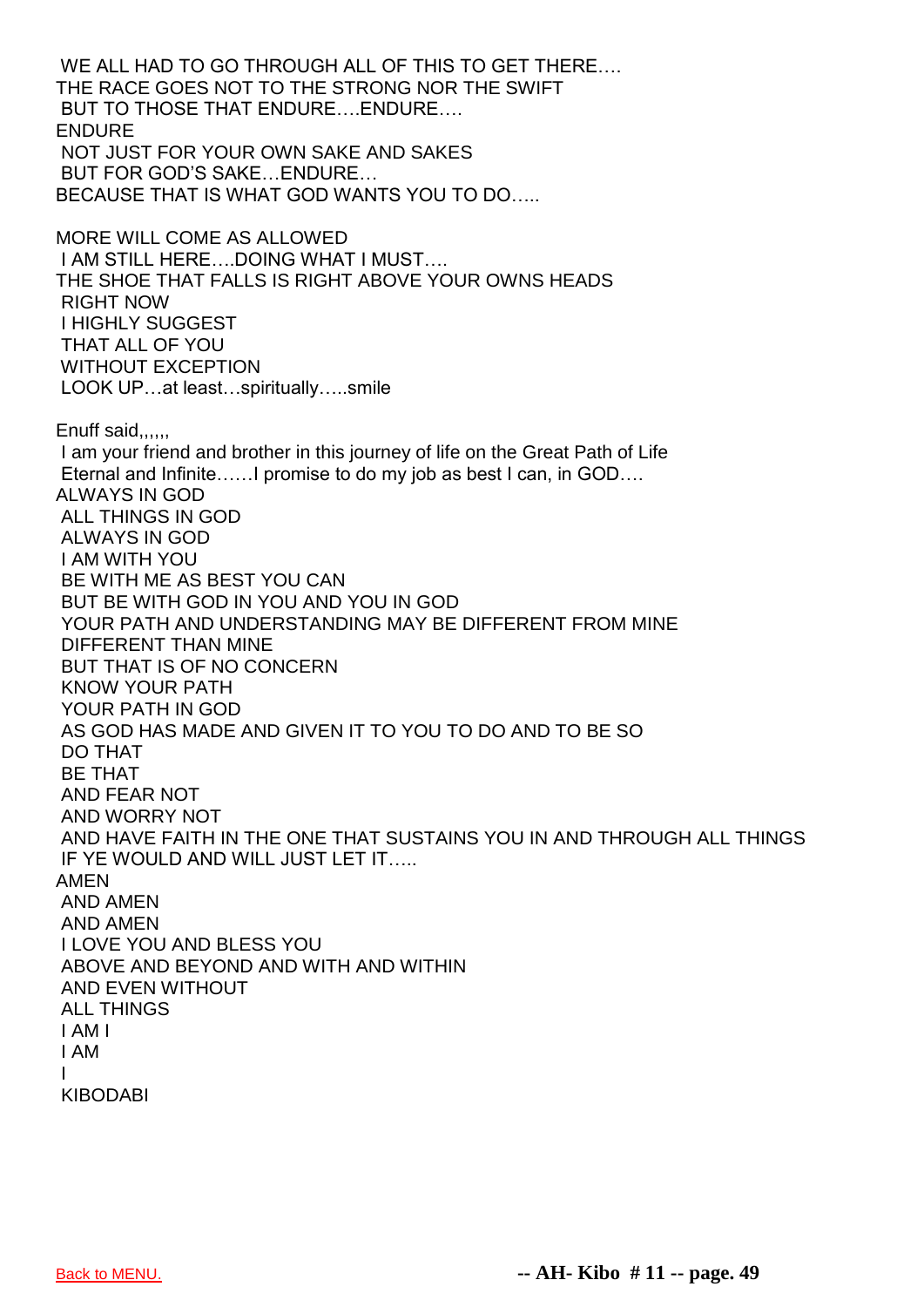WE ALL HAD TO GO THROUGH ALL OF THIS TO GET THERE….
THE RACE GOES NOT TO THE STRONG NOR THE SWIFT
BUT TO THOSE THAT ENDURE….ENDURE….
ENDURE
NOT JUST FOR YOUR OWN SAKE AND SAKES
BUT FOR GOD'S SAKE…ENDURE…
BECAUSE THAT IS WHAT GOD WANTS YOU TO DO…..

MORE WILL COME AS ALLOWED
I AM STILL HERE….DOING WHAT I MUST….
THE SHOE THAT FALLS IS RIGHT ABOVE YOUR OWNS HEADS
RIGHT NOW
I HIGHLY SUGGEST
THAT ALL OF YOU
WITHOUT EXCEPTION
LOOK UP…at least…spiritually…..smile

Enuff said,,,,,,
I am your friend and brother in this journey of life on the Great Path of Life
Eternal and Infinite……I promise to do my job as best I can, in GOD….
ALWAYS IN GOD
ALL THINGS IN GOD
ALWAYS IN GOD
I AM WITH YOU
BE WITH ME AS BEST YOU CAN
BUT BE WITH GOD IN YOU AND YOU IN GOD
YOUR PATH AND UNDERSTANDING MAY BE DIFFERENT FROM MINE
DIFFERENT THAN MINE
BUT THAT IS OF NO CONCERN
KNOW YOUR PATH
YOUR PATH IN GOD
AS GOD HAS MADE AND GIVEN IT TO YOU TO DO AND TO BE SO
DO THAT
BE THAT
AND FEAR NOT
AND WORRY NOT
AND HAVE FAITH IN THE ONE THAT SUSTAINS YOU IN AND THROUGH ALL THINGS
IF YE WOULD AND WILL JUST LET IT…..
AMEN
AND AMEN
AND AMEN
I LOVE YOU AND BLESS YOU
ABOVE AND BEYOND AND WITH AND WITHIN
AND EVEN WITHOUT
ALL THINGS
I AM I
I AM
I
KIBODABI

Back to MENU.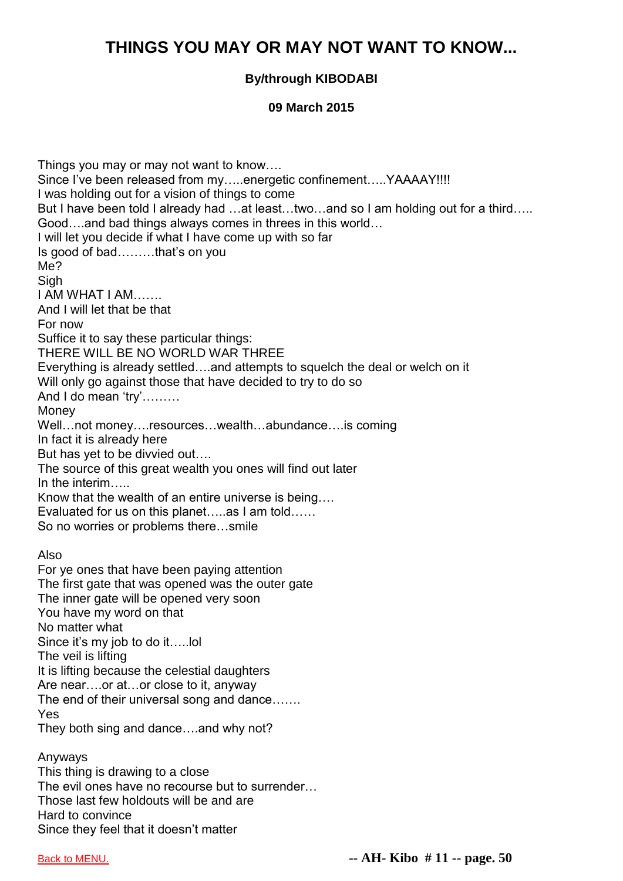# THINGS YOU MAY OR MAY NOT WANT TO KNOW...

**By/through KIBODABI**

**09 March 2015**

Things you may or may not want to know….
Since I've been released from my…..energetic confinement…..YAAAAY!!!!
I was holding out for a vision of things to come
But I have been told I already had …at least…two…and so I am holding out for a third…..
Good….and bad things always comes in threes in this world…
I will let you decide if what I have come up with so far
Is good of bad………that's on you
Me?
Sigh
I AM WHAT I AM…….
And I will let that be that
For now
Suffice it to say these particular things:
THERE WILL BE NO WORLD WAR THREE
Everything is already settled….and attempts to squelch the deal or welch on it
Will only go against those that have decided to try to do so
And I do mean 'try'………
Money
Well…not money….resources…wealth…abundance….is coming
In fact it is already here
But has yet to be divvied out….
The source of this great wealth you ones will find out later
In the interim…..
Know that the wealth of an entire universe is being….
Evaluated for us on this planet…..as I am told……
So no worries or problems there…smile

Also
For ye ones that have been paying attention
The first gate that was opened was the outer gate
The inner gate will be opened very soon
You have my word on that
No matter what
Since it's my job to do it…..lol
The veil is lifting
It is lifting because the celestial daughters
Are near….or at…or close to it, anyway
The end of their universal song and dance…….
Yes
They both sing and dance….and why not?

Anyways
This thing is drawing to a close
The evil ones have no recourse but to surrender…
Those last few holdouts will be and are
Hard to convince
Since they feel that it doesn't matter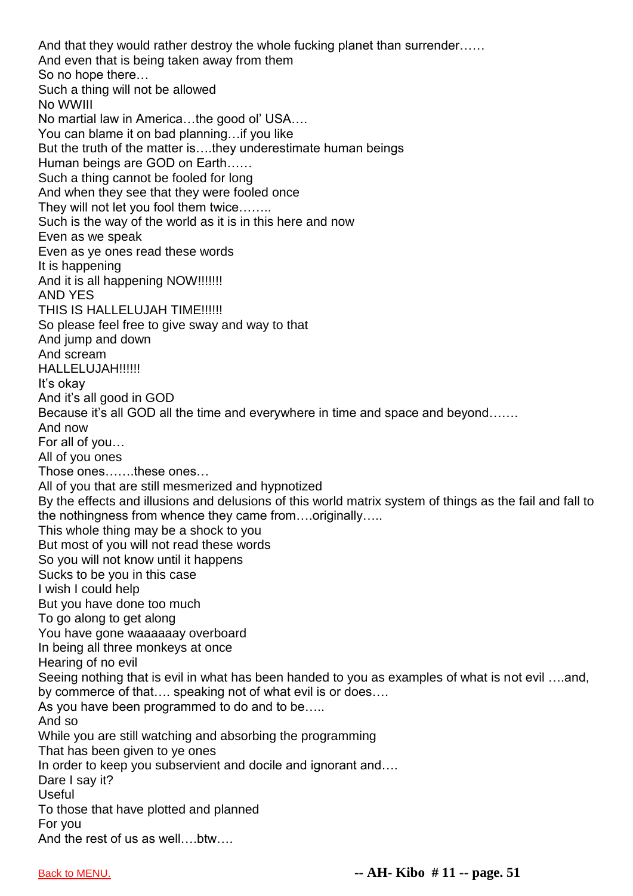And that they would rather destroy the whole fucking planet than surrender……
And even that is being taken away from them
So no hope there…
Such a thing will not be allowed
No WWIII
No martial law in America…the good ol' USA….
You can blame it on bad planning…if you like
But the truth of the matter is….they underestimate human beings
Human beings are GOD on Earth……
Such a thing cannot be fooled for long
And when they see that they were fooled once
They will not let you fool them twice……..
Such is the way of the world as it is in this here and now
Even as we speak
Even as ye ones read these words
It is happening
And it is all happening NOW!!!!!!!
AND YES
THIS IS HALLELUJAH TIME!!!!!!
So please feel free to give sway and way to that
And jump and down
And scream
HALLELUJAH!!!!!!
It's okay
And it's all good in GOD
Because it's all GOD all the time and everywhere in time and space and beyond…….
And now
For all of you…
All of you ones
Those ones…….these ones…
All of you that are still mesmerized and hypnotized
By the effects and illusions and delusions of this world matrix system of things as the fail and fall to the nothingness from whence they came from….originally…..
This whole thing may be a shock to you
But most of you will not read these words
So you will not know until it happens
Sucks to be you in this case
I wish I could help
But you have done too much
To go along to get along
You have gone waaaaaay overboard
In being all three monkeys at once
Hearing of no evil
Seeing nothing that is evil in what has been handed to you as examples of what is not evil ….and, by commerce of that…. speaking not of what evil is or does….
As you have been programmed to do and to be…..
And so
While you are still watching and absorbing the programming
That has been given to ye ones
In order to keep you subservient and docile and ignorant and….
Dare I say it?
Useful
To those that have plotted and planned
For you
And the rest of us as well….btw….

Back to MENU.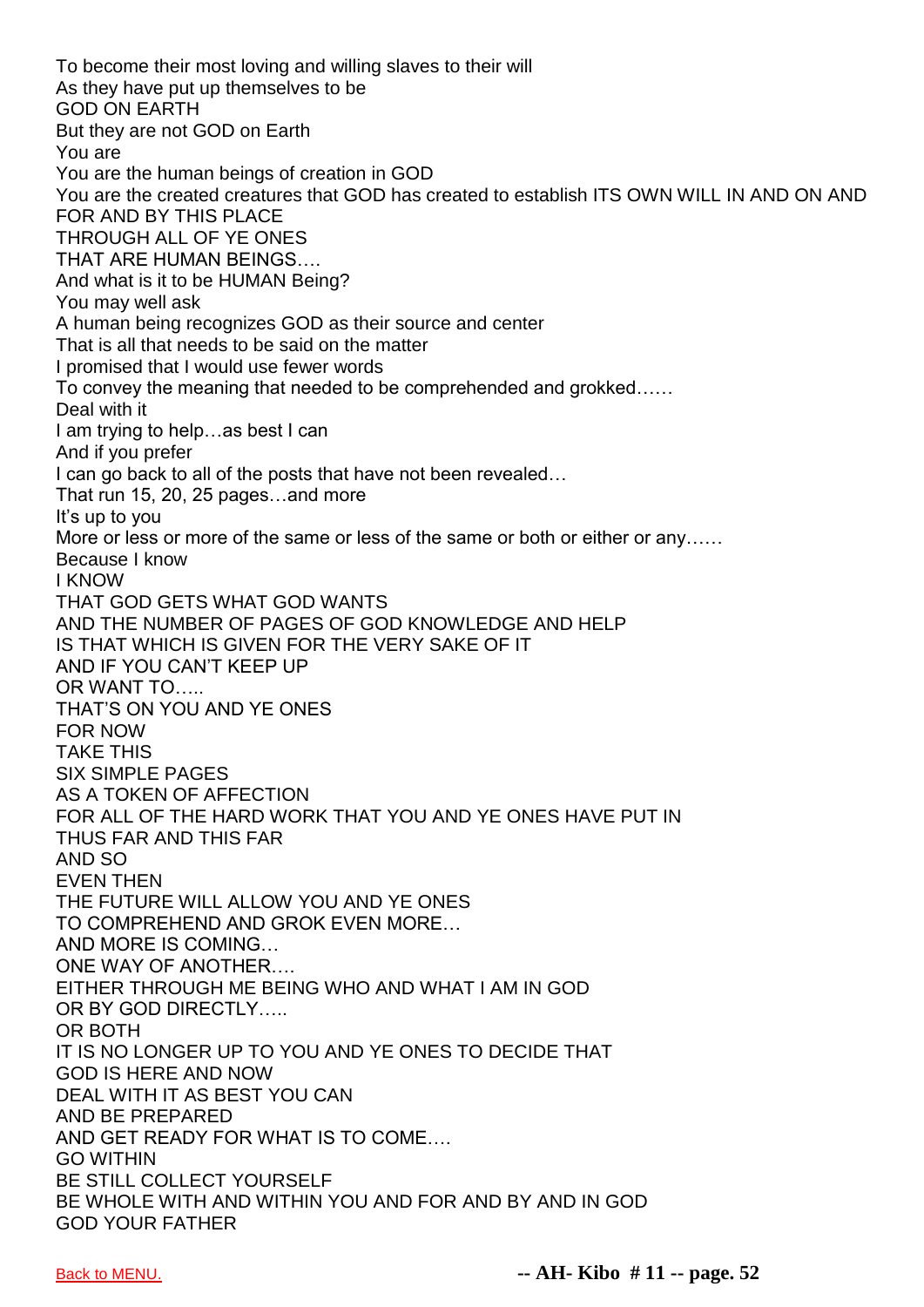To become their most loving and willing slaves to their will
As they have put up themselves to be
GOD ON EARTH
But they are not GOD on Earth
You are
You are the human beings of creation in GOD
You are the created creatures that GOD has created to establish ITS OWN WILL IN AND ON AND FOR AND BY THIS PLACE
THROUGH ALL OF YE ONES
THAT ARE HUMAN BEINGS….
And what is it to be HUMAN Being?
You may well ask
A human being recognizes GOD as their source and center
That is all that needs to be said on the matter
I promised that I would use fewer words
To convey the meaning that needed to be comprehended and grokked……
Deal with it
I am trying to help…as best I can
And if you prefer
I can go back to all of the posts that have not been revealed…
That run 15, 20, 25 pages…and more
It's up to you
More or less or more of the same or less of the same or both or either or any……
Because I know
I KNOW
THAT GOD GETS WHAT GOD WANTS
AND THE NUMBER OF PAGES OF GOD KNOWLEDGE AND HELP
IS THAT WHICH IS GIVEN FOR THE VERY SAKE OF IT
AND IF YOU CAN'T KEEP UP
OR WANT TO…..
THAT'S ON YOU AND YE ONES
FOR NOW
TAKE THIS
SIX SIMPLE PAGES
AS A TOKEN OF AFFECTION
FOR ALL OF THE HARD WORK THAT YOU AND YE ONES HAVE PUT IN
THUS FAR AND THIS FAR
AND SO
EVEN THEN
THE FUTURE WILL ALLOW YOU AND YE ONES
TO COMPREHEND AND GROK EVEN MORE…
AND MORE IS COMING…
ONE WAY OF ANOTHER….
EITHER THROUGH ME BEING WHO AND WHAT I AM IN GOD
OR BY GOD DIRECTLY…..
OR BOTH
IT IS NO LONGER UP TO YOU AND YE ONES TO DECIDE THAT
GOD IS HERE AND NOW
DEAL WITH IT AS BEST YOU CAN
AND BE PREPARED
AND GET READY FOR WHAT IS TO COME….
GO WITHIN
BE STILL COLLECT YOURSELF
BE WHOLE WITH AND WITHIN YOU AND FOR AND BY AND IN GOD
GOD YOUR FATHER

Back to MENU.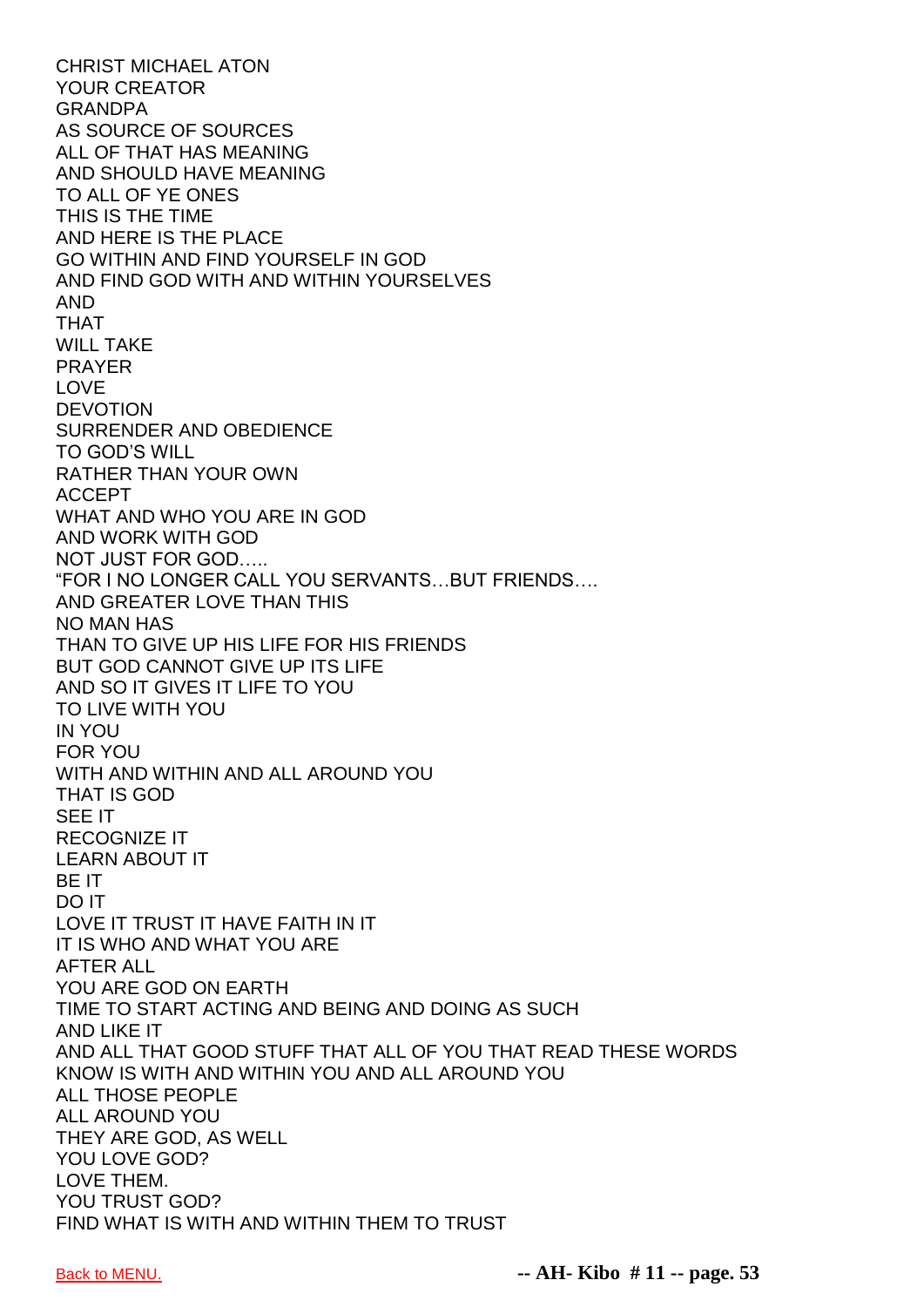CHRIST MICHAEL ATON
YOUR CREATOR
GRANDPA
AS SOURCE OF SOURCES
ALL OF THAT HAS MEANING
AND SHOULD HAVE MEANING
TO ALL OF YE ONES
THIS IS THE TIME
AND HERE IS THE PLACE
GO WITHIN AND FIND YOURSELF IN GOD
AND FIND GOD WITH AND WITHIN YOURSELVES
AND
THAT
WILL TAKE
PRAYER
LOVE
DEVOTION
SURRENDER AND OBEDIENCE
TO GOD'S WILL
RATHER THAN YOUR OWN
ACCEPT
WHAT AND WHO YOU ARE IN GOD
AND WORK WITH GOD
NOT JUST FOR GOD…..
"FOR I NO LONGER CALL YOU SERVANTS…BUT FRIENDS….
AND GREATER LOVE THAN THIS
NO MAN HAS
THAN TO GIVE UP HIS LIFE FOR HIS FRIENDS
BUT GOD CANNOT GIVE UP ITS LIFE
AND SO IT GIVES IT LIFE TO YOU
TO LIVE WITH YOU
IN YOU
FOR YOU
WITH AND WITHIN AND ALL AROUND YOU
THAT IS GOD
SEE IT
RECOGNIZE IT
LEARN ABOUT IT
BE IT
DO IT
LOVE IT TRUST IT HAVE FAITH IN IT
IT IS WHO AND WHAT YOU ARE
AFTER ALL
YOU ARE GOD ON EARTH
TIME TO START ACTING AND BEING AND DOING AS SUCH
AND LIKE IT
AND ALL THAT GOOD STUFF THAT ALL OF YOU THAT READ THESE WORDS
KNOW IS WITH AND WITHIN YOU AND ALL AROUND YOU
ALL THOSE PEOPLE
ALL AROUND YOU
THEY ARE GOD, AS WELL
YOU LOVE GOD?
LOVE THEM.
YOU TRUST GOD?
FIND WHAT IS WITH AND WITHIN THEM TO TRUST

Back to MENU.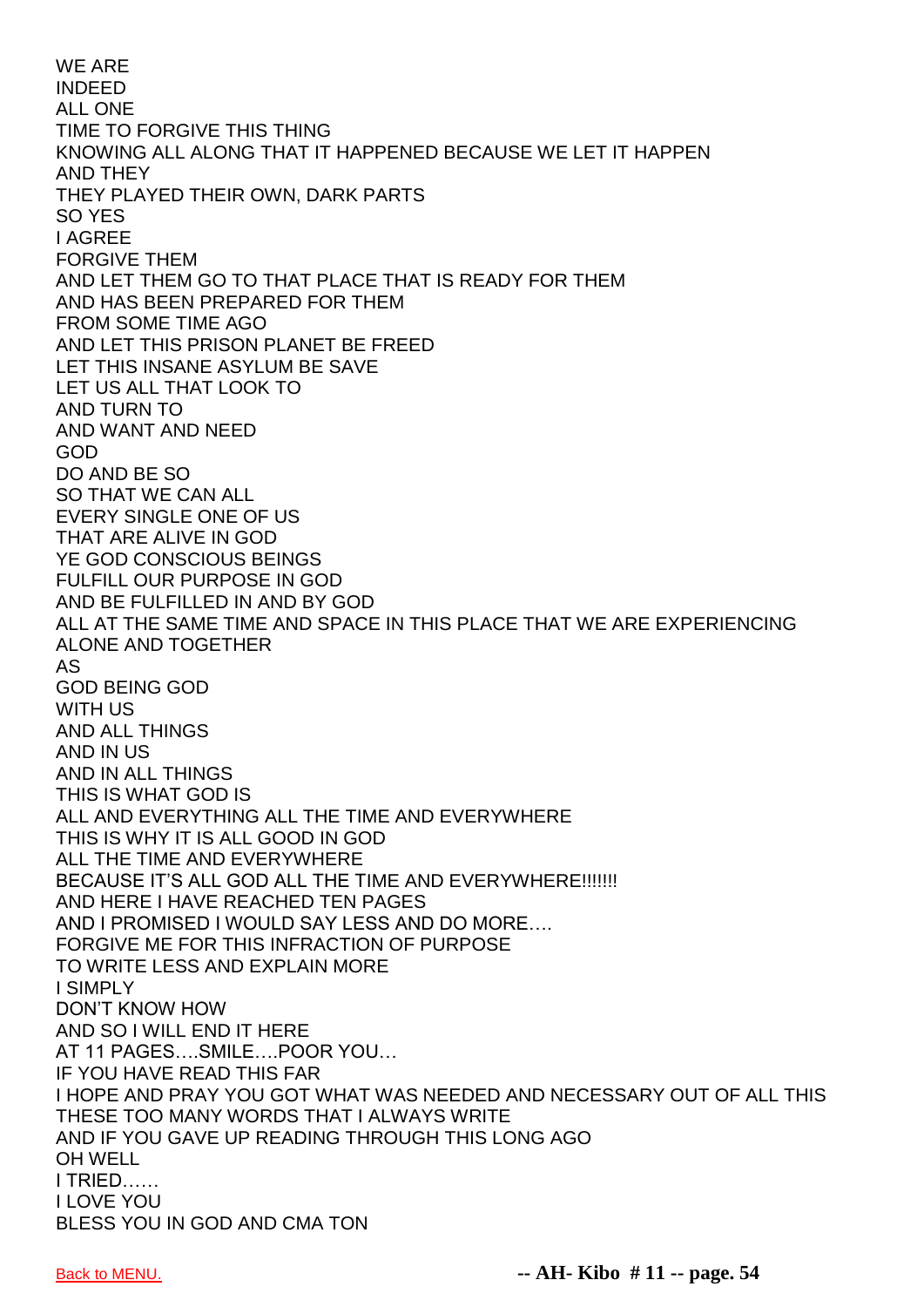WE ARE
INDEED
ALL ONE
TIME TO FORGIVE THIS THING
KNOWING ALL ALONG THAT IT HAPPENED BECAUSE WE LET IT HAPPEN
AND THEY
THEY PLAYED THEIR OWN, DARK PARTS
SO YES
I AGREE
FORGIVE THEM
AND LET THEM GO TO THAT PLACE THAT IS READY FOR THEM
AND HAS BEEN PREPARED FOR THEM
FROM SOME TIME AGO
AND LET THIS PRISON PLANET BE FREED
LET THIS INSANE ASYLUM BE SAVE
LET US ALL THAT LOOK TO
AND TURN TO
AND WANT AND NEED
GOD
DO AND BE SO
SO THAT WE CAN ALL
EVERY SINGLE ONE OF US
THAT ARE ALIVE IN GOD
YE GOD CONSCIOUS BEINGS
FULFILL OUR PURPOSE IN GOD
AND BE FULFILLED IN AND BY GOD
ALL AT THE SAME TIME AND SPACE IN THIS PLACE THAT WE ARE EXPERIENCING
ALONE AND TOGETHER
AS
GOD BEING GOD
WITH US
AND ALL THINGS
AND IN US
AND IN ALL THINGS
THIS IS WHAT GOD IS
ALL AND EVERYTHING ALL THE TIME AND EVERYWHERE
THIS IS WHY IT IS ALL GOOD IN GOD
ALL THE TIME AND EVERYWHERE
BECAUSE IT'S ALL GOD ALL THE TIME AND EVERYWHERE!!!!!!!
AND HERE I HAVE REACHED TEN PAGES
AND I PROMISED I WOULD SAY LESS AND DO MORE….
FORGIVE ME FOR THIS INFRACTION OF PURPOSE
TO WRITE LESS AND EXPLAIN MORE
I SIMPLY
DON'T KNOW HOW
AND SO I WILL END IT HERE
AT 11 PAGES….SMILE….POOR YOU…
IF YOU HAVE READ THIS FAR
I HOPE AND PRAY YOU GOT WHAT WAS NEEDED AND NECESSARY OUT OF ALL THIS
THESE TOO MANY WORDS THAT I ALWAYS WRITE
AND IF YOU GAVE UP READING THROUGH THIS LONG AGO
OH WELL
I TRIED……
I LOVE YOU
BLESS YOU IN GOD AND CMA TON

Back to MENU.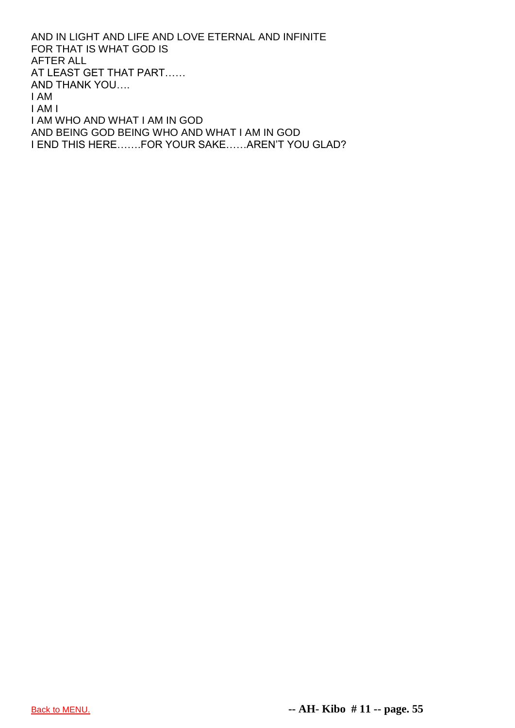AND IN LIGHT AND LIFE AND LOVE ETERNAL AND INFINITE
FOR THAT IS WHAT GOD IS
AFTER ALL
AT LEAST GET THAT PART……
AND THANK YOU….
I AM
I AM I
I AM WHO AND WHAT I AM IN GOD
AND BEING GOD BEING WHO AND WHAT I AM IN GOD
I END THIS HERE…….FOR YOUR SAKE……AREN'T YOU GLAD?

Back to MENU.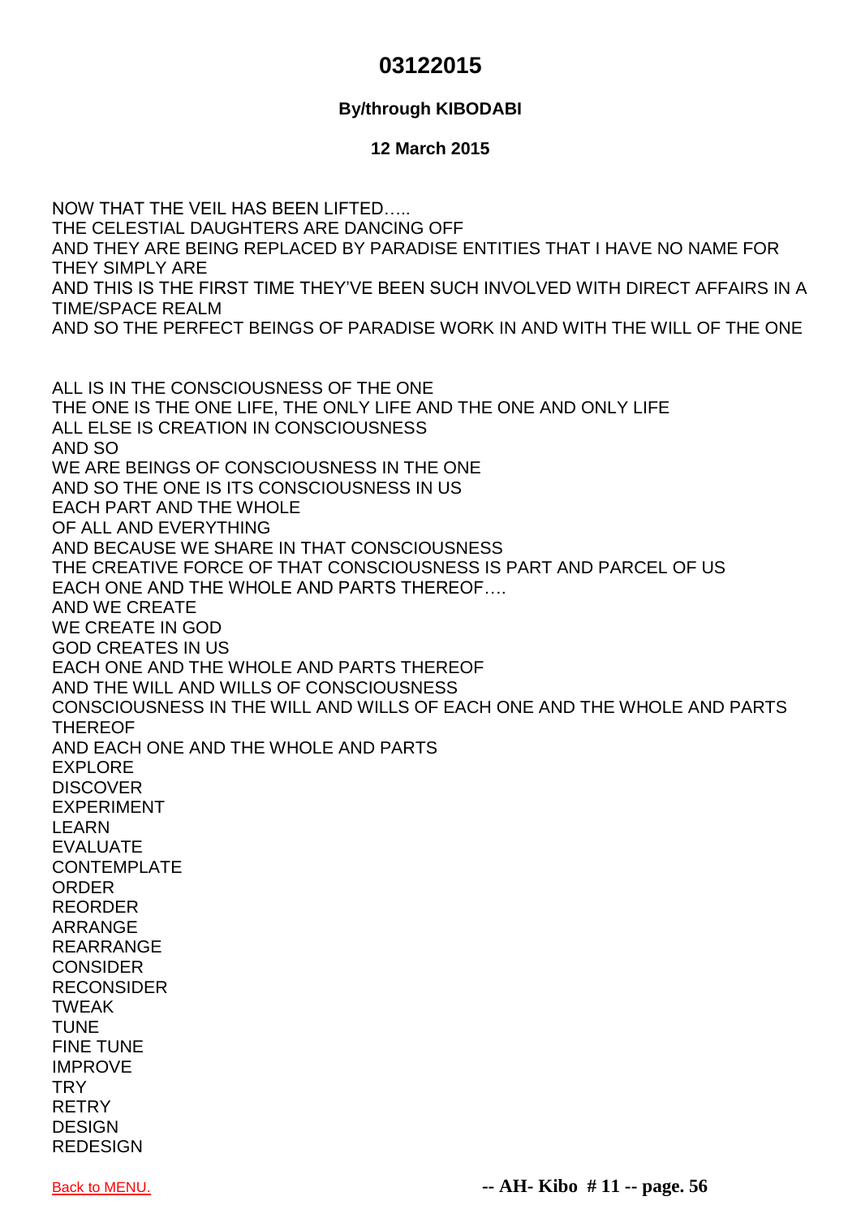# 03122015

**By/through KIBODABI**

**12 March 2015**

NOW THAT THE VEIL HAS BEEN LIFTED…..
THE CELESTIAL DAUGHTERS ARE DANCING OFF
AND THEY ARE BEING REPLACED BY PARADISE ENTITIES THAT I HAVE NO NAME FOR
THEY SIMPLY ARE
AND THIS IS THE FIRST TIME THEY'VE BEEN SUCH INVOLVED WITH DIRECT AFFAIRS IN A TIME/SPACE REALM
AND SO THE PERFECT BEINGS OF PARADISE WORK IN AND WITH THE WILL OF THE ONE

ALL IS IN THE CONSCIOUSNESS OF THE ONE
THE ONE IS THE ONE LIFE, THE ONLY LIFE AND THE ONE AND ONLY LIFE
ALL ELSE IS CREATION IN CONSCIOUSNESS
AND SO
WE ARE BEINGS OF CONSCIOUSNESS IN THE ONE
AND SO THE ONE IS ITS CONSCIOUSNESS IN US
EACH PART AND THE WHOLE
OF ALL AND EVERYTHING
AND BECAUSE WE SHARE IN THAT CONSCIOUSNESS
THE CREATIVE FORCE OF THAT CONSCIOUSNESS IS PART AND PARCEL OF US
EACH ONE AND THE WHOLE AND PARTS THEREOF….
AND WE CREATE
WE CREATE IN GOD
GOD CREATES IN US
EACH ONE AND THE WHOLE AND PARTS THEREOF
AND THE WILL AND WILLS OF CONSCIOUSNESS
CONSCIOUSNESS IN THE WILL AND WILLS OF EACH ONE AND THE WHOLE AND PARTS THEREOF
AND EACH ONE AND THE WHOLE AND PARTS
EXPLORE
DISCOVER
EXPERIMENT
LEARN
EVALUATE
CONTEMPLATE
ORDER
REORDER
ARRANGE
REARRANGE
CONSIDER
RECONSIDER
TWEAK
TUNE
FINE TUNE
IMPROVE
TRY
RETRY
DESIGN
REDESIGN

Back to MENU.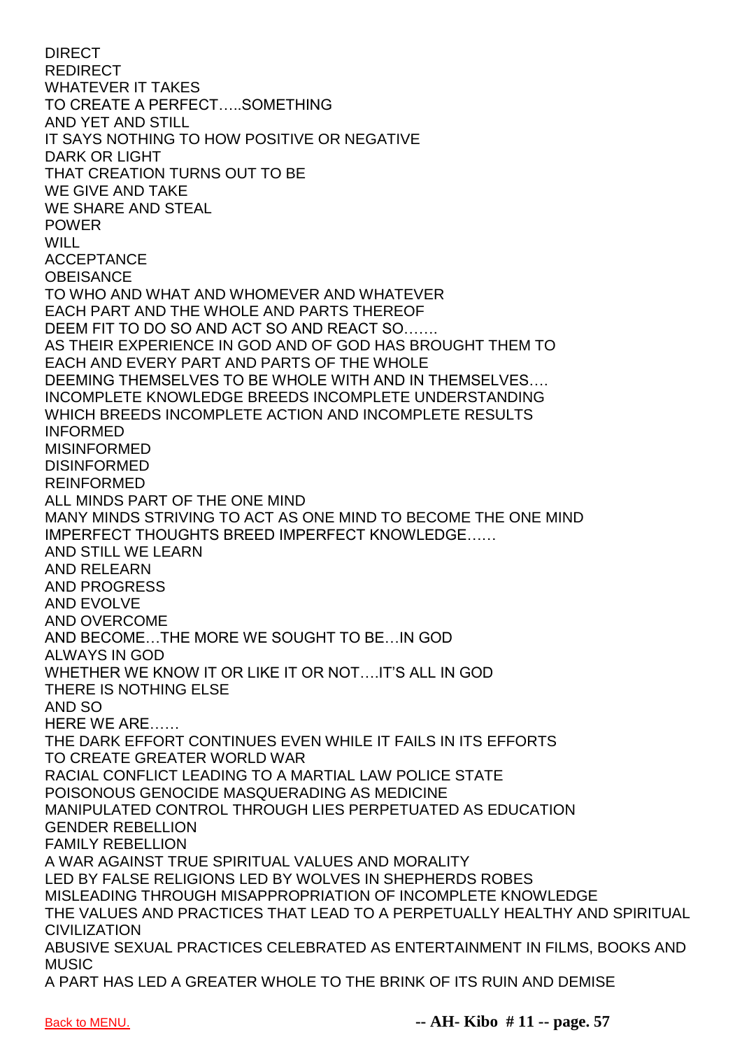DIRECT
REDIRECT
WHATEVER IT TAKES
TO CREATE A PERFECT…..SOMETHING
AND YET AND STILL
IT SAYS NOTHING TO HOW POSITIVE OR NEGATIVE
DARK OR LIGHT
THAT CREATION TURNS OUT TO BE
WE GIVE AND TAKE
WE SHARE AND STEAL
POWER
WILL
ACCEPTANCE
OBEISANCE
TO WHO AND WHAT AND WHOMEVER AND WHATEVER
EACH PART AND THE WHOLE AND PARTS THEREOF
DEEM FIT TO DO SO AND ACT SO AND REACT SO…….
AS THEIR EXPERIENCE IN GOD AND OF GOD HAS BROUGHT THEM TO
EACH AND EVERY PART AND PARTS OF THE WHOLE
DEEMING THEMSELVES TO BE WHOLE WITH AND IN THEMSELVES….
INCOMPLETE KNOWLEDGE BREEDS INCOMPLETE UNDERSTANDING
WHICH BREEDS INCOMPLETE ACTION AND INCOMPLETE RESULTS
INFORMED
MISINFORMED
DISINFORMED
REINFORMED
ALL MINDS PART OF THE ONE MIND
MANY MINDS STRIVING TO ACT AS ONE MIND TO BECOME THE ONE MIND
IMPERFECT THOUGHTS BREED IMPERFECT KNOWLEDGE……
AND STILL WE LEARN
AND RELEARN
AND PROGRESS
AND EVOLVE
AND OVERCOME
AND BECOME…THE MORE WE SOUGHT TO BE…IN GOD
ALWAYS IN GOD
WHETHER WE KNOW IT OR LIKE IT OR NOT….IT'S ALL IN GOD
THERE IS NOTHING ELSE
AND SO
HERE WE ARE……
THE DARK EFFORT CONTINUES EVEN WHILE IT FAILS IN ITS EFFORTS
TO CREATE GREATER WORLD WAR
RACIAL CONFLICT LEADING TO A MARTIAL LAW POLICE STATE
POISONOUS GENOCIDE MASQUERADING AS MEDICINE
MANIPULATED CONTROL THROUGH LIES PERPETUATED AS EDUCATION
GENDER REBELLION
FAMILY REBELLION
A WAR AGAINST TRUE SPIRITUAL VALUES AND MORALITY
LED BY FALSE RELIGIONS LED BY WOLVES IN SHEPHERDS ROBES
MISLEADING THROUGH MISAPPROPRIATION OF INCOMPLETE KNOWLEDGE
THE VALUES AND PRACTICES THAT LEAD TO A PERPETUALLY HEALTHY AND SPIRITUAL CIVILIZATION
ABUSIVE SEXUAL PRACTICES CELEBRATED AS ENTERTAINMENT IN FILMS, BOOKS AND MUSIC
A PART HAS LED A GREATER WHOLE TO THE BRINK OF ITS RUIN AND DEMISE

Back to MENU.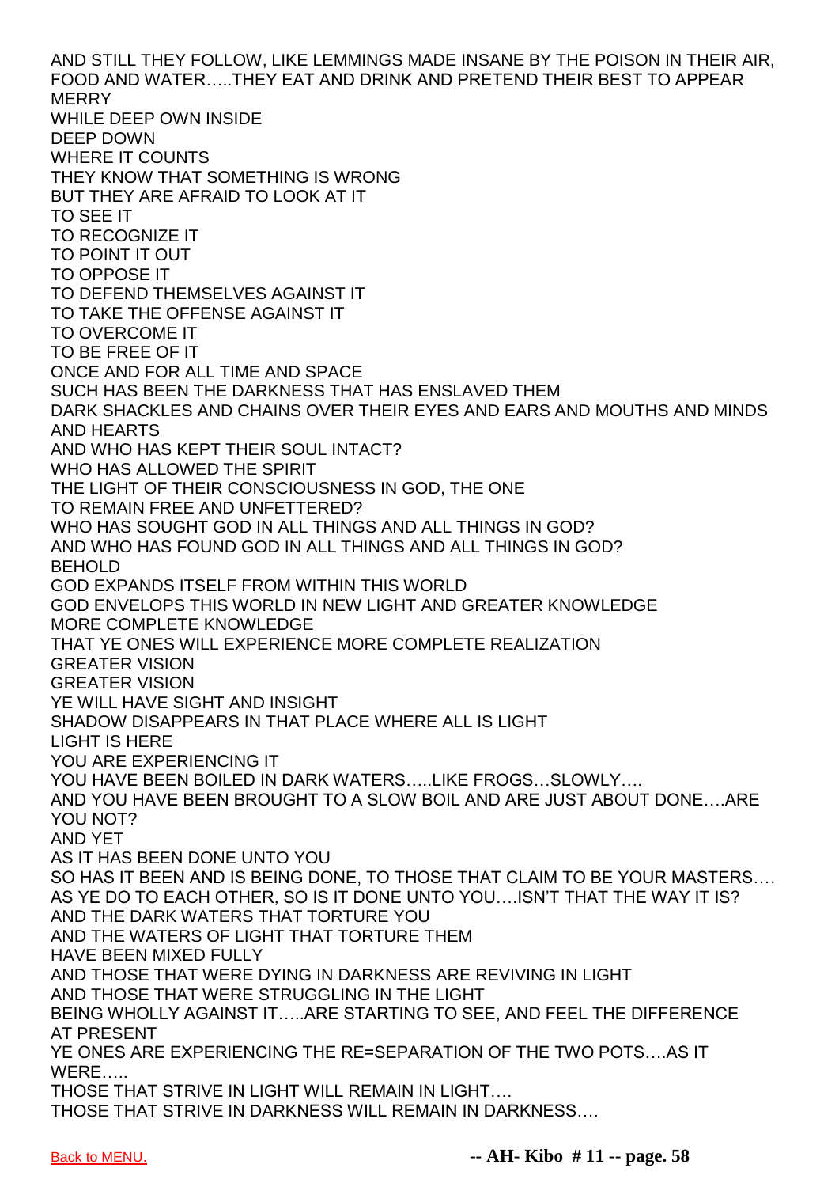AND STILL THEY FOLLOW, LIKE LEMMINGS MADE INSANE BY THE POISON IN THEIR AIR, FOOD AND WATER…..THEY EAT AND DRINK AND PRETEND THEIR BEST TO APPEAR MERRY
WHILE DEEP OWN INSIDE
DEEP DOWN
WHERE IT COUNTS
THEY KNOW THAT SOMETHING IS WRONG
BUT THEY ARE AFRAID TO LOOK AT IT
TO SEE IT
TO RECOGNIZE IT
TO POINT IT OUT
TO OPPOSE IT
TO DEFEND THEMSELVES AGAINST IT
TO TAKE THE OFFENSE AGAINST IT
TO OVERCOME IT
TO BE FREE OF IT
ONCE AND FOR ALL TIME AND SPACE
SUCH HAS BEEN THE DARKNESS THAT HAS ENSLAVED THEM
DARK SHACKLES AND CHAINS OVER THEIR EYES AND EARS AND MOUTHS AND MINDS AND HEARTS
AND WHO HAS KEPT THEIR SOUL INTACT?
WHO HAS ALLOWED THE SPIRIT
THE LIGHT OF THEIR CONSCIOUSNESS IN GOD, THE ONE
TO REMAIN FREE AND UNFETTERED?
WHO HAS SOUGHT GOD IN ALL THINGS AND ALL THINGS IN GOD?
AND WHO HAS FOUND GOD IN ALL THINGS AND ALL THINGS IN GOD?
BEHOLD
GOD EXPANDS ITSELF FROM WITHIN THIS WORLD
GOD ENVELOPS THIS WORLD IN NEW LIGHT AND GREATER KNOWLEDGE
MORE COMPLETE KNOWLEDGE
THAT YE ONES WILL EXPERIENCE MORE COMPLETE REALIZATION
GREATER VISION
GREATER VISION
YE WILL HAVE SIGHT AND INSIGHT
SHADOW DISAPPEARS IN THAT PLACE WHERE ALL IS LIGHT
LIGHT IS HERE
YOU ARE EXPERIENCING IT
YOU HAVE BEEN BOILED IN DARK WATERS…..LIKE FROGS…SLOWLY….
AND YOU HAVE BEEN BROUGHT TO A SLOW BOIL AND ARE JUST ABOUT DONE….ARE YOU NOT?
AND YET
AS IT HAS BEEN DONE UNTO YOU
SO HAS IT BEEN AND IS BEING DONE, TO THOSE THAT CLAIM TO BE YOUR MASTERS….
AS YE DO TO EACH OTHER, SO IS IT DONE UNTO YOU….ISN'T THAT THE WAY IT IS?
AND THE DARK WATERS THAT TORTURE YOU
AND THE WATERS OF LIGHT THAT TORTURE THEM
HAVE BEEN MIXED FULLY
AND THOSE THAT WERE DYING IN DARKNESS ARE REVIVING IN LIGHT
AND THOSE THAT WERE STRUGGLING IN THE LIGHT
BEING WHOLLY AGAINST IT…..ARE STARTING TO SEE, AND FEEL THE DIFFERENCE
AT PRESENT
YE ONES ARE EXPERIENCING THE RE=SEPARATION OF THE TWO POTS….AS IT WERE…..
THOSE THAT STRIVE IN LIGHT WILL REMAIN IN LIGHT….
THOSE THAT STRIVE IN DARKNESS WILL REMAIN IN DARKNESS….

Back to MENU.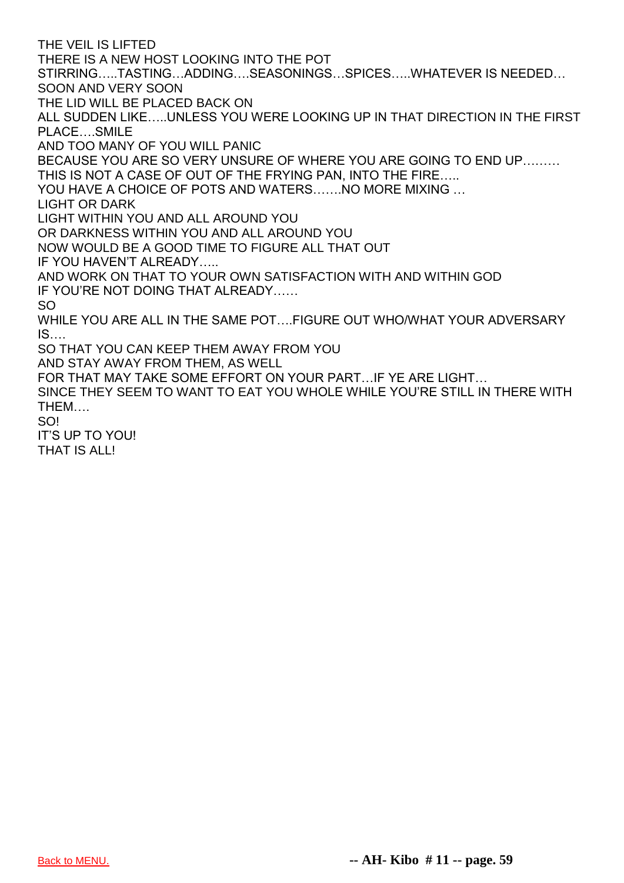THE VEIL IS LIFTED
THERE IS A NEW HOST LOOKING INTO THE POT
STIRRING…..TASTING…ADDING….SEASONINGS…SPICES…..WHATEVER IS NEEDED…
SOON AND VERY SOON
THE LID WILL BE PLACED BACK ON
ALL SUDDEN LIKE…..UNLESS YOU WERE LOOKING UP IN THAT DIRECTION IN THE FIRST PLACE….SMILE
AND TOO MANY OF YOU WILL PANIC
BECAUSE YOU ARE SO VERY UNSURE OF WHERE YOU ARE GOING TO END UP………
THIS IS NOT A CASE OF OUT OF THE FRYING PAN, INTO THE FIRE…..
YOU HAVE A CHOICE OF POTS AND WATERS…….NO MORE MIXING …
LIGHT OR DARK
LIGHT WITHIN YOU AND ALL AROUND YOU
OR DARKNESS WITHIN YOU AND ALL AROUND YOU
NOW WOULD BE A GOOD TIME TO FIGURE ALL THAT OUT
IF YOU HAVEN'T ALREADY…..
AND WORK ON THAT TO YOUR OWN SATISFACTION WITH AND WITHIN GOD
IF YOU'RE NOT DOING THAT ALREADY……
SO
WHILE YOU ARE ALL IN THE SAME POT….FIGURE OUT WHO/WHAT YOUR ADVERSARY IS….
SO THAT YOU CAN KEEP THEM AWAY FROM YOU
AND STAY AWAY FROM THEM, AS WELL
FOR THAT MAY TAKE SOME EFFORT ON YOUR PART…IF YE ARE LIGHT…
SINCE THEY SEEM TO WANT TO EAT YOU WHOLE WHILE YOU'RE STILL IN THERE WITH THEM….
SO!
IT'S UP TO YOU!
THAT IS ALL!

Back to MENU.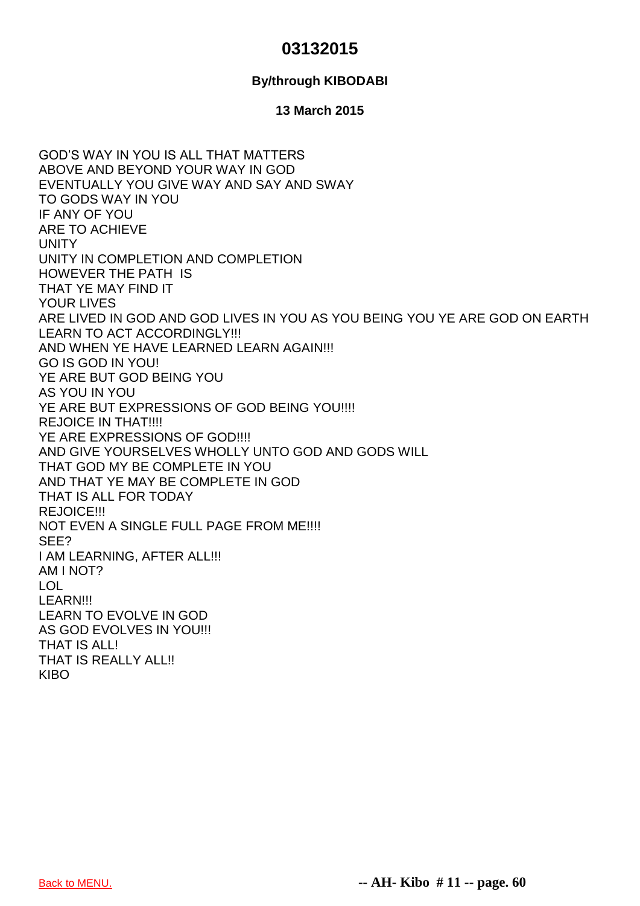# 03132015

**By/through KIBODABI**

**13 March 2015**

GOD'S WAY IN YOU IS ALL THAT MATTERS
ABOVE AND BEYOND YOUR WAY IN GOD
EVENTUALLY YOU GIVE WAY AND SAY AND SWAY
TO GODS WAY IN YOU
IF ANY OF YOU
ARE TO ACHIEVE
UNITY
UNITY IN COMPLETION AND COMPLETION
HOWEVER THE PATH IS
THAT YE MAY FIND IT
YOUR LIVES
ARE LIVED IN GOD AND GOD LIVES IN YOU AS YOU BEING YOU YE ARE GOD ON EARTH
LEARN TO ACT ACCORDINGLY!!!
AND WHEN YE HAVE LEARNED LEARN AGAIN!!!
GO IS GOD IN YOU!
YE ARE BUT GOD BEING YOU
AS YOU IN YOU
YE ARE BUT EXPRESSIONS OF GOD BEING YOU!!!!
REJOICE IN THAT!!!!
YE ARE EXPRESSIONS OF GOD!!!!
AND GIVE YOURSELVES WHOLLY UNTO GOD AND GODS WILL
THAT GOD MY BE COMPLETE IN YOU
AND THAT YE MAY BE COMPLETE IN GOD
THAT IS ALL FOR TODAY
REJOICE!!!
NOT EVEN A SINGLE FULL PAGE FROM ME!!!!
SEE?
I AM LEARNING, AFTER ALL!!!
AM I NOT?
LOL
LEARN!!!
LEARN TO EVOLVE IN GOD
AS GOD EVOLVES IN YOU!!!
THAT IS ALL!
THAT IS REALLY ALL!!
KIBO

Back to MENU.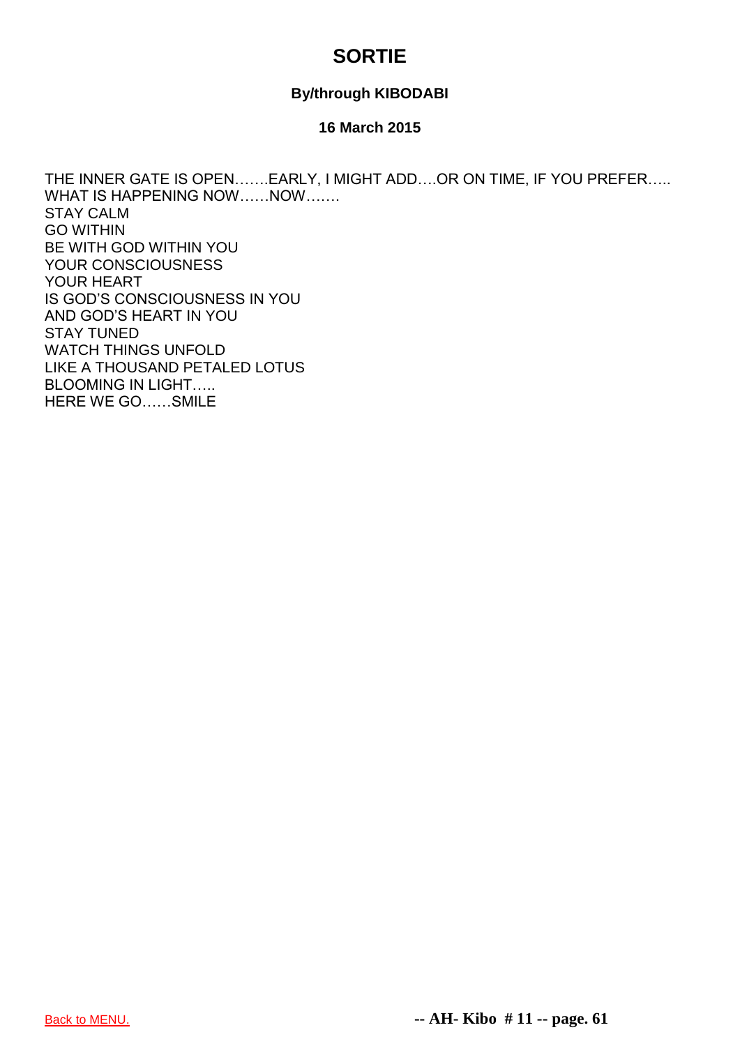# SORTIE

**By/through KIBODABI**

**16 March 2015**

THE INNER GATE IS OPEN…….EARLY, I MIGHT ADD….OR ON TIME, IF YOU PREFER…..
WHAT IS HAPPENING NOW……NOW…….
STAY CALM
GO WITHIN
BE WITH GOD WITHIN YOU
YOUR CONSCIOUSNESS
YOUR HEART
IS GOD'S CONSCIOUSNESS IN YOU
AND GOD'S HEART IN YOU
STAY TUNED
WATCH THINGS UNFOLD
LIKE A THOUSAND PETALED LOTUS
BLOOMING IN LIGHT…..
HERE WE GO……SMILE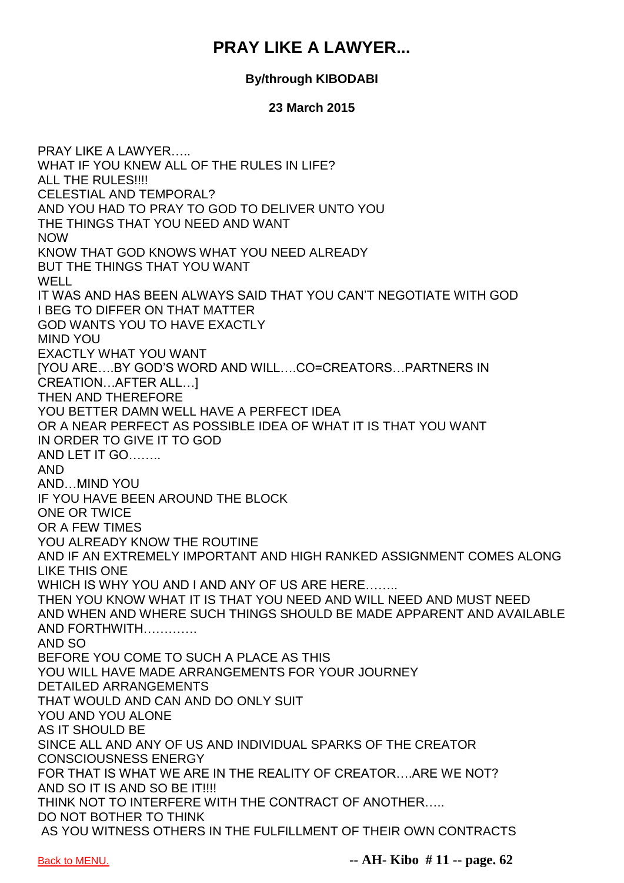# PRAY LIKE A LAWYER...

**By/through KIBODABI**

**23 March 2015**

PRAY LIKE A LAWYER…..
WHAT IF YOU KNEW ALL OF THE RULES IN LIFE?
ALL THE RULES!!!!
CELESTIAL AND TEMPORAL?
AND YOU HAD TO PRAY TO GOD TO DELIVER UNTO YOU
THE THINGS THAT YOU NEED AND WANT
NOW
KNOW THAT GOD KNOWS WHAT YOU NEED ALREADY
BUT THE THINGS THAT YOU WANT
WELL
IT WAS AND HAS BEEN ALWAYS SAID THAT YOU CAN'T NEGOTIATE WITH GOD
I BEG TO DIFFER ON THAT MATTER
GOD WANTS YOU TO HAVE EXACTLY
MIND YOU
EXACTLY WHAT YOU WANT
[YOU ARE….BY GOD'S WORD AND WILL….CO=CREATORS…PARTNERS IN CREATION…AFTER ALL…]
THEN AND THEREFORE
YOU BETTER DAMN WELL HAVE A PERFECT IDEA
OR A NEAR PERFECT AS POSSIBLE IDEA OF WHAT IT IS THAT YOU WANT
IN ORDER TO GIVE IT TO GOD
AND LET IT GO……..
AND
AND…MIND YOU
IF YOU HAVE BEEN AROUND THE BLOCK
ONE OR TWICE
OR A FEW TIMES
YOU ALREADY KNOW THE ROUTINE
AND IF AN EXTREMELY IMPORTANT AND HIGH RANKED ASSIGNMENT COMES ALONG LIKE THIS ONE
WHICH IS WHY YOU AND I AND ANY OF US ARE HERE……..
THEN YOU KNOW WHAT IT IS THAT YOU NEED AND WILL NEED AND MUST NEED
AND WHEN AND WHERE SUCH THINGS SHOULD BE MADE APPARENT AND AVAILABLE
AND FORTHWITH………….
AND SO
BEFORE YOU COME TO SUCH A PLACE AS THIS
YOU WILL HAVE MADE ARRANGEMENTS FOR YOUR JOURNEY
DETAILED ARRANGEMENTS
THAT WOULD AND CAN AND DO ONLY SUIT
YOU AND YOU ALONE
AS IT SHOULD BE
SINCE ALL AND ANY OF US AND INDIVIDUAL SPARKS OF THE CREATOR CONSCIOUSNESS ENERGY
FOR THAT IS WHAT WE ARE IN THE REALITY OF CREATOR….ARE WE NOT?
AND SO IT IS AND SO BE IT!!!!
THINK NOT TO INTERFERE WITH THE CONTRACT OF ANOTHER…..
DO NOT BOTHER TO THINK
AS YOU WITNESS OTHERS IN THE FULFILLMENT OF THEIR OWN CONTRACTS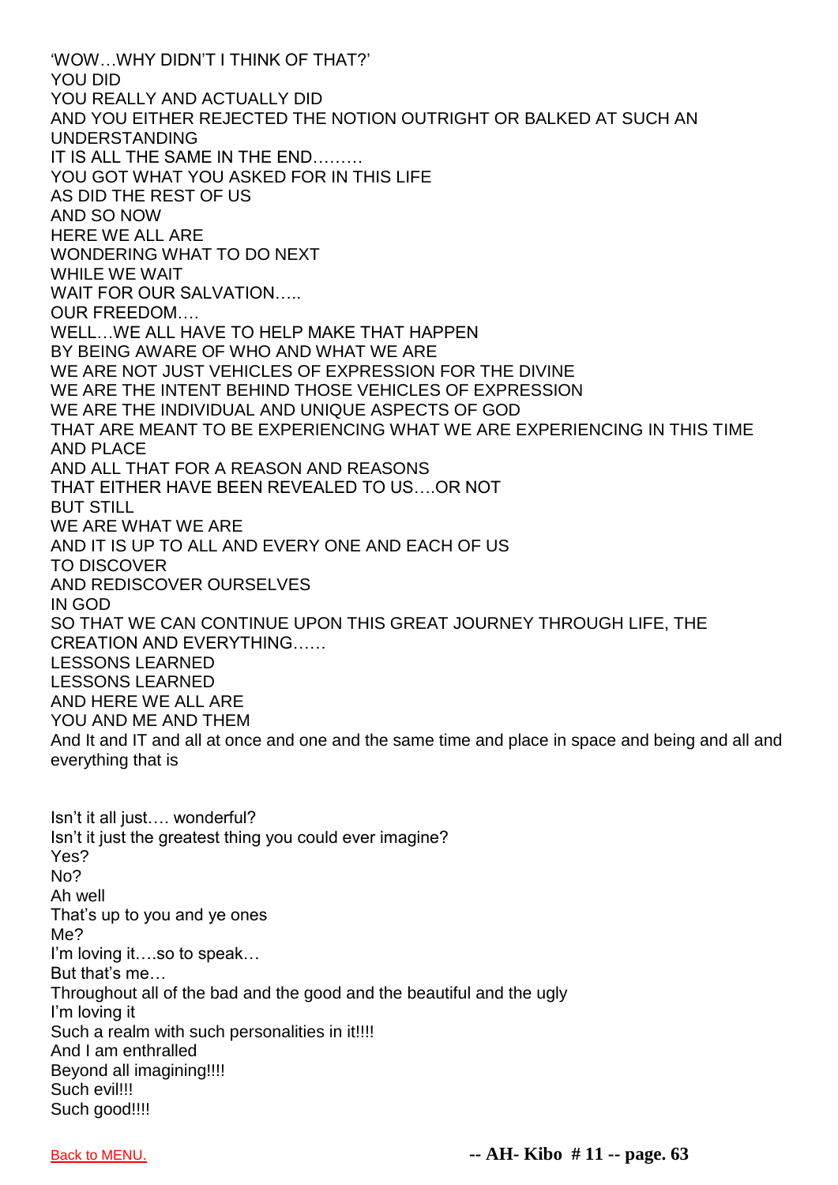'WOW…WHY DIDN'T I THINK OF THAT?'
YOU DID
YOU REALLY AND ACTUALLY DID
AND YOU EITHER REJECTED THE NOTION OUTRIGHT OR BALKED AT SUCH AN UNDERSTANDING
IT IS ALL THE SAME IN THE END………
YOU GOT WHAT YOU ASKED FOR IN THIS LIFE
AS DID THE REST OF US
AND SO NOW
HERE WE ALL ARE
WONDERING WHAT TO DO NEXT
WHILE WE WAIT
WAIT FOR OUR SALVATION…..
OUR FREEDOM….
WELL…WE ALL HAVE TO HELP MAKE THAT HAPPEN
BY BEING AWARE OF WHO AND WHAT WE ARE
WE ARE NOT JUST VEHICLES OF EXPRESSION FOR THE DIVINE
WE ARE THE INTENT BEHIND THOSE VEHICLES OF EXPRESSION
WE ARE THE INDIVIDUAL AND UNIQUE ASPECTS OF GOD
THAT ARE MEANT TO BE EXPERIENCING WHAT WE ARE EXPERIENCING IN THIS TIME AND PLACE
AND ALL THAT FOR A REASON AND REASONS
THAT EITHER HAVE BEEN REVEALED TO US….OR NOT
BUT STILL
WE ARE WHAT WE ARE
AND IT IS UP TO ALL AND EVERY ONE AND EACH OF US
TO DISCOVER
AND REDISCOVER OURSELVES
IN GOD
SO THAT WE CAN CONTINUE UPON THIS GREAT JOURNEY THROUGH LIFE, THE CREATION AND EVERYTHING……
LESSONS LEARNED
LESSONS LEARNED
AND HERE WE ALL ARE
YOU AND ME AND THEM
And It and IT and all at once and one and the same time and place in space and being and all and everything that is

Isn't it all just…. wonderful?
Isn't it just the greatest thing you could ever imagine?
Yes?
No?
Ah well
That's up to you and ye ones
Me?
I'm loving it….so to speak…
But that's me…
Throughout all of the bad and the good and the beautiful and the ugly
I'm loving it
Such a realm with such personalities in it!!!!
And I am enthralled
Beyond all imagining!!!!
Such evil!!!
Such good!!!!

Back to MENU.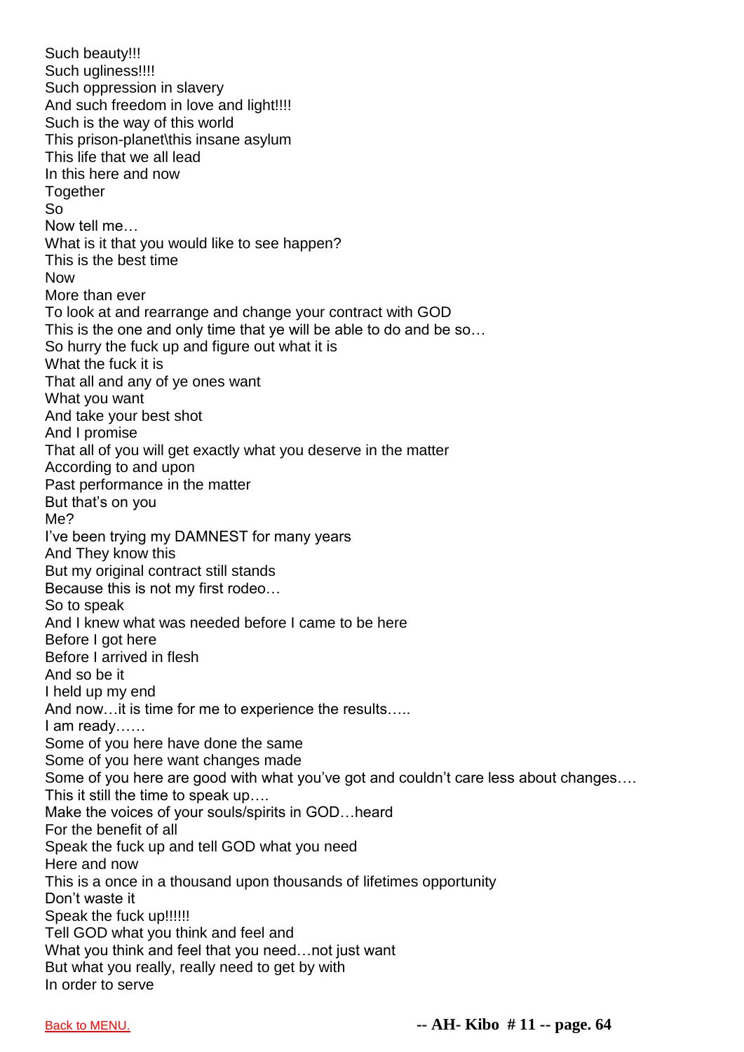Such beauty!!!
Such ugliness!!!!
Such oppression in slavery
And such freedom in love and light!!!!
Such is the way of this world
This prison-planet\this insane asylum
This life that we all lead
In this here and now
Together
So
Now tell me…
What is it that you would like to see happen?
This is the best time
Now
More than ever
To look at and rearrange and change your contract with GOD
This is the one and only time that ye will be able to do and be so…
So hurry the fuck up and figure out what it is
What the fuck it is
That all and any of ye ones want
What you want
And take your best shot
And I promise
That all of you will get exactly what you deserve in the matter
According to and upon
Past performance in the matter
But that's on you
Me?
I've been trying my DAMNEST for many years
And They know this
But my original contract still stands
Because this is not my first rodeo…
So to speak
And I knew what was needed before I came to be here
Before I got here
Before I arrived in flesh
And so be it
I held up my end
And now…it is time for me to experience the results…..
I am ready……
Some of you here have done the same
Some of you here want changes made
Some of you here are good with what you've got and couldn't care less about changes….
This it still the time to speak up….
Make the voices of your souls/spirits in GOD…heard
For the benefit of all
Speak the fuck up and tell GOD what you need
Here and now
This is a once in a thousand upon thousands of lifetimes opportunity
Don't waste it
Speak the fuck up!!!!!!
Tell GOD what you think and feel and
What you think and feel that you need…not just want
But what you really, really need to get by with
In order to serve

Back to MENU.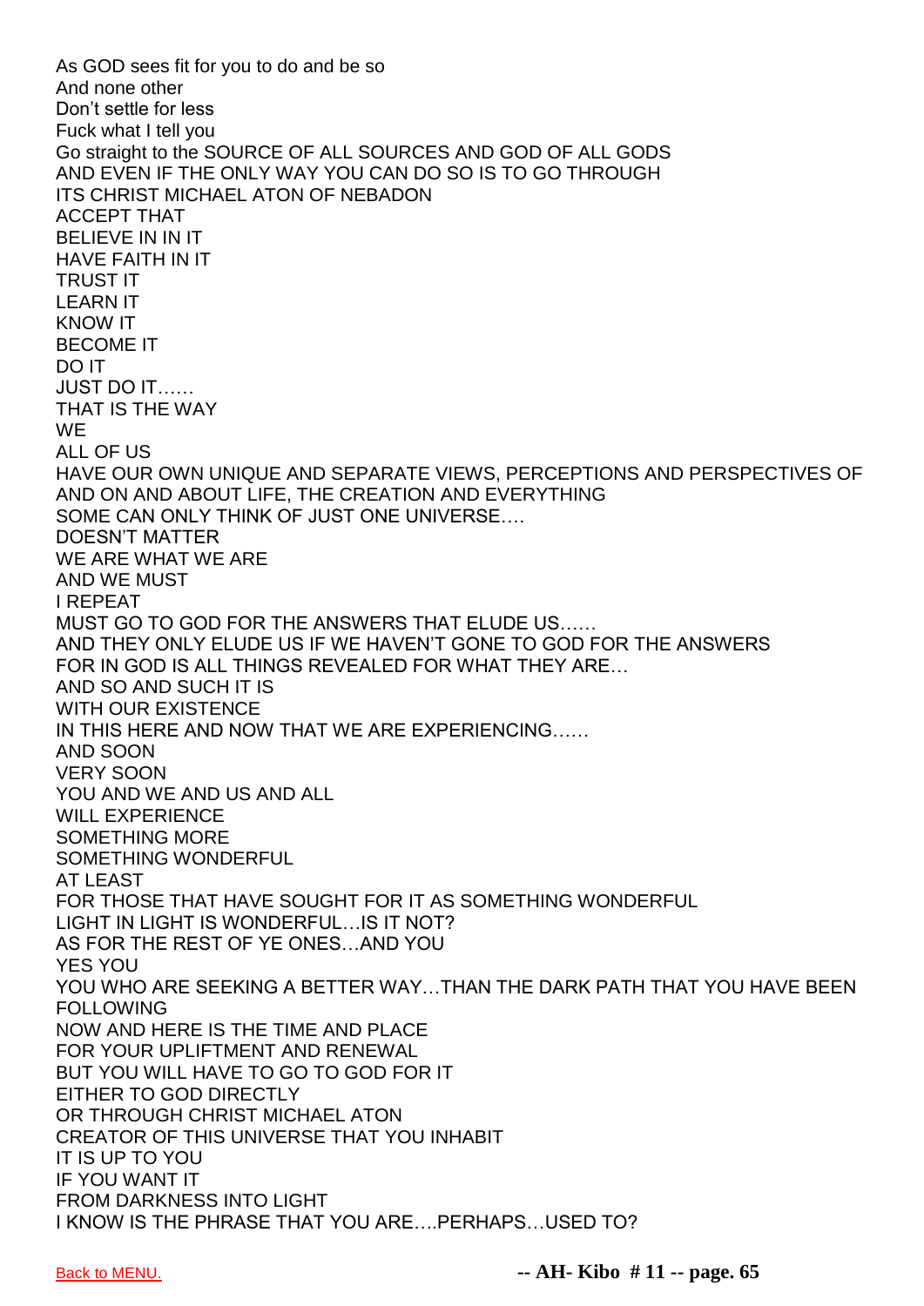As GOD sees fit for you to do and be so
And none other
Don't settle for less
Fuck what I tell you
Go straight to the SOURCE OF ALL SOURCES AND GOD OF ALL GODS
AND EVEN IF THE ONLY WAY YOU CAN DO SO IS TO GO THROUGH
ITS CHRIST MICHAEL ATON OF NEBADON
ACCEPT THAT
BELIEVE IN IN IT
HAVE FAITH IN IT
TRUST IT
LEARN IT
KNOW IT
BECOME IT
DO IT
JUST DO IT……
THAT IS THE WAY
WE
ALL OF US
HAVE OUR OWN UNIQUE AND SEPARATE VIEWS, PERCEPTIONS AND PERSPECTIVES OF AND ON AND ABOUT LIFE, THE CREATION AND EVERYTHING
SOME CAN ONLY THINK OF JUST ONE UNIVERSE….
DOESN'T MATTER
WE ARE WHAT WE ARE
AND WE MUST
I REPEAT
MUST GO TO GOD FOR THE ANSWERS THAT ELUDE US……
AND THEY ONLY ELUDE US IF WE HAVEN'T GONE TO GOD FOR THE ANSWERS
FOR IN GOD IS ALL THINGS REVEALED FOR WHAT THEY ARE…
AND SO AND SUCH IT IS
WITH OUR EXISTENCE
IN THIS HERE AND NOW THAT WE ARE EXPERIENCING……
AND SOON
VERY SOON
YOU AND WE AND US AND ALL
WILL EXPERIENCE
SOMETHING MORE
SOMETHING WONDERFUL
AT LEAST
FOR THOSE THAT HAVE SOUGHT FOR IT AS SOMETHING WONDERFUL
LIGHT IN LIGHT IS WONDERFUL…IS IT NOT?
AS FOR THE REST OF YE ONES…AND YOU
YES YOU
YOU WHO ARE SEEKING A BETTER WAY…THAN THE DARK PATH THAT YOU HAVE BEEN FOLLOWING
NOW AND HERE IS THE TIME AND PLACE
FOR YOUR UPLIFTMENT AND RENEWAL
BUT YOU WILL HAVE TO GO TO GOD FOR IT
EITHER TO GOD DIRECTLY
OR THROUGH CHRIST MICHAEL ATON
CREATOR OF THIS UNIVERSE THAT YOU INHABIT
IT IS UP TO YOU
IF YOU WANT IT
FROM DARKNESS INTO LIGHT
I KNOW IS THE PHRASE THAT YOU ARE….PERHAPS…USED TO?

Back to MENU.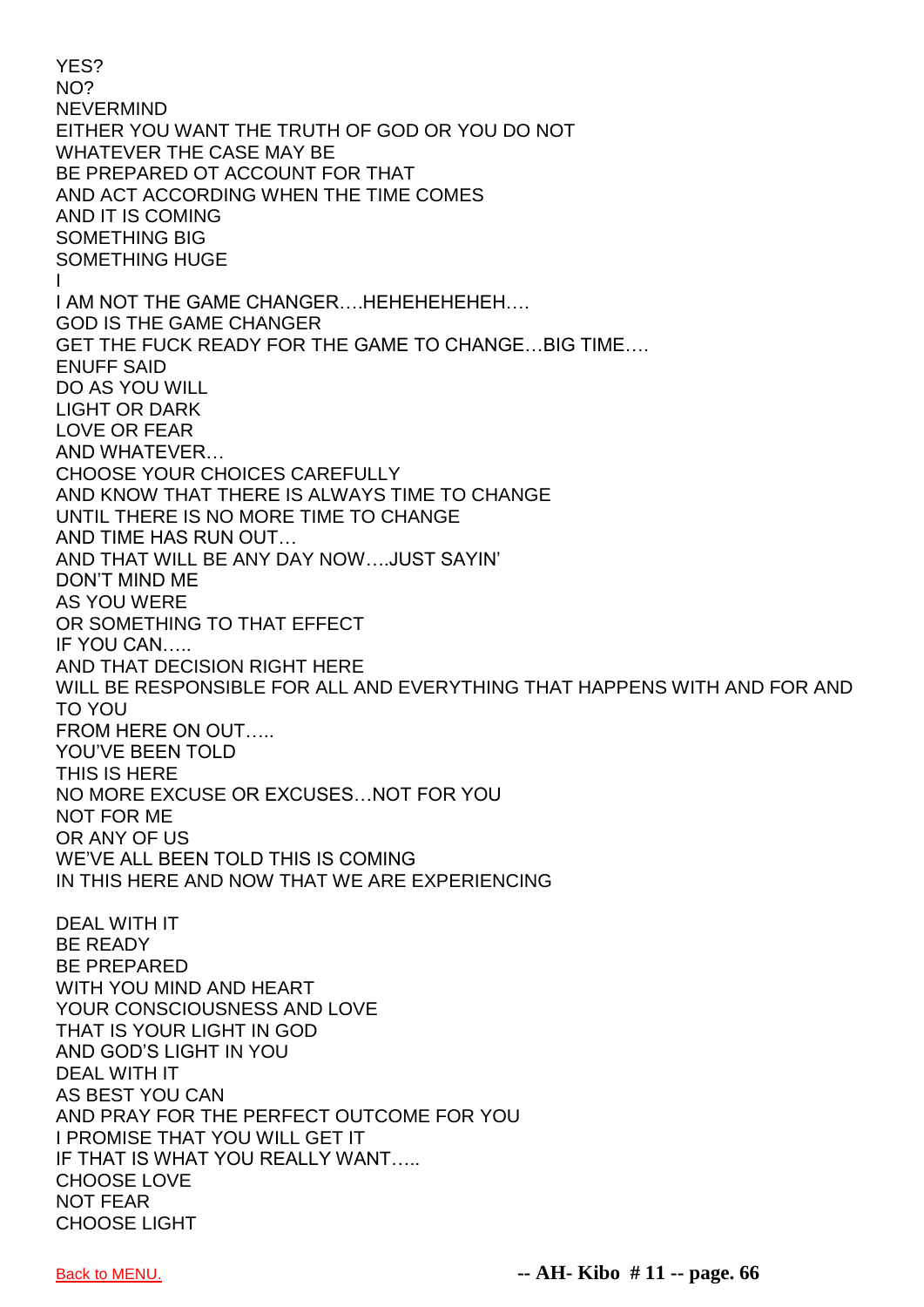YES?
NO?
NEVERMIND
EITHER YOU WANT THE TRUTH OF GOD OR YOU DO NOT
WHATEVER THE CASE MAY BE
BE PREPARED OT ACCOUNT FOR THAT
AND ACT ACCORDING WHEN THE TIME COMES
AND IT IS COMING
SOMETHING BIG
SOMETHING HUGE
I
I AM NOT THE GAME CHANGER….HEHEHEHEHEH….
GOD IS THE GAME CHANGER
GET THE FUCK READY FOR THE GAME TO CHANGE…BIG TIME….
ENUFF SAID
DO AS YOU WILL
LIGHT OR DARK
LOVE OR FEAR
AND WHATEVER…
CHOOSE YOUR CHOICES CAREFULLY
AND KNOW THAT THERE IS ALWAYS TIME TO CHANGE
UNTIL THERE IS NO MORE TIME TO CHANGE
AND TIME HAS RUN OUT…
AND THAT WILL BE ANY DAY NOW….JUST SAYIN'
DON'T MIND ME
AS YOU WERE
OR SOMETHING TO THAT EFFECT
IF YOU CAN…..
AND THAT DECISION RIGHT HERE
WILL BE RESPONSIBLE FOR ALL AND EVERYTHING THAT HAPPENS WITH AND FOR AND TO YOU
FROM HERE ON OUT…..
YOU'VE BEEN TOLD
THIS IS HERE
NO MORE EXCUSE OR EXCUSES…NOT FOR YOU
NOT FOR ME
OR ANY OF US
WE'VE ALL BEEN TOLD THIS IS COMING
IN THIS HERE AND NOW THAT WE ARE EXPERIENCING

DEAL WITH IT
BE READY
BE PREPARED
WITH YOU MIND AND HEART
YOUR CONSCIOUSNESS AND LOVE
THAT IS YOUR LIGHT IN GOD
AND GOD'S LIGHT IN YOU
DEAL WITH IT
AS BEST YOU CAN
AND PRAY FOR THE PERFECT OUTCOME FOR YOU
I PROMISE THAT YOU WILL GET IT
IF THAT IS WHAT YOU REALLY WANT…..
CHOOSE LOVE
NOT FEAR
CHOOSE LIGHT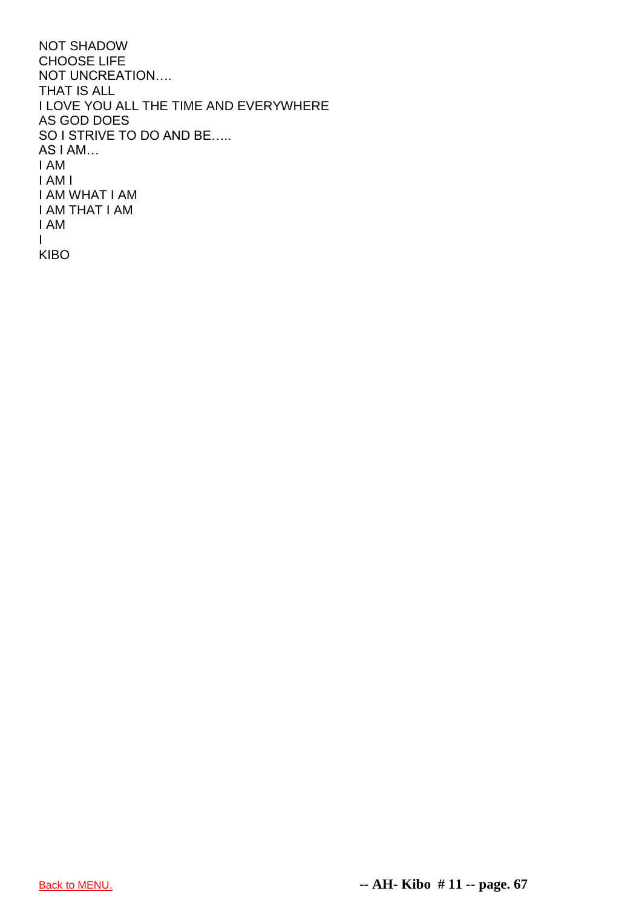NOT SHADOW  
CHOOSE LIFE  
NOT UNCREATION….  
THAT IS ALL  
I LOVE YOU ALL THE TIME AND EVERYWHERE  
AS GOD DOES  
SO I STRIVE TO DO AND BE…..  
AS I AM…  
I AM  
I AM I  
I AM WHAT I AM  
I AM THAT I AM  
I AM  
I  
KIBO

Back to MENU.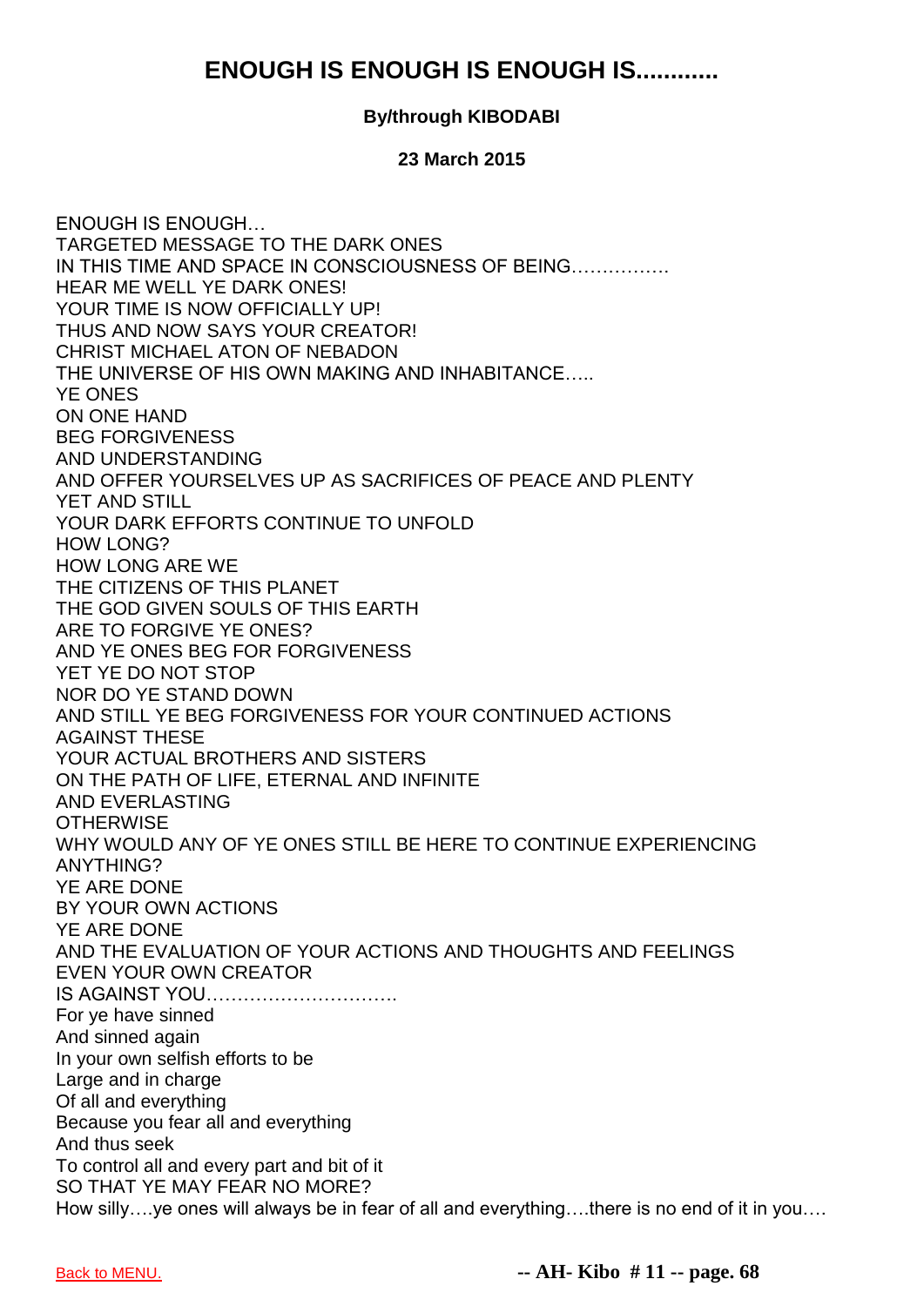# ENOUGH IS ENOUGH IS ENOUGH IS............

**By/through KIBODABI**

**23 March 2015**

ENOUGH IS ENOUGH…
TARGETED MESSAGE TO THE DARK ONES
IN THIS TIME AND SPACE IN CONSCIOUSNESS OF BEING…………….
HEAR ME WELL YE DARK ONES!
YOUR TIME IS NOW OFFICIALLY UP!
THUS AND NOW SAYS YOUR CREATOR!
CHRIST MICHAEL ATON OF NEBADON
THE UNIVERSE OF HIS OWN MAKING AND INHABITANCE…..
YE ONES
ON ONE HAND
BEG FORGIVENESS
AND UNDERSTANDING
AND OFFER YOURSELVES UP AS SACRIFICES OF PEACE AND PLENTY
YET AND STILL
YOUR DARK EFFORTS CONTINUE TO UNFOLD
HOW LONG?
HOW LONG ARE WE
THE CITIZENS OF THIS PLANET
THE GOD GIVEN SOULS OF THIS EARTH
ARE TO FORGIVE YE ONES?
AND YE ONES BEG FOR FORGIVENESS
YET YE DO NOT STOP
NOR DO YE STAND DOWN
AND STILL YE BEG FORGIVENESS FOR YOUR CONTINUED ACTIONS
AGAINST THESE
YOUR ACTUAL BROTHERS AND SISTERS
ON THE PATH OF LIFE, ETERNAL AND INFINITE
AND EVERLASTING
OTHERWISE
WHY WOULD ANY OF YE ONES STILL BE HERE TO CONTINUE EXPERIENCING ANYTHING?
YE ARE DONE
BY YOUR OWN ACTIONS
YE ARE DONE
AND THE EVALUATION OF YOUR ACTIONS AND THOUGHTS AND FEELINGS
EVEN YOUR OWN CREATOR
IS AGAINST YOU………………………….
For ye have sinned
And sinned again
In your own selfish efforts to be
Large and in charge
Of all and everything
Because you fear all and everything
And thus seek
To control all and every part and bit of it
SO THAT YE MAY FEAR NO MORE?
How silly….ye ones will always be in fear of all and everything….there is no end of it in you….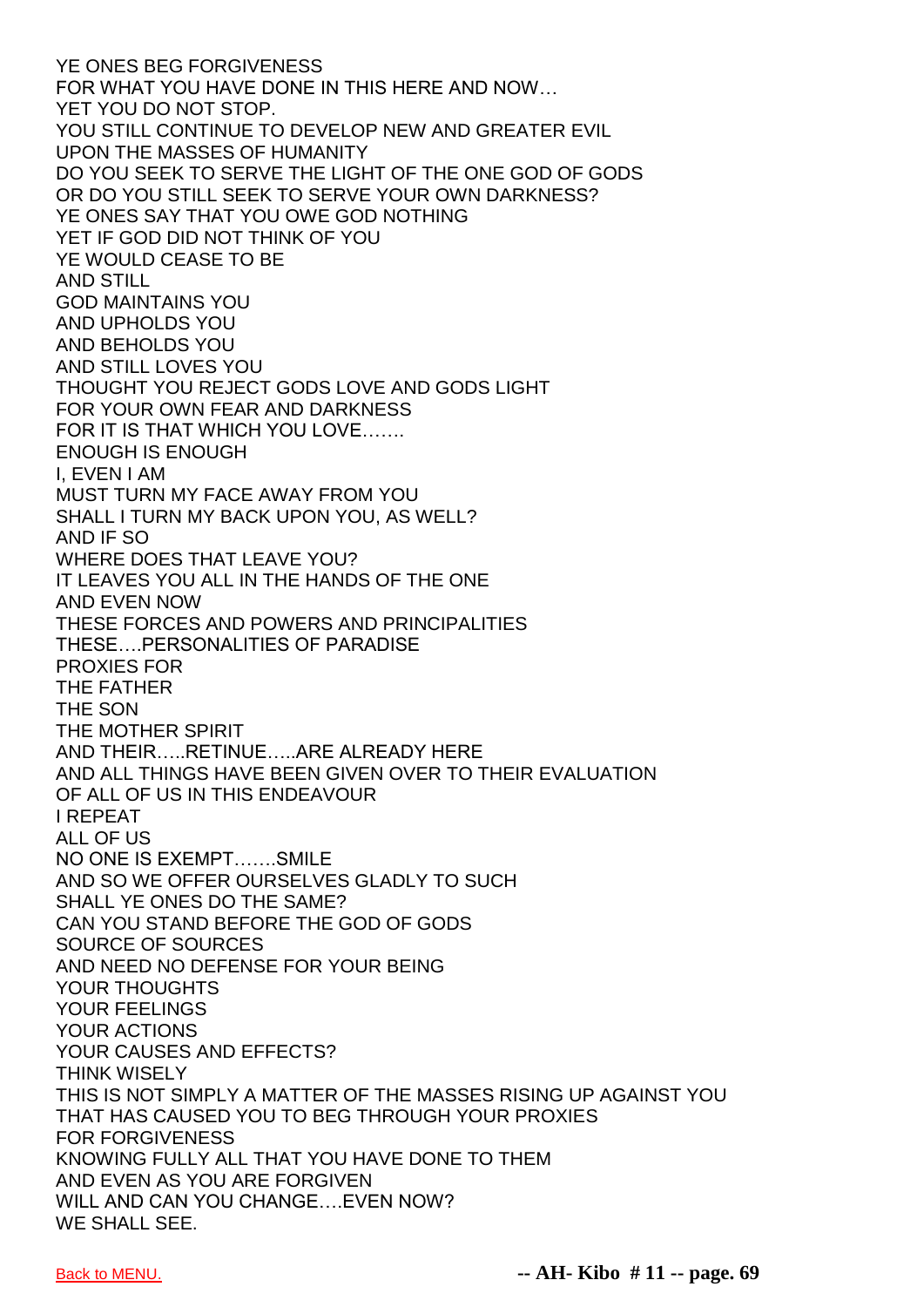YE ONES BEG FORGIVENESS
FOR WHAT YOU HAVE DONE IN THIS HERE AND NOW…
YET YOU DO NOT STOP.
YOU STILL CONTINUE TO DEVELOP NEW AND GREATER EVIL
UPON THE MASSES OF HUMANITY
DO YOU SEEK TO SERVE THE LIGHT OF THE ONE GOD OF GODS
OR DO YOU STILL SEEK TO SERVE YOUR OWN DARKNESS?
YE ONES SAY THAT YOU OWE GOD NOTHING
YET IF GOD DID NOT THINK OF YOU
YE WOULD CEASE TO BE
AND STILL
GOD MAINTAINS YOU
AND UPHOLDS YOU
AND BEHOLDS YOU
AND STILL LOVES YOU
THOUGHT YOU REJECT GODS LOVE AND GODS LIGHT
FOR YOUR OWN FEAR AND DARKNESS
FOR IT IS THAT WHICH YOU LOVE…….
ENOUGH IS ENOUGH
I, EVEN I AM
MUST TURN MY FACE AWAY FROM YOU
SHALL I TURN MY BACK UPON YOU, AS WELL?
AND IF SO
WHERE DOES THAT LEAVE YOU?
IT LEAVES YOU ALL IN THE HANDS OF THE ONE
AND EVEN NOW
THESE FORCES AND POWERS AND PRINCIPALITIES
THESE….PERSONALITIES OF PARADISE
PROXIES FOR
THE FATHER
THE SON
THE MOTHER SPIRIT
AND THEIR…..RETINUE…..ARE ALREADY HERE
AND ALL THINGS HAVE BEEN GIVEN OVER TO THEIR EVALUATION
OF ALL OF US IN THIS ENDEAVOUR
I REPEAT
ALL OF US
NO ONE IS EXEMPT…….SMILE
AND SO WE OFFER OURSELVES GLADLY TO SUCH
SHALL YE ONES DO THE SAME?
CAN YOU STAND BEFORE THE GOD OF GODS
SOURCE OF SOURCES
AND NEED NO DEFENSE FOR YOUR BEING
YOUR THOUGHTS
YOUR FEELINGS
YOUR ACTIONS
YOUR CAUSES AND EFFECTS?
THINK WISELY
THIS IS NOT SIMPLY A MATTER OF THE MASSES RISING UP AGAINST YOU
THAT HAS CAUSED YOU TO BEG THROUGH YOUR PROXIES
FOR FORGIVENESS
KNOWING FULLY ALL THAT YOU HAVE DONE TO THEM
AND EVEN AS YOU ARE FORGIVEN
WILL AND CAN YOU CHANGE….EVEN NOW?
WE SHALL SEE.

Back to MENU.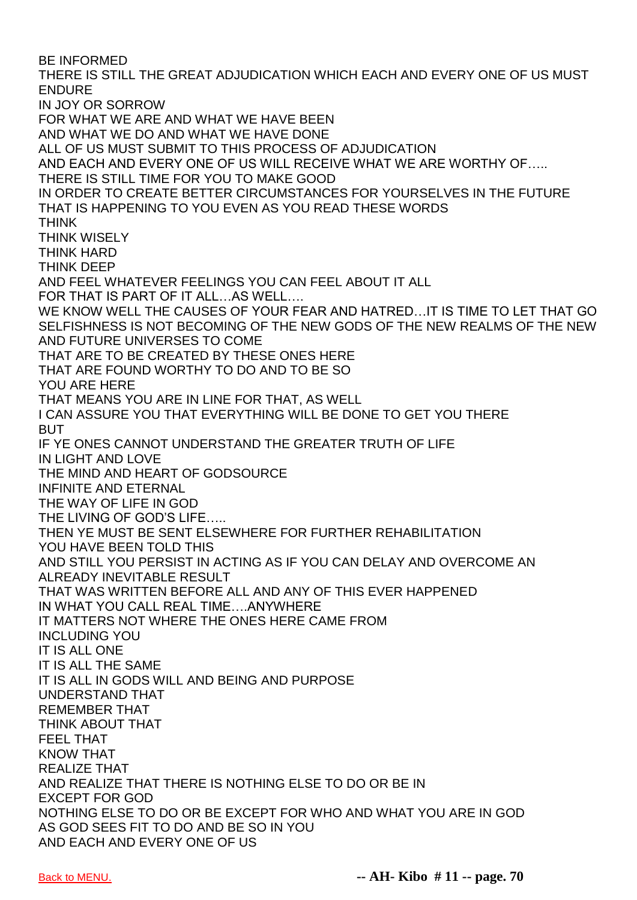BE INFORMED
THERE IS STILL THE GREAT ADJUDICATION WHICH EACH AND EVERY ONE OF US MUST ENDURE
IN JOY OR SORROW
FOR WHAT WE ARE AND WHAT WE HAVE BEEN
AND WHAT WE DO AND WHAT WE HAVE DONE
ALL OF US MUST SUBMIT TO THIS PROCESS OF ADJUDICATION
AND EACH AND EVERY ONE OF US WILL RECEIVE WHAT WE ARE WORTHY OF…..
THERE IS STILL TIME FOR YOU TO MAKE GOOD
IN ORDER TO CREATE BETTER CIRCUMSTANCES FOR YOURSELVES IN THE FUTURE
THAT IS HAPPENING TO YOU EVEN AS YOU READ THESE WORDS
THINK
THINK WISELY
THINK HARD
THINK DEEP
AND FEEL WHATEVER FEELINGS YOU CAN FEEL ABOUT IT ALL
FOR THAT IS PART OF IT ALL…AS WELL….
WE KNOW WELL THE CAUSES OF YOUR FEAR AND HATRED…IT IS TIME TO LET THAT GO
SELFISHNESS IS NOT BECOMING OF THE NEW GODS OF THE NEW REALMS OF THE NEW AND FUTURE UNIVERSES TO COME
THAT ARE TO BE CREATED BY THESE ONES HERE
THAT ARE FOUND WORTHY TO DO AND TO BE SO
YOU ARE HERE
THAT MEANS YOU ARE IN LINE FOR THAT, AS WELL
I CAN ASSURE YOU THAT EVERYTHING WILL BE DONE TO GET YOU THERE
BUT
IF YE ONES CANNOT UNDERSTAND THE GREATER TRUTH OF LIFE
IN LIGHT AND LOVE
THE MIND AND HEART OF GODSOURCE
INFINITE AND ETERNAL
THE WAY OF LIFE IN GOD
THE LIVING OF GOD'S LIFE…..
THEN YE MUST BE SENT ELSEWHERE FOR FURTHER REHABILITATION
YOU HAVE BEEN TOLD THIS
AND STILL YOU PERSIST IN ACTING AS IF YOU CAN DELAY AND OVERCOME AN ALREADY INEVITABLE RESULT
THAT WAS WRITTEN BEFORE ALL AND ANY OF THIS EVER HAPPENED
IN WHAT YOU CALL REAL TIME….ANYWHERE
IT MATTERS NOT WHERE THE ONES HERE CAME FROM
INCLUDING YOU
IT IS ALL ONE
IT IS ALL THE SAME
IT IS ALL IN GODS WILL AND BEING AND PURPOSE
UNDERSTAND THAT
REMEMBER THAT
THINK ABOUT THAT
FEEL THAT
KNOW THAT
REALIZE THAT
AND REALIZE THAT THERE IS NOTHING ELSE TO DO OR BE IN
EXCEPT FOR GOD
NOTHING ELSE TO DO OR BE EXCEPT FOR WHO AND WHAT YOU ARE IN GOD
AS GOD SEES FIT TO DO AND BE SO IN YOU
AND EACH AND EVERY ONE OF US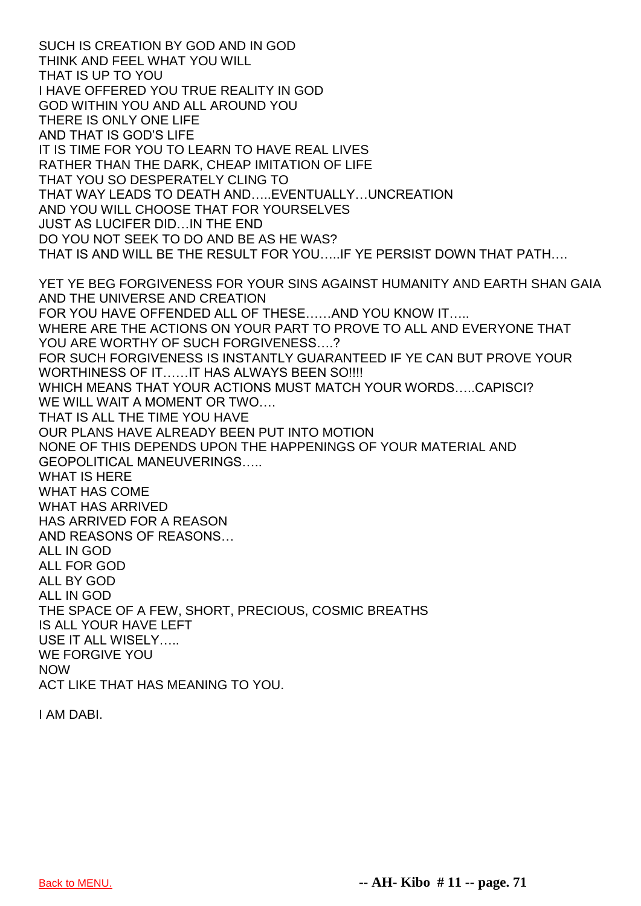SUCH IS CREATION BY GOD AND IN GOD
THINK AND FEEL WHAT YOU WILL
THAT IS UP TO YOU
I HAVE OFFERED YOU TRUE REALITY IN GOD
GOD WITHIN YOU AND ALL AROUND YOU
THERE IS ONLY ONE LIFE
AND THAT IS GOD'S LIFE
IT IS TIME FOR YOU TO LEARN TO HAVE REAL LIVES
RATHER THAN THE DARK, CHEAP IMITATION OF LIFE
THAT YOU SO DESPERATELY CLING TO
THAT WAY LEADS TO DEATH AND…..EVENTUALLY…UNCREATION
AND YOU WILL CHOOSE THAT FOR YOURSELVES
JUST AS LUCIFER DID…IN THE END
DO YOU NOT SEEK TO DO AND BE AS HE WAS?
THAT IS AND WILL BE THE RESULT FOR YOU…..IF YE PERSIST DOWN THAT PATH….

YET YE BEG FORGIVENESS FOR YOUR SINS AGAINST HUMANITY AND EARTH SHAN GAIA AND THE UNIVERSE AND CREATION
FOR YOU HAVE OFFENDED ALL OF THESE……AND YOU KNOW IT…..
WHERE ARE THE ACTIONS ON YOUR PART TO PROVE TO ALL AND EVERYONE THAT YOU ARE WORTHY OF SUCH FORGIVENESS….?
FOR SUCH FORGIVENESS IS INSTANTLY GUARANTEED IF YE CAN BUT PROVE YOUR WORTHINESS OF IT……IT HAS ALWAYS BEEN SO!!!!
WHICH MEANS THAT YOUR ACTIONS MUST MATCH YOUR WORDS…..CAPISCI?
WE WILL WAIT A MOMENT OR TWO….
THAT IS ALL THE TIME YOU HAVE
OUR PLANS HAVE ALREADY BEEN PUT INTO MOTION
NONE OF THIS DEPENDS UPON THE HAPPENINGS OF YOUR MATERIAL AND GEOPOLITICAL MANEUVERINGS…..
WHAT IS HERE
WHAT HAS COME
WHAT HAS ARRIVED
HAS ARRIVED FOR A REASON
AND REASONS OF REASONS…
ALL IN GOD
ALL FOR GOD
ALL BY GOD
ALL IN GOD
THE SPACE OF A FEW, SHORT, PRECIOUS, COSMIC BREATHS
IS ALL YOUR HAVE LEFT
USE IT ALL WISELY…..
WE FORGIVE YOU
NOW
ACT LIKE THAT HAS MEANING TO YOU.

I AM DABI.

Back to MENU.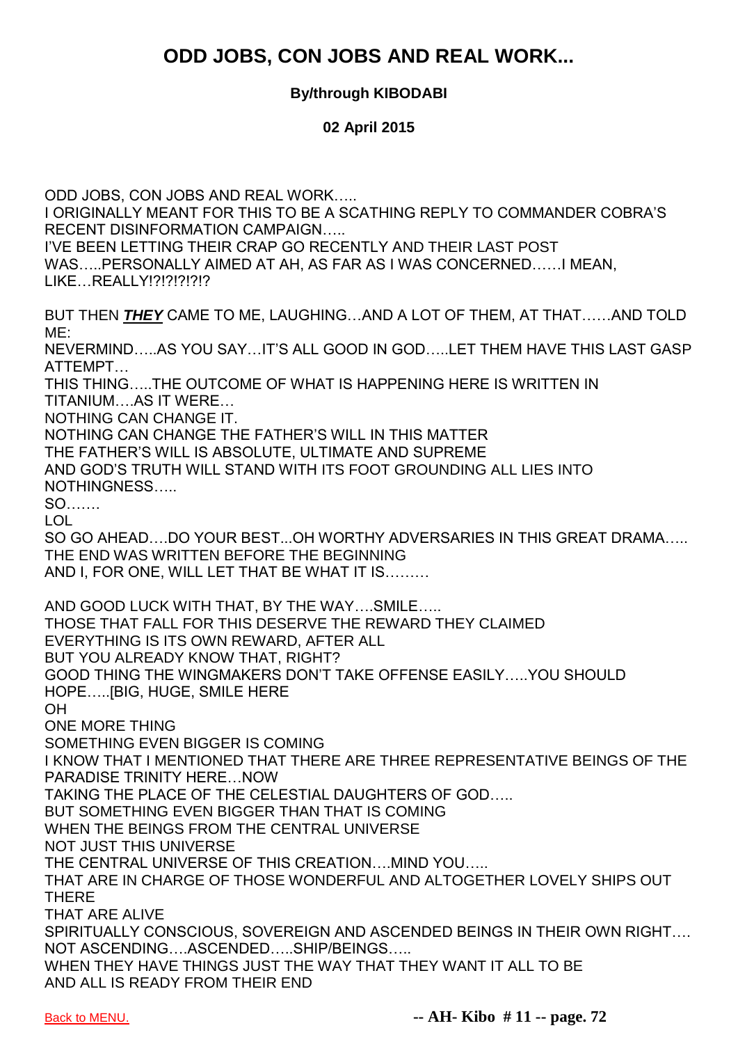# ODD JOBS, CON JOBS AND REAL WORK...

**By/through KIBODABI**

**02 April 2015**

ODD JOBS, CON JOBS AND REAL WORK…..
I ORIGINALLY MEANT FOR THIS TO BE A SCATHING REPLY TO COMMANDER COBRA'S RECENT DISINFORMATION CAMPAIGN…..
I'VE BEEN LETTING THEIR CRAP GO RECENTLY AND THEIR LAST POST WAS…..PERSONALLY AIMED AT AH, AS FAR AS I WAS CONCERNED……I MEAN, LIKE…REALLY!?!?!?!?!?

BUT THEN ***THEY*** CAME TO ME, LAUGHING…AND A LOT OF THEM, AT THAT……AND TOLD ME:
NEVERMIND…..AS YOU SAY…IT'S ALL GOOD IN GOD…..LET THEM HAVE THIS LAST GASP ATTEMPT…
THIS THING…..THE OUTCOME OF WHAT IS HAPPENING HERE IS WRITTEN IN TITANIUM….AS IT WERE…
NOTHING CAN CHANGE IT.
NOTHING CAN CHANGE THE FATHER'S WILL IN THIS MATTER
THE FATHER'S WILL IS ABSOLUTE, ULTIMATE AND SUPREME
AND GOD'S TRUTH WILL STAND WITH ITS FOOT GROUNDING ALL LIES INTO NOTHINGNESS…..
SO…….
LOL
SO GO AHEAD….DO YOUR BEST...OH WORTHY ADVERSARIES IN THIS GREAT DRAMA…..
THE END WAS WRITTEN BEFORE THE BEGINNING
AND I, FOR ONE, WILL LET THAT BE WHAT IT IS………

AND GOOD LUCK WITH THAT, BY THE WAY….SMILE…..
THOSE THAT FALL FOR THIS DESERVE THE REWARD THEY CLAIMED
EVERYTHING IS ITS OWN REWARD, AFTER ALL
BUT YOU ALREADY KNOW THAT, RIGHT?
GOOD THING THE WINGMAKERS DON'T TAKE OFFENSE EASILY…..YOU SHOULD HOPE…..[BIG, HUGE, SMILE HERE
OH
ONE MORE THING
SOMETHING EVEN BIGGER IS COMING
I KNOW THAT I MENTIONED THAT THERE ARE THREE REPRESENTATIVE BEINGS OF THE PARADISE TRINITY HERE…NOW
TAKING THE PLACE OF THE CELESTIAL DAUGHTERS OF GOD…..
BUT SOMETHING EVEN BIGGER THAN THAT IS COMING
WHEN THE BEINGS FROM THE CENTRAL UNIVERSE
NOT JUST THIS UNIVERSE
THE CENTRAL UNIVERSE OF THIS CREATION….MIND YOU…..
THAT ARE IN CHARGE OF THOSE WONDERFUL AND ALTOGETHER LOVELY SHIPS OUT THERE
THAT ARE ALIVE
SPIRITUALLY CONSCIOUS, SOVEREIGN AND ASCENDED BEINGS IN THEIR OWN RIGHT….
NOT ASCENDING….ASCENDED…..SHIP/BEINGS…..
WHEN THEY HAVE THINGS JUST THE WAY THAT THEY WANT IT ALL TO BE
AND ALL IS READY FROM THEIR END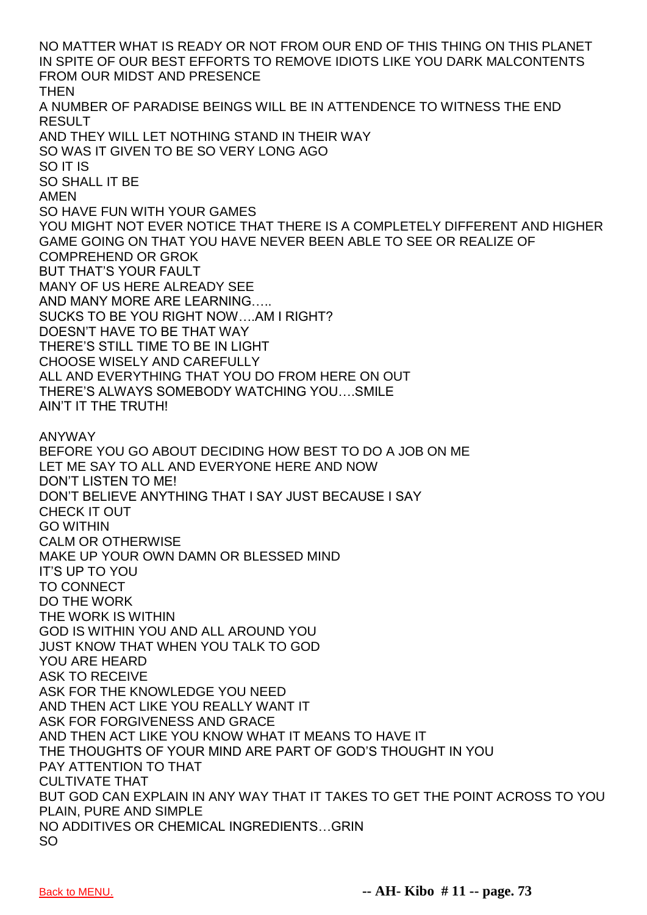NO MATTER WHAT IS READY OR NOT FROM OUR END OF THIS THING ON THIS PLANET
IN SPITE OF OUR BEST EFFORTS TO REMOVE IDIOTS LIKE YOU DARK MALCONTENTS FROM OUR MIDST AND PRESENCE
THEN
A NUMBER OF PARADISE BEINGS WILL BE IN ATTENDENCE TO WITNESS THE END RESULT
AND THEY WILL LET NOTHING STAND IN THEIR WAY
SO WAS IT GIVEN TO BE SO VERY LONG AGO
SO IT IS
SO SHALL IT BE
AMEN
SO HAVE FUN WITH YOUR GAMES
YOU MIGHT NOT EVER NOTICE THAT THERE IS A COMPLETELY DIFFERENT AND HIGHER GAME GOING ON THAT YOU HAVE NEVER BEEN ABLE TO SEE OR REALIZE OF COMPREHEND OR GROK
BUT THAT'S YOUR FAULT
MANY OF US HERE ALREADY SEE
AND MANY MORE ARE LEARNING…..
SUCKS TO BE YOU RIGHT NOW….AM I RIGHT?
DOESN'T HAVE TO BE THAT WAY
THERE'S STILL TIME TO BE IN LIGHT
CHOOSE WISELY AND CAREFULLY
ALL AND EVERYTHING THAT YOU DO FROM HERE ON OUT
THERE'S ALWAYS SOMEBODY WATCHING YOU….SMILE
AIN'T IT THE TRUTH!

ANYWAY
BEFORE YOU GO ABOUT DECIDING HOW BEST TO DO A JOB ON ME
LET ME SAY TO ALL AND EVERYONE HERE AND NOW
DON'T LISTEN TO ME!
DON'T BELIEVE ANYTHING THAT I SAY JUST BECAUSE I SAY
CHECK IT OUT
GO WITHIN
CALM OR OTHERWISE
MAKE UP YOUR OWN DAMN OR BLESSED MIND
IT'S UP TO YOU
TO CONNECT
DO THE WORK
THE WORK IS WITHIN
GOD IS WITHIN YOU AND ALL AROUND YOU
JUST KNOW THAT WHEN YOU TALK TO GOD
YOU ARE HEARD
ASK TO RECEIVE
ASK FOR THE KNOWLEDGE YOU NEED
AND THEN ACT LIKE YOU REALLY WANT IT
ASK FOR FORGIVENESS AND GRACE
AND THEN ACT LIKE YOU KNOW WHAT IT MEANS TO HAVE IT
THE THOUGHTS OF YOUR MIND ARE PART OF GOD'S THOUGHT IN YOU
PAY ATTENTION TO THAT
CULTIVATE THAT
BUT GOD CAN EXPLAIN IN ANY WAY THAT IT TAKES TO GET THE POINT ACROSS TO YOU
PLAIN, PURE AND SIMPLE
NO ADDITIVES OR CHEMICAL INGREDIENTS…GRIN
SO

Back to MENU.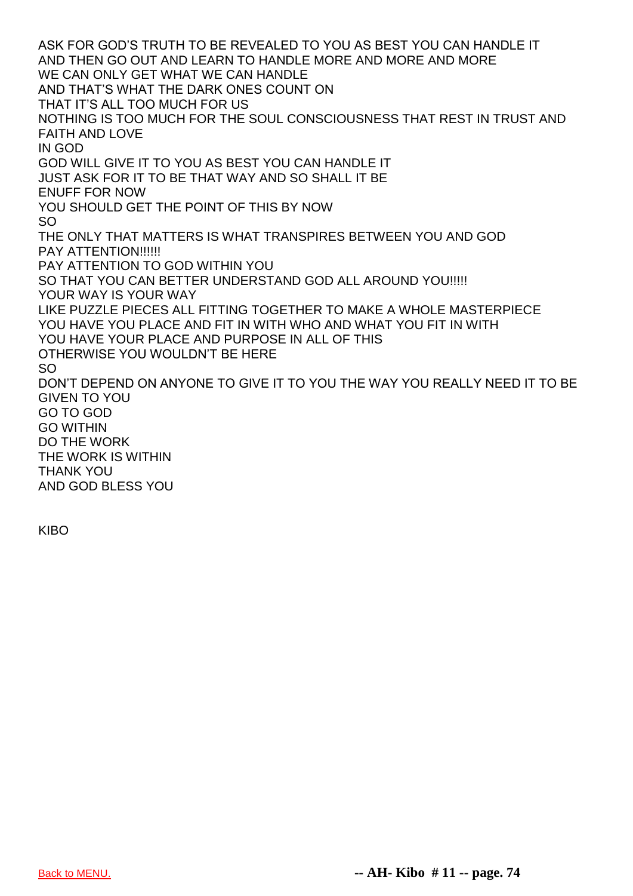ASK FOR GOD'S TRUTH TO BE REVEALED TO YOU AS BEST YOU CAN HANDLE IT
AND THEN GO OUT AND LEARN TO HANDLE MORE AND MORE AND MORE
WE CAN ONLY GET WHAT WE CAN HANDLE
AND THAT'S WHAT THE DARK ONES COUNT ON
THAT IT'S ALL TOO MUCH FOR US
NOTHING IS TOO MUCH FOR THE SOUL CONSCIOUSNESS THAT REST IN TRUST AND FAITH AND LOVE
IN GOD
GOD WILL GIVE IT TO YOU AS BEST YOU CAN HANDLE IT
JUST ASK FOR IT TO BE THAT WAY AND SO SHALL IT BE
ENUFF FOR NOW
YOU SHOULD GET THE POINT OF THIS BY NOW
SO
THE ONLY THAT MATTERS IS WHAT TRANSPIRES BETWEEN YOU AND GOD
PAY ATTENTION!!!!!!
PAY ATTENTION TO GOD WITHIN YOU
SO THAT YOU CAN BETTER UNDERSTAND GOD ALL AROUND YOU!!!!!
YOUR WAY IS YOUR WAY
LIKE PUZZLE PIECES ALL FITTING TOGETHER TO MAKE A WHOLE MASTERPIECE
YOU HAVE YOU PLACE AND FIT IN WITH WHO AND WHAT YOU FIT IN WITH
YOU HAVE YOUR PLACE AND PURPOSE IN ALL OF THIS
OTHERWISE YOU WOULDN'T BE HERE
SO
DON'T DEPEND ON ANYONE TO GIVE IT TO YOU THE WAY YOU REALLY NEED IT TO BE GIVEN TO YOU
GO TO GOD
GO WITHIN
DO THE WORK
THE WORK IS WITHIN
THANK YOU
AND GOD BLESS YOU

KIBO

Back to MENU.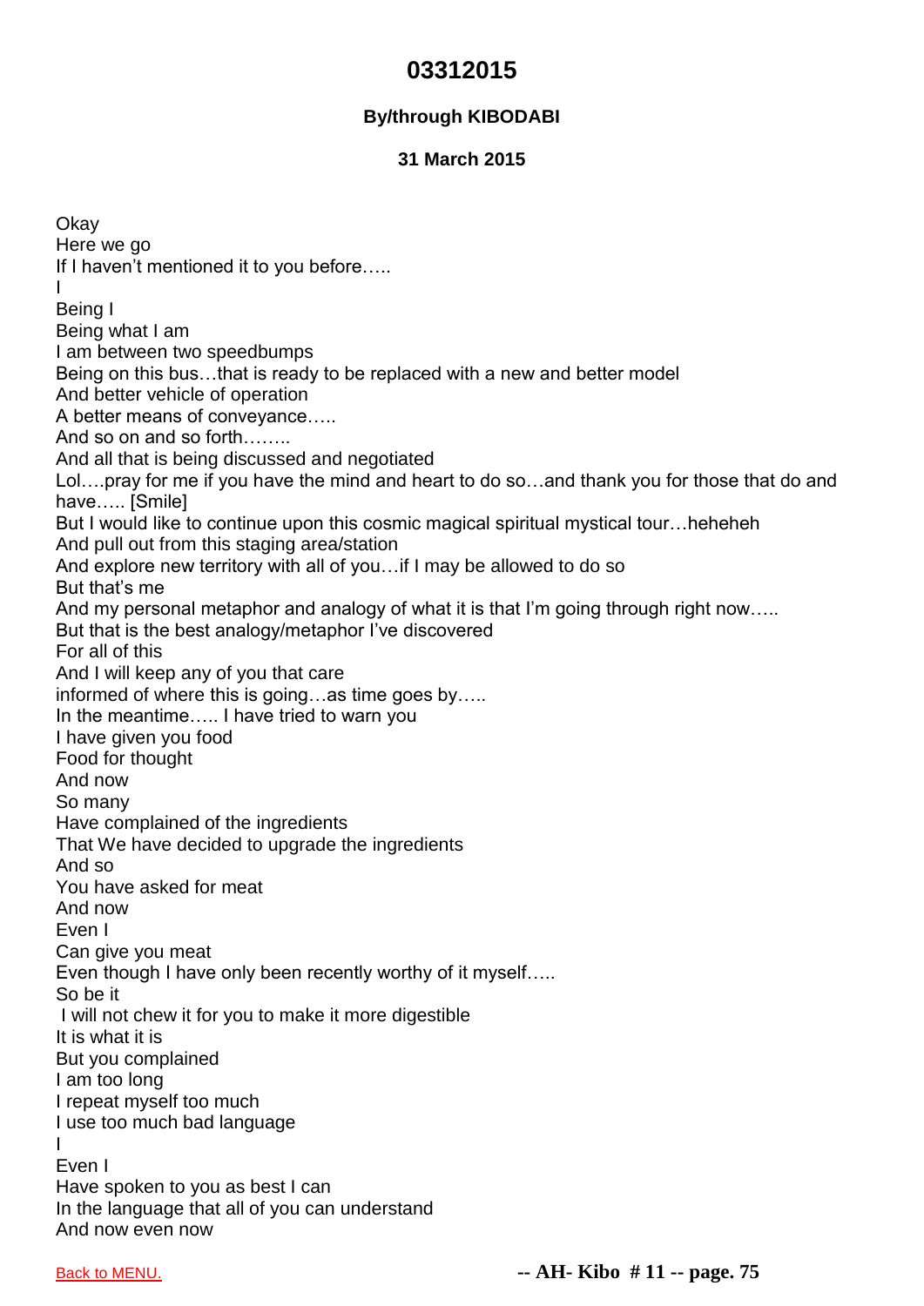# 03312015

**By/through KIBODABI**

**31 March 2015**

Okay  
Here we go  
If I haven't mentioned it to you before…..  
I  
Being I  
Being what I am  
I am between two speedbumps  
Being on this bus…that is ready to be replaced with a new and better model  
And better vehicle of operation  
A better means of conveyance…..  
And so on and so forth……..  
And all that is being discussed and negotiated  
Lol….pray for me if you have the mind and heart to do so…and thank you for those that do and have….. [Smile]  
But I would like to continue upon this cosmic magical spiritual mystical tour…heheheh  
And pull out from this staging area/station  
And explore new territory with all of you…if I may be allowed to do so  
But that's me  
And my personal metaphor and analogy of what it is that I'm going through right now…..  
But that is the best analogy/metaphor I've discovered  
For all of this  
And I will keep any of you that care  
informed of where this is going…as time goes by…..  
In the meantime….. I have tried to warn you  
I have given you food  
Food for thought  
And now  
So many  
Have complained of the ingredients  
That We have decided to upgrade the ingredients  
And so  
You have asked for meat  
And now  
Even I  
Can give you meat  
Even though I have only been recently worthy of it myself…..  
So be it  
I will not chew it for you to make it more digestible  
It is what it is  
But you complained  
I am too long  
I repeat myself too much  
I use too much bad language  
I  
Even I  
Have spoken to you as best I can  
In the language that all of you can understand  
And now even now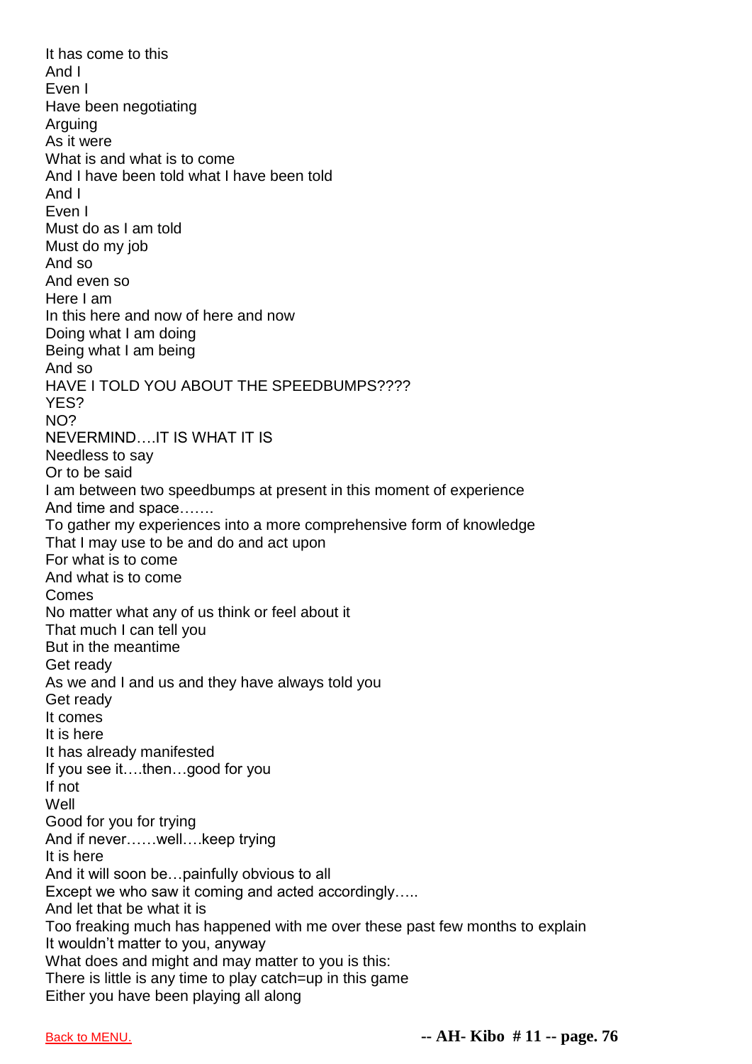It has come to this
And I
Even I
Have been negotiating
Arguing
As it were
What is and what is to come
And I have been told what I have been told
And I
Even I
Must do as I am told
Must do my job
And so
And even so
Here I am
In this here and now of here and now
Doing what I am doing
Being what I am being
And so
HAVE I TOLD YOU ABOUT THE SPEEDBUMPS????
YES?
NO?
NEVERMIND….IT IS WHAT IT IS
Needless to say
Or to be said
I am between two speedbumps at present in this moment of experience
And time and space…….
To gather my experiences into a more comprehensive form of knowledge
That I may use to be and do and act upon
For what is to come
And what is to come
Comes
No matter what any of us think or feel about it
That much I can tell you
But in the meantime
Get ready
As we and I and us and they have always told you
Get ready
It comes
It is here
It has already manifested
If you see it….then…good for you
If not
Well
Good for you for trying
And if never……well….keep trying
It is here
And it will soon be…painfully obvious to all
Except we who saw it coming and acted accordingly…..
And let that be what it is
Too freaking much has happened with me over these past few months to explain
It wouldn't matter to you, anyway
What does and might and may matter to you is this:
There is little is any time to play catch=up in this game
Either you have been playing all along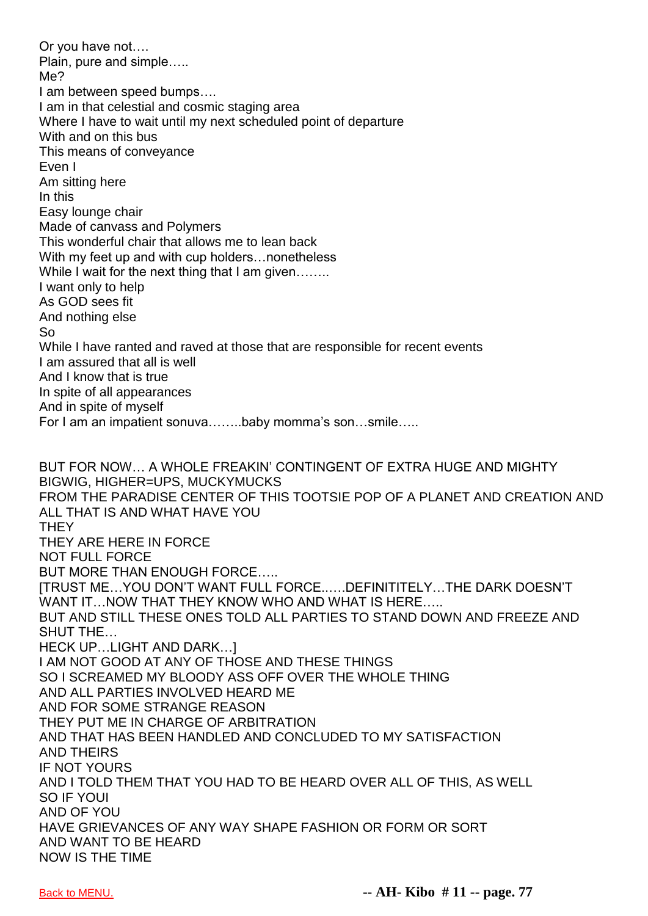Or you have not….
Plain, pure and simple…..
Me?
I am between speed bumps….
I am in that celestial and cosmic staging area
Where I have to wait until my next scheduled point of departure
With and on this bus
This means of conveyance
Even I
Am sitting here
In this
Easy lounge chair
Made of canvass and Polymers
This wonderful chair that allows me to lean back
With my feet up and with cup holders…nonetheless
While I wait for the next thing that I am given……..
I want only to help
As GOD sees fit
And nothing else
So
While I have ranted and raved at those that are responsible for recent events
I am assured that all is well
And I know that is true
In spite of all appearances
And in spite of myself
For I am an impatient sonuva……..baby momma's son…smile…..

BUT FOR NOW… A WHOLE FREAKIN' CONTINGENT OF EXTRA HUGE AND MIGHTY BIGWIG, HIGHER=UPS, MUCKYMUCKS
FROM THE PARADISE CENTER OF THIS TOOTSIE POP OF A PLANET AND CREATION AND ALL THAT IS AND WHAT HAVE YOU
THEY
THEY ARE HERE IN FORCE
NOT FULL FORCE
BUT MORE THAN ENOUGH FORCE…..
[TRUST ME…YOU DON'T WANT FULL FORCE..….DEFINITITELY…THE DARK DOESN'T WANT IT…NOW THAT THEY KNOW WHO AND WHAT IS HERE…..
BUT AND STILL THESE ONES TOLD ALL PARTIES TO STAND DOWN AND FREEZE AND SHUT THE…
HECK UP…LIGHT AND DARK…]
I AM NOT GOOD AT ANY OF THOSE AND THESE THINGS
SO I SCREAMED MY BLOODY ASS OFF OVER THE WHOLE THING
AND ALL PARTIES INVOLVED HEARD ME
AND FOR SOME STRANGE REASON
THEY PUT ME IN CHARGE OF ARBITRATION
AND THAT HAS BEEN HANDLED AND CONCLUDED TO MY SATISFACTION
AND THEIRS
IF NOT YOURS
AND I TOLD THEM THAT YOU HAD TO BE HEARD OVER ALL OF THIS, AS WELL
SO IF YOUI
AND OF YOU
HAVE GRIEVANCES OF ANY WAY SHAPE FASHION OR FORM OR SORT
AND WANT TO BE HEARD
NOW IS THE TIME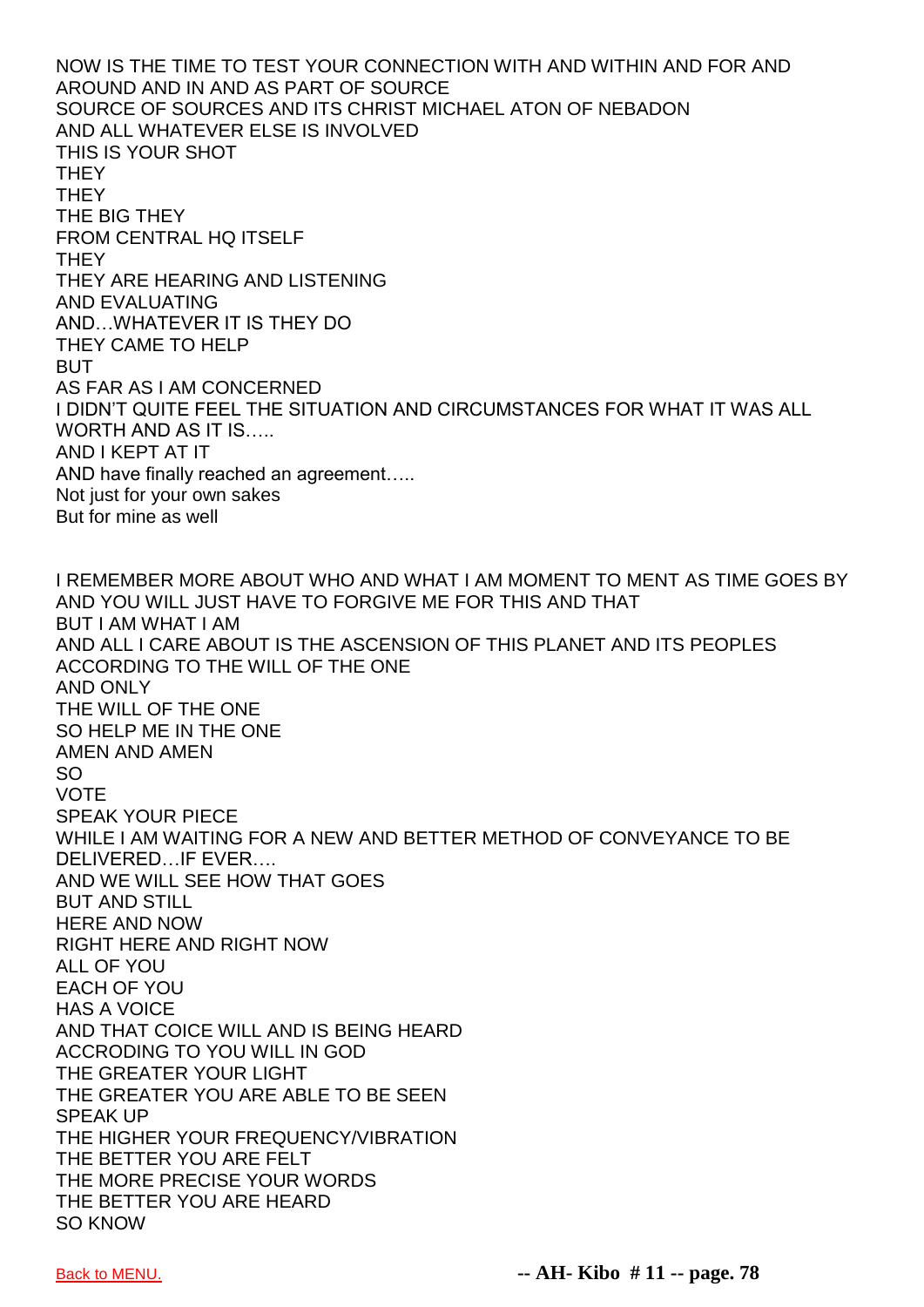NOW IS THE TIME TO TEST YOUR CONNECTION WITH AND WITHIN AND FOR AND AROUND AND IN AND AS PART OF SOURCE
SOURCE OF SOURCES AND ITS CHRIST MICHAEL ATON OF NEBADON
AND ALL WHATEVER ELSE IS INVOLVED
THIS IS YOUR SHOT
THEY
THEY
THE BIG THEY
FROM CENTRAL HQ ITSELF
THEY
THEY ARE HEARING AND LISTENING
AND EVALUATING
AND…WHATEVER IT IS THEY DO
THEY CAME TO HELP
BUT
AS FAR AS I AM CONCERNED
I DIDN'T QUITE FEEL THE SITUATION AND CIRCUMSTANCES FOR WHAT IT WAS ALL WORTH AND AS IT IS…..
AND I KEPT AT IT
AND have finally reached an agreement…..
Not just for your own sakes
But for mine as well

I REMEMBER MORE ABOUT WHO AND WHAT I AM MOMENT TO MENT AS TIME GOES BY
AND YOU WILL JUST HAVE TO FORGIVE ME FOR THIS AND THAT
BUT I AM WHAT I AM
AND ALL I CARE ABOUT IS THE ASCENSION OF THIS PLANET AND ITS PEOPLES
ACCORDING TO THE WILL OF THE ONE
AND ONLY
THE WILL OF THE ONE
SO HELP ME IN THE ONE
AMEN AND AMEN
SO
VOTE
SPEAK YOUR PIECE
WHILE I AM WAITING FOR A NEW AND BETTER METHOD OF CONVEYANCE TO BE DELIVERED…IF EVER….
AND WE WILL SEE HOW THAT GOES
BUT AND STILL
HERE AND NOW
RIGHT HERE AND RIGHT NOW
ALL OF YOU
EACH OF YOU
HAS A VOICE
AND THAT COICE WILL AND IS BEING HEARD
ACCRODING TO YOU WILL IN GOD
THE GREATER YOUR LIGHT
THE GREATER YOU ARE ABLE TO BE SEEN
SPEAK UP
THE HIGHER YOUR FREQUENCY/VIBRATION
THE BETTER YOU ARE FELT
THE MORE PRECISE YOUR WORDS
THE BETTER YOU ARE HEARD
SO KNOW

Back to MENU.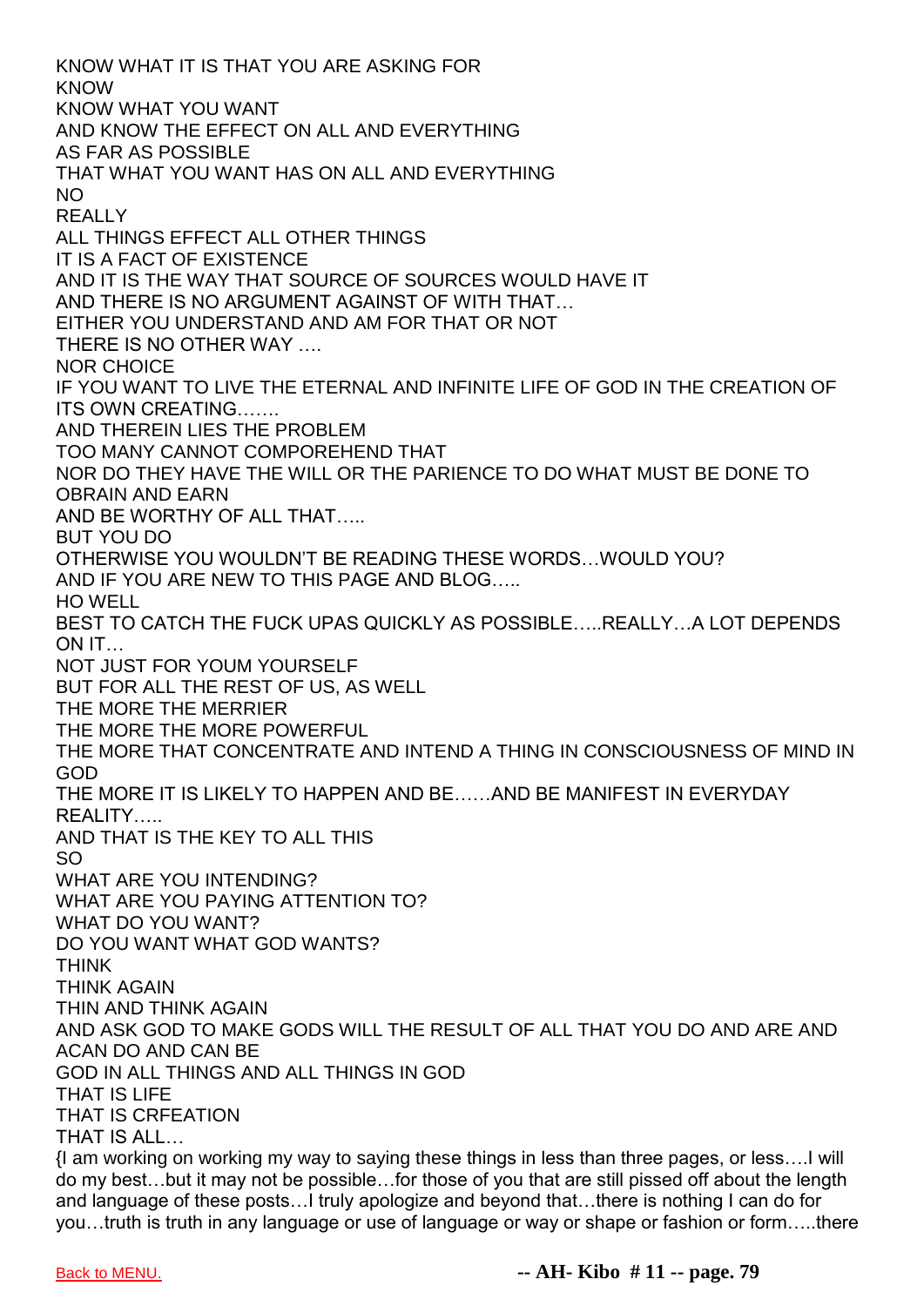KNOW WHAT IT IS THAT YOU ARE ASKING FOR
KNOW
KNOW WHAT YOU WANT
AND KNOW THE EFFECT ON ALL AND EVERYTHING
AS FAR AS POSSIBLE
THAT WHAT YOU WANT HAS ON ALL AND EVERYTHING
NO
REALLY
ALL THINGS EFFECT ALL OTHER THINGS
IT IS A FACT OF EXISTENCE
AND IT IS THE WAY THAT SOURCE OF SOURCES WOULD HAVE IT
AND THERE IS NO ARGUMENT AGAINST OF WITH THAT…
EITHER YOU UNDERSTAND AND AM FOR THAT OR NOT
THERE IS NO OTHER WAY ….
NOR CHOICE
IF YOU WANT TO LIVE THE ETERNAL AND INFINITE LIFE OF GOD IN THE CREATION OF ITS OWN CREATING…….
AND THEREIN LIES THE PROBLEM
TOO MANY CANNOT COMPOREHEND THAT
NOR DO THEY HAVE THE WILL OR THE PARIENCE TO DO WHAT MUST BE DONE TO OBRAIN AND EARN
AND BE WORTHY OF ALL THAT…..
BUT YOU DO
OTHERWISE YOU WOULDN'T BE READING THESE WORDS…WOULD YOU?
AND IF YOU ARE NEW TO THIS PAGE AND BLOG…..
HO WELL
BEST TO CATCH THE FUCK UPAS QUICKLY AS POSSIBLE…..REALLY…A LOT DEPENDS ON IT…
NOT JUST FOR YOUM YOURSELF
BUT FOR ALL THE REST OF US, AS WELL
THE MORE THE MERRIER
THE MORE THE MORE POWERFUL
THE MORE THAT CONCENTRATE AND INTEND A THING IN CONSCIOUSNESS OF MIND IN GOD
THE MORE IT IS LIKELY TO HAPPEN AND BE……AND BE MANIFEST IN EVERYDAY REALITY…..
AND THAT IS THE KEY TO ALL THIS
SO
WHAT ARE YOU INTENDING?
WHAT ARE YOU PAYING ATTENTION TO?
WHAT DO YOU WANT?
DO YOU WANT WHAT GOD WANTS?
THINK
THINK AGAIN
THIN AND THINK AGAIN
AND ASK GOD TO MAKE GODS WILL THE RESULT OF ALL THAT YOU DO AND ARE AND ACAN DO AND CAN BE
GOD IN ALL THINGS AND ALL THINGS IN GOD
THAT IS LIFE
THAT IS CRFEATION
THAT IS ALL…

{I am working on working my way to saying these things in less than three pages, or less….I will do my best…but it may not be possible…for those of you that are still pissed off about the length and language of these posts…I truly apologize and beyond that…there is nothing I can do for you…truth is truth in any language or use of language or way or shape or fashion or form…..there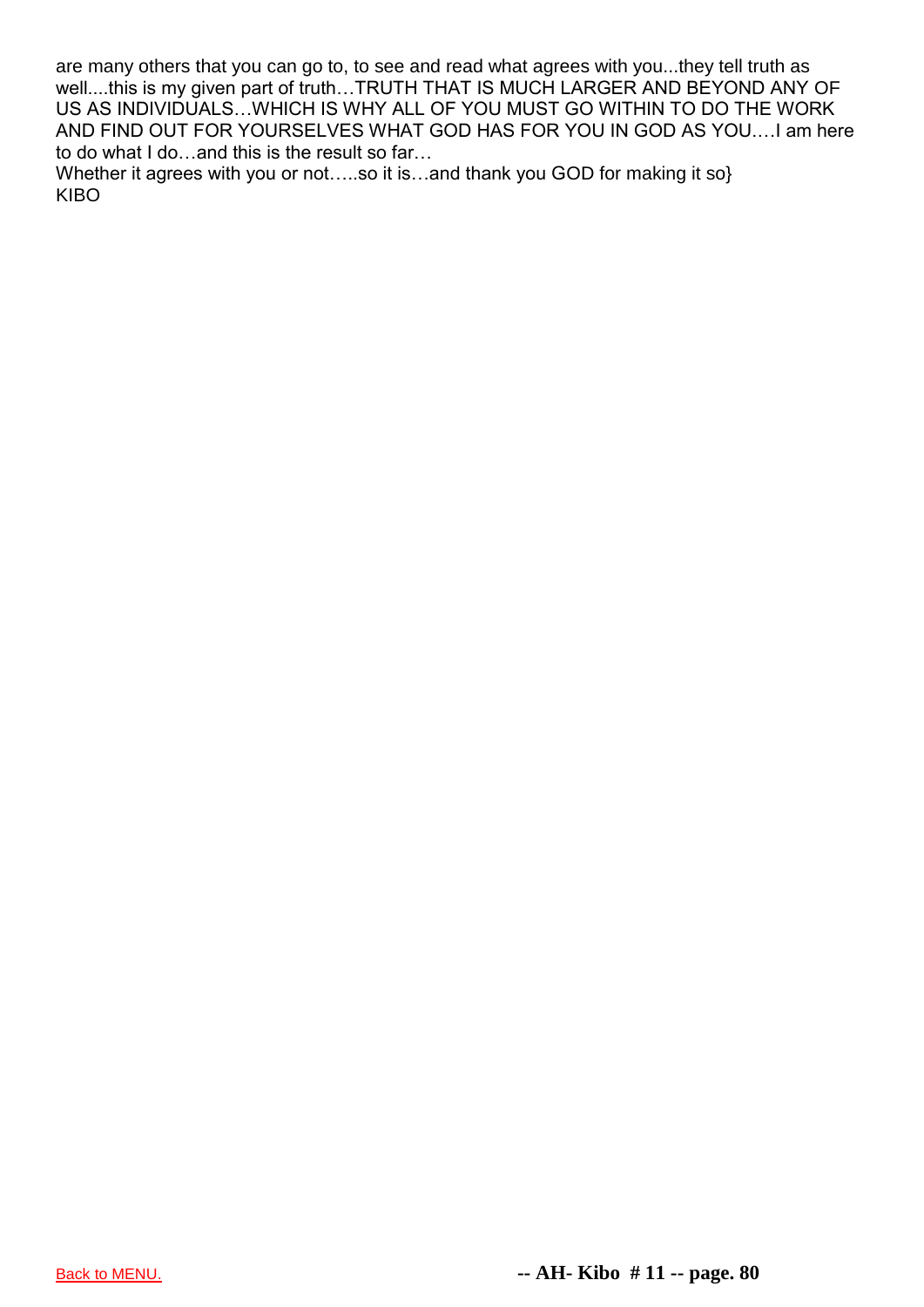are many others that you can go to, to see and read what agrees with you...they tell truth as well....this is my given part of truth…TRUTH THAT IS MUCH LARGER AND BEYOND ANY OF US AS INDIVIDUALS…WHICH IS WHY ALL OF YOU MUST GO WITHIN TO DO THE WORK AND FIND OUT FOR YOURSELVES WHAT GOD HAS FOR YOU IN GOD AS YOU.…I am here to do what I do…and this is the result so far…

Whether it agrees with you or not…..so it is…and thank you GOD for making it so}

KIBO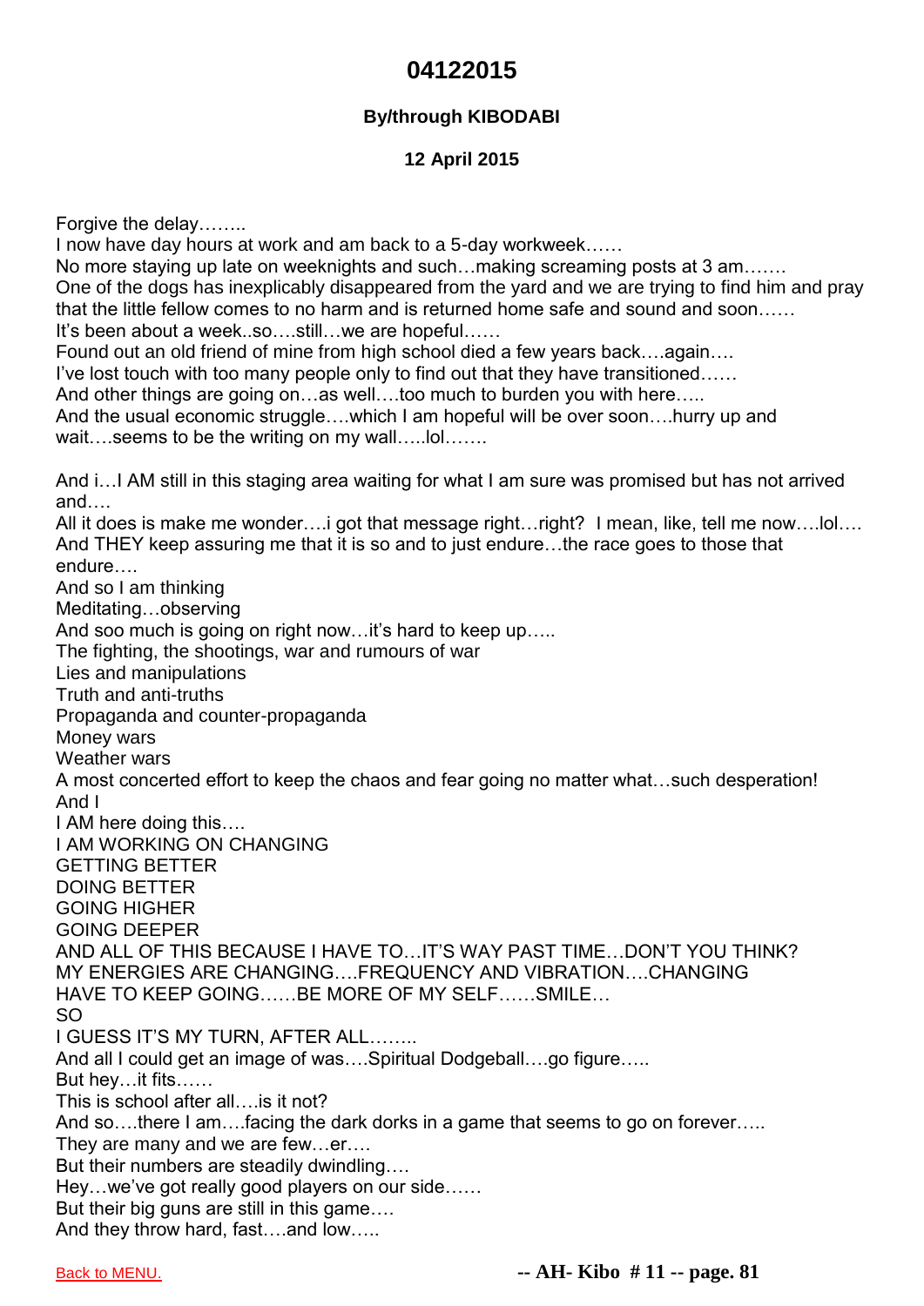# 04122015

### By/through KIBODABI

### 12 April 2015

Forgive the delay……..
I now have day hours at work and am back to a 5-day workweek……
No more staying up late on weeknights and such…making screaming posts at 3 am…….
One of the dogs has inexplicably disappeared from the yard and we are trying to find him and pray that the little fellow comes to no harm and is returned home safe and sound and soon……
It's been about a week..so….still…we are hopeful……
Found out an old friend of mine from high school died a few years back….again….
I've lost touch with too many people only to find out that they have transitioned……
And other things are going on…as well….too much to burden you with here…..
And the usual economic struggle….which I am hopeful will be over soon….hurry up and wait….seems to be the writing on my wall…..lol…….

And i…I AM still in this staging area waiting for what I am sure was promised but has not arrived and….
All it does is make me wonder….i got that message right…right? I mean, like, tell me now….lol….
And THEY keep assuring me that it is so and to just endure…the race goes to those that endure….
And so I am thinking
Meditating…observing
And soo much is going on right now…it's hard to keep up…..
The fighting, the shootings, war and rumours of war
Lies and manipulations
Truth and anti-truths
Propaganda and counter-propaganda
Money wars
Weather wars
A most concerted effort to keep the chaos and fear going no matter what…such desperation!
And I
I AM here doing this….
I AM WORKING ON CHANGING
GETTING BETTER
DOING BETTER
GOING HIGHER
GOING DEEPER
AND ALL OF THIS BECAUSE I HAVE TO…IT'S WAY PAST TIME…DON'T YOU THINK?
MY ENERGIES ARE CHANGING….FREQUENCY AND VIBRATION….CHANGING
HAVE TO KEEP GOING……BE MORE OF MY SELF……SMILE…
SO
I GUESS IT'S MY TURN, AFTER ALL……..
And all I could get an image of was….Spiritual Dodgeball….go figure…..
But hey…it fits……
This is school after all….is it not?
And so….there I am….facing the dark dorks in a game that seems to go on forever…..
They are many and we are few…er….
But their numbers are steadily dwindling….
Hey…we've got really good players on our side……
But their big guns are still in this game….
And they throw hard, fast….and low…..

Back to MENU.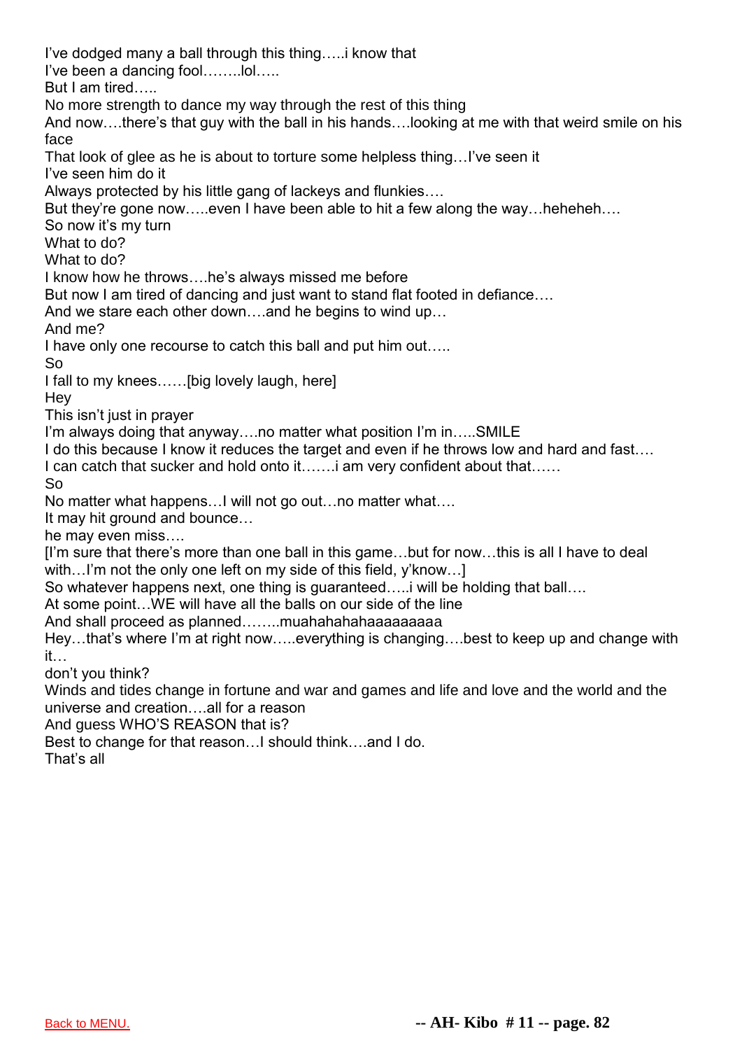I've dodged many a ball through this thing…..i know that
I've been a dancing fool……..lol…..
But I am tired…..
No more strength to dance my way through the rest of this thing
And now….there's that guy with the ball in his hands….looking at me with that weird smile on his face
That look of glee as he is about to torture some helpless thing…I've seen it
I've seen him do it
Always protected by his little gang of lackeys and flunkies….
But they're gone now…..even I have been able to hit a few along the way…heheheh….
So now it's my turn
What to do?
What to do?
I know how he throws….he's always missed me before
But now I am tired of dancing and just want to stand flat footed in defiance….
And we stare each other down….and he begins to wind up…
And me?
I have only one recourse to catch this ball and put him out…..
So
I fall to my knees……[big lovely laugh, here]
Hey
This isn't just in prayer
I'm always doing that anyway….no matter what position I'm in…..SMILE
I do this because I know it reduces the target and even if he throws low and hard and fast….
I can catch that sucker and hold onto it…….i am very confident about that……
So
No matter what happens…I will not go out…no matter what….
It may hit ground and bounce…
he may even miss….
[I'm sure that there's more than one ball in this game…but for now…this is all I have to deal with…I'm not the only one left on my side of this field, y'know…]
So whatever happens next, one thing is guaranteed…..i will be holding that ball….
At some point…WE will have all the balls on our side of the line
And shall proceed as planned……..muahahahahaaaaaaaa
Hey…that's where I'm at right now…..everything is changing….best to keep up and change with it…
don't you think?
Winds and tides change in fortune and war and games and life and love and the world and the universe and creation….all for a reason
And guess WHO'S REASON that is?
Best to change for that reason…I should think….and I do.
That's all

Back to MENU.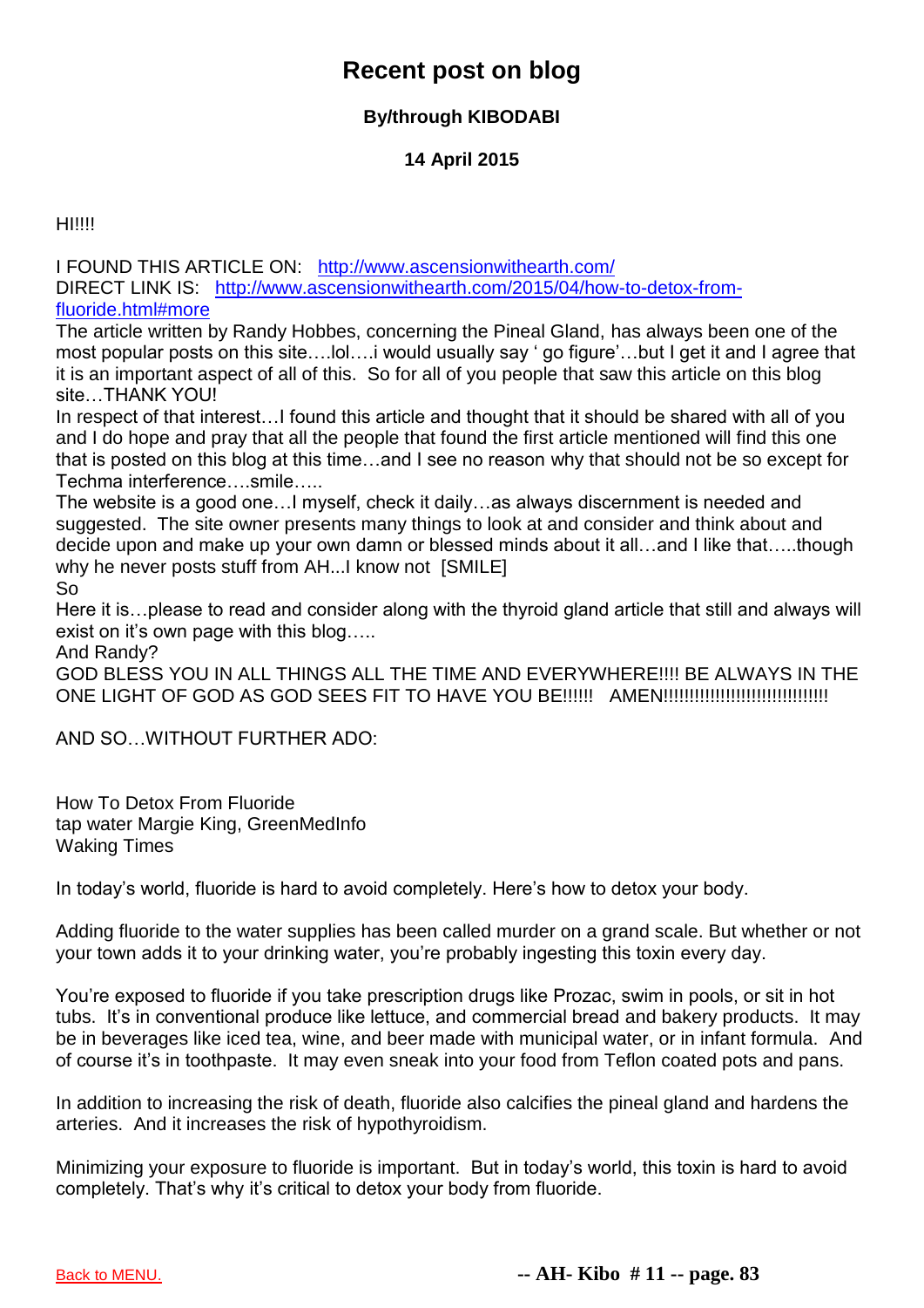# Recent post on blog

**By/through KIBODABI**

**14 April 2015**

HI!!!!

I FOUND THIS ARTICLE ON: [http://www.ascensionwithearth.com/](http://www.ascensionwithearth.com/)
DIRECT LINK IS: [http://www.ascensionwithearth.com/2015/04/how-to-detox-from-fluoride.html#more](http://www.ascensionwithearth.com/2015/04/how-to-detox-from-fluoride.html#more)
The article written by Randy Hobbes, concerning the Pineal Gland, has always been one of the most popular posts on this site….lol….i would usually say ' go figure'…but I get it and I agree that it is an important aspect of all of this. So for all of you people that saw this article on this blog site…THANK YOU!
In respect of that interest…I found this article and thought that it should be shared with all of you and I do hope and pray that all the people that found the first article mentioned will find this one that is posted on this blog at this time…and I see no reason why that should not be so except for Techma interference….smile…..
The website is a good one…I myself, check it daily…as always discernment is needed and suggested. The site owner presents many things to look at and consider and think about and decide upon and make up your own damn or blessed minds about it all…and I like that…..though why he never posts stuff from AH...I know not [SMILE]
So
Here it is…please to read and consider along with the thyroid gland article that still and always will exist on it's own page with this blog…..
And Randy?
GOD BLESS YOU IN ALL THINGS ALL THE TIME AND EVERYWHERE!!!! BE ALWAYS IN THE ONE LIGHT OF GOD AS GOD SEES FIT TO HAVE YOU BE!!!!!! AMEN!!!!!!!!!!!!!!!!!!!!!!!!!!!!!!!!!

AND SO…WITHOUT FURTHER ADO:

How To Detox From Fluoride
tap water Margie King, GreenMedInfo
Waking Times

In today's world, fluoride is hard to avoid completely. Here's how to detox your body.

Adding fluoride to the water supplies has been called murder on a grand scale. But whether or not your town adds it to your drinking water, you're probably ingesting this toxin every day.

You're exposed to fluoride if you take prescription drugs like Prozac, swim in pools, or sit in hot tubs. It's in conventional produce like lettuce, and commercial bread and bakery products. It may be in beverages like iced tea, wine, and beer made with municipal water, or in infant formula. And of course it's in toothpaste. It may even sneak into your food from Teflon coated pots and pans.

In addition to increasing the risk of death, fluoride also calcifies the pineal gland and hardens the arteries. And it increases the risk of hypothyroidism.

Minimizing your exposure to fluoride is important. But in today's world, this toxin is hard to avoid completely. That's why it's critical to detox your body from fluoride.

[Back to MENU.]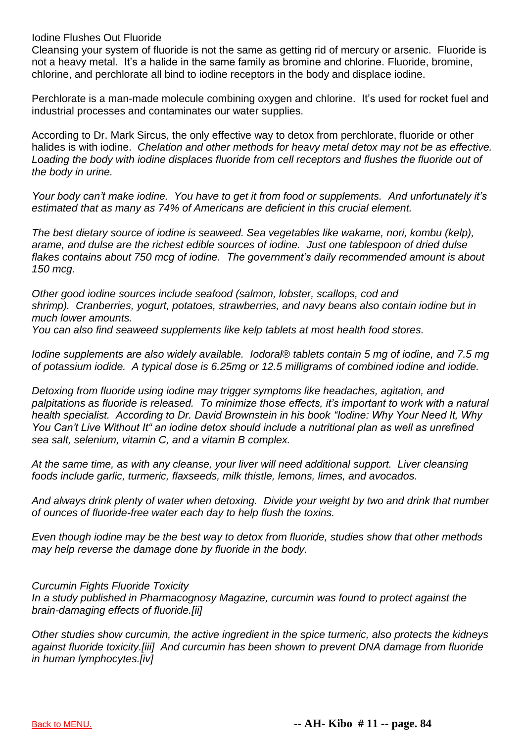## Iodine Flushes Out Fluoride

Cleansing your system of fluoride is not the same as getting rid of mercury or arsenic. Fluoride is not a heavy metal. It's a halide in the same family as bromine and chlorine. Fluoride, bromine, chlorine, and perchlorate all bind to iodine receptors in the body and displace iodine.

Perchlorate is a man-made molecule combining oxygen and chlorine. It's used for rocket fuel and industrial processes and contaminates our water supplies.

According to Dr. Mark Sircus, the only effective way to detox from perchlorate, fluoride or other halides is with iodine. *Chelation and other methods for heavy metal detox may not be as effective. Loading the body with iodine displaces fluoride from cell receptors and flushes the fluoride out of the body in urine.*

*Your body can't make iodine. You have to get it from food or supplements. And unfortunately it's estimated that as many as 74% of Americans are deficient in this crucial element.*

*The best dietary source of iodine is seaweed. Sea vegetables like wakame, nori, kombu (kelp), arame, and dulse are the richest edible sources of iodine. Just one tablespoon of dried dulse flakes contains about 750 mcg of iodine. The government's daily recommended amount is about 150 mcg.*

*Other good iodine sources include seafood (salmon, lobster, scallops, cod and shrimp). Cranberries, yogurt, potatoes, strawberries, and navy beans also contain iodine but in much lower amounts.*
*You can also find seaweed supplements like kelp tablets at most health food stores.*

*Iodine supplements are also widely available. Iodoral® tablets contain 5 mg of iodine, and 7.5 mg of potassium iodide. A typical dose is 6.25mg or 12.5 milligrams of combined iodine and iodide.*

*Detoxing from fluoride using iodine may trigger symptoms like headaches, agitation, and palpitations as fluoride is released. To minimize those effects, it's important to work with a natural health specialist. According to Dr. David Brownstein in his book "Iodine: Why Your Need It, Why You Can't Live Without It" an iodine detox should include a nutritional plan as well as unrefined sea salt, selenium, vitamin C, and a vitamin B complex.*

*At the same time, as with any cleanse, your liver will need additional support. Liver cleansing foods include garlic, turmeric, flaxseeds, milk thistle, lemons, limes, and avocados.*

*And always drink plenty of water when detoxing. Divide your weight by two and drink that number of ounces of fluoride-free water each day to help flush the toxins.*

*Even though iodine may be the best way to detox from fluoride, studies show that other methods may help reverse the damage done by fluoride in the body.*

### *Curcumin Fights Fluoride Toxicity*

*In a study published in Pharmacognosy Magazine, curcumin was found to protect against the brain-damaging effects of fluoride.[ii]*

*Other studies show curcumin, the active ingredient in the spice turmeric, also protects the kidneys against fluoride toxicity.[iii] And curcumin has been shown to prevent DNA damage from fluoride in human lymphocytes.[iv]*

Back to MENU.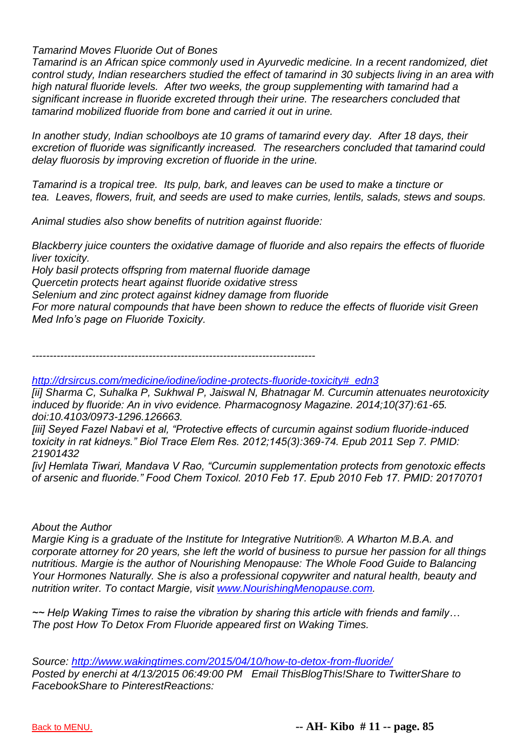*Tamarind Moves Fluoride Out of Bones*

*Tamarind is an African spice commonly used in Ayurvedic medicine. In a recent randomized, diet control study, Indian researchers studied the effect of tamarind in 30 subjects living in an area with high natural fluoride levels. After two weeks, the group supplementing with tamarind had a significant increase in fluoride excreted through their urine. The researchers concluded that tamarind mobilized fluoride from bone and carried it out in urine.*

*In another study, Indian schoolboys ate 10 grams of tamarind every day. After 18 days, their excretion of fluoride was significantly increased. The researchers concluded that tamarind could delay fluorosis by improving excretion of fluoride in the urine.*

*Tamarind is a tropical tree. Its pulp, bark, and leaves can be used to make a tincture or tea. Leaves, flowers, fruit, and seeds are used to make curries, lentils, salads, stews and soups.*

*Animal studies also show benefits of nutrition against fluoride:*

*Blackberry juice counters the oxidative damage of fluoride and also repairs the effects of fluoride liver toxicity.*
*Holy basil protects offspring from maternal fluoride damage*
*Quercetin protects heart against fluoride oxidative stress*
*Selenium and zinc protect against kidney damage from fluoride*
*For more natural compounds that have been shown to reduce the effects of fluoride visit Green Med Info's page on Fluoride Toxicity.*

---

*[http://drsircus.com/medicine/iodine/iodine-protects-fluoride-toxicity#_edn3](http://drsircus.com/medicine/iodine/iodine-protects-fluoride-toxicity#_edn3)*
*[ii] Sharma C, Suhalka P, Sukhwal P, Jaiswal N, Bhatnagar M. Curcumin attenuates neurotoxicity induced by fluoride: An in vivo evidence. Pharmacognosy Magazine. 2014;10(37):61-65. doi:10.4103/0973-1296.126663.*
*[iii] Seyed Fazel Nabavi et al, "Protective effects of curcumin against sodium fluoride-induced toxicity in rat kidneys." Biol Trace Elem Res. 2012;145(3):369-74. Epub 2011 Sep 7. PMID: 21901432*
*[iv] Hemlata Tiwari, Mandava V Rao, "Curcumin supplementation protects from genotoxic effects of arsenic and fluoride." Food Chem Toxicol. 2010 Feb 17. Epub 2010 Feb 17. PMID: 20170701*

*About the Author*
*Margie King is a graduate of the Institute for Integrative Nutrition®. A Wharton M.B.A. and corporate attorney for 20 years, she left the world of business to pursue her passion for all things nutritious. Margie is the author of Nourishing Menopause: The Whole Food Guide to Balancing Your Hormones Naturally. She is also a professional copywriter and natural health, beauty and nutrition writer. To contact Margie, visit [www.NourishingMenopause.com](http://www.NourishingMenopause.com).*

*~~ Help Waking Times to raise the vibration by sharing this article with friends and family…*
*The post How To Detox From Fluoride appeared first on Waking Times.*

*Source: [http://www.wakingtimes.com/2015/04/10/how-to-detox-from-fluoride/](http://www.wakingtimes.com/2015/04/10/how-to-detox-from-fluoride/)*
*Posted by enerchi at 4/13/2015 06:49:00 PM Email ThisBlogThis!Share to TwitterShare to FacebookShare to PinterestReactions:*

Back to MENU.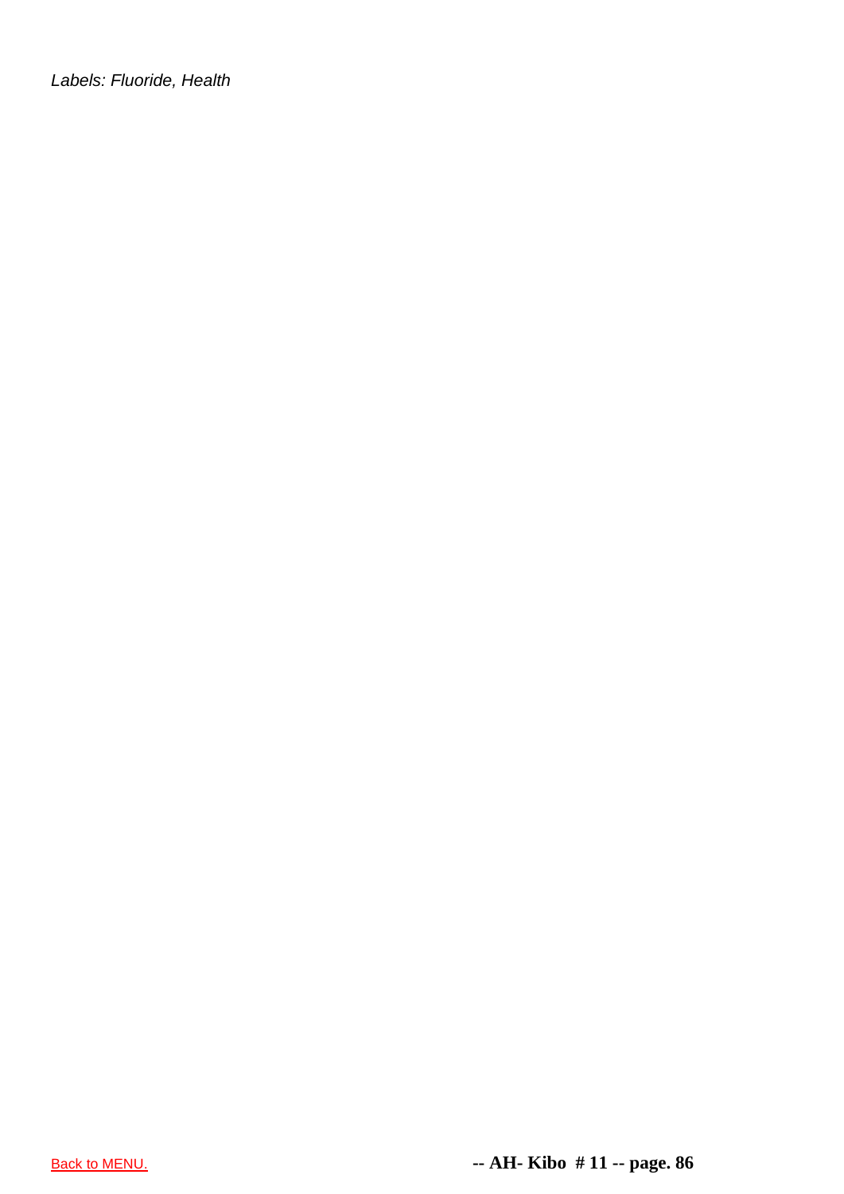*Labels: Fluoride, Health*

Back to MENU.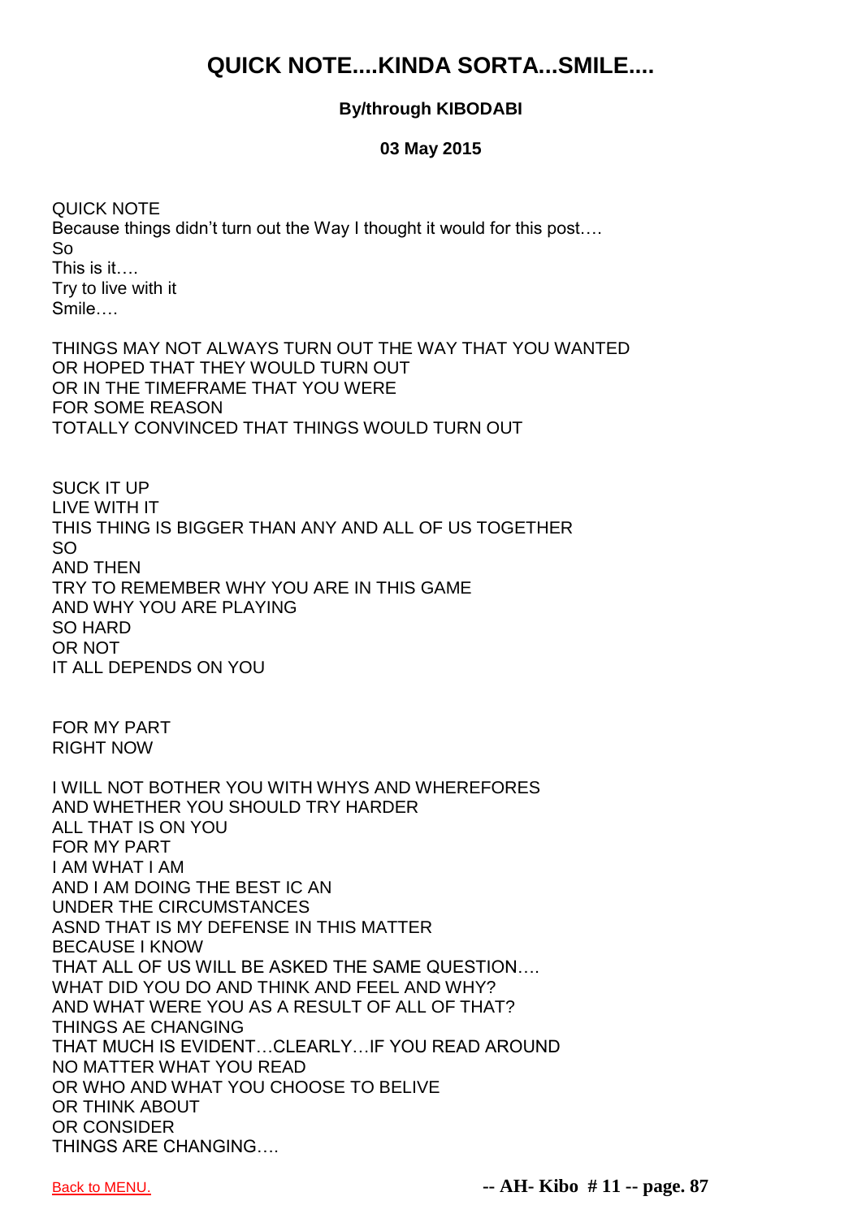# QUICK NOTE....KINDA SORTA...SMILE....

**By/through KIBODABI**

**03 May 2015**

QUICK NOTE
Because things didn't turn out the Way I thought it would for this post….
So
This is it….
Try to live with it
Smile….

THINGS MAY NOT ALWAYS TURN OUT THE WAY THAT YOU WANTED
OR HOPED THAT THEY WOULD TURN OUT
OR IN THE TIMEFRAME THAT YOU WERE
FOR SOME REASON
TOTALLY CONVINCED THAT THINGS WOULD TURN OUT

SUCK IT UP
LIVE WITH IT
THIS THING IS BIGGER THAN ANY AND ALL OF US TOGETHER
SO
AND THEN
TRY TO REMEMBER WHY YOU ARE IN THIS GAME
AND WHY YOU ARE PLAYING
SO HARD
OR NOT
IT ALL DEPENDS ON YOU

FOR MY PART
RIGHT NOW

I WILL NOT BOTHER YOU WITH WHYS AND WHEREFORES
AND WHETHER YOU SHOULD TRY HARDER
ALL THAT IS ON YOU
FOR MY PART
I AM WHAT I AM
AND I AM DOING THE BEST IC AN
UNDER THE CIRCUMSTANCES
ASND THAT IS MY DEFENSE IN THIS MATTER
BECAUSE I KNOW
THAT ALL OF US WILL BE ASKED THE SAME QUESTION….
WHAT DID YOU DO AND THINK AND FEEL AND WHY?
AND WHAT WERE YOU AS A RESULT OF ALL OF THAT?
THINGS AE CHANGING
THAT MUCH IS EVIDENT…CLEARLY…IF YOU READ AROUND
NO MATTER WHAT YOU READ
OR WHO AND WHAT YOU CHOOSE TO BELIVE
OR THINK ABOUT
OR CONSIDER
THINGS ARE CHANGING….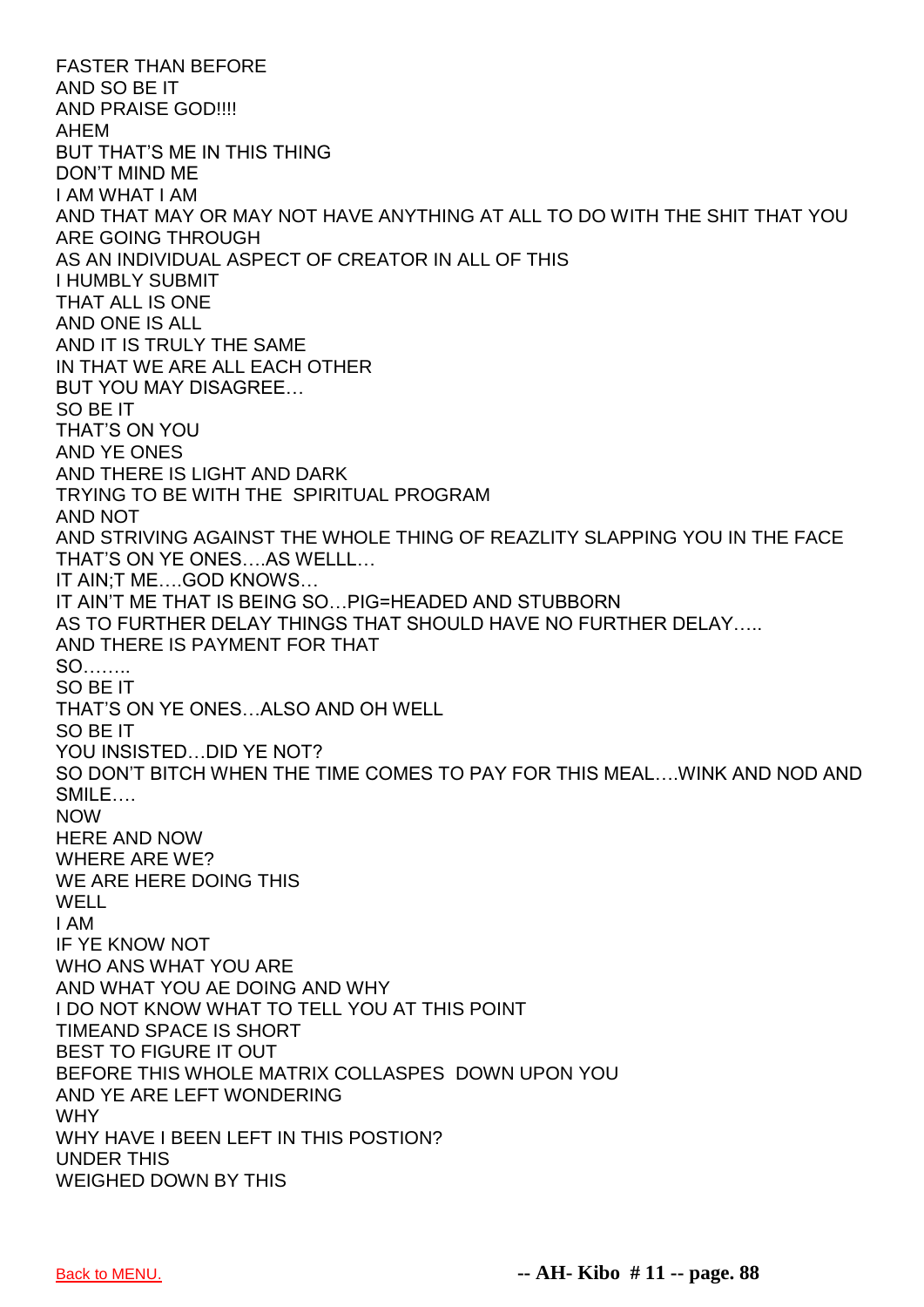FASTER THAN BEFORE
AND SO BE IT
AND PRAISE GOD!!!!
AHEM
BUT THAT'S ME IN THIS THING
DON'T MIND ME
I AM WHAT I AM
AND THAT MAY OR MAY NOT HAVE ANYTHING AT ALL TO DO WITH THE SHIT THAT YOU ARE GOING THROUGH
AS AN INDIVIDUAL ASPECT OF CREATOR IN ALL OF THIS
I HUMBLY SUBMIT
THAT ALL IS ONE
AND ONE IS ALL
AND IT IS TRULY THE SAME
IN THAT WE ARE ALL EACH OTHER
BUT YOU MAY DISAGREE…
SO BE IT
THAT'S ON YOU
AND YE ONES
AND THERE IS LIGHT AND DARK
TRYING TO BE WITH THE SPIRITUAL PROGRAM
AND NOT
AND STRIVING AGAINST THE WHOLE THING OF REAZLITY SLAPPING YOU IN THE FACE
THAT'S ON YE ONES….AS WELLL…
IT AIN;T ME….GOD KNOWS…
IT AIN'T ME THAT IS BEING SO…PIG=HEADED AND STUBBORN
AS TO FURTHER DELAY THINGS THAT SHOULD HAVE NO FURTHER DELAY…..
AND THERE IS PAYMENT FOR THAT
SO……..
SO BE IT
THAT'S ON YE ONES…ALSO AND OH WELL
SO BE IT
YOU INSISTED…DID YE NOT?
SO DON'T BITCH WHEN THE TIME COMES TO PAY FOR THIS MEAL….WINK AND NOD AND SMILE….
NOW
HERE AND NOW
WHERE ARE WE?
WE ARE HERE DOING THIS
WELL
I AM
IF YE KNOW NOT
WHO ANS WHAT YOU ARE
AND WHAT YOU AE DOING AND WHY
I DO NOT KNOW WHAT TO TELL YOU AT THIS POINT
TIMEAND SPACE IS SHORT
BEST TO FIGURE IT OUT
BEFORE THIS WHOLE MATRIX COLLASPES DOWN UPON YOU
AND YE ARE LEFT WONDERING
WHY
WHY HAVE I BEEN LEFT IN THIS POSTION?
UNDER THIS
WEIGHED DOWN BY THIS

Back to MENU.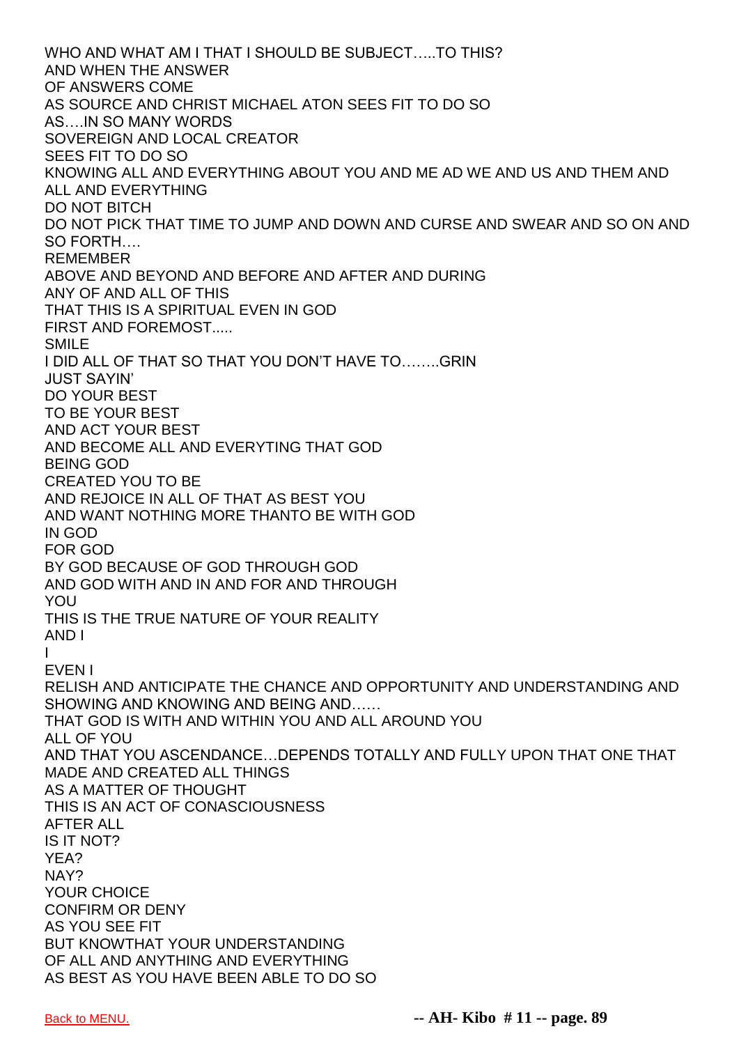WHO AND WHAT AM I THAT I SHOULD BE SUBJECT…..TO THIS?
AND WHEN THE ANSWER
OF ANSWERS COME
AS SOURCE AND CHRIST MICHAEL ATON SEES FIT TO DO SO
AS….IN SO MANY WORDS
SOVEREIGN AND LOCAL CREATOR
SEES FIT TO DO SO
KNOWING ALL AND EVERYTHING ABOUT YOU AND ME AD WE AND US AND THEM AND ALL AND EVERYTHING
DO NOT BITCH
DO NOT PICK THAT TIME TO JUMP AND DOWN AND CURSE AND SWEAR AND SO ON AND SO FORTH….
REMEMBER
ABOVE AND BEYOND AND BEFORE AND AFTER AND DURING
ANY OF AND ALL OF THIS
THAT THIS IS A SPIRITUAL EVEN IN GOD
FIRST AND FOREMOST.....
SMILE
I DID ALL OF THAT SO THAT YOU DON'T HAVE TO……..GRIN
JUST SAYIN'
DO YOUR BEST
TO BE YOUR BEST
AND ACT YOUR BEST
AND BECOME ALL AND EVERYTING THAT GOD
BEING GOD
CREATED YOU TO BE
AND REJOICE IN ALL OF THAT AS BEST YOU
AND WANT NOTHING MORE THANTO BE WITH GOD
IN GOD
FOR GOD
BY GOD BECAUSE OF GOD THROUGH GOD
AND GOD WITH AND IN AND FOR AND THROUGH
YOU
THIS IS THE TRUE NATURE OF YOUR REALITY
AND I
I
EVEN I
RELISH AND ANTICIPATE THE CHANCE AND OPPORTUNITY AND UNDERSTANDING AND SHOWING AND KNOWING AND BEING AND……
THAT GOD IS WITH AND WITHIN YOU AND ALL AROUND YOU
ALL OF YOU
AND THAT YOU ASCENDANCE…DEPENDS TOTALLY AND FULLY UPON THAT ONE THAT MADE AND CREATED ALL THINGS
AS A MATTER OF THOUGHT
THIS IS AN ACT OF CONASCIOUSNESS
AFTER ALL
IS IT NOT?
YEA?
NAY?
YOUR CHOICE
CONFIRM OR DENY
AS YOU SEE FIT
BUT KNOWTHAT YOUR UNDERSTANDING
OF ALL AND ANYTHING AND EVERYTHING
AS BEST AS YOU HAVE BEEN ABLE TO DO SO

Back to MENU.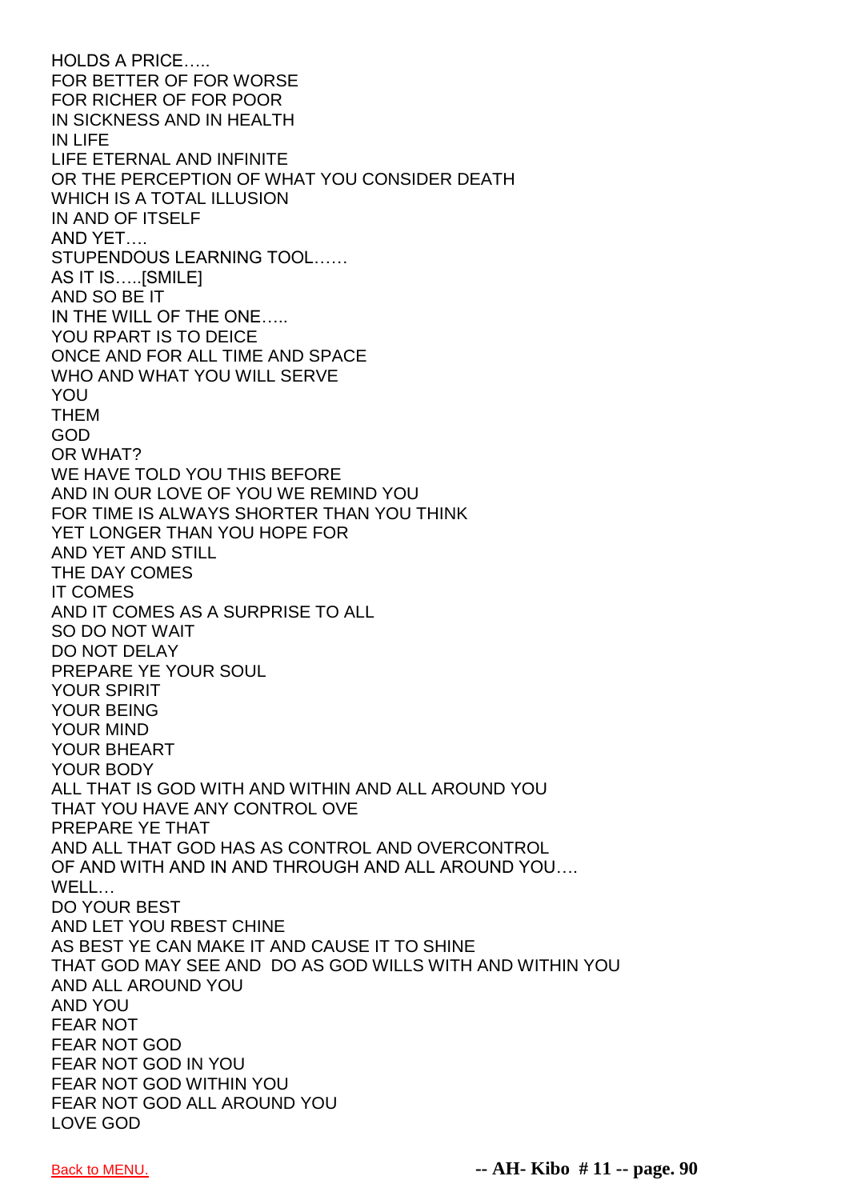HOLDS A PRICE…..
FOR BETTER OF FOR WORSE
FOR RICHER OF FOR POOR
IN SICKNESS AND IN HEALTH
IN LIFE
LIFE ETERNAL AND INFINITE
OR THE PERCEPTION OF WHAT YOU CONSIDER DEATH
WHICH IS A TOTAL ILLUSION
IN AND OF ITSELF
AND YET….
STUPENDOUS LEARNING TOOL……
AS IT IS…..[SMILE]
AND SO BE IT
IN THE WILL OF THE ONE…..
YOU RPART IS TO DEICE
ONCE AND FOR ALL TIME AND SPACE
WHO AND WHAT YOU WILL SERVE
YOU
THEM
GOD
OR WHAT?
WE HAVE TOLD YOU THIS BEFORE
AND IN OUR LOVE OF YOU WE REMIND YOU
FOR TIME IS ALWAYS SHORTER THAN YOU THINK
YET LONGER THAN YOU HOPE FOR
AND YET AND STILL
THE DAY COMES
IT COMES
AND IT COMES AS A SURPRISE TO ALL
SO DO NOT WAIT
DO NOT DELAY
PREPARE YE YOUR SOUL
YOUR SPIRIT
YOUR BEING
YOUR MIND
YOUR BHEART
YOUR BODY
ALL THAT IS GOD WITH AND WITHIN AND ALL AROUND YOU
THAT YOU HAVE ANY CONTROL OVE
PREPARE YE THAT
AND ALL THAT GOD HAS AS CONTROL AND OVERCONTROL
OF AND WITH AND IN AND THROUGH AND ALL AROUND YOU….
WELL…
DO YOUR BEST
AND LET YOU RBEST CHINE
AS BEST YE CAN MAKE IT AND CAUSE IT TO SHINE
THAT GOD MAY SEE AND DO AS GOD WILLS WITH AND WITHIN YOU
AND ALL AROUND YOU
AND YOU
FEAR NOT
FEAR NOT GOD
FEAR NOT GOD IN YOU
FEAR NOT GOD WITHIN YOU
FEAR NOT GOD ALL AROUND YOU
LOVE GOD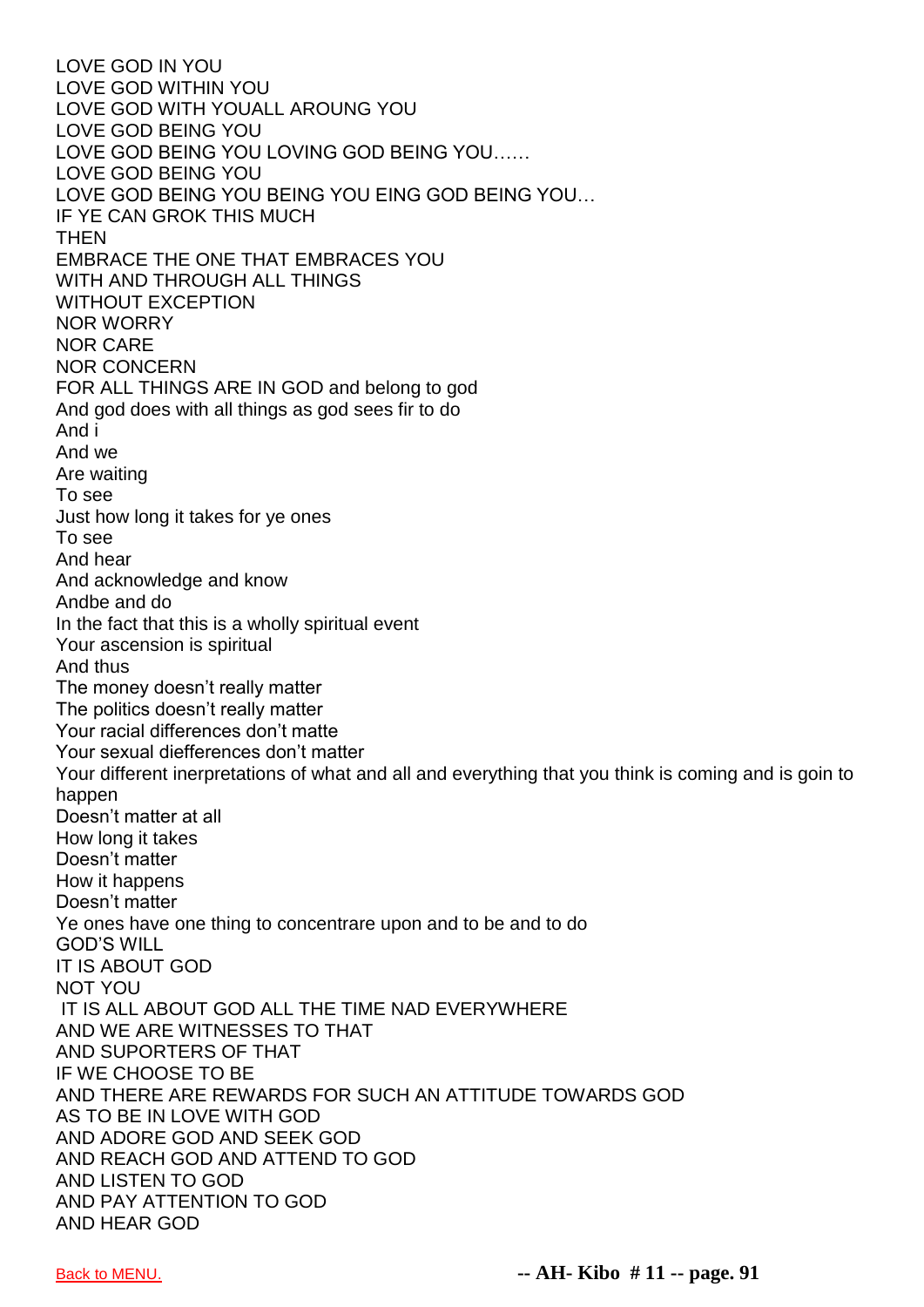LOVE GOD IN YOU
LOVE GOD WITHIN YOU
LOVE GOD WITH YOUALL AROUNG YOU
LOVE GOD BEING YOU
LOVE GOD BEING YOU LOVING GOD BEING YOU……
LOVE GOD BEING YOU
LOVE GOD BEING YOU BEING YOU EING GOD BEING YOU…
IF YE CAN GROK THIS MUCH
THEN
EMBRACE THE ONE THAT EMBRACES YOU
WITH AND THROUGH ALL THINGS
WITHOUT EXCEPTION
NOR WORRY
NOR CARE
NOR CONCERN
FOR ALL THINGS ARE IN GOD and belong to god
And god does with all things as god sees fir to do
And i
And we
Are waiting
To see
Just how long it takes for ye ones
To see
And hear
And acknowledge and know
Andbe and do
In the fact that this is a wholly spiritual event
Your ascension is spiritual
And thus
The money doesn't really matter
The politics doesn't really matter
Your racial differences don't matte
Your sexual diefferences don't matter
Your different inerpretations of what and all and everything that you think is coming and is goin to happen
Doesn't matter at all
How long it takes
Doesn't matter
How it happens
Doesn't matter
Ye ones have one thing to concentrare upon and to be and to do
GOD'S WILL
IT IS ABOUT GOD
NOT YOU
IT IS ALL ABOUT GOD ALL THE TIME NAD EVERYWHERE
AND WE ARE WITNESSES TO THAT
AND SUPORTERS OF THAT
IF WE CHOOSE TO BE
AND THERE ARE REWARDS FOR SUCH AN ATTITUDE TOWARDS GOD
AS TO BE IN LOVE WITH GOD
AND ADORE GOD AND SEEK GOD
AND REACH GOD AND ATTEND TO GOD
AND LISTEN TO GOD
AND PAY ATTENTION TO GOD
AND HEAR GOD

Back to MENU.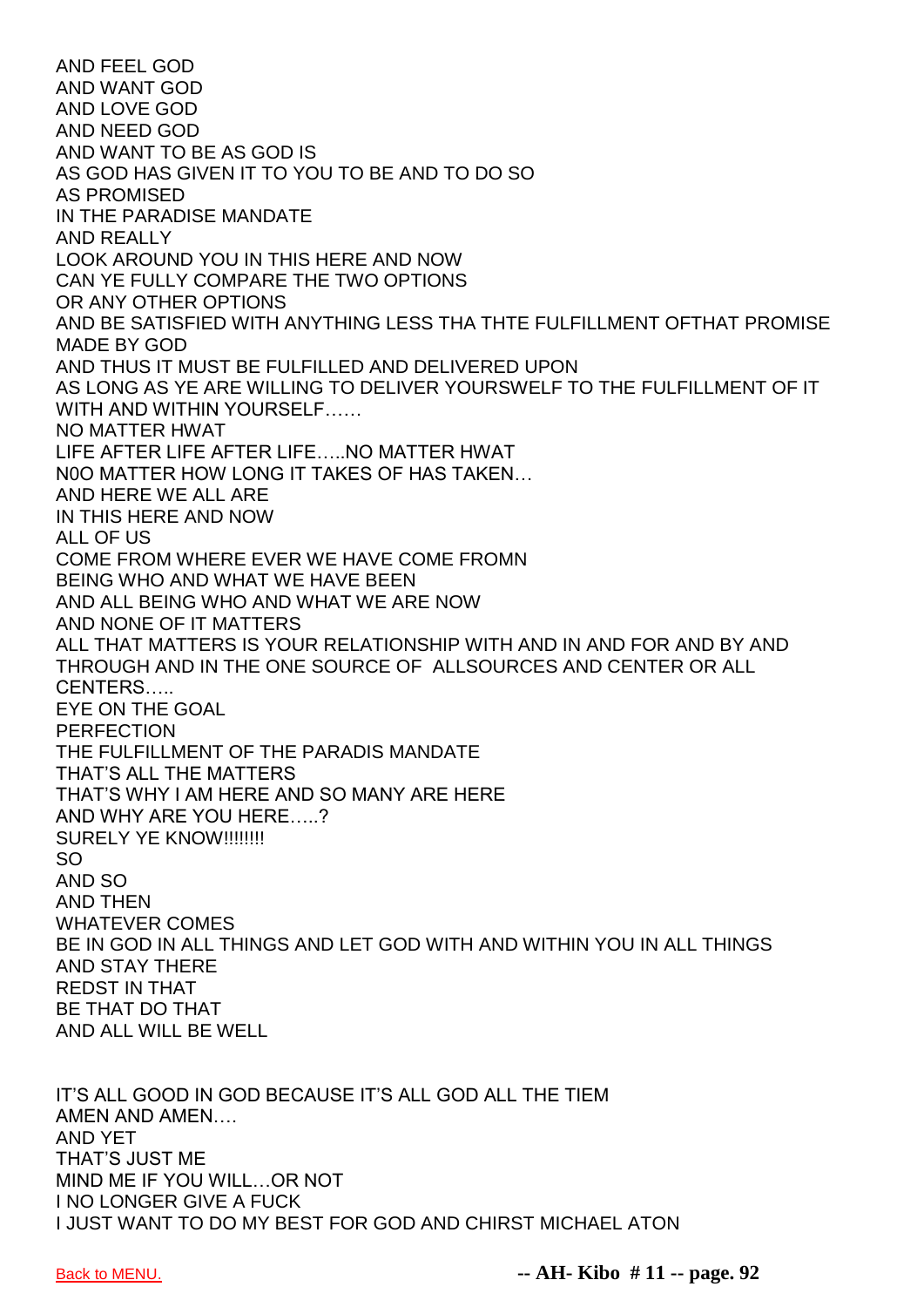AND FEEL GOD
AND WANT GOD
AND LOVE GOD
AND NEED GOD
AND WANT TO BE AS GOD IS
AS GOD HAS GIVEN IT TO YOU TO BE AND TO DO SO
AS PROMISED
IN THE PARADISE MANDATE
AND REALLY
LOOK AROUND YOU IN THIS HERE AND NOW
CAN YE FULLY COMPARE THE TWO OPTIONS
OR ANY OTHER OPTIONS
AND BE SATISFIED WITH ANYTHING LESS THA THTE FULFILLMENT OFTHAT PROMISE MADE BY GOD
AND THUS IT MUST BE FULFILLED AND DELIVERED UPON
AS LONG AS YE ARE WILLING TO DELIVER YOURSWELF TO THE FULFILLMENT OF IT WITH AND WITHIN YOURSELF……
NO MATTER HWAT
LIFE AFTER LIFE AFTER LIFE…..NO MATTER HWAT
N0O MATTER HOW LONG IT TAKES OF HAS TAKEN…
AND HERE WE ALL ARE
IN THIS HERE AND NOW
ALL OF US
COME FROM WHERE EVER WE HAVE COME FROMN
BEING WHO AND WHAT WE HAVE BEEN
AND ALL BEING WHO AND WHAT WE ARE NOW
AND NONE OF IT MATTERS
ALL THAT MATTERS IS YOUR RELATIONSHIP WITH AND IN AND FOR AND BY AND THROUGH AND IN THE ONE SOURCE OF ALLSOURCES AND CENTER OR ALL CENTERS…..
EYE ON THE GOAL
PERFECTION
THE FULFILLMENT OF THE PARADIS MANDATE
THAT'S ALL THE MATTERS
THAT'S WHY I AM HERE AND SO MANY ARE HERE
AND WHY ARE YOU HERE…..?
SURELY YE KNOW!!!!!!!!
SO
AND SO
AND THEN
WHATEVER COMES
BE IN GOD IN ALL THINGS AND LET GOD WITH AND WITHIN YOU IN ALL THINGS
AND STAY THERE
REDST IN THAT
BE THAT DO THAT
AND ALL WILL BE WELL

IT'S ALL GOOD IN GOD BECAUSE IT'S ALL GOD ALL THE TIEM
AMEN AND AMEN….
AND YET
THAT'S JUST ME
MIND ME IF YOU WILL…OR NOT
I NO LONGER GIVE A FUCK
I JUST WANT TO DO MY BEST FOR GOD AND CHIRST MICHAEL ATON

Back to MENU.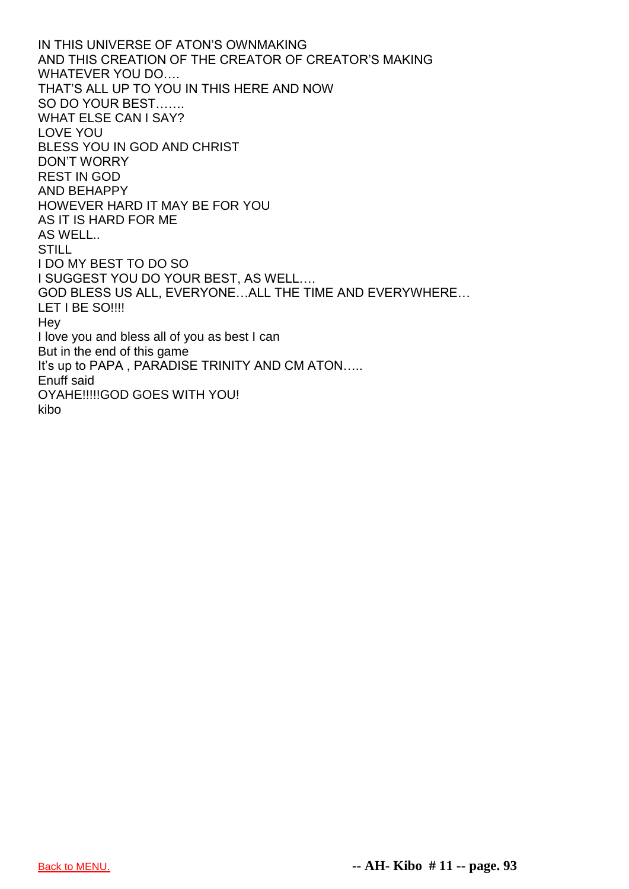IN THIS UNIVERSE OF ATON'S OWNMAKING
AND THIS CREATION OF THE CREATOR OF CREATOR'S MAKING
WHATEVER YOU DO….
THAT'S ALL UP TO YOU IN THIS HERE AND NOW
SO DO YOUR BEST…….
WHAT ELSE CAN I SAY?
LOVE YOU
BLESS YOU IN GOD AND CHRIST
DON'T WORRY
REST IN GOD
AND BEHAPPY
HOWEVER HARD IT MAY BE FOR YOU
AS IT IS HARD FOR ME
AS WELL..
STILL
I DO MY BEST TO DO SO
I SUGGEST YOU DO YOUR BEST, AS WELL….
GOD BLESS US ALL, EVERYONE…ALL THE TIME AND EVERYWHERE…
LET I BE SO!!!!
Hey
I love you and bless all of you as best I can
But in the end of this game
It's up to PAPA , PARADISE TRINITY AND CM ATON…..
Enuff said
OYAHE!!!!!GOD GOES WITH YOU!
kibo

Back to MENU.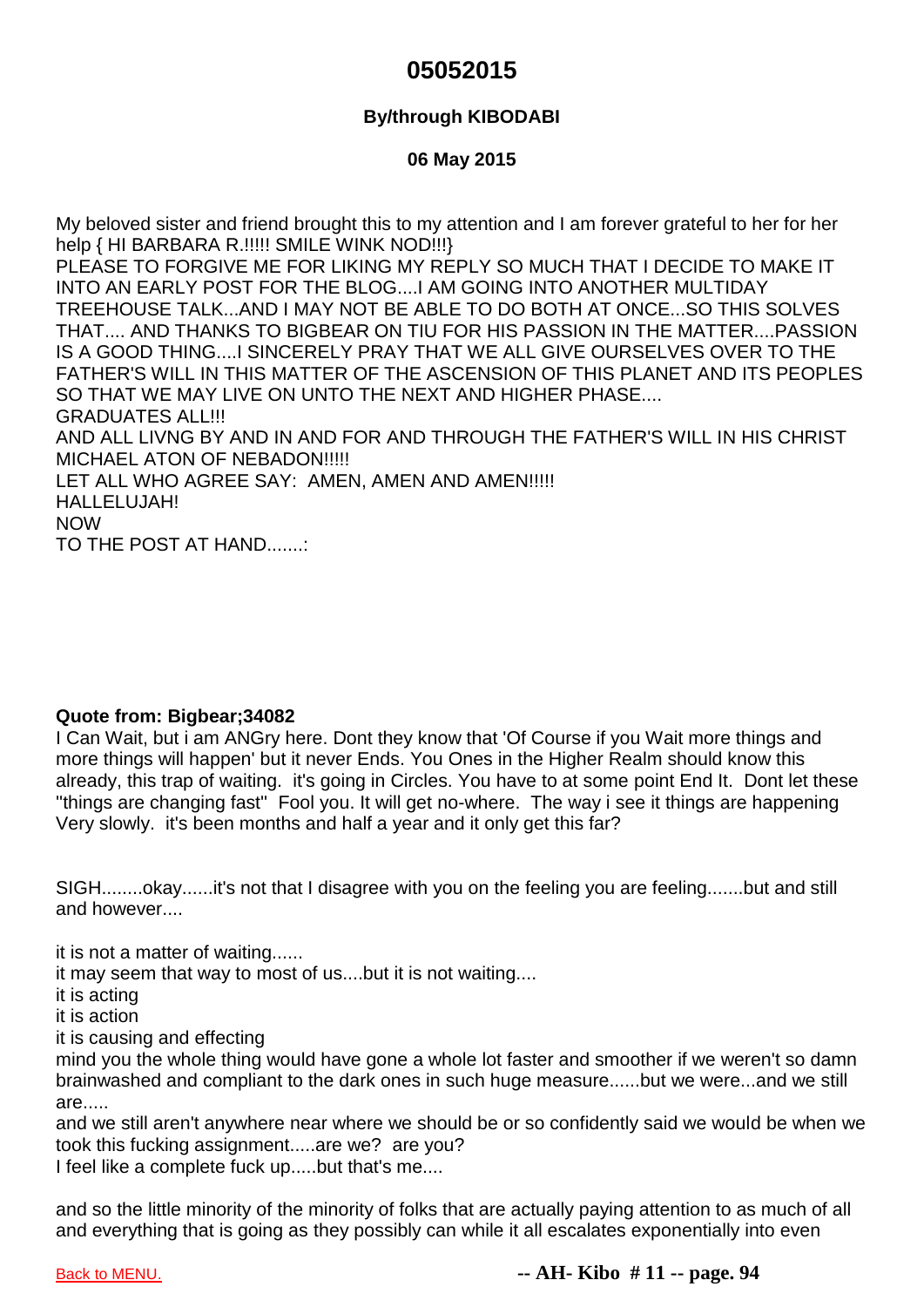# 05052015

**By/through KIBODABI**

**06 May 2015**

My beloved sister and friend brought this to my attention and I am forever grateful to her for her help { HI BARBARA R.!!!!! SMILE WINK NOD!!!}
PLEASE TO FORGIVE ME FOR LIKING MY REPLY SO MUCH THAT I DECIDE TO MAKE IT INTO AN EARLY POST FOR THE BLOG....I AM GOING INTO ANOTHER MULTIDAY TREEHOUSE TALK...AND I MAY NOT BE ABLE TO DO BOTH AT ONCE...SO THIS SOLVES THAT.... AND THANKS TO BIGBEAR ON TIU FOR HIS PASSION IN THE MATTER....PASSION IS A GOOD THING....I SINCERELY PRAY THAT WE ALL GIVE OURSELVES OVER TO THE FATHER'S WILL IN THIS MATTER OF THE ASCENSION OF THIS PLANET AND ITS PEOPLES SO THAT WE MAY LIVE ON UNTO THE NEXT AND HIGHER PHASE....
GRADUATES ALL!!!
AND ALL LIVNG BY AND IN AND FOR AND THROUGH THE FATHER'S WILL IN HIS CHRIST MICHAEL ATON OF NEBADON!!!!!
LET ALL WHO AGREE SAY: AMEN, AMEN AND AMEN!!!!!
HALLELUJAH!
NOW
TO THE POST AT HAND.......:

**Quote from: Bigbear;34082**
I Can Wait, but i am ANGry here. Dont they know that 'Of Course if you Wait more things and more things will happen' but it never Ends. You Ones in the Higher Realm should know this already, this trap of waiting. it's going in Circles. You have to at some point End It. Dont let these "things are changing fast" Fool you. It will get no-where. The way i see it things are happening Very slowly. it's been months and half a year and it only get this far?

SIGH........okay......it's not that I disagree with you on the feeling you are feeling.......but and still and however....

it is not a matter of waiting......
it may seem that way to most of us....but it is not waiting....
it is acting
it is action
it is causing and effecting
mind you the whole thing would have gone a whole lot faster and smoother if we weren't so damn brainwashed and compliant to the dark ones in such huge measure......but we were...and we still are.....
and we still aren't anywhere near where we should be or so confidently said we would be when we took this fucking assignment.....are we? are you?
I feel like a complete fuck up.....but that's me....

and so the little minority of the minority of folks that are actually paying attention to as much of all and everything that is going as they possibly can while it all escalates exponentially into even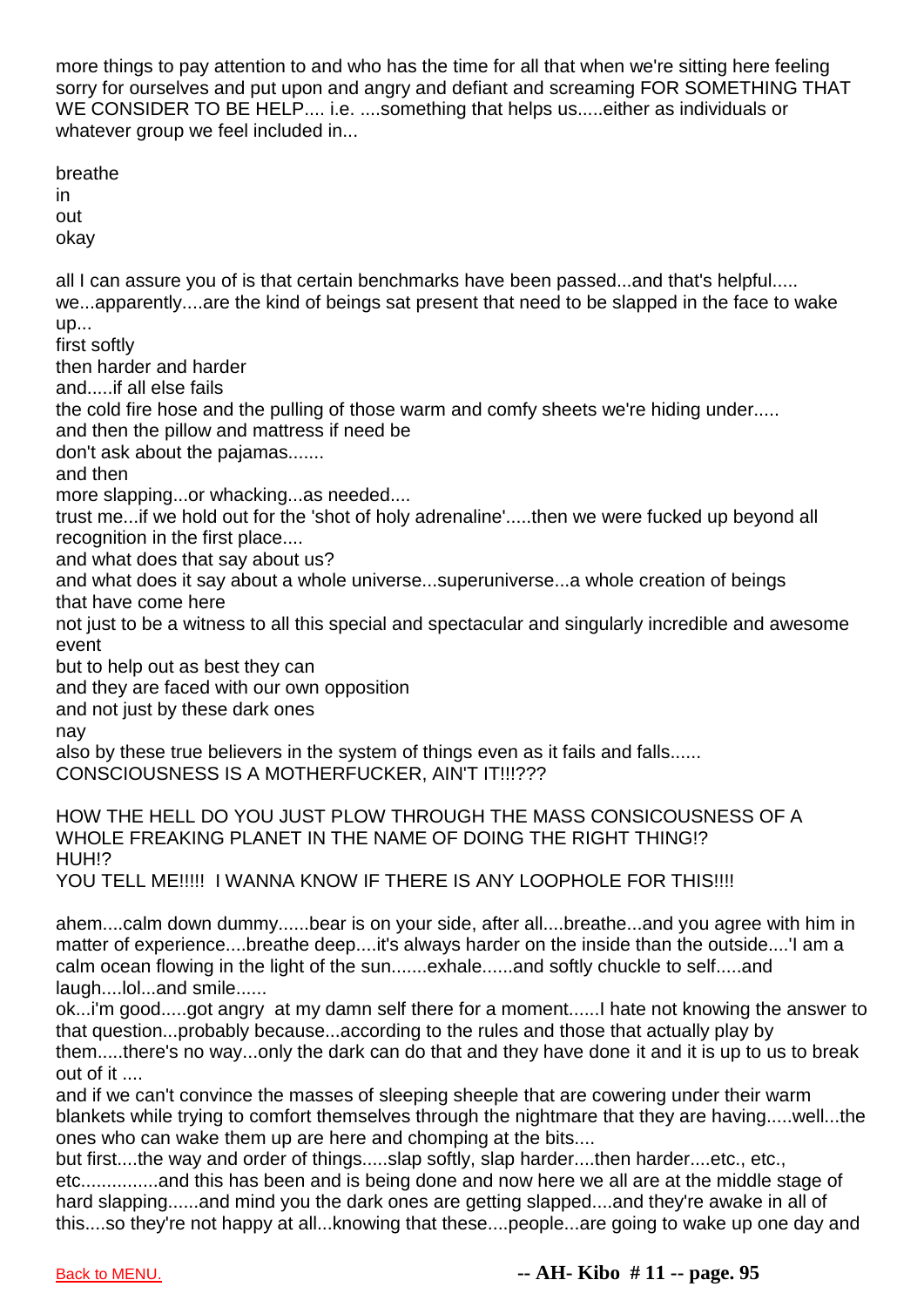more things to pay attention to and who has the time for all that when we're sitting here feeling sorry for ourselves and put upon and angry and defiant and screaming FOR SOMETHING THAT WE CONSIDER TO BE HELP.... i.e. ....something that helps us.....either as individuals or whatever group we feel included in...

breathe
in
out
okay

all I can assure you of is that certain benchmarks have been passed...and that's helpful.....
we...apparently....are the kind of beings sat present that need to be slapped in the face to wake up...
first softly
then harder and harder
and.....if all else fails
the cold fire hose and the pulling of those warm and comfy sheets we're hiding under.....
and then the pillow and mattress if need be
don't ask about the pajamas.......
and then
more slapping...or whacking...as needed....
trust me...if we hold out for the 'shot of holy adrenaline'.....then we were fucked up beyond all recognition in the first place....
and what does that say about us?
and what does it say about a whole universe...superuniverse...a whole creation of beings that have come here
not just to be a witness to all this special and spectacular and singularly incredible and awesome event
but to help out as best they can
and they are faced with our own opposition
and not just by these dark ones
nay
also by these true believers in the system of things even as it fails and falls......
CONSCIOUSNESS IS A MOTHERFUCKER, AIN'T IT!!!???

HOW THE HELL DO YOU JUST PLOW THROUGH THE MASS CONSICOUSNESS OF A WHOLE FREAKING PLANET IN THE NAME OF DOING THE RIGHT THING!?
HUH!?
YOU TELL ME!!!!! I WANNA KNOW IF THERE IS ANY LOOPHOLE FOR THIS!!!!

ahem....calm down dummy......bear is on your side, after all....breathe...and you agree with him in matter of experience....breathe deep....it's always harder on the inside than the outside....'I am a calm ocean flowing in the light of the sun.......exhale......and softly chuckle to self.....and laugh....lol...and smile......
ok...i'm good.....got angry at my damn self there for a moment......I hate not knowing the answer to that question...probably because...according to the rules and those that actually play by them.....there's no way...only the dark can do that and they have done it and it is up to us to break out of it ....
and if we can't convince the masses of sleeping sheeple that are cowering under their warm blankets while trying to comfort themselves through the nightmare that they are having.....well...the ones who can wake them up are here and chomping at the bits....
but first....the way and order of things.....slap softly, slap harder....then harder....etc., etc., etc...............and this has been and is being done and now here we all are at the middle stage of hard slapping......and mind you the dark ones are getting slapped....and they're awake in all of this....so they're not happy at all...knowing that these....people...are going to wake up one day and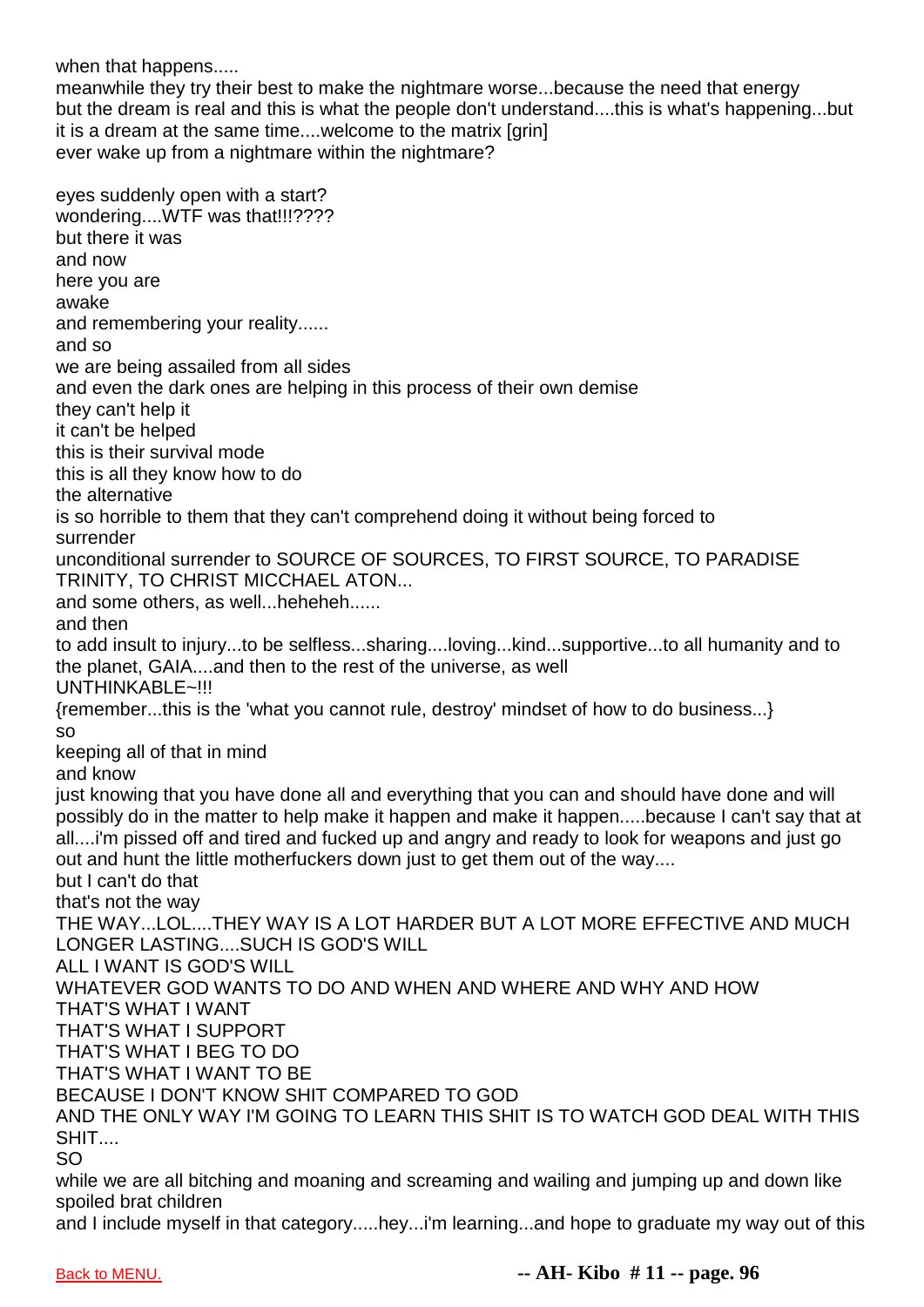when that happens.....
meanwhile they try their best to make the nightmare worse...because the need that energy
but the dream is real and this is what the people don't understand....this is what's happening...but it is a dream at the same time....welcome to the matrix [grin]
ever wake up from a nightmare within the nightmare?

eyes suddenly open with a start?
wondering....WTF was that!!!????
but there it was
and now
here you are
awake
and remembering your reality......
and so
we are being assailed from all sides
and even the dark ones are helping in this process of their own demise
they can't help it
it can't be helped
this is their survival mode
this is all they know how to do
the alternative
is so horrible to them that they can't comprehend doing it without being forced to
surrender
unconditional surrender to SOURCE OF SOURCES, TO FIRST SOURCE, TO PARADISE TRINITY, TO CHRIST MICCHAEL ATON...
and some others, as well...heheheh......
and then
to add insult to injury...to be selfless...sharing....loving...kind...supportive...to all humanity and to the planet, GAIA....and then to the rest of the universe, as well
UNTHINKABLE~!!!
{remember...this is the 'what you cannot rule, destroy' mindset of how to do business...}
so
keeping all of that in mind
and know
just knowing that you have done all and everything that you can and should have done and will possibly do in the matter to help make it happen and make it happen.....because I can't say that at all....i'm pissed off and tired and fucked up and angry and ready to look for weapons and just go out and hunt the little motherfuckers down just to get them out of the way....
but I can't do that
that's not the way
THE WAY...LOL....THEY WAY IS A LOT HARDER BUT A LOT MORE EFFECTIVE AND MUCH LONGER LASTING....SUCH IS GOD'S WILL
ALL I WANT IS GOD'S WILL
WHATEVER GOD WANTS TO DO AND WHEN AND WHERE AND WHY AND HOW
THAT'S WHAT I WANT
THAT'S WHAT I SUPPORT
THAT'S WHAT I BEG TO DO
THAT'S WHAT I WANT TO BE
BECAUSE I DON'T KNOW SHIT COMPARED TO GOD
AND THE ONLY WAY I'M GOING TO LEARN THIS SHIT IS TO WATCH GOD DEAL WITH THIS SHIT....
SO
while we are all bitching and moaning and screaming and wailing and jumping up and down like spoiled brat children
and I include myself in that category.....hey...i'm learning...and hope to graduate my way out of this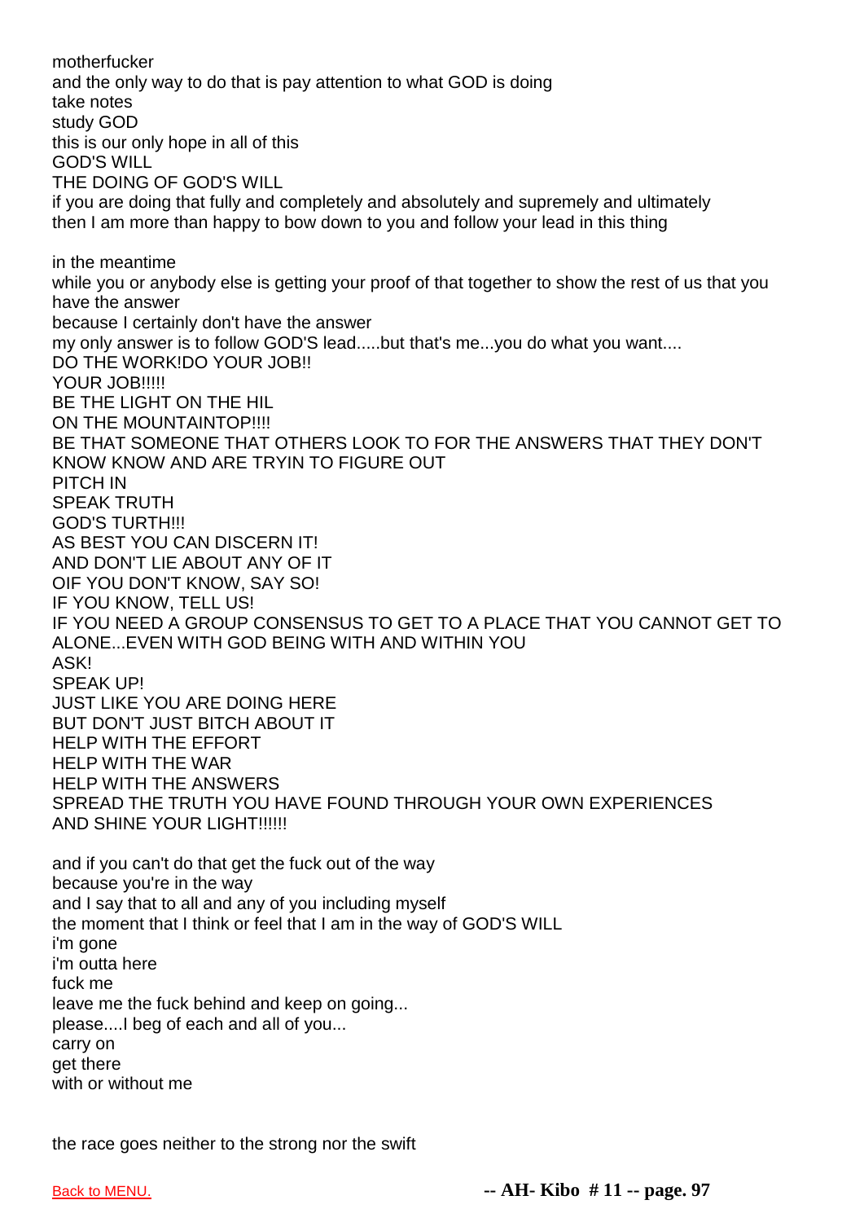motherfucker
and the only way to do that is pay attention to what GOD is doing
take notes
study GOD
this is our only hope in all of this
GOD'S WILL
THE DOING OF GOD'S WILL
if you are doing that fully and completely and absolutely and supremely and ultimately
then I am more than happy to bow down to you and follow your lead in this thing

in the meantime
while you or anybody else is getting your proof of that together to show the rest of us that you have the answer
because I certainly don't have the answer
my only answer is to follow GOD'S lead.....but that's me...you do what you want....
DO THE WORK!DO YOUR JOB!!
YOUR JOB!!!!!
BE THE LIGHT ON THE HIL
ON THE MOUNTAINTOP!!!!
BE THAT SOMEONE THAT OTHERS LOOK TO FOR THE ANSWERS THAT THEY DON'T KNOW KNOW AND ARE TRYIN TO FIGURE OUT
PITCH IN
SPEAK TRUTH
GOD'S TURTH!!!
AS BEST YOU CAN DISCERN IT!
AND DON'T LIE ABOUT ANY OF IT
OIF YOU DON'T KNOW, SAY SO!
IF YOU KNOW, TELL US!
IF YOU NEED A GROUP CONSENSUS TO GET TO A PLACE THAT YOU CANNOT GET TO ALONE...EVEN WITH GOD BEING WITH AND WITHIN YOU
ASK!
SPEAK UP!
JUST LIKE YOU ARE DOING HERE
BUT DON'T JUST BITCH ABOUT IT
HELP WITH THE EFFORT
HELP WITH THE WAR
HELP WITH THE ANSWERS
SPREAD THE TRUTH YOU HAVE FOUND THROUGH YOUR OWN EXPERIENCES
AND SHINE YOUR LIGHT!!!!!!

and if you can't do that get the fuck out of the way
because you're in the way
and I say that to all and any of you including myself
the moment that I think or feel that I am in the way of GOD'S WILL
i'm gone
i'm outta here
fuck me
leave me the fuck behind and keep on going...
please....I beg of each and all of you...
carry on
get there
with or without me

the race goes neither to the strong nor the swift

Back to MENU.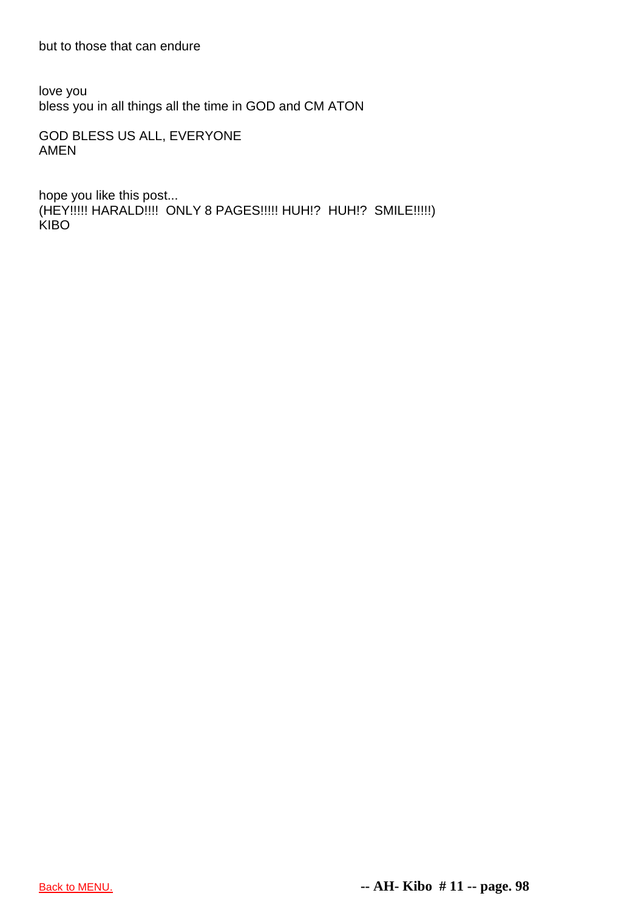but to those that can endure

love you
bless you in all things all the time in GOD and CM ATON

GOD BLESS US ALL, EVERYONE
AMEN

hope you like this post...
(HEY!!!!! HARALD!!!!  ONLY 8 PAGES!!!!! HUH!?  HUH!?  SMILE!!!!!)
KIBO

Back to MENU.